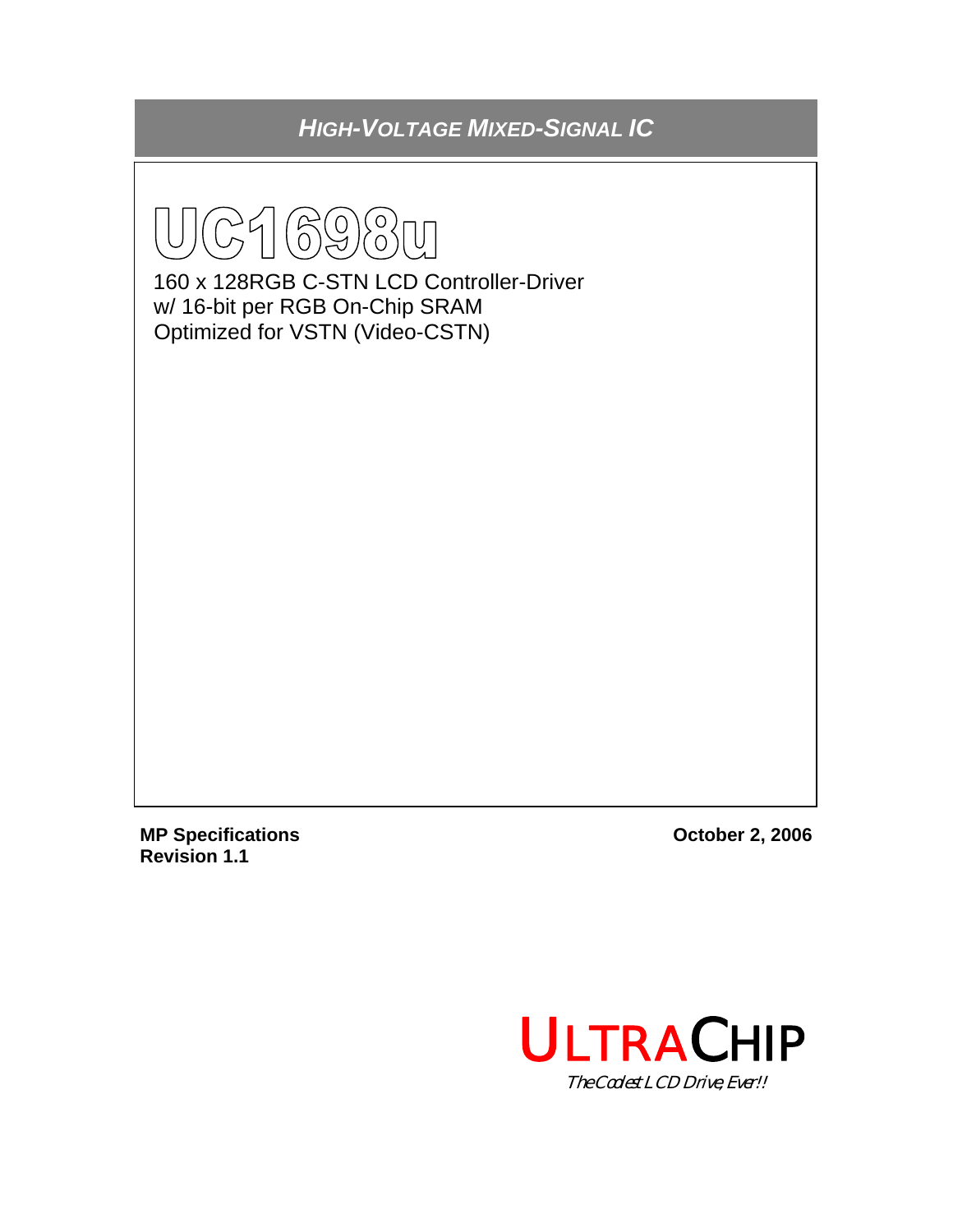*HIGH-VOLTAGE MIXED-SIGNAL IC*

# UC1698u

160 x 128RGB C-STN LCD Controller-Driver
w/ 16-bit per RGB On-Chip SRAM
Optimized for VSTN (Video-CSTN)

**MP Specifications**
**Revision 1.1**

**October 2, 2006**

ULTRACHIP
*The Coolest LCD Driver, Ever!!*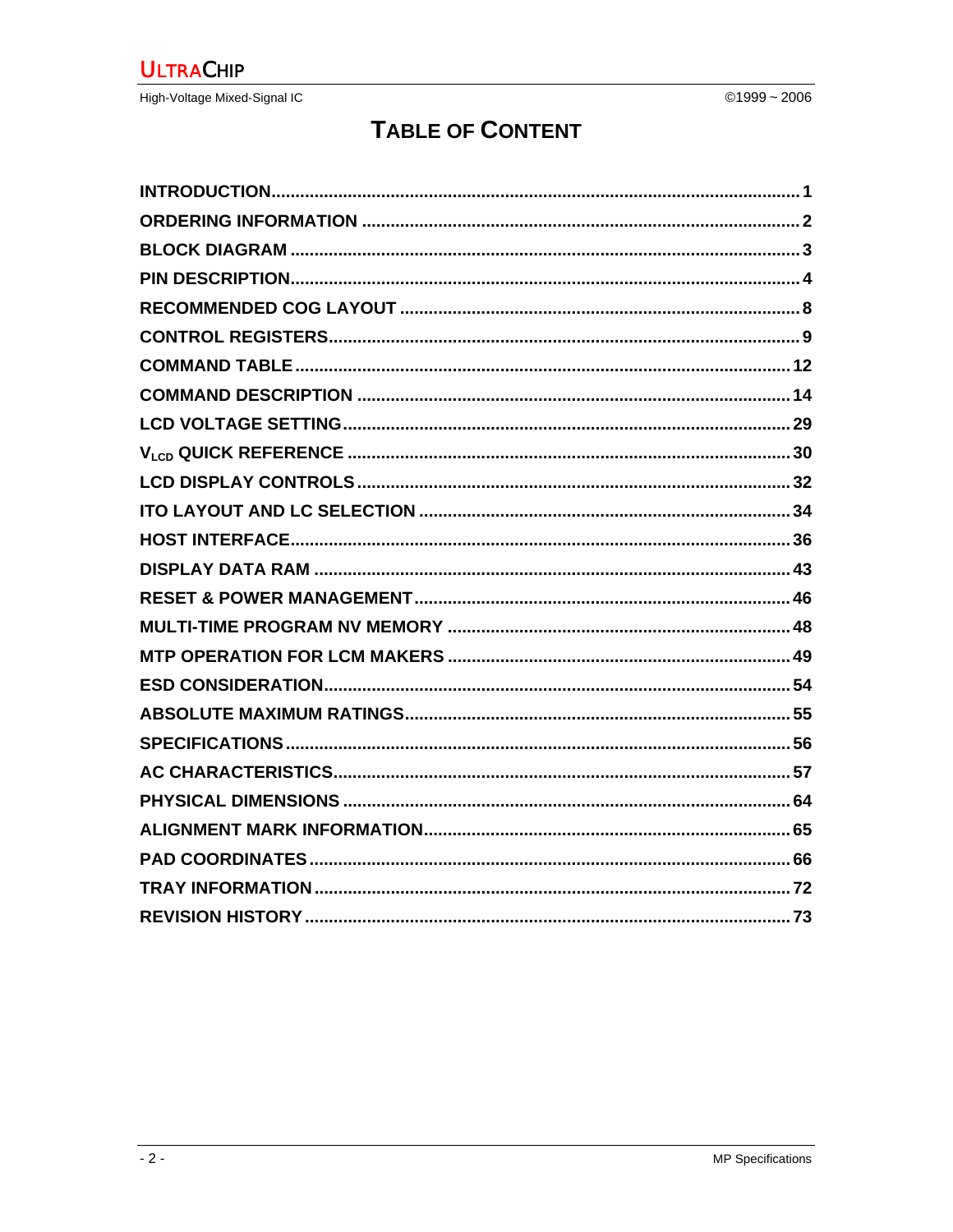# TABLE OF CONTENT

| | |
|---|---|
| INTRODUCTION | 1 |
| ORDERING INFORMATION | 2 |
| BLOCK DIAGRAM | 3 |
| PIN DESCRIPTION | 4 |
| RECOMMENDED COG LAYOUT | 8 |
| CONTROL REGISTERS | 9 |
| COMMAND TABLE | 12 |
| COMMAND DESCRIPTION | 14 |
| LCD VOLTAGE SETTING | 29 |
| $V_{LCD}$ QUICK REFERENCE | 30 |
| LCD DISPLAY CONTROLS | 32 |
| ITO LAYOUT AND LC SELECTION | 34 |
| HOST INTERFACE | 36 |
| DISPLAY DATA RAM | 43 |
| RESET & POWER MANAGEMENT | 46 |
| MULTI-TIME PROGRAM NV MEMORY | 48 |
| MTP OPERATION FOR LCM MAKERS | 49 |
| ESD CONSIDERATION | 54 |
| ABSOLUTE MAXIMUM RATINGS | 55 |
| SPECIFICATIONS | 56 |
| AC CHARACTERISTICS | 57 |
| PHYSICAL DIMENSIONS | 64 |
| ALIGNMENT MARK INFORMATION | 65 |
| PAD COORDINATES | 66 |
| TRAY INFORMATION | 72 |
| REVISION HISTORY | 73 |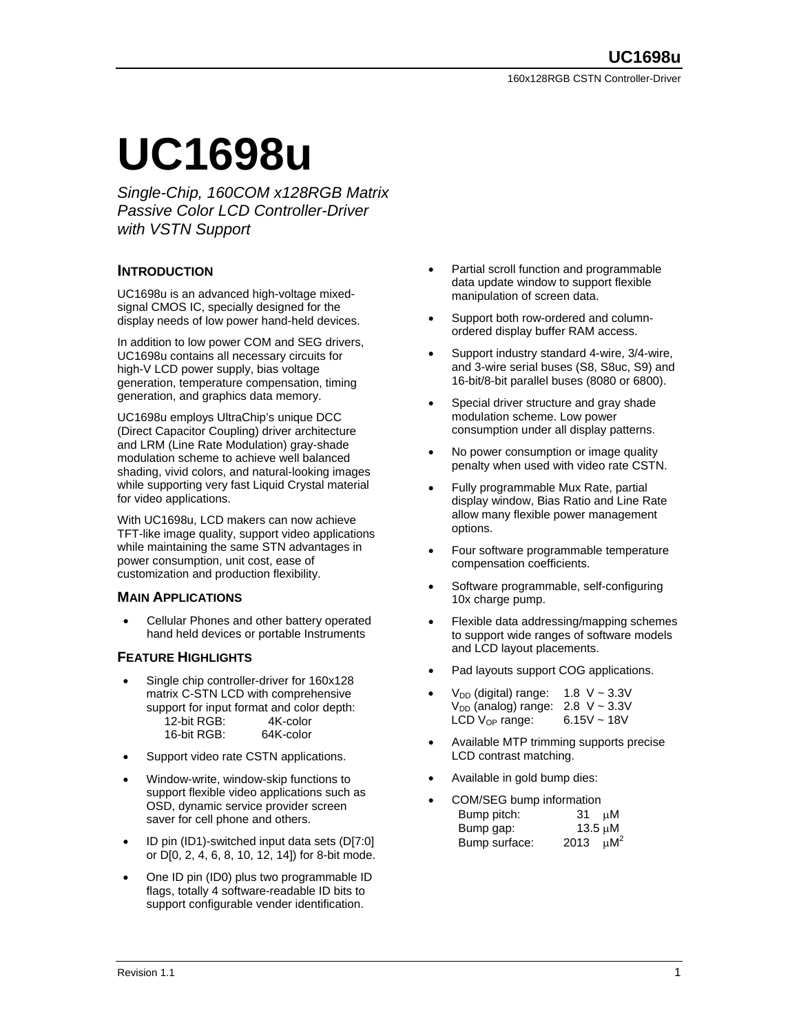# UC1698u

*Single-Chip, 160COM x128RGB Matrix Passive Color LCD Controller-Driver with VSTN Support*

## INTRODUCTION

UC1698u is an advanced high-voltage mixed-signal CMOS IC, specially designed for the display needs of low power hand-held devices.

In addition to low power COM and SEG drivers, UC1698u contains all necessary circuits for high-V LCD power supply, bias voltage generation, temperature compensation, timing generation, and graphics data memory.

UC1698u employs UltraChip's unique DCC (Direct Capacitor Coupling) driver architecture and LRM (Line Rate Modulation) gray-shade modulation scheme to achieve well balanced shading, vivid colors, and natural-looking images while supporting very fast Liquid Crystal material for video applications.

With UC1698u, LCD makers can now achieve TFT-like image quality, support video applications while maintaining the same STN advantages in power consumption, unit cost, ease of customization and production flexibility.

### MAIN APPLICATIONS

- Cellular Phones and other battery operated hand held devices or portable Instruments

### FEATURE HIGHLIGHTS

- Single chip controller-driver for 160x128 matrix C-STN LCD with comprehensive support for input format and color depth:
  - 12-bit RGB: 4K-color
  - 16-bit RGB: 64K-color
- Support video rate CSTN applications.
- Window-write, window-skip functions to support flexible video applications such as OSD, dynamic service provider screen saver for cell phone and others.
- ID pin (ID1)-switched input data sets (D[7:0] or D[0, 2, 4, 6, 8, 10, 12, 14]) for 8-bit mode.
- One ID pin (ID0) plus two programmable ID flags, totally 4 software-readable ID bits to support configurable vender identification.
- Partial scroll function and programmable data update window to support flexible manipulation of screen data.
- Support both row-ordered and column-ordered display buffer RAM access.
- Support industry standard 4-wire, 3/4-wire, and 3-wire serial buses (S8, S8uc, S9) and 16-bit/8-bit parallel buses (8080 or 6800).
- Special driver structure and gray shade modulation scheme. Low power consumption under all display patterns.
- No power consumption or image quality penalty when used with video rate CSTN.
- Fully programmable Mux Rate, partial display window, Bias Ratio and Line Rate allow many flexible power management options.
- Four software programmable temperature compensation coefficients.
- Software programmable, self-configuring 10x charge pump.
- Flexible data addressing/mapping schemes to support wide ranges of software models and LCD layout placements.
- Pad layouts support COG applications.
- $V_{DD}$ (digital) range: 1.8 V ~ 3.3V
  $V_{DD}$ (analog) range: 2.8 V ~ 3.3V
  LCD $V_{OP}$ range: 6.15V ~ 18V
- Available MTP trimming supports precise LCD contrast matching.
- Available in gold bump dies:
- COM/SEG bump information
  - Bump pitch: 31 μM
  - Bump gap: 13.5 μM
  - Bump surface: 2013 $\mu M^2$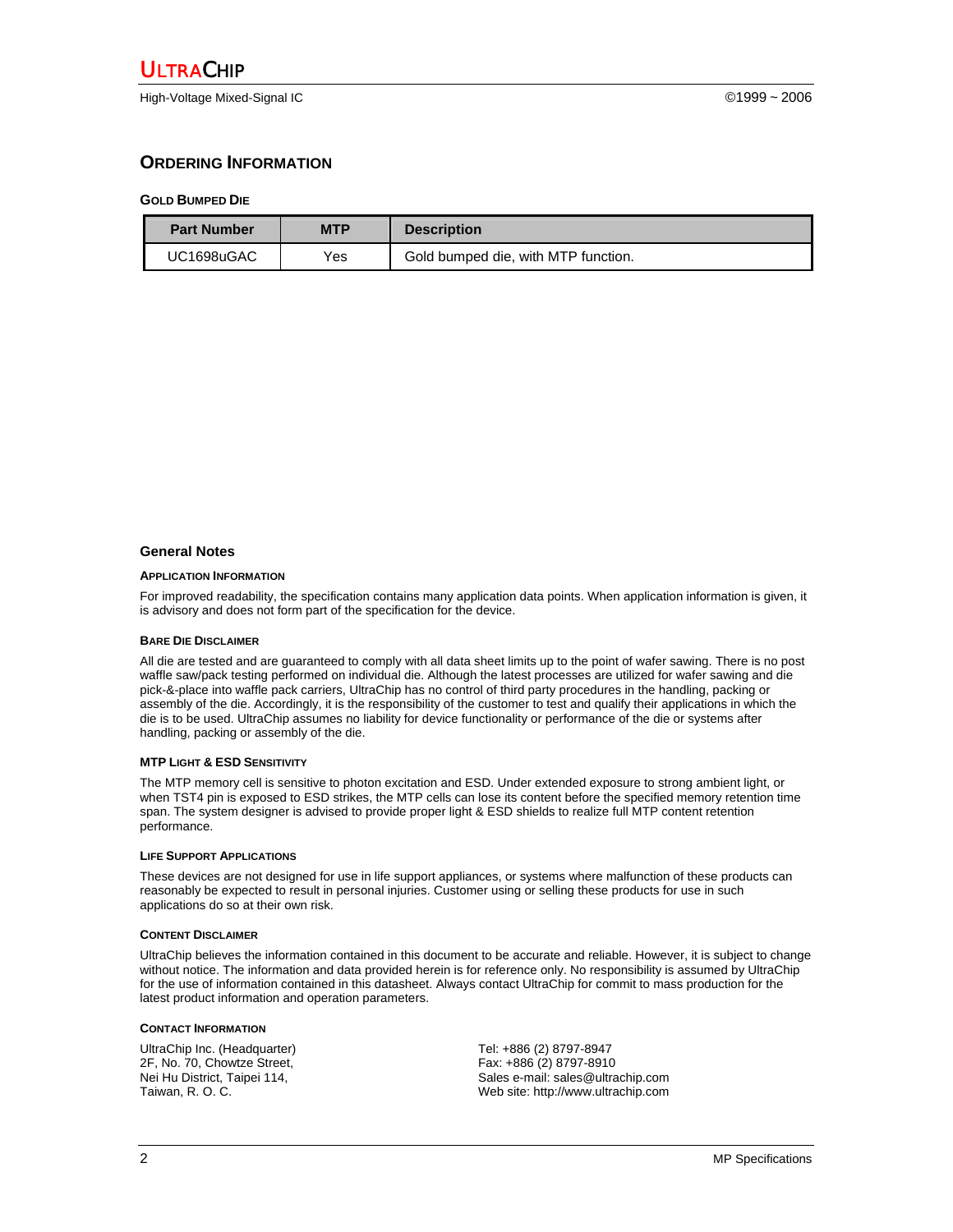## ORDERING INFORMATION

### GOLD BUMPED DIE

| Part Number | MTP | Description |
|---|---|---|
| UC1698uGAC | Yes | Gold bumped die, with MTP function. |

## General Notes

### APPLICATION INFORMATION

For improved readability, the specification contains many application data points. When application information is given, it is advisory and does not form part of the specification for the device.

### BARE DIE DISCLAIMER

All die are tested and are guaranteed to comply with all data sheet limits up to the point of wafer sawing. There is no post waffle saw/pack testing performed on individual die. Although the latest processes are utilized for wafer sawing and die pick-&-place into waffle pack carriers, UltraChip has no control of third party procedures in the handling, packing or assembly of the die. Accordingly, it is the responsibility of the customer to test and qualify their applications in which the die is to be used. UltraChip assumes no liability for device functionality or performance of the die or systems after handling, packing or assembly of the die.

### MTP LIGHT & ESD SENSITIVITY

The MTP memory cell is sensitive to photon excitation and ESD. Under extended exposure to strong ambient light, or when TST4 pin is exposed to ESD strikes, the MTP cells can lose its content before the specified memory retention time span. The system designer is advised to provide proper light & ESD shields to realize full MTP content retention performance.

### LIFE SUPPORT APPLICATIONS

These devices are not designed for use in life support appliances, or systems where malfunction of these products can reasonably be expected to result in personal injuries. Customer using or selling these products for use in such applications do so at their own risk.

### CONTENT DISCLAIMER

UltraChip believes the information contained in this document to be accurate and reliable. However, it is subject to change without notice. The information and data provided herein is for reference only. No responsibility is assumed by UltraChip for the use of information contained in this datasheet. Always contact UltraChip for commit to mass production for the latest product information and operation parameters.

### CONTACT INFORMATION

UltraChip Inc. (Headquarter)
2F, No. 70, Chowtze Street,
Nei Hu District, Taipei 114,
Taiwan, R. O. C.

Tel: +886 (2) 8797-8947
Fax: +886 (2) 8797-8910
Sales e-mail: sales@ultrachip.com
Web site: http://www.ultrachip.com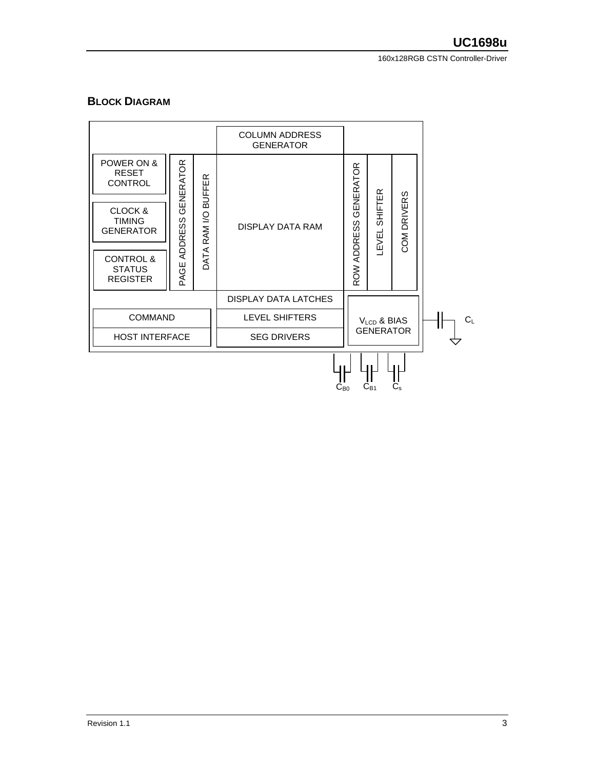## BLOCK DIAGRAM

COLUMN ADDRESS GENERATOR

POWER ON & RESET CONTROL

CLOCK & TIMING GENERATOR

CONTROL & STATUS REGISTER

PAGE ADDRESS GENERATOR

DATA RAM I/O BUFFER

DISPLAY DATA RAM

ROW ADDRESS GENERATOR

LEVEL SHIFTER

COM DRIVERS

DISPLAY DATA LATCHES

COMMAND

HOST INTERFACE

LEVEL SHIFTERS

SEG DRIVERS

$V_{LCD}$ & BIAS GENERATOR

$C_L$

$C_{B0}$ $C_{B1}$ $C_s$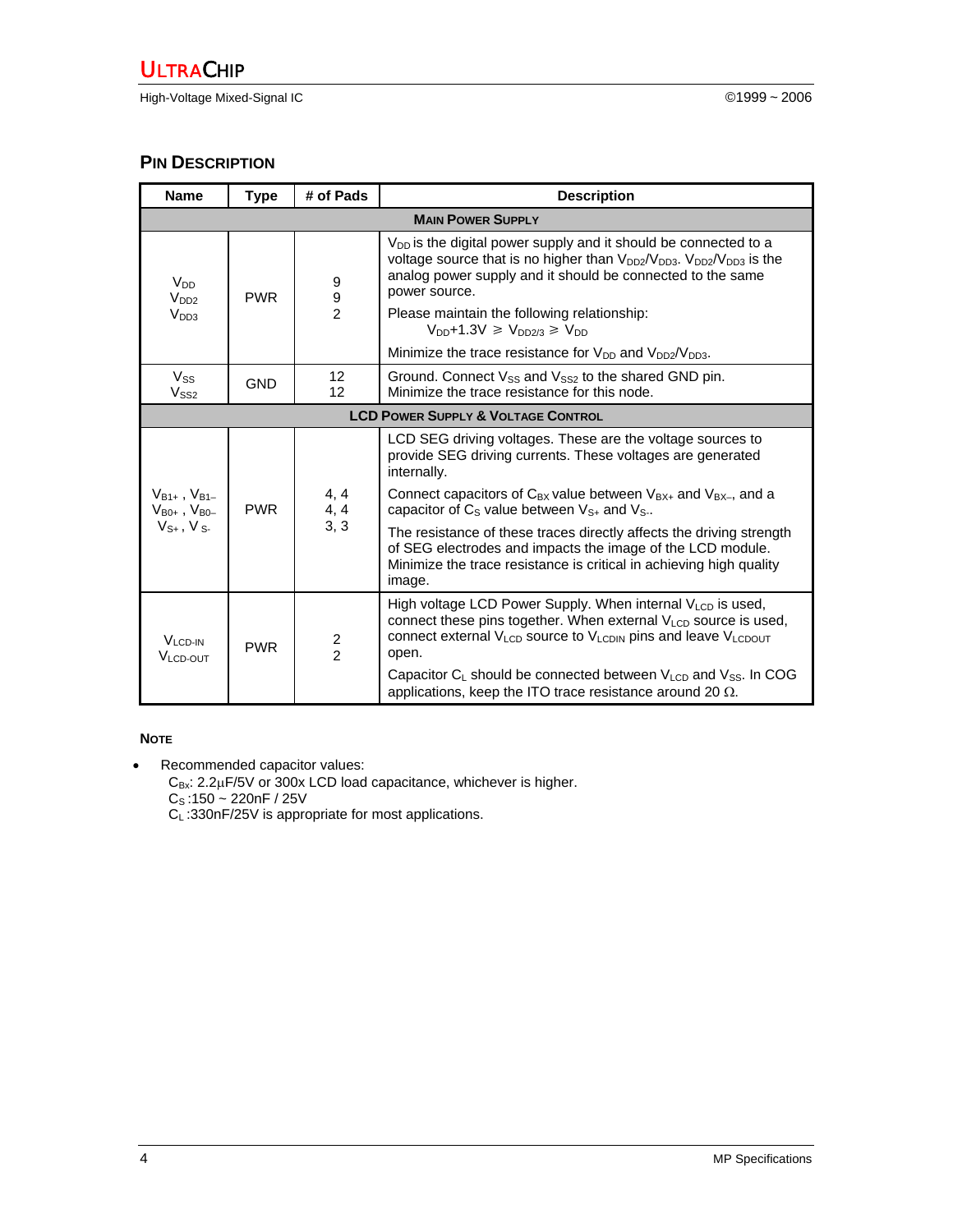## PIN DESCRIPTION

| Name | Type | # of Pads | Description |
|---|---|---|---|
| **MAIN POWER SUPPLY** | | | |
| $V_{DD}$<br>$V_{DD2}$<br>$V_{DD3}$ | PWR | 9<br>9<br>2 | $V_{DD}$ is the digital power supply and it should be connected to a voltage source that is no higher than $V_{DD2}/V_{DD3}$. $V_{DD2}/V_{DD3}$ is the analog power supply and it should be connected to the same power source.<br>Please maintain the following relationship:<br>$V_{DD}+1.3V \geq V_{DD2/3} \geq V_{DD}$<br>Minimize the trace resistance for $V_{DD}$ and $V_{DD2}/V_{DD3}$. |
| $V_{SS}$<br>$V_{SS2}$ | GND | 12<br>12 | Ground. Connect $V_{SS}$ and $V_{SS2}$ to the shared GND pin. Minimize the trace resistance for this node. |
| **LCD POWER SUPPLY & VOLTAGE CONTROL** | | | |
| $V_{B1+}$ , $V_{B1-}$<br>$V_{B0+}$ , $V_{B0-}$<br>$V_{S+}$ , $V_{S-}$ | PWR | 4, 4<br>4, 4<br>3, 3 | LCD SEG driving voltages. These are the voltage sources to provide SEG driving currents. These voltages are generated internally.<br>Connect capacitors of $C_{BX}$ value between $V_{BX+}$ and $V_{BX-}$, and a capacitor of $C_S$ value between $V_{S+}$ and $V_{S-}$.<br>The resistance of these traces directly affects the driving strength of SEG electrodes and impacts the image of the LCD module. Minimize the trace resistance is critical in achieving high quality image. |
| $V_{LCD\text{-}IN}$<br>$V_{LCD\text{-}OUT}$ | PWR | 2<br>2 | High voltage LCD Power Supply. When internal $V_{LCD}$ is used, connect these pins together. When external $V_{LCD}$ source is used, connect external $V_{LCD}$ source to $V_{LCDIN}$ pins and leave $V_{LCDOUT}$ open.<br>Capacitor $C_L$ should be connected between $V_{LCD}$ and $V_{SS}$. In COG applications, keep the ITO trace resistance around 20 Ω. |

**NOTE**

- Recommended capacitor values:
  $C_{Bx}$: 2.2µF/5V or 300x LCD load capacitance, whichever is higher.
  $C_S$ :150 ~ 220nF / 25V
  $C_L$ :330nF/25V is appropriate for most applications.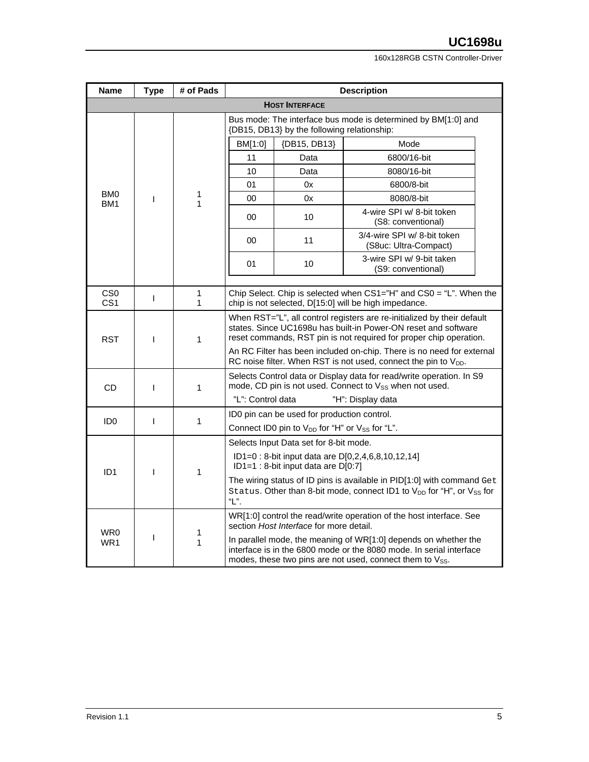| Name | Type | # of Pads | Description |
|---|---|---|---|
| **HOST INTERFACE** | | | |
| BM0<br>BM1 | I | 1<br>1 | Bus mode: The interface bus mode is determined by BM[1:0] and {DB15, DB13} by the following relationship:<br><br>BM[1:0] \| {DB15, DB13} \| Mode<br>11 \| Data \| 6800/16-bit<br>10 \| Data \| 8080/16-bit<br>01 \| 0x \| 6800/8-bit<br>00 \| 0x \| 8080/8-bit<br>00 \| 10 \| 4-wire SPI w/ 8-bit token (S8: conventional)<br>00 \| 11 \| 3/4-wire SPI w/ 8-bit token (S8uc: Ultra-Compact)<br>01 \| 10 \| 3-wire SPI w/ 9-bit taken (S9: conventional) |
| CS0<br>CS1 | I | 1<br>1 | Chip Select. Chip is selected when CS1="H" and CS0 = "L". When the chip is not selected, D[15:0] will be high impedance. |
| RST | I | 1 | When RST="L", all control registers are re-initialized by their default states. Since UC1698u has built-in Power-ON reset and software reset commands, RST pin is not required for proper chip operation.<br>An RC Filter has been included on-chip. There is no need for external RC noise filter. When RST is not used, connect the pin to $V_{DD}$. |
| CD | I | 1 | Selects Control data or Display data for read/write operation. In S9 mode, CD pin is not used. Connect to $V_{SS}$ when not used.<br>"L": Control data "H": Display data |
| ID0 | I | 1 | ID0 pin can be used for production control.<br>Connect ID0 pin to $V_{DD}$ for "H" or $V_{SS}$ for "L". |
| ID1 | I | 1 | Selects Input Data set for 8-bit mode.<br>ID1=0 : 8-bit input data are D[0,2,4,6,8,10,12,14]<br>ID1=1 : 8-bit input data are D[0:7]<br>The wiring status of ID pins is available in PID[1:0] with command `Get Status`. Other than 8-bit mode, connect ID1 to $V_{DD}$ for "H", or $V_{SS}$ for "L". |
| WR0<br>WR1 | I | 1<br>1 | WR[1:0] control the read/write operation of the host interface. See section *Host Interface* for more detail.<br>In parallel mode, the meaning of WR[1:0] depends on whether the interface is in the 6800 mode or the 8080 mode. In serial interface modes, these two pins are not used, connect them to $V_{SS}$. |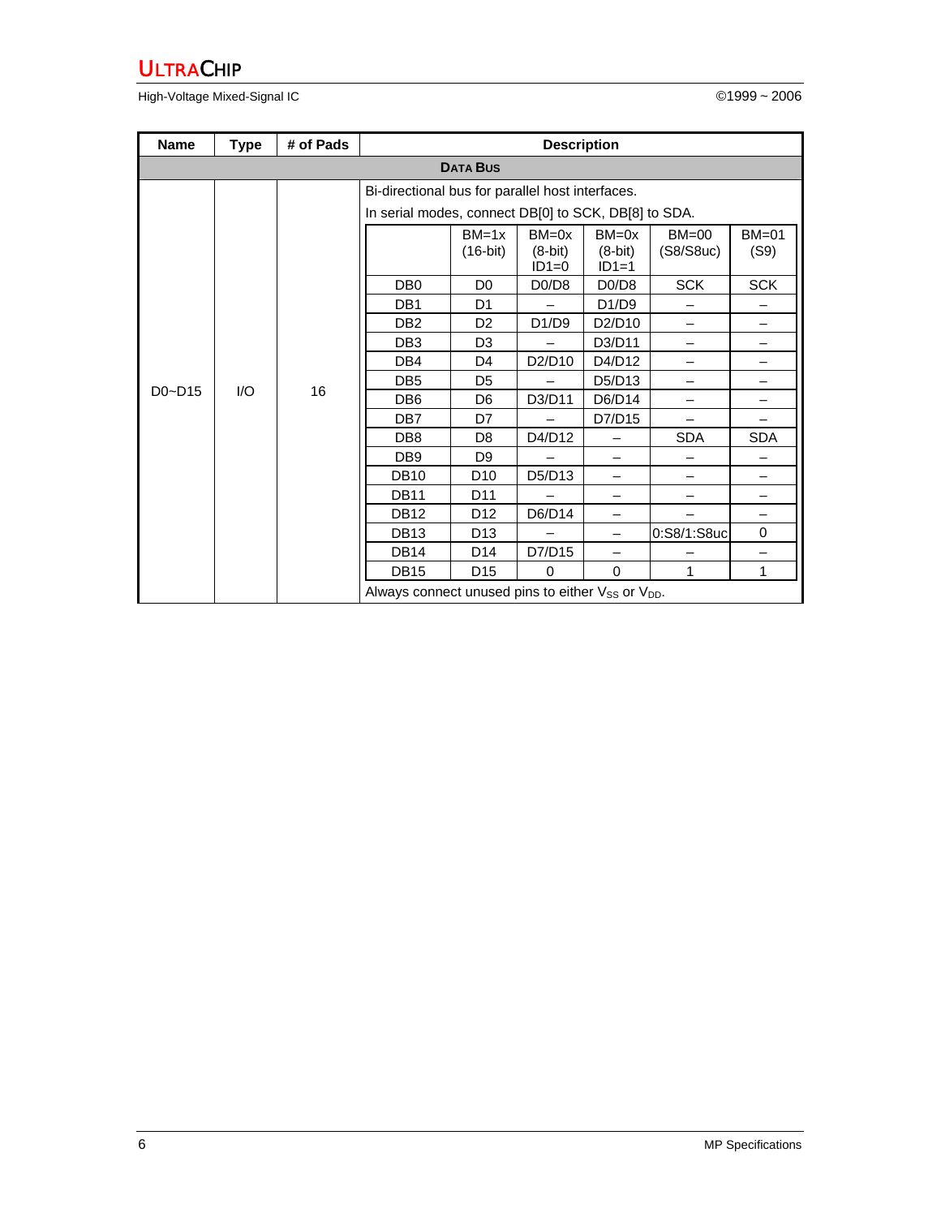| Name | Type | # of Pads | Description |
|---|---|---|---|
| **DATA BUS** | | | |
| D0~D15 | I/O | 16 | Bi-directional bus for parallel host interfaces.<br>In serial modes, connect DB[0] to SCK, DB[8] to SDA.<br>(see table below)<br>Always connect unused pins to either $V_{SS}$ or $V_{DD}$. |

| | BM=1x (16-bit) | BM=0x (8-bit) ID1=0 | BM=0x (8-bit) ID1=1 | BM=00 (S8/S8uc) | BM=01 (S9) |
|---|---|---|---|---|---|
| DB0 | D0 | D0/D8 | D0/D8 | SCK | SCK |
| DB1 | D1 | – | D1/D9 | – | – |
| DB2 | D2 | D1/D9 | D2/D10 | – | – |
| DB3 | D3 | – | D3/D11 | – | – |
| DB4 | D4 | D2/D10 | D4/D12 | – | – |
| DB5 | D5 | – | D5/D13 | – | – |
| DB6 | D6 | D3/D11 | D6/D14 | – | – |
| DB7 | D7 | – | D7/D15 | – | – |
| DB8 | D8 | D4/D12 | – | SDA | SDA |
| DB9 | D9 | – | – | – | – |
| DB10 | D10 | D5/D13 | – | – | – |
| DB11 | D11 | – | – | – | – |
| DB12 | D12 | D6/D14 | – | – | – |
| DB13 | D13 | – | – | 0:S8/1:S8uc | 0 |
| DB14 | D14 | D7/D15 | – | – | – |
| DB15 | D15 | 0 | 0 | 1 | 1 |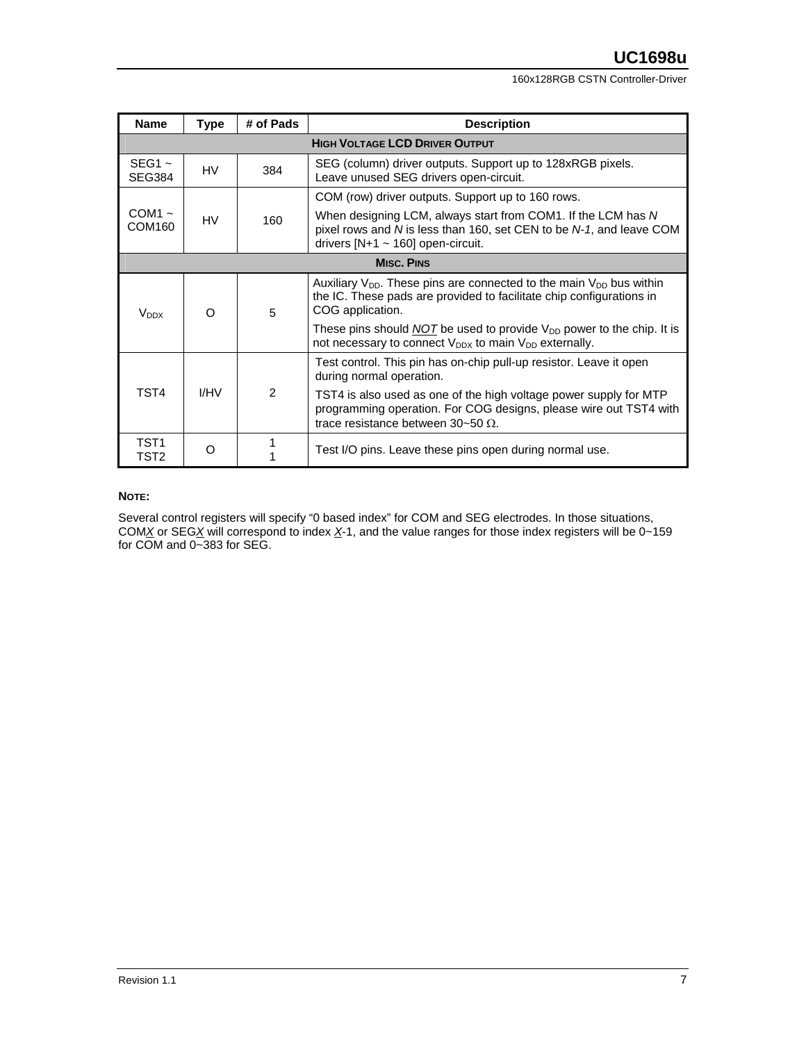| Name | Type | # of Pads | Description |
|---|---|---|---|
| **HIGH VOLTAGE LCD DRIVER OUTPUT** | | | |
| SEG1 ~ SEG384 | HV | 384 | SEG (column) driver outputs. Support up to 128xRGB pixels. Leave unused SEG drivers open-circuit. |
| COM1 ~ COM160 | HV | 160 | COM (row) driver outputs. Support up to 160 rows. When designing LCM, always start from COM1. If the LCM has *N* pixel rows and *N* is less than 160, set CEN to be *N-1*, and leave COM drivers [N+1 ~ 160] open-circuit. |
| **MISC. PINS** | | | |
| $V_{DDX}$ | O | 5 | Auxiliary $V_{DD}$. These pins are connected to the main $V_{DD}$ bus within the IC. These pads are provided to facilitate chip configurations in COG application. These pins should ***NOT*** be used to provide $V_{DD}$ power to the chip. It is not necessary to connect $V_{DDX}$ to main $V_{DD}$ externally. |
| TST4 | I/HV | 2 | Test control. This pin has on-chip pull-up resistor. Leave it open during normal operation. TST4 is also used as one of the high voltage power supply for MTP programming operation. For COG designs, please wire out TST4 with trace resistance between 30~50 Ω. |
| TST1 TST2 | O | 1 1 | Test I/O pins. Leave these pins open during normal use. |

**NOTE:**

Several control registers will specify "0 based index" for COM and SEG electrodes. In those situations, COM*X* or SEG*X* will correspond to index *X*-1, and the value ranges for those index registers will be 0~159 for COM and 0~383 for SEG.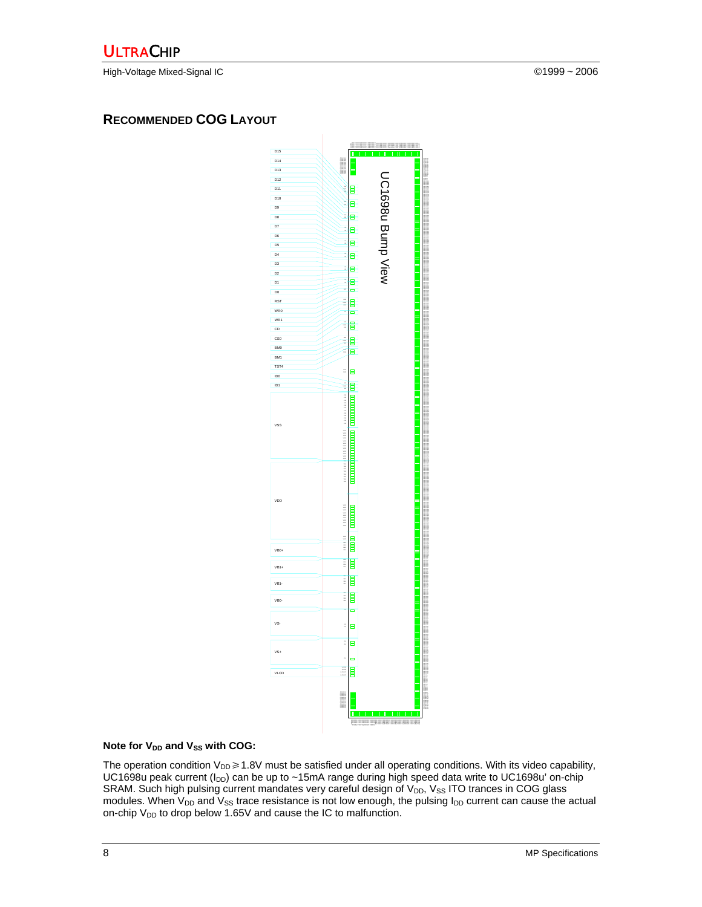## RECOMMENDED COG LAYOUT

D15
D14
D13
D12
D11
D10
D9
D8
D7
D6
D5
D4
D3
D2
D1
D0
RST
WR0
WR1
CD
CS0
BM0
BM1
TST4
ID0
ID1
VSS
VDD
VB0+
VB1+
VB1-
VB0-
VS-
VS+
VLCD

UC1698u Bump View

**Note for $V_{DD}$ and $V_{SS}$ with COG:**

The operation condition $V_{DD} \geqslant 1.8V$ must be satisfied under all operating conditions. With its video capability, UC1698u peak current ($I_{DD}$) can be up to ~15mA range during high speed data write to UC1698u' on-chip SRAM. Such high pulsing current mandates very careful design of $V_{DD}$, $V_{SS}$ ITO trances in COG glass modules. When $V_{DD}$ and $V_{SS}$ trace resistance is not low enough, the pulsing $I_{DD}$ current can cause the actual on-chip $V_{DD}$ to drop below 1.65V and cause the IC to malfunction.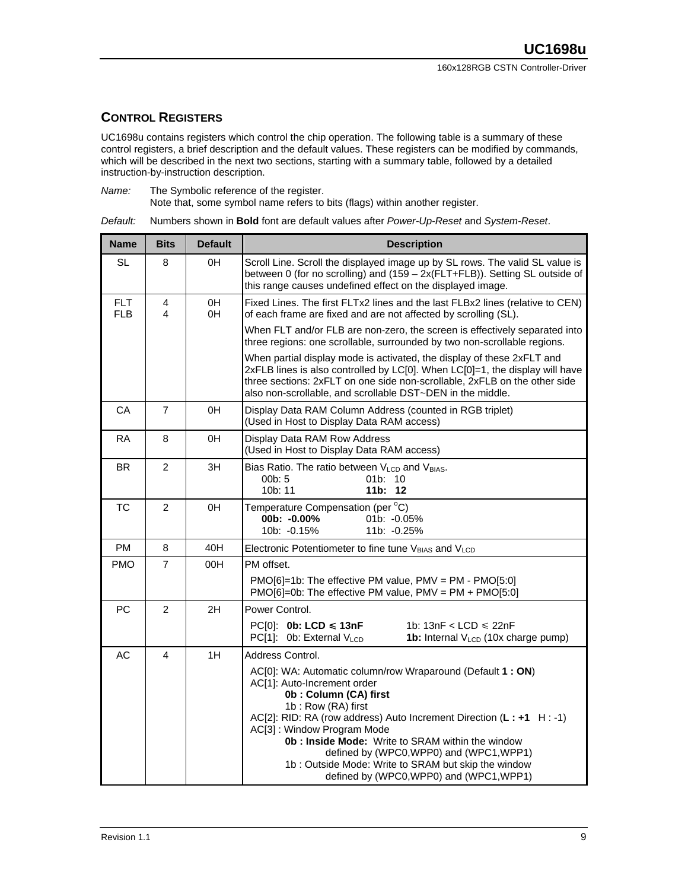## CONTROL REGISTERS

UC1698u contains registers which control the chip operation. The following table is a summary of these control registers, a brief description and the default values. These registers can be modified by commands, which will be described in the next two sections, starting with a summary table, followed by a detailed instruction-by-instruction description.

*Name:* The Symbolic reference of the register.
Note that, some symbol name refers to bits (flags) within another register.

*Default:* Numbers shown in **Bold** font are default values after *Power-Up-Reset* and *System-Reset*.

| Name | Bits | Default | Description |
|---|---|---|---|
| SL | 8 | 0H | Scroll Line. Scroll the displayed image up by SL rows. The valid SL value is between 0 (for no scrolling) and (159 – 2x(FLT+FLB)). Setting SL outside of this range causes undefined effect on the displayed image. |
| FLT<br>FLB | 4<br>4 | 0H<br>0H | Fixed Lines. The first FLTx2 lines and the last FLBx2 lines (relative to CEN) of each frame are fixed and are not affected by scrolling (SL).<br>When FLT and/or FLB are non-zero, the screen is effectively separated into three regions: one scrollable, surrounded by two non-scrollable regions.<br>When partial display mode is activated, the display of these 2xFLT and 2xFLB lines is also controlled by LC[0]. When LC[0]=1, the display will have three sections: 2xFLT on one side non-scrollable, 2xFLB on the other side also non-scrollable, and scrollable DST~DEN in the middle. |
| CA | 7 | 0H | Display Data RAM Column Address (counted in RGB triplet)<br>(Used in Host to Display Data RAM access) |
| RA | 8 | 0H | Display Data RAM Row Address<br>(Used in Host to Display Data RAM access) |
| BR | 2 | 3H | Bias Ratio. The ratio between $V_{LCD}$ and $V_{BIAS}$.<br>00b: 5 01b: 10<br>10b: 11 **11b: 12** |
| TC | 2 | 0H | Temperature Compensation (per $^{o}$C)<br>**00b: -0.00%** 01b: -0.05%<br>10b: -0.15% 11b: -0.25% |
| PM | 8 | 40H | Electronic Potentiometer to fine tune $V_{BIAS}$ and $V_{LCD}$ |
| PMO | 7 | 00H | PM offset.<br>PMO[6]=1b: The effective PM value, PMV = PM - PMO[5:0]<br>PMO[6]=0b: The effective PM value, PMV = PM + PMO[5:0] |
| PC | 2 | 2H | Power Control.<br>PC[0]: **0b: LCD ≤ 13nF** 1b: 13nF < LCD ≤ 22nF<br>PC[1]: 0b: External $V_{LCD}$ **1b:** Internal $V_{LCD}$ (10x charge pump) |
| AC | 4 | 1H | Address Control.<br>AC[0]: WA: Automatic column/row Wraparound (Default **1 : ON**)<br>AC[1]: Auto-Increment order<br>**0b : Column (CA) first**<br>1b : Row (RA) first<br>AC[2]: RID: RA (row address) Auto Increment Direction (**L : +1** H : -1)<br>AC[3] : Window Program Mode<br>**0b : Inside Mode:** Write to SRAM within the window defined by (WPC0,WPP0) and (WPC1,WPP1)<br>1b : Outside Mode: Write to SRAM but skip the window defined by (WPC0,WPP0) and (WPC1,WPP1) |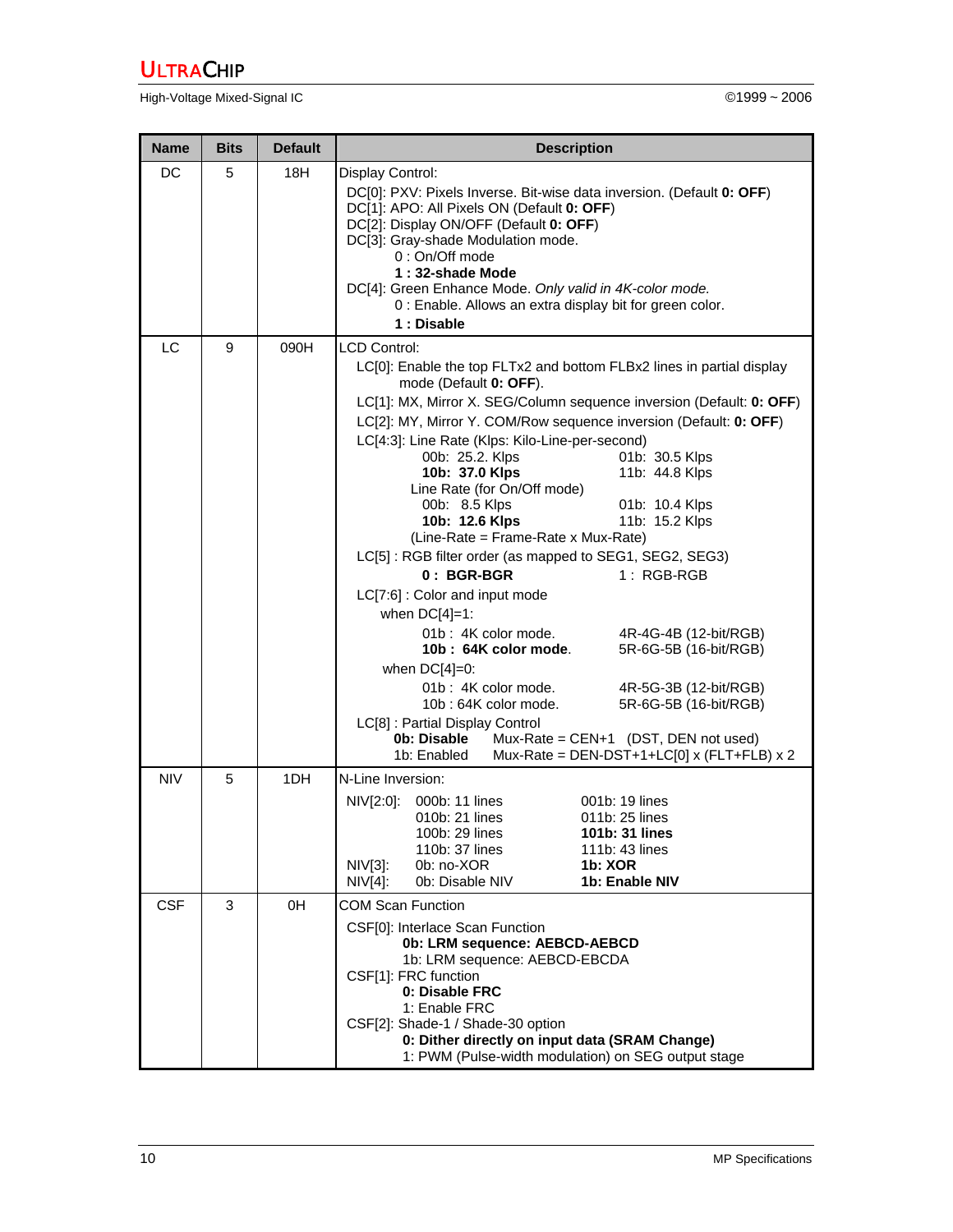| Name | Bits | Default | Description |
|---|---|---|---|
| DC | 5 | 18H | Display Control:<br>DC[0]: PXV: Pixels Inverse. Bit-wise data inversion. (Default **0: OFF**)<br>DC[1]: APO: All Pixels ON (Default **0: OFF**)<br>DC[2]: Display ON/OFF (Default **0: OFF**)<br>DC[3]: Gray-shade Modulation mode.<br>0 : On/Off mode<br>**1 : 32-shade Mode**<br>DC[4]: Green Enhance Mode. *Only valid in 4K-color mode.*<br>0 : Enable. Allows an extra display bit for green color.<br>**1 : Disable** |
| LC | 9 | 090H | LCD Control:<br>LC[0]: Enable the top FLTx2 and bottom FLBx2 lines in partial display mode (Default **0: OFF**).<br>LC[1]: MX, Mirror X. SEG/Column sequence inversion (Default: **0: OFF**)<br>LC[2]: MY, Mirror Y. COM/Row sequence inversion (Default: **0: OFF**)<br>LC[4:3]: Line Rate (Klps: Kilo-Line-per-second)<br>00b: 25.2. Klps 01b: 30.5 Klps<br>**10b: 37.0 Klps** 11b: 44.8 Klps<br>Line Rate (for On/Off mode)<br>00b: 8.5 Klps 01b: 10.4 Klps<br>**10b: 12.6 Klps** 11b: 15.2 Klps<br>(Line-Rate = Frame-Rate x Mux-Rate)<br>LC[5] : RGB filter order (as mapped to SEG1, SEG2, SEG3)<br>**0 : BGR-BGR** 1 : RGB-RGB<br>LC[7:6] : Color and input mode<br>when DC[4]=1:<br>01b : 4K color mode. 4R-4G-4B (12-bit/RGB)<br>**10b : 64K color mode**. 5R-6G-5B (16-bit/RGB)<br>when DC[4]=0:<br>01b : 4K color mode. 4R-5G-3B (12-bit/RGB)<br>10b : 64K color mode. 5R-6G-5B (16-bit/RGB)<br>LC[8] : Partial Display Control<br>**0b: Disable** Mux-Rate = CEN+1 (DST, DEN not used)<br>1b: Enabled Mux-Rate = DEN-DST+1+LC[0] x (FLT+FLB) x 2 |
| NIV | 5 | 1DH | N-Line Inversion:<br>NIV[2:0]: 000b: 11 lines 001b: 19 lines<br>010b: 21 lines 011b: 25 lines<br>100b: 29 lines **101b: 31 lines**<br>110b: 37 lines 111b: 43 lines<br>NIV[3]: 0b: no-XOR **1b: XOR**<br>NIV[4]: 0b: Disable NIV **1b: Enable NIV** |
| CSF | 3 | 0H | COM Scan Function<br>CSF[0]: Interlace Scan Function<br>**0b: LRM sequence: AEBCD-AEBCD**<br>1b: LRM sequence: AEBCD-EBCDA<br>CSF[1]: FRC function<br>**0: Disable FRC**<br>1: Enable FRC<br>CSF[2]: Shade-1 / Shade-30 option<br>**0: Dither directly on input data (SRAM Change)**<br>1: PWM (Pulse-width modulation) on SEG output stage |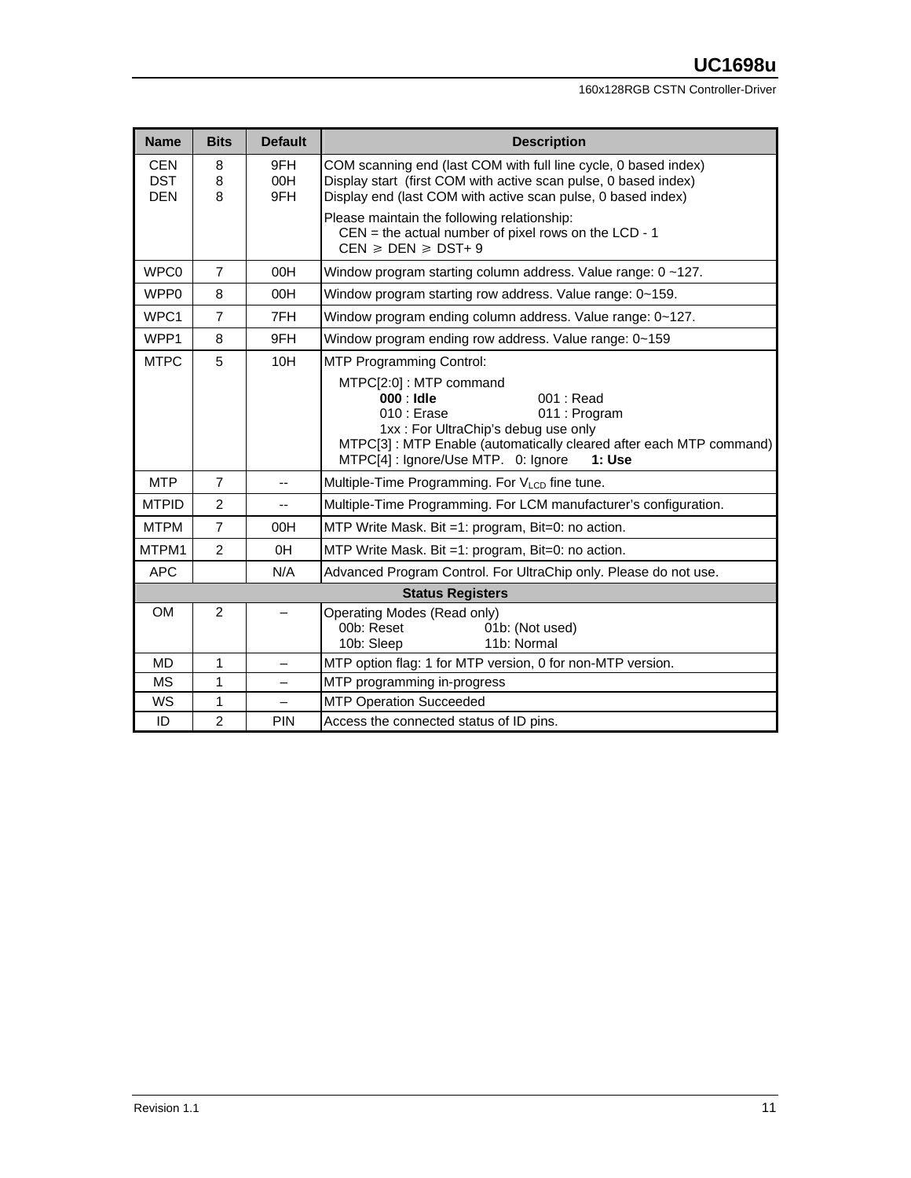| Name | Bits | Default | Description |
|---|---|---|---|
| CEN<br>DST<br>DEN | 8<br>8<br>8 | 9FH<br>00H<br>9FH | COM scanning end (last COM with full line cycle, 0 based index)<br>Display start (first COM with active scan pulse, 0 based index)<br>Display end (last COM with active scan pulse, 0 based index)<br>Please maintain the following relationship:<br>CEN = the actual number of pixel rows on the LCD - 1<br>CEN ⩾ DEN ⩾ DST+ 9 |
| WPC0 | 7 | 00H | Window program starting column address. Value range: 0 ~127. |
| WPP0 | 8 | 00H | Window program starting row address. Value range: 0~159. |
| WPC1 | 7 | 7FH | Window program ending column address. Value range: 0~127. |
| WPP1 | 8 | 9FH | Window program ending row address. Value range: 0~159 |
| MTPC | 5 | 10H | MTP Programming Control:<br>MTPC[2:0] : MTP command<br>**000** : **Idle** 001 : Read<br>010 : Erase 011 : Program<br>1xx : For UltraChip's debug use only<br>MTPC[3] : MTP Enable (automatically cleared after each MTP command)<br>MTPC[4] : Ignore/Use MTP. 0: Ignore **1: Use** |
| MTP | 7 | -- | Multiple-Time Programming. For $V_{LCD}$ fine tune. |
| MTPID | 2 | -- | Multiple-Time Programming. For LCM manufacturer's configuration. |
| MTPM | 7 | 00H | MTP Write Mask. Bit =1: program, Bit=0: no action. |
| MTPM1 | 2 | 0H | MTP Write Mask. Bit =1: program, Bit=0: no action. |
| APC | | N/A | Advanced Program Control. For UltraChip only. Please do not use. |
| **Status Registers** | | | |
| OM | 2 | – | Operating Modes (Read only)<br>00b: Reset 01b: (Not used)<br>10b: Sleep 11b: Normal |
| MD | 1 | – | MTP option flag: 1 for MTP version, 0 for non-MTP version. |
| MS | 1 | – | MTP programming in-progress |
| WS | 1 | – | MTP Operation Succeeded |
| ID | 2 | PIN | Access the connected status of ID pins. |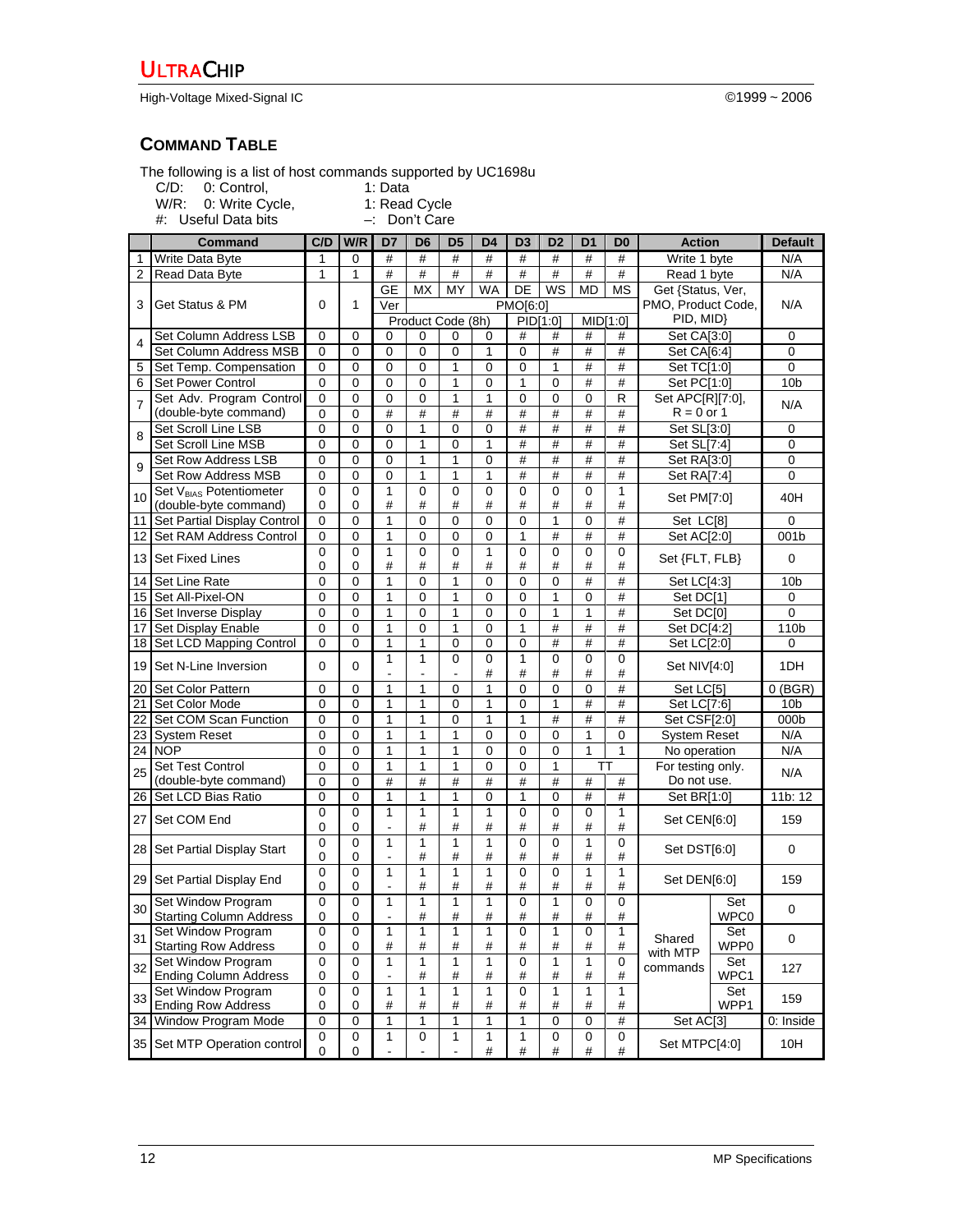## COMMAND TABLE

The following is a list of host commands supported by UC1698u

C/D: 0: Control, 1: Data

W/R: 0: Write Cycle, 1: Read Cycle

#: Useful Data bits –: Don't Care

| | Command | C/D | W/R | D7 | D6 | D5 | D4 | D3 | D2 | D1 | D0 | Action | Default |
|---|---|---|---|---|---|---|---|---|---|---|---|---|---|
| 1 | Write Data Byte | 1 | 0 | # | # | # | # | # | # | # | # | Write 1 byte | N/A |
| 2 | Read Data Byte | 1 | 1 | # | # | # | # | # | # | # | # | Read 1 byte | N/A |
| 3 | Get Status & PM | 0 | 1 | GE<br>Ver<br>Product Code (8h) | MX<br>PMO[6:0] | MY | WA | DE<br>PID[1:0] | WS | MD<br>MID[1:0] | MS | Get {Status, Ver, PMO, Product Code, PID, MID} | N/A |
| 4 | Set Column Address LSB | 0 | 0 | 0 | 0 | 0 | 0 | # | # | # | # | Set CA[3:0] | 0 |
| 4 | Set Column Address MSB | 0 | 0 | 0 | 0 | 0 | 1 | 0 | # | # | # | Set CA[6:4] | 0 |
| 5 | Set Temp. Compensation | 0 | 0 | 0 | 0 | 1 | 0 | 0 | 1 | # | # | Set TC[1:0] | 0 |
| 6 | Set Power Control | 0 | 0 | 0 | 0 | 1 | 0 | 1 | 0 | # | # | Set PC[1:0] | 10b |
| 7 | Set Adv. Program Control (double-byte command) | 0<br>0 | 0<br>0 | 0<br># | 0<br># | 1<br># | 1<br># | 0<br># | 0<br># | 0<br># | R<br># | Set APC[R][7:0], R = 0 or 1 | N/A |
| 8 | Set Scroll Line LSB | 0 | 0 | 0 | 1 | 0 | 0 | # | # | # | # | Set SL[3:0] | 0 |
| 8 | Set Scroll Line MSB | 0 | 0 | 0 | 1 | 0 | 1 | # | # | # | # | Set SL[7:4] | 0 |
| 9 | Set Row Address LSB | 0 | 0 | 0 | 1 | 1 | 0 | # | # | # | # | Set RA[3:0] | 0 |
| 9 | Set Row Address MSB | 0 | 0 | 0 | 1 | 1 | 1 | # | # | # | # | Set RA[7:4] | 0 |
| 10 | Set $V_{BIAS}$ Potentiometer (double-byte command) | 0<br>0 | 0<br>0 | 1<br># | 0<br># | 0<br># | 0<br># | 0<br># | 0<br># | 0<br># | 1<br># | Set PM[7:0] | 40H |
| 11 | Set Partial Display Control | 0 | 0 | 1 | 0 | 0 | 0 | 0 | 1 | 0 | # | Set LC[8] | 0 |
| 12 | Set RAM Address Control | 0 | 0 | 1 | 0 | 0 | 0 | 1 | # | # | # | Set AC[2:0] | 001b |
| 13 | Set Fixed Lines | 0<br>0 | 0<br>0 | 1<br># | 0<br># | 0<br># | 1<br># | 0<br># | 0<br># | 0<br># | 0<br># | Set {FLT, FLB} | 0 |
| 14 | Set Line Rate | 0 | 0 | 1 | 0 | 1 | 0 | 0 | 0 | # | # | Set LC[4:3] | 10b |
| 15 | Set All-Pixel-ON | 0 | 0 | 1 | 0 | 1 | 0 | 0 | 1 | 0 | # | Set DC[1] | 0 |
| 16 | Set Inverse Display | 0 | 0 | 1 | 0 | 1 | 0 | 0 | 1 | 1 | # | Set DC[0] | 0 |
| 17 | Set Display Enable | 0 | 0 | 1 | 0 | 1 | 0 | 1 | # | # | # | Set DC[4:2] | 110b |
| 18 | Set LCD Mapping Control | 0 | 0 | 1 | 1 | 0 | 0 | 0 | # | # | # | Set LC[2:0] | 0 |
| 19 | Set N-Line Inversion | 0 | 0 | 1<br>- | 1<br>- | 0<br>- | 0<br># | 1<br># | 0<br># | 0<br># | 0<br># | Set NIV[4:0] | 1DH |
| 20 | Set Color Pattern | 0 | 0 | 1 | 1 | 0 | 1 | 0 | 0 | 0 | # | Set LC[5] | 0 (BGR) |
| 21 | Set Color Mode | 0 | 0 | 1 | 1 | 0 | 1 | 0 | 1 | # | # | Set LC[7:6] | 10b |
| 22 | Set COM Scan Function | 0 | 0 | 1 | 1 | 0 | 1 | 1 | # | # | # | Set CSF[2:0] | 000b |
| 23 | System Reset | 0 | 0 | 1 | 1 | 1 | 0 | 0 | 0 | 1 | 0 | System Reset | N/A |
| 24 | NOP | 0 | 0 | 1 | 1 | 1 | 0 | 0 | 0 | 1 | 1 | No operation | N/A |
| 25 | Set Test Control (double-byte command) | 0<br>0 | 0<br>0 | 1<br># | 1<br># | 1<br># | 0<br># | 0<br># | 1<br># | TT<br># | <br># | For testing only. Do not use. | N/A |
| 26 | Set LCD Bias Ratio | 0 | 0 | 1 | 1 | 1 | 0 | 1 | 0 | # | # | Set BR[1:0] | 11b: 12 |
| 27 | Set COM End | 0<br>0 | 0<br>0 | 1<br>- | 1<br># | 1<br># | 1<br># | 0<br># | 0<br># | 0<br># | 1<br># | Set CEN[6:0] | 159 |
| 28 | Set Partial Display Start | 0<br>0 | 0<br>0 | 1<br>- | 1<br># | 1<br># | 1<br># | 0<br># | 0<br># | 1<br># | 0<br># | Set DST[6:0] | 0 |
| 29 | Set Partial Display End | 0<br>0 | 0<br>0 | 1<br>- | 1<br># | 1<br># | 1<br># | 0<br># | 0<br># | 1<br># | 1<br># | Set DEN[6:0] | 159 |
| 30 | Set Window Program Starting Column Address | 0<br>0 | 0<br>0 | 1<br>- | 1<br># | 1<br># | 1<br># | 0<br># | 1<br># | 0<br># | 0<br># | Shared with MTP commands: Set WPC0 | 0 |
| 31 | Set Window Program Starting Row Address | 0<br>0 | 0<br>0 | 1<br># | 1<br># | 1<br># | 1<br># | 0<br># | 1<br># | 0<br># | 1<br># | Shared with MTP commands: Set WPP0 | 0 |
| 32 | Set Window Program Ending Column Address | 0<br>0 | 0<br>0 | 1<br>- | 1<br># | 1<br># | 1<br># | 0<br># | 1<br># | 1<br># | 0<br># | Shared with MTP commands: Set WPC1 | 127 |
| 33 | Set Window Program Ending Row Address | 0<br>0 | 0<br>0 | 1<br># | 1<br># | 1<br># | 1<br># | 0<br># | 1<br># | 1<br># | 1<br># | Shared with MTP commands: Set WPP1 | 159 |
| 34 | Window Program Mode | 0 | 0 | 1 | 1 | 1 | 1 | 1 | 0 | 0 | # | Set AC[3] | 0: Inside |
| 35 | Set MTP Operation control | 0<br>0 | 0<br>0 | 1<br>- | 0<br>- | 1<br>- | 1<br># | 1<br># | 0<br># | 0<br># | 0<br># | Set MTPC[4:0] | 10H |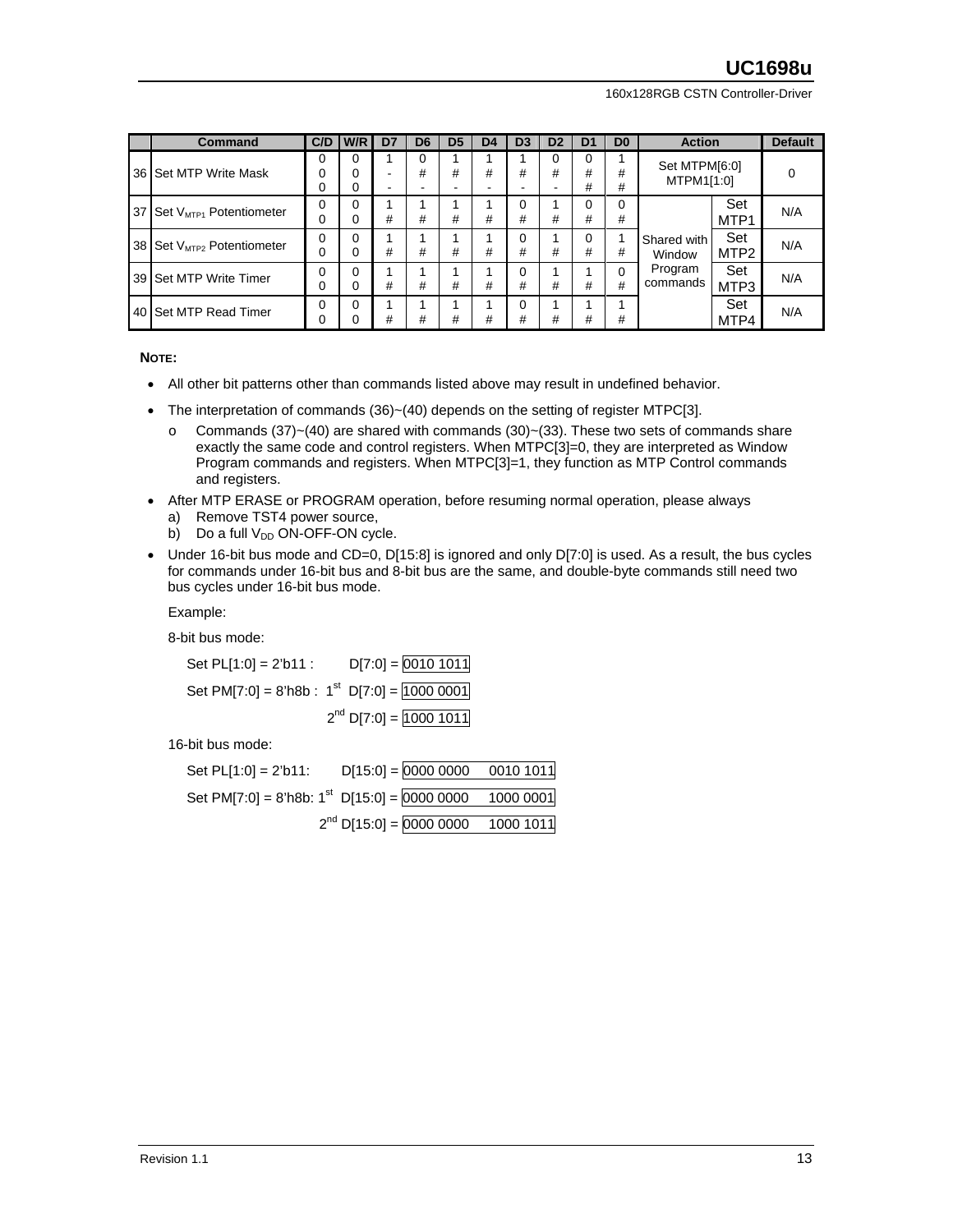| | Command | C/D | W/R | D7 | D6 | D5 | D4 | D3 | D2 | D1 | D0 | Action | | Default |
|---|---|---|---|---|---|---|---|---|---|---|---|---|---|---|
| 36 | Set MTP Write Mask | 0<br>0<br>0 | 0<br>0<br>0 | 1<br>-<br>- | 0<br>#<br>- | 1<br>#<br>- | 1<br>#<br>- | 1<br>#<br>- | 0<br>#<br>- | 0<br>#<br>#  | 1<br>#<br># | Set MTPM[6:0]<br>MTPM1[1:0] | | 0 |
| 37 | Set $V_{MTP1}$ Potentiometer | 0<br>0 | 0<br>0 | 1<br># | 1<br># | 1<br># | 1<br># | 0<br># | 1<br># | 0<br># | 0<br># | Shared with Window Program commands | Set MTP1 | N/A |
| 38 | Set $V_{MTP2}$ Potentiometer | 0<br>0 | 0<br>0 | 1<br># | 1<br># | 1<br># | 1<br># | 0<br># | 1<br># | 0<br># | 1<br># | | Set MTP2 | N/A |
| 39 | Set MTP Write Timer | 0<br>0 | 0<br>0 | 1<br># | 1<br># | 1<br># | 1<br># | 0<br># | 1<br># | 1<br># | 0<br># | | Set MTP3 | N/A |
| 40 | Set MTP Read Timer | 0<br>0 | 0<br>0 | 1<br># | 1<br># | 1<br># | 1<br># | 0<br># | 1<br># | 1<br># | 1<br># | | Set MTP4 | N/A |

**NOTE:**

- All other bit patterns other than commands listed above may result in undefined behavior.
- The interpretation of commands (36)~(40) depends on the setting of register MTPC[3].
  - o Commands (37)~(40) are shared with commands (30)~(33). These two sets of commands share exactly the same code and control registers. When MTPC[3]=0, they are interpreted as Window Program commands and registers. When MTPC[3]=1, they function as MTP Control commands and registers.
- After MTP ERASE or PROGRAM operation, before resuming normal operation, please always
  a) Remove TST4 power source,
  b) Do a full $V_{DD}$ ON-OFF-ON cycle.
- Under 16-bit bus mode and CD=0, D[15:8] is ignored and only D[7:0] is used. As a result, the bus cycles for commands under 16-bit bus and 8-bit bus are the same, and double-byte commands still need two bus cycles under 16-bit bus mode.

  Example:

  8-bit bus mode:

  Set PL[1:0] = 2'b11 : D[7:0] = 0010 1011

  Set PM[7:0] = 8'h8b : 1st D[7:0] = 1000 0001

  2nd D[7:0] = 1000 1011

  16-bit bus mode:

  Set PL[1:0] = 2'b11: D[15:0] = 0000 0000 0010 1011

  Set PM[7:0] = 8'h8b: 1st D[15:0] = 0000 0000 1000 0001

  2nd D[15:0] = 0000 0000 1000 1011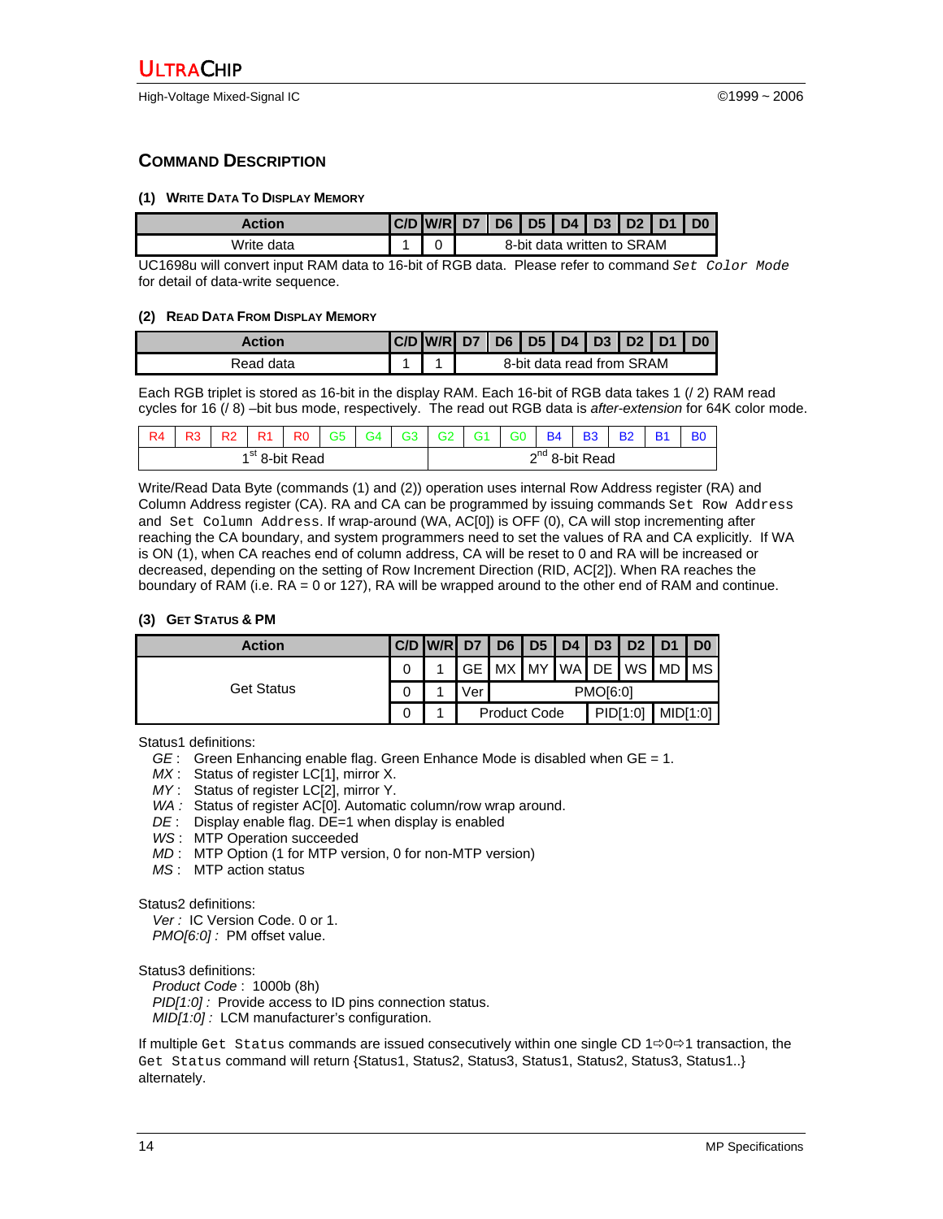## COMMAND DESCRIPTION

### (1) WRITE DATA TO DISPLAY MEMORY

| Action | C/D | W/R | D7 | D6 | D5 | D4 | D3 | D2 | D1 | D0 |
|---|---|---|---|---|---|---|---|---|---|---|
| Write data | 1 | 0 | 8-bit data written to SRAM | | | | | | | |

UC1698u will convert input RAM data to 16-bit of RGB data. Please refer to command `Set Color Mode` for detail of data-write sequence.

### (2) READ DATA FROM DISPLAY MEMORY

| Action | C/D | W/R | D7 | D6 | D5 | D4 | D3 | D2 | D1 | D0 |
|---|---|---|---|---|---|---|---|---|---|---|
| Read data | 1 | 1 | 8-bit data read from SRAM | | | | | | | |

Each RGB triplet is stored as 16-bit in the display RAM. Each 16-bit of RGB data takes 1 (/ 2) RAM read cycles for 16 (/ 8) –bit bus mode, respectively. The read out RGB data is *after-extension* for 64K color mode.

| R4 | R3 | R2 | R1 | R0 | G5 | G4 | G3 | G2 | G1 | G0 | B4 | B3 | B2 | B1 | B0 |
|---|---|---|---|---|---|---|---|---|---|---|---|---|---|---|---|
| 1st 8-bit Read | | | | | | | | 2nd 8-bit Read | | | | | | | |

Write/Read Data Byte (commands (1) and (2)) operation uses internal Row Address register (RA) and Column Address register (CA). RA and CA can be programmed by issuing commands `Set Row Address` and `Set Column Address`. If wrap-around (WA, AC[0]) is OFF (0), CA will stop incrementing after reaching the CA boundary, and system programmers need to set the values of RA and CA explicitly. If WA is ON (1), when CA reaches end of column address, CA will be reset to 0 and RA will be increased or decreased, depending on the setting of Row Increment Direction (RID, AC[2]). When RA reaches the boundary of RAM (i.e. RA = 0 or 127), RA will be wrapped around to the other end of RAM and continue.

### (3) GET STATUS & PM

| Action | C/D | W/R | D7 | D6 | D5 | D4 | D3 | D2 | D1 | D0 |
|---|---|---|---|---|---|---|---|---|---|---|
| Get Status | 0 | 1 | GE | MX | MY | WA | DE | WS | MD | MS |
| | 0 | 1 | Ver | PMO[6:0] | | | | | | |
| | 0 | 1 | Product Code | | | | PID[1:0] | | MID[1:0] | |

Status1 definitions:

- *GE* : Green Enhancing enable flag. Green Enhance Mode is disabled when GE = 1.
- *MX* : Status of register LC[1], mirror X.
- *MY* : Status of register LC[2], mirror Y.
- *WA* : Status of register AC[0]. Automatic column/row wrap around.
- *DE* : Display enable flag. DE=1 when display is enabled
- *WS* : MTP Operation succeeded
- *MD* : MTP Option (1 for MTP version, 0 for non-MTP version)
- *MS* : MTP action status

Status2 definitions:

- *Ver :* IC Version Code. 0 or 1.
- *PMO[6:0] :* PM offset value.

Status3 definitions:

- *Product Code* : 1000b (8h)
- *PID[1:0] :* Provide access to ID pins connection status.
- *MID[1:0] :* LCM manufacturer's configuration.

If multiple `Get Status` commands are issued consecutively within one single CD 1⇨0⇨1 transaction, the `Get Status` command will return {Status1, Status2, Status3, Status1, Status2, Status3, Status1..} alternately.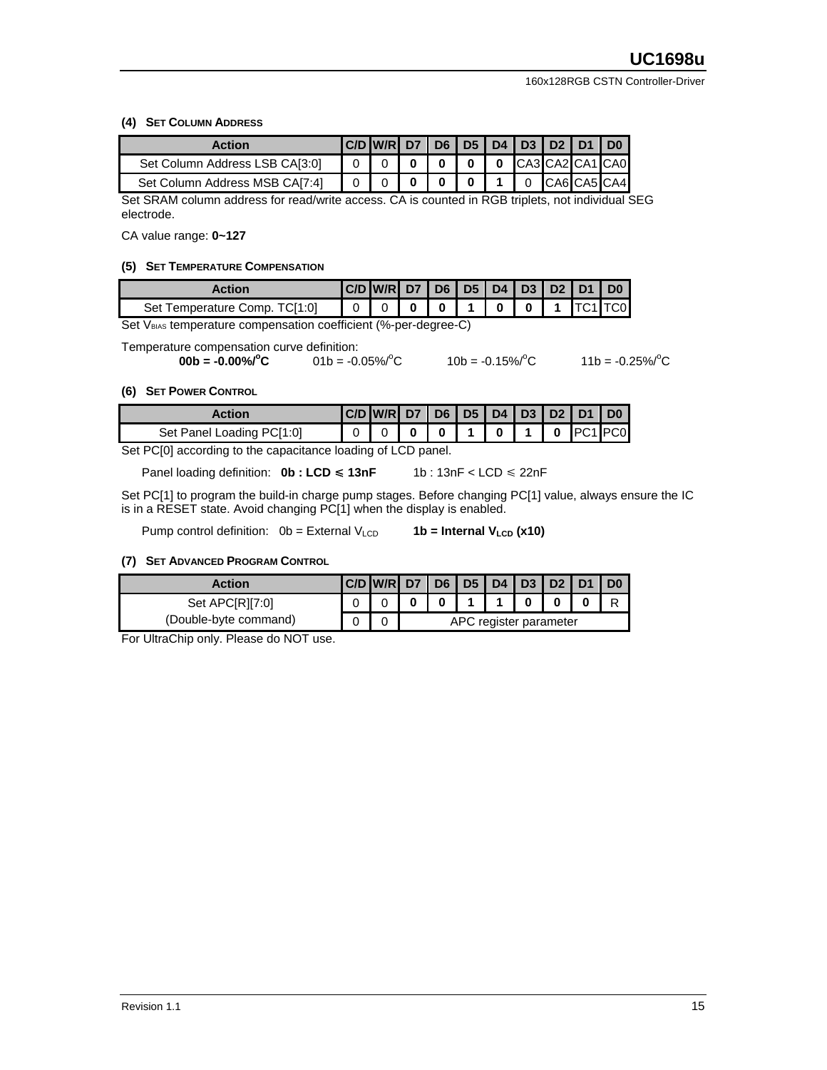#### (4) Set Column Address

| Action | C/D | W/R | D7 | D6 | D5 | D4 | D3 | D2 | D1 | D0 |
|---|---|---|---|---|---|---|---|---|---|---|
| Set Column Address LSB CA[3:0] | 0 | 0 | **0** | **0** | **0** | **0** | CA3 | CA2 | CA1 | CA0 |
| Set Column Address MSB CA[7:4] | 0 | 0 | **0** | **0** | **0** | **1** | 0 | CA6 | CA5 | CA4 |

Set SRAM column address for read/write access. CA is counted in RGB triplets, not individual SEG electrode.

CA value range: **0~127**

#### (5) Set Temperature Compensation

| Action | C/D | W/R | D7 | D6 | D5 | D4 | D3 | D2 | D1 | D0 |
|---|---|---|---|---|---|---|---|---|---|---|
| Set Temperature Comp. TC[1:0] | 0 | 0 | **0** | **0** | **1** | **0** | **0** | **1** | TC1 | TC0 |

Set $V_{BIAS}$ temperature compensation coefficient (%-per-degree-C)

Temperature compensation curve definition:

**00b = -0.00%/°C** 01b = -0.05%/°C 10b = -0.15%/°C 11b = -0.25%/°C

#### (6) Set Power Control

| Action | C/D | W/R | D7 | D6 | D5 | D4 | D3 | D2 | D1 | D0 |
|---|---|---|---|---|---|---|---|---|---|---|
| Set Panel Loading PC[1:0] | 0 | 0 | **0** | **0** | **1** | **0** | **1** | **0** | PC1 | PC0 |

Set PC[0] according to the capacitance loading of LCD panel.

Panel loading definition: **0b : LCD ≤ 13nF** 1b : 13nF < LCD ≤ 22nF

Set PC[1] to program the build-in charge pump stages. Before changing PC[1] value, always ensure the IC is in a RESET state. Avoid changing PC[1] when the display is enabled.

Pump control definition: 0b = External $V_{LCD}$ **1b = Internal $V_{LCD}$ (x10)**

#### (7) Set Advanced Program Control

| Action | C/D | W/R | D7 | D6 | D5 | D4 | D3 | D2 | D1 | D0 |
|---|---|---|---|---|---|---|---|---|---|---|
| Set APC[R][7:0] | 0 | 0 | **0** | **0** | **1** | **1** | **0** | **0** | **0** | R |
| (Double-byte command) | 0 | 0 | APC register parameter | | | | | | | |

For UltraChip only. Please do NOT use.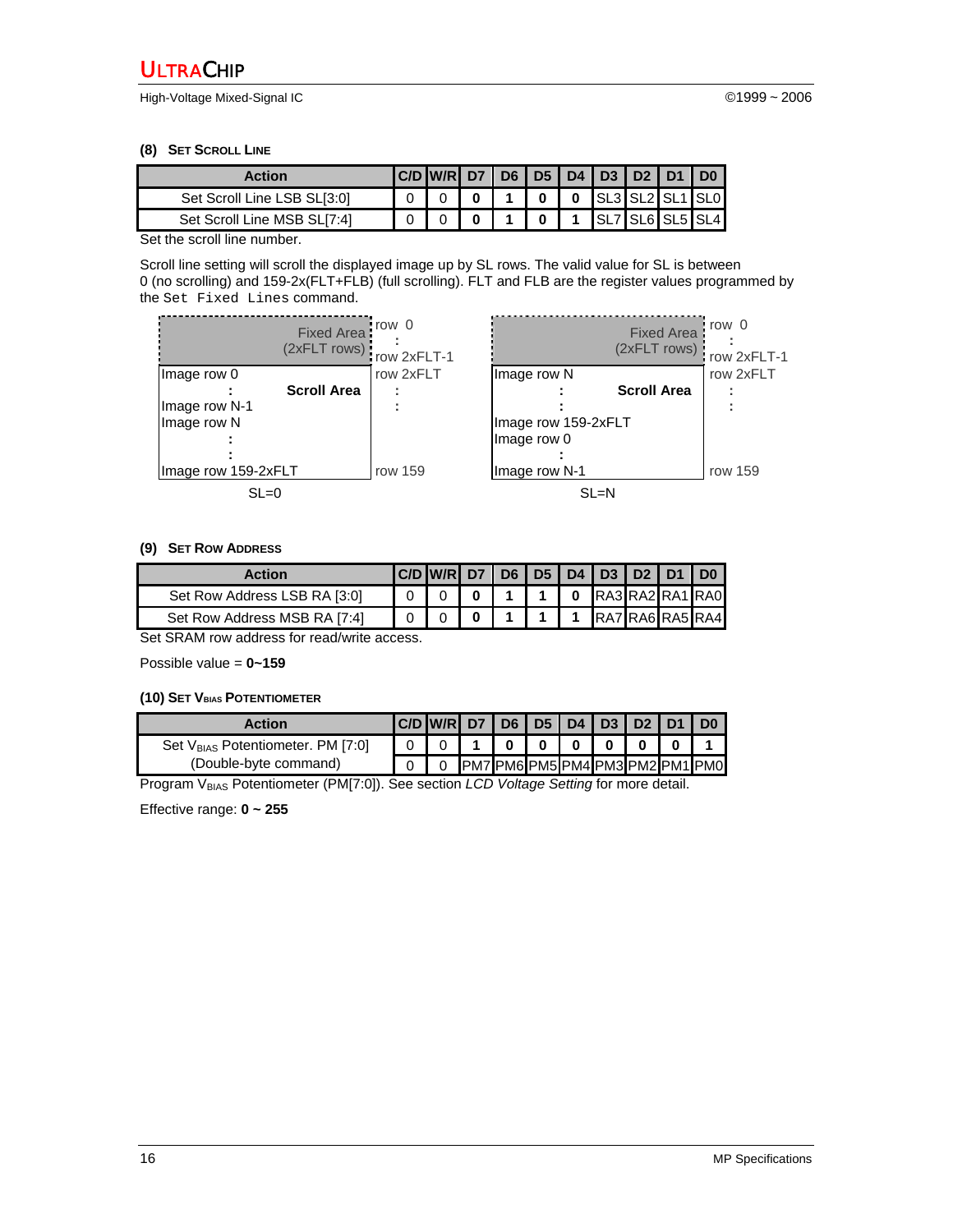### (8) SET SCROLL LINE

| Action | C/D | W/R | D7 | D6 | D5 | D4 | D3 | D2 | D1 | D0 |
|---|---|---|---|---|---|---|---|---|---|---|
| Set Scroll Line LSB SL[3:0] | 0 | 0 | **0** | **1** | **0** | **0** | SL3 | SL2 | SL1 | SL0 |
| Set Scroll Line MSB SL[7:4] | 0 | 0 | **0** | **1** | **0** | **1** | SL7 | SL6 | SL5 | SL4 |

Set the scroll line number.

Scroll line setting will scroll the displayed image up by SL rows. The valid value for SL is between 0 (no scrolling) and 159-2x(FLT+FLB) (full scrolling). FLT and FLB are the register values programmed by the `Set Fixed Lines` command.

| SL=0 | | SL=N | |
|---|---|---|---|
| Fixed Area (2xFLT rows) | row 0 : row 2xFLT-1 | Fixed Area (2xFLT rows) | row 0 : row 2xFLT-1 |
| Image row 0 | row 2xFLT | Image row N | row 2xFLT |
| : **Scroll Area** | : | : **Scroll Area** | : |
| Image row N-1 | : | : | : |
| Image row N | | Image row 159-2xFLT | |
| : | | Image row 0 | |
| : | | : | |
| Image row 159-2xFLT | row 159 | Image row N-1 | row 159 |

### (9) SET ROW ADDRESS

| Action | C/D | W/R | D7 | D6 | D5 | D4 | D3 | D2 | D1 | D0 |
|---|---|---|---|---|---|---|---|---|---|---|
| Set Row Address LSB RA [3:0] | 0 | 0 | **0** | **1** | **1** | **0** | RA3 | RA2 | RA1 | RA0 |
| Set Row Address MSB RA [7:4] | 0 | 0 | **0** | **1** | **1** | **1** | RA7 | RA6 | RA5 | RA4 |

Set SRAM row address for read/write access.

Possible value = **0~159**

### (10) SET $V_{BIAS}$ POTENTIOMETER

| Action | C/D | W/R | D7 | D6 | D5 | D4 | D3 | D2 | D1 | D0 |
|---|---|---|---|---|---|---|---|---|---|---|
| Set $V_{BIAS}$ Potentiometer. PM [7:0] | 0 | 0 | **1** | **0** | **0** | **0** | **0** | **0** | **0** | **1** |
| (Double-byte command) | 0 | 0 | PM7 | PM6 | PM5 | PM4 | PM3 | PM2 | PM1 | PM0 |

Program $V_{BIAS}$ Potentiometer (PM[7:0]). See section *LCD Voltage Setting* for more detail.

Effective range: **0 ~ 255**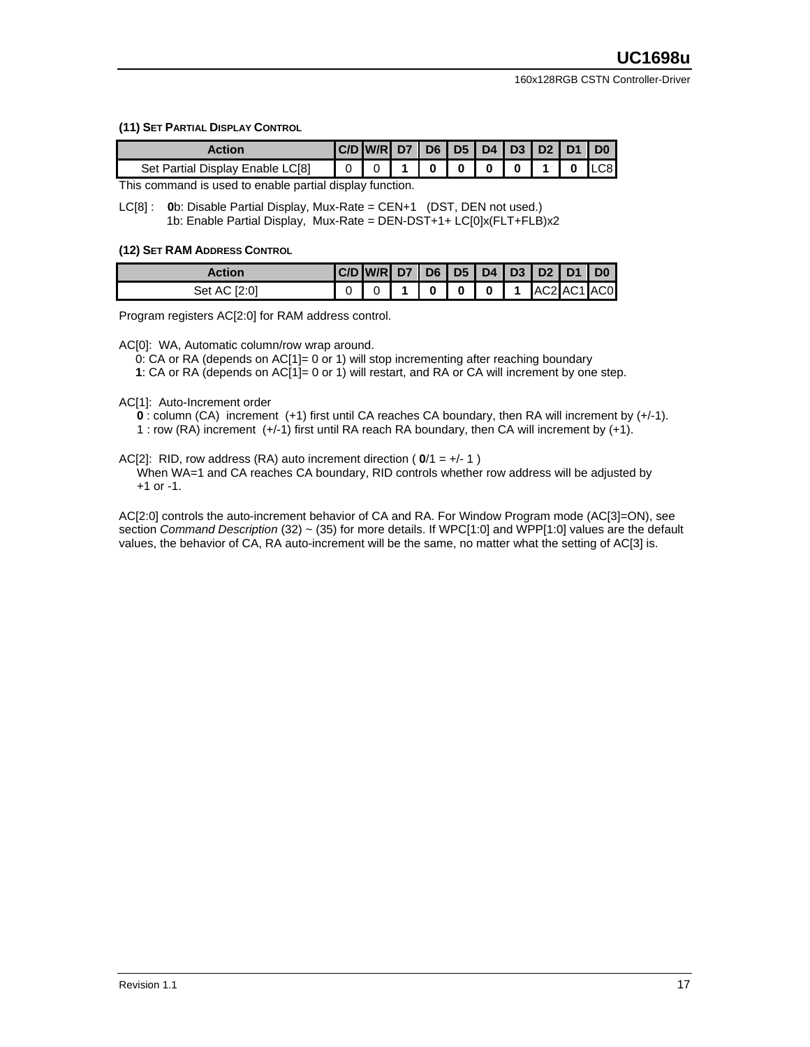#### (11) Set Partial Display Control

| Action | C/D | W/R | D7 | D6 | D5 | D4 | D3 | D2 | D1 | D0 |
|---|---|---|---|---|---|---|---|---|---|---|
| Set Partial Display Enable LC[8] | 0 | 0 | **1** | **0** | **0** | **0** | **0** | **1** | **0** | LC8 |

This command is used to enable partial display function.

LC[8] : **0**b: Disable Partial Display, Mux-Rate = CEN+1 (DST, DEN not used.)
1b: Enable Partial Display, Mux-Rate = DEN-DST+1+ LC[0]x(FLT+FLB)x2

#### (12) Set RAM Address Control

| Action | C/D | W/R | D7 | D6 | D5 | D4 | D3 | D2 | D1 | D0 |
|---|---|---|---|---|---|---|---|---|---|---|
| Set AC [2:0] | 0 | 0 | **1** | **0** | **0** | **0** | **1** | AC2 | AC1 | AC0 |

Program registers AC[2:0] for RAM address control.

AC[0]: WA, Automatic column/row wrap around.
0: CA or RA (depends on AC[1]= 0 or 1) will stop incrementing after reaching boundary
**1**: CA or RA (depends on AC[1]= 0 or 1) will restart, and RA or CA will increment by one step.

AC[1]: Auto-Increment order
**0** : column (CA) increment (+1) first until CA reaches CA boundary, then RA will increment by (+/-1).
1 : row (RA) increment (+/-1) first until RA reach RA boundary, then CA will increment by (+1).

AC[2]: RID, row address (RA) auto increment direction ( **0**/1 = +/- 1 )
When WA=1 and CA reaches CA boundary, RID controls whether row address will be adjusted by +1 or -1.

AC[2:0] controls the auto-increment behavior of CA and RA. For Window Program mode (AC[3]=ON), see section *Command Description* (32) ~ (35) for more details. If WPC[1:0] and WPP[1:0] values are the default values, the behavior of CA, RA auto-increment will be the same, no matter what the setting of AC[3] is.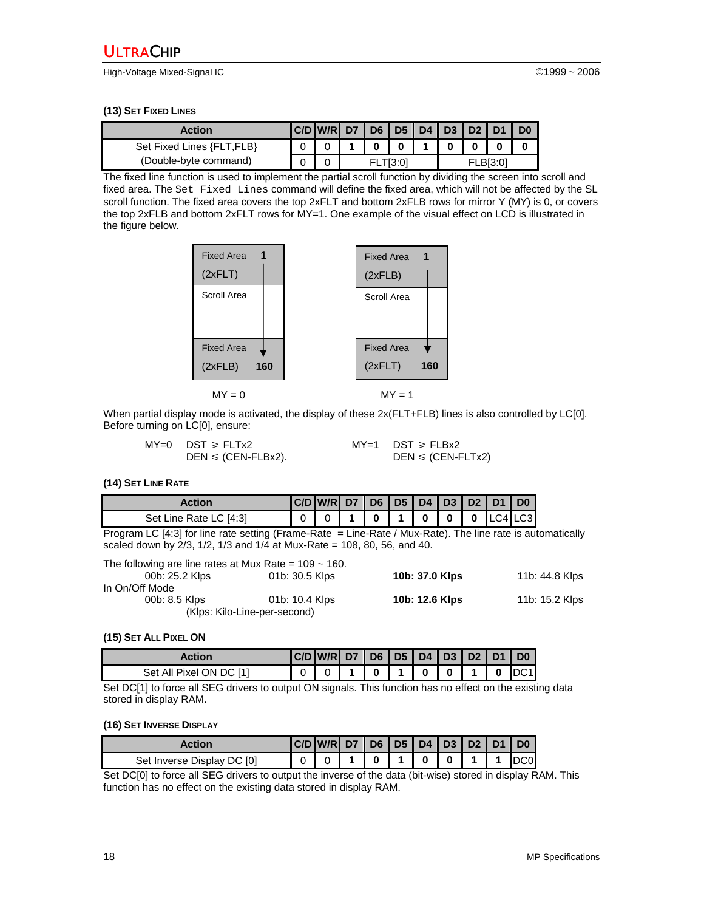### (13) Set Fixed Lines

| Action | C/D | W/R | D7 | D6 | D5 | D4 | D3 | D2 | D1 | D0 |
|---|---|---|---|---|---|---|---|---|---|---|
| Set Fixed Lines {FLT,FLB} | 0 | 0 | **1** | **0** | **0** | **1** | **0** | **0** | **0** | **0** |
| (Double-byte command) | 0 | 0 | FLT[3:0] | | | | FLB[3:0] | | | |

The fixed line function is used to implement the partial scroll function by dividing the screen into scroll and fixed area. The `Set Fixed Lines` command will define the fixed area, which will not be affected by the SL scroll function. The fixed area covers the top 2xFLT and bottom 2xFLB rows for mirror Y (MY) is 0, or covers the top 2xFLB and bottom 2xFLT rows for MY=1. One example of the visual effect on LCD is illustrated in the figure below.

| MY = 0 | | MY = 1 | |
|---|---|---|---|
| Fixed Area (2xFLT) | 1 | Fixed Area (2xFLB) | 1 |
| Scroll Area | | Scroll Area | |
| Fixed Area (2xFLB) | 160 | Fixed Area (2xFLT) | 160 |

When partial display mode is activated, the display of these 2x(FLT+FLB) lines is also controlled by LC[0]. Before turning on LC[0], ensure:

MY=0 DST ⩾ FLTx2
DEN ⩽ (CEN-FLBx2).

MY=1 DST ⩾ FLBx2
DEN ⩽ (CEN-FLTx2)

### (14) Set Line Rate

| Action | C/D | W/R | D7 | D6 | D5 | D4 | D3 | D2 | D1 | D0 |
|---|---|---|---|---|---|---|---|---|---|---|
| Set Line Rate LC [4:3] | 0 | 0 | **1** | **0** | **1** | **0** | **0** | **0** | LC4 | LC3 |

Program LC [4:3] for line rate setting (Frame-Rate = Line-Rate / Mux-Rate). The line rate is automatically scaled down by 2/3, 1/2, 1/3 and 1/4 at Mux-Rate = 108, 80, 56, and 40.

The following are line rates at Mux Rate = 109 ~ 160.

| 00b: 25.2 Klps | 01b: 30.5 Klps | **10b: 37.0 Klps** | 11b: 44.8 Klps |
|---|---|---|---|

In On/Off Mode

| 00b: 8.5 Klps | 01b: 10.4 Klps | **10b: 12.6 Klps** | 11b: 15.2 Klps |
|---|---|---|---|

(Klps: Kilo-Line-per-second)

### (15) Set All Pixel ON

| Action | C/D | W/R | D7 | D6 | D5 | D4 | D3 | D2 | D1 | D0 |
|---|---|---|---|---|---|---|---|---|---|---|
| Set All Pixel ON DC [1] | 0 | 0 | **1** | **0** | **1** | **0** | **0** | **1** | **0** | DC1 |

Set DC[1] to force all SEG drivers to output ON signals. This function has no effect on the existing data stored in display RAM.

### (16) Set Inverse Display

| Action | C/D | W/R | D7 | D6 | D5 | D4 | D3 | D2 | D1 | D0 |
|---|---|---|---|---|---|---|---|---|---|---|
| Set Inverse Display DC [0] | 0 | 0 | **1** | **0** | **1** | **0** | **0** | **1** | **1** | DC0 |

Set DC[0] to force all SEG drivers to output the inverse of the data (bit-wise) stored in display RAM. This function has no effect on the existing data stored in display RAM.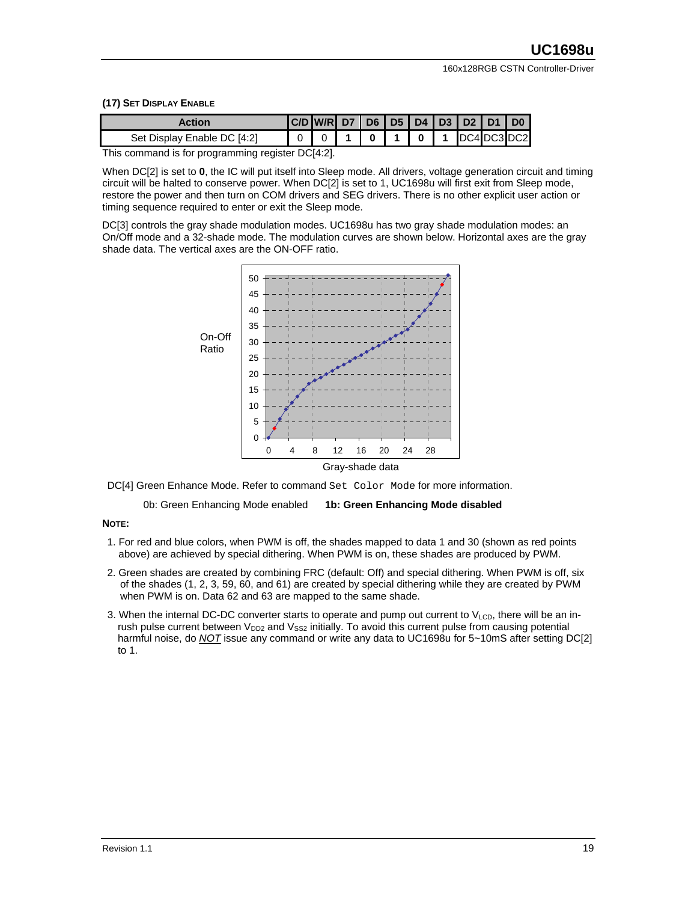#### (17) Set Display Enable

| Action | C/D | W/R | D7 | D6 | D5 | D4 | D3 | D2 | D1 | D0 |
|---|---|---|---|---|---|---|---|---|---|---|
| Set Display Enable DC [4:2] | 0 | 0 | **1** | **0** | **1** | **0** | **1** | DC4 | DC3 | DC2 |

This command is for programming register DC[4:2].

When DC[2] is set to **0**, the IC will put itself into Sleep mode. All drivers, voltage generation circuit and timing circuit will be halted to conserve power. When DC[2] is set to 1, UC1698u will first exit from Sleep mode, restore the power and then turn on COM drivers and SEG drivers. There is no other explicit user action or timing sequence required to enter or exit the Sleep mode.

DC[3] controls the gray shade modulation modes. UC1698u has two gray shade modulation modes: an On/Off mode and a 32-shade mode. The modulation curves are shown below. Horizontal axes are the gray shade data. The vertical axes are the ON-OFF ratio.

On-Off Ratio

Gray-shade data

DC[4] Green Enhance Mode. Refer to command `Set Color Mode` for more information.

0b: Green Enhancing Mode enabled **1b: Green Enhancing Mode disabled**

**Note:**

1. For red and blue colors, when PWM is off, the shades mapped to data 1 and 30 (shown as red points above) are achieved by special dithering. When PWM is on, these shades are produced by PWM.
2. Green shades are created by combining FRC (default: Off) and special dithering. When PWM is off, six of the shades (1, 2, 3, 59, 60, and 61) are created by special dithering while they are created by PWM when PWM is on. Data 62 and 63 are mapped to the same shade.
3. When the internal DC-DC converter starts to operate and pump out current to $V_{LCD}$, there will be an in-rush pulse current between $V_{DD2}$ and $V_{SS2}$ initially. To avoid this current pulse from causing potential harmful noise, do ***NOT*** issue any command or write any data to UC1698u for 5~10mS after setting DC[2] to 1.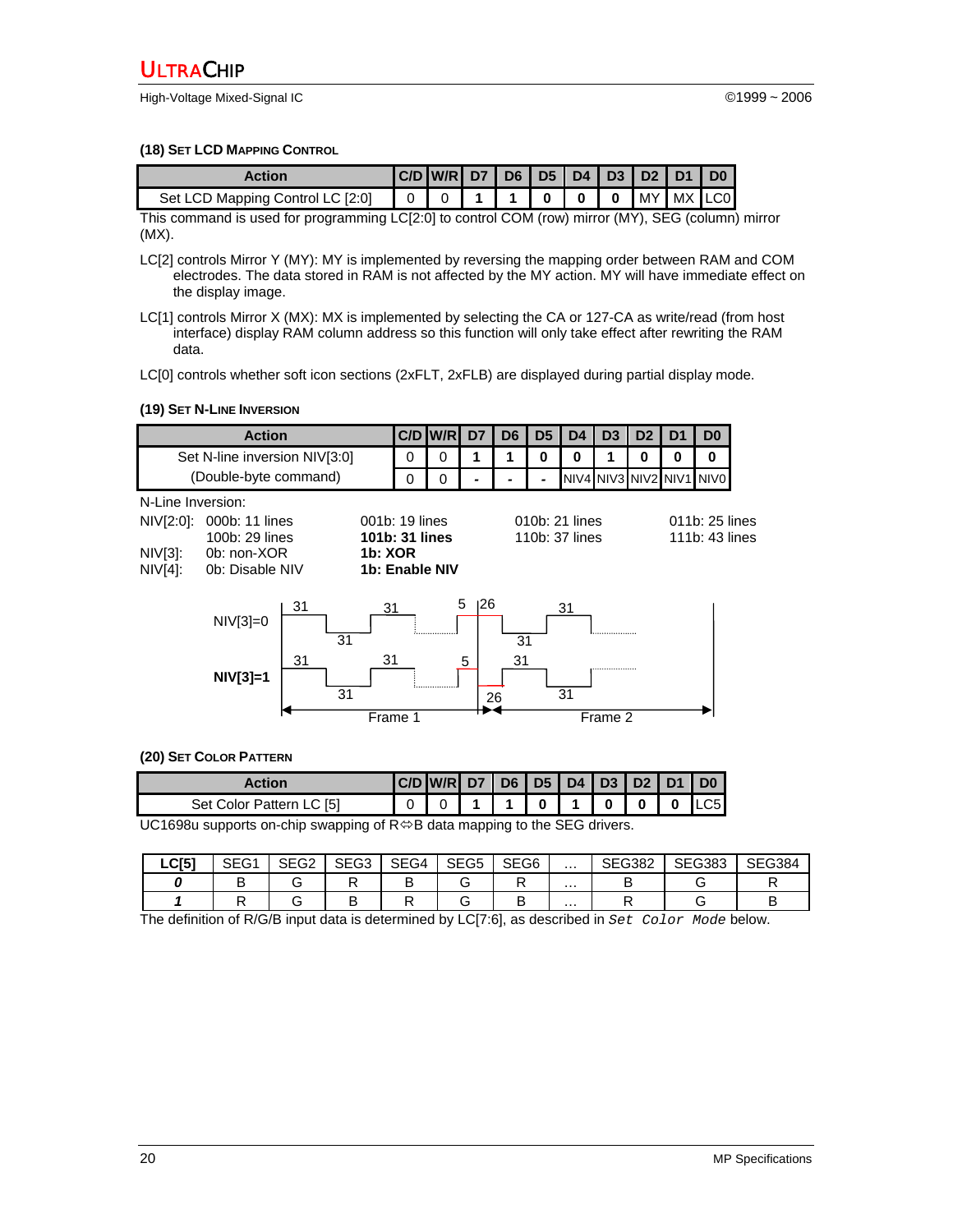### (18) SET LCD MAPPING CONTROL

| Action | C/D | W/R | D7 | D6 | D5 | D4 | D3 | D2 | D1 | D0 |
|---|---|---|---|---|---|---|---|---|---|---|
| Set LCD Mapping Control LC [2:0] | 0 | 0 | **1** | **1** | **0** | **0** | **0** | MY | MX | LC0 |

This command is used for programming LC[2:0] to control COM (row) mirror (MY), SEG (column) mirror (MX).

LC[2] controls Mirror Y (MY): MY is implemented by reversing the mapping order between RAM and COM electrodes. The data stored in RAM is not affected by the MY action. MY will have immediate effect on the display image.

LC[1] controls Mirror X (MX): MX is implemented by selecting the CA or 127-CA as write/read (from host interface) display RAM column address so this function will only take effect after rewriting the RAM data.

LC[0] controls whether soft icon sections (2xFLT, 2xFLB) are displayed during partial display mode.

### (19) SET N-LINE INVERSION

| Action | C/D | W/R | D7 | D6 | D5 | D4 | D3 | D2 | D1 | D0 |
|---|---|---|---|---|---|---|---|---|---|---|
| Set N-line inversion NIV[3:0] | 0 | 0 | **1** | **1** | **0** | **0** | **1** | **0** | **0** | **0** |
| (Double-byte command) | 0 | 0 | **-** | **-** | **-** | NIV4 | NIV3 | NIV2 | NIV1 | NIV0 |

N-Line Inversion:

| | | | | |
|---|---|---|---|---|
| NIV[2:0]: | 000b: 11 lines | 001b: 19 lines | 010b: 21 lines | 011b: 25 lines |
| | 100b: 29 lines | **101b: 31 lines** | 110b: 37 lines | 111b: 43 lines |
| NIV[3]: | 0b: non-XOR | **1b: XOR** | | |
| NIV[4]: | 0b: Disable NIV | **1b: Enable NIV** | | |

NIV[3]=0: 31, 31, 31, 31, 5 | 26, 31, 31, 31

**NIV[3]=1**: 31, 31, 31, 31, 5 | 26, 31, 31, 31

Frame 1 | Frame 2

### (20) SET COLOR PATTERN

| Action | C/D | W/R | D7 | D6 | D5 | D4 | D3 | D2 | D1 | D0 |
|---|---|---|---|---|---|---|---|---|---|---|
| Set Color Pattern LC [5] | 0 | 0 | **1** | **1** | **0** | **1** | **0** | **0** | **0** | LC5 |

UC1698u supports on-chip swapping of R⇔B data mapping to the SEG drivers.

| **LC[5]** | SEG1 | SEG2 | SEG3 | SEG4 | SEG5 | SEG6 | … | SEG382 | SEG383 | SEG384 |
|---|---|---|---|---|---|---|---|---|---|---|
| ***0*** | B | G | R | B | G | R | … | B | G | R |
| ***1*** | R | G | B | R | G | B | … | R | G | B |

The definition of R/G/B input data is determined by LC[7:6], as described in `Set Color Mode` below.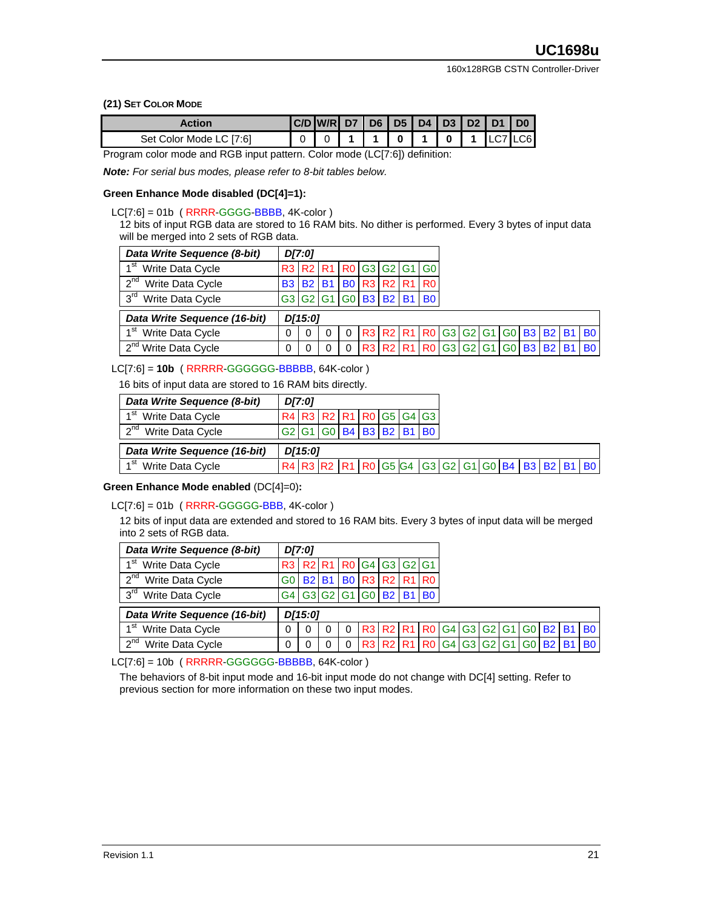### (21) Set Color Mode

| Action | C/D | W/R | D7 | D6 | D5 | D4 | D3 | D2 | D1 | D0 |
|---|---|---|---|---|---|---|---|---|---|---|
| Set Color Mode LC [7:6] | 0 | 0 | 1 | 1 | 0 | 1 | 0 | 1 | LC7 | LC6 |

Program color mode and RGB input pattern. Color mode (LC[7:6]) definition:

***Note:*** *For serial bus modes, please refer to 8-bit tables below.*

**Green Enhance Mode disabled (DC[4]=1):**

LC[7:6] = 01b ( RRRR-GGGG-BBBB, 4K-color )

12 bits of input RGB data are stored to 16 RAM bits. No dither is performed. Every 3 bytes of input data will be merged into 2 sets of RGB data.

| *Data Write Sequence (8-bit)* | *D[7:0]* | | | | | | | |
|---|---|---|---|---|---|---|---|---|
| 1st Write Data Cycle | R3 | R2 | R1 | R0 | G3 | G2 | G1 | G0 |
| 2nd Write Data Cycle | B3 | B2 | B1 | B0 | R3 | R2 | R1 | R0 |
| 3rd Write Data Cycle | G3 | G2 | G1 | G0 | B3 | B2 | B1 | B0 |

| *Data Write Sequence (16-bit)* | *D[15:0]* | | | | | | | | | | | | | | | |
|---|---|---|---|---|---|---|---|---|---|---|---|---|---|---|---|---|
| 1st Write Data Cycle | 0 | 0 | 0 | 0 | R3 | R2 | R1 | R0 | G3 | G2 | G1 | G0 | B3 | B2 | B1 | B0 |
| 2nd Write Data Cycle | 0 | 0 | 0 | 0 | R3 | R2 | R1 | R0 | G3 | G2 | G1 | G0 | B3 | B2 | B1 | B0 |

LC[7:6] = **10b** ( RRRRR-GGGGGG-BBBBB, 64K-color )

16 bits of input data are stored to 16 RAM bits directly.

| *Data Write Sequence (8-bit)* | *D[7:0]* | | | | | | | |
|---|---|---|---|---|---|---|---|---|
| 1st Write Data Cycle | R4 | R3 | R2 | R1 | R0 | G5 | G4 | G3 |
| 2nd Write Data Cycle | G2 | G1 | G0 | B4 | B3 | B2 | B1 | B0 |

| *Data Write Sequence (16-bit)* | *D[15:0]* | | | | | | | | | | | | | | | |
|---|---|---|---|---|---|---|---|---|---|---|---|---|---|---|---|---|
| 1st Write Data Cycle | R4 | R3 | R2 | R1 | R0 | G5 | G4 | G3 | G2 | G1 | G0 | B4 | B3 | B2 | B1 | B0 |

**Green Enhance Mode enabled** (DC[4]=0)**:**

LC[7:6] = 01b ( RRRR-GGGGG-BBB, 4K-color )

12 bits of input data are extended and stored to 16 RAM bits. Every 3 bytes of input data will be merged into 2 sets of RGB data.

| *Data Write Sequence (8-bit)* | *D[7:0]* | | | | | | | |
|---|---|---|---|---|---|---|---|---|
| 1st Write Data Cycle | R3 | R2 | R1 | R0 | G4 | G3 | G2 | G1 |
| 2nd Write Data Cycle | G0 | B2 | B1 | B0 | R3 | R2 | R1 | R0 |
| 3rd Write Data Cycle | G4 | G3 | G2 | G1 | G0 | B2 | B1 | B0 |

| *Data Write Sequence (16-bit)* | *D[15:0]* | | | | | | | | | | | | | | | |
|---|---|---|---|---|---|---|---|---|---|---|---|---|---|---|---|---|
| 1st Write Data Cycle | 0 | 0 | 0 | 0 | R3 | R2 | R1 | R0 | G4 | G3 | G2 | G1 | G0 | B2 | B1 | B0 |
| 2nd Write Data Cycle | 0 | 0 | 0 | 0 | R3 | R2 | R1 | R0 | G4 | G3 | G2 | G1 | G0 | B2 | B1 | B0 |

LC[7:6] = 10b ( RRRRR-GGGGGG-BBBBB, 64K-color )

The behaviors of 8-bit input mode and 16-bit input mode do not change with DC[4] setting. Refer to previous section for more information on these two input modes.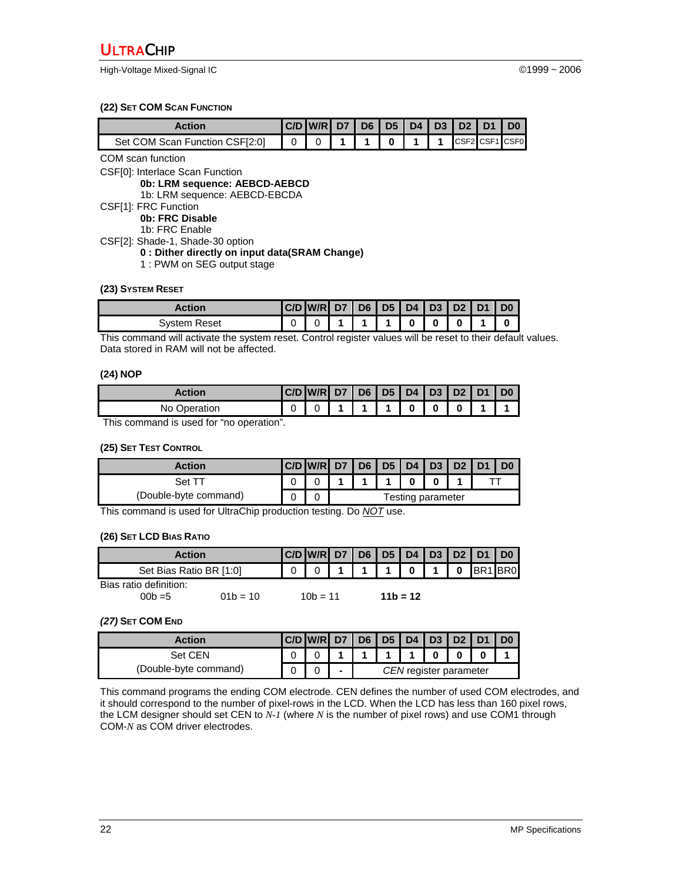### (22) Set COM Scan Function

| Action | C/D | W/R | D7 | D6 | D5 | D4 | D3 | D2 | D1 | D0 |
|---|---|---|---|---|---|---|---|---|---|---|
| Set COM Scan Function CSF[2:0] | 0 | 0 | 1 | 1 | 0 | 1 | 1 | CSF2 | CSF1 | CSF0 |

COM scan function

CSF[0]: Interlace Scan Function
- **0b: LRM sequence: AEBCD-AEBCD**
- 1b: LRM sequence: AEBCD-EBCDA

CSF[1]: FRC Function
- **0b: FRC Disable**
- 1b: FRC Enable

CSF[2]: Shade-1, Shade-30 option
- **0 : Dither directly on input data(SRAM Change)**
- 1 : PWM on SEG output stage

### (23) System Reset

| Action | C/D | W/R | D7 | D6 | D5 | D4 | D3 | D2 | D1 | D0 |
|---|---|---|---|---|---|---|---|---|---|---|
| System Reset | 0 | 0 | 1 | 1 | 1 | 0 | 0 | 0 | 1 | 0 |

This command will activate the system reset. Control register values will be reset to their default values. Data stored in RAM will not be affected.

### (24) NOP

| Action | C/D | W/R | D7 | D6 | D5 | D4 | D3 | D2 | D1 | D0 |
|---|---|---|---|---|---|---|---|---|---|---|
| No Operation | 0 | 0 | 1 | 1 | 1 | 0 | 0 | 0 | 1 | 1 |

This command is used for "no operation".

### (25) Set Test Control

| Action | C/D | W/R | D7 | D6 | D5 | D4 | D3 | D2 | D1 | D0 |
|---|---|---|---|---|---|---|---|---|---|---|
| Set TT | 0 | 0 | 1 | 1 | 1 | 0 | 0 | 1 | TT | |
| (Double-byte command) | 0 | 0 | Testing parameter | | | | | | | |

This command is used for UltraChip production testing. Do *NOT* use.

### (26) Set LCD Bias Ratio

| Action | C/D | W/R | D7 | D6 | D5 | D4 | D3 | D2 | D1 | D0 |
|---|---|---|---|---|---|---|---|---|---|---|
| Set Bias Ratio BR [1:0] | 0 | 0 | 1 | 1 | 1 | 0 | 1 | 0 | BR1 | BR0 |

Bias ratio definition:

00b =5 &nbsp;&nbsp;&nbsp; 01b = 10 &nbsp;&nbsp;&nbsp; 10b = 11 &nbsp;&nbsp;&nbsp; **11b = 12**

### *(27)* Set COM End

| Action | C/D | W/R | D7 | D6 | D5 | D4 | D3 | D2 | D1 | D0 |
|---|---|---|---|---|---|---|---|---|---|---|
| Set CEN | 0 | 0 | 1 | 1 | 1 | 1 | 0 | 0 | 0 | 1 |
| (Double-byte command) | 0 | 0 | - | *CEN* register parameter | | | | | | |

This command programs the ending COM electrode. CEN defines the number of used COM electrodes, and it should correspond to the number of pixel-rows in the LCD. When the LCD has less than 160 pixel rows, the LCM designer should set CEN to $N-1$ (where $N$ is the number of pixel rows) and use COM1 through COM-$N$ as COM driver electrodes.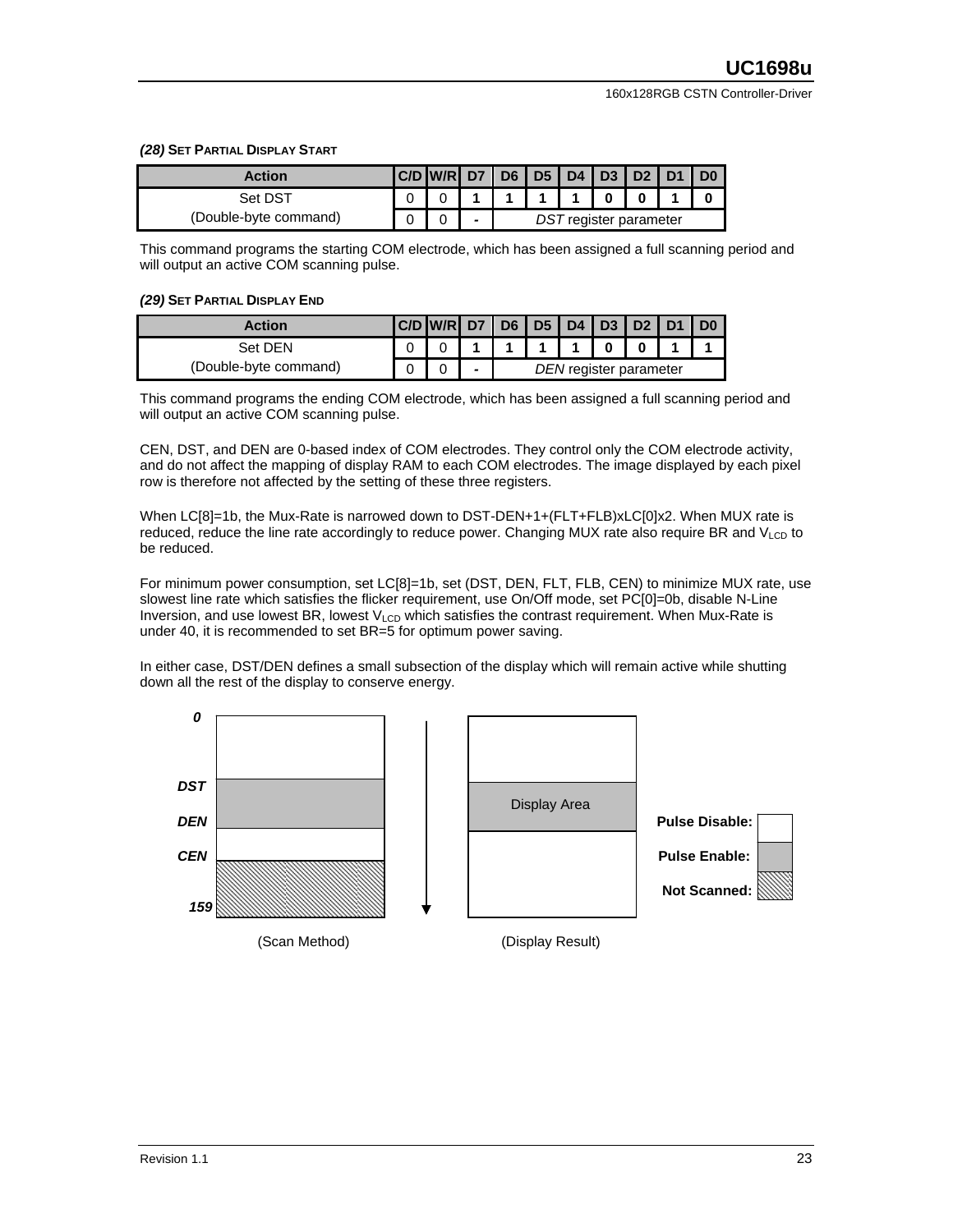### *(28)* Set Partial Display Start

| Action | C/D | W/R | D7 | D6 | D5 | D4 | D3 | D2 | D1 | D0 |
|---|---|---|---|---|---|---|---|---|---|---|
| Set DST | 0 | 0 | **1** | **1** | **1** | **1** | **0** | **0** | **1** | **0** |
| (Double-byte command) | 0 | 0 | **-** | *DST* register parameter | | | | | | |

This command programs the starting COM electrode, which has been assigned a full scanning period and will output an active COM scanning pulse.

### *(29)* Set Partial Display End

| Action | C/D | W/R | D7 | D6 | D5 | D4 | D3 | D2 | D1 | D0 |
|---|---|---|---|---|---|---|---|---|---|---|
| Set DEN | 0 | 0 | **1** | **1** | **1** | **1** | **0** | **0** | **1** | **1** |
| (Double-byte command) | 0 | 0 | **-** | *DEN* register parameter | | | | | | |

This command programs the ending COM electrode, which has been assigned a full scanning period and will output an active COM scanning pulse.

CEN, DST, and DEN are 0-based index of COM electrodes. They control only the COM electrode activity, and do not affect the mapping of display RAM to each COM electrodes. The image displayed by each pixel row is therefore not affected by the setting of these three registers.

When LC[8]=1b, the Mux-Rate is narrowed down to DST-DEN+1+(FLT+FLB)xLC[0]x2. When MUX rate is reduced, reduce the line rate accordingly to reduce power. Changing MUX rate also require BR and $V_{LCD}$ to be reduced.

For minimum power consumption, set LC[8]=1b, set (DST, DEN, FLT, FLB, CEN) to minimize MUX rate, use slowest line rate which satisfies the flicker requirement, use On/Off mode, set PC[0]=0b, disable N-Line Inversion, and use lowest BR, lowest $V_{LCD}$ which satisfies the contrast requirement. When Mux-Rate is under 40, it is recommended to set BR=5 for optimum power saving.

In either case, DST/DEN defines a small subsection of the display which will remain active while shutting down all the rest of the display to conserve energy.

**0**

**DST**

**DEN**

**CEN**

**159**

Display Area

**Pulse Disable:**

**Pulse Enable:**

**Not Scanned:**

(Scan Method) (Display Result)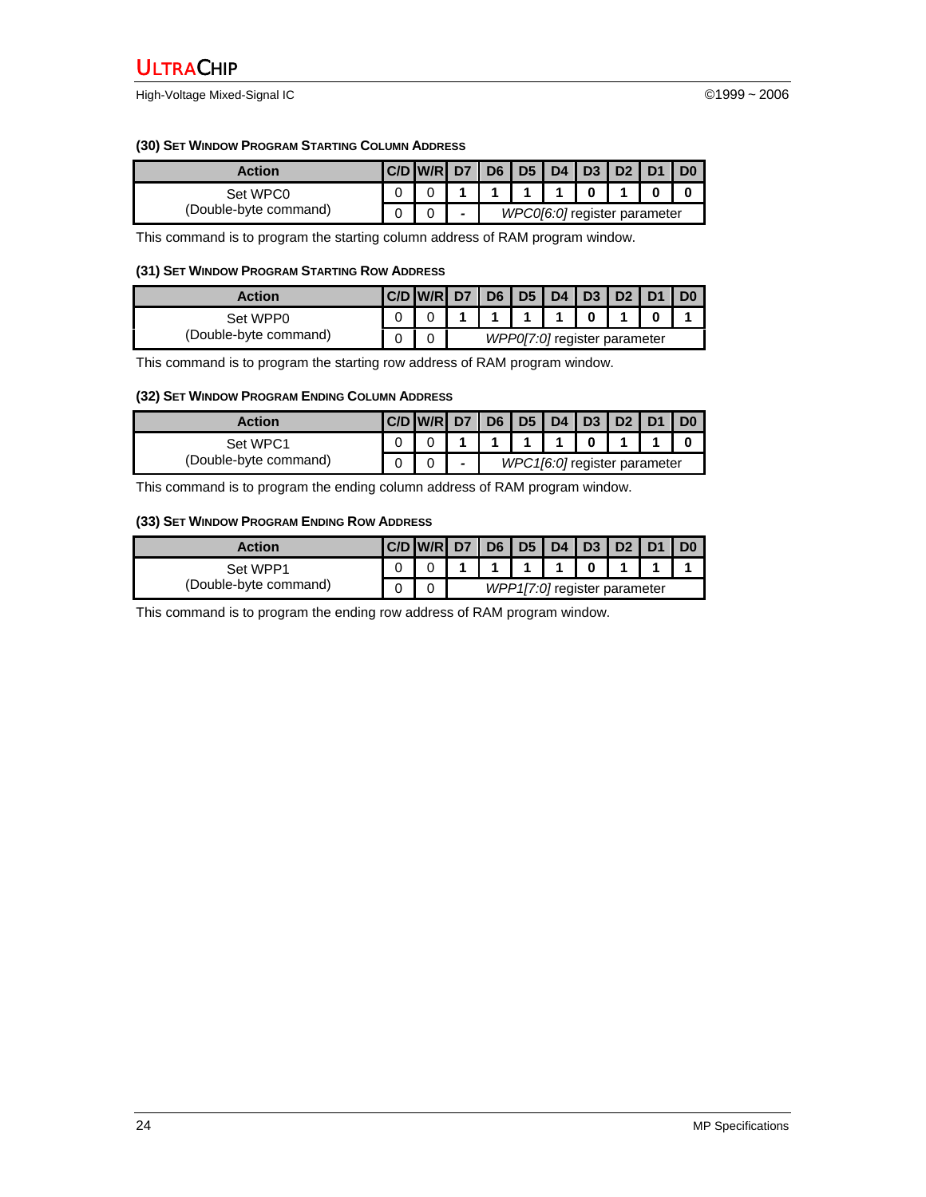### (30) Set Window Program Starting Column Address

| Action | C/D | W/R | D7 | D6 | D5 | D4 | D3 | D2 | D1 | D0 |
|---|---|---|---|---|---|---|---|---|---|---|
| Set WPC0 (Double-byte command) | 0 | 0 | 1 | 1 | 1 | 1 | 0 | 1 | 0 | 0 |
| | 0 | 0 | - | *WPC0[6:0]* register parameter | | | | | | |

This command is to program the starting column address of RAM program window.

### (31) Set Window Program Starting Row Address

| Action | C/D | W/R | D7 | D6 | D5 | D4 | D3 | D2 | D1 | D0 |
|---|---|---|---|---|---|---|---|---|---|---|
| Set WPP0 (Double-byte command) | 0 | 0 | 1 | 1 | 1 | 1 | 0 | 1 | 0 | 1 |
| | 0 | 0 | *WPP0[7:0]* register parameter | | | | | | | |

This command is to program the starting row address of RAM program window.

### (32) Set Window Program Ending Column Address

| Action | C/D | W/R | D7 | D6 | D5 | D4 | D3 | D2 | D1 | D0 |
|---|---|---|---|---|---|---|---|---|---|---|
| Set WPC1 (Double-byte command) | 0 | 0 | 1 | 1 | 1 | 1 | 0 | 1 | 1 | 0 |
| | 0 | 0 | - | *WPC1[6:0]* register parameter | | | | | | |

This command is to program the ending column address of RAM program window.

### (33) Set Window Program Ending Row Address

| Action | C/D | W/R | D7 | D6 | D5 | D4 | D3 | D2 | D1 | D0 |
|---|---|---|---|---|---|---|---|---|---|---|
| Set WPP1 (Double-byte command) | 0 | 0 | 1 | 1 | 1 | 1 | 0 | 1 | 1 | 1 |
| | 0 | 0 | *WPP1[7:0]* register parameter | | | | | | | |

This command is to program the ending row address of RAM program window.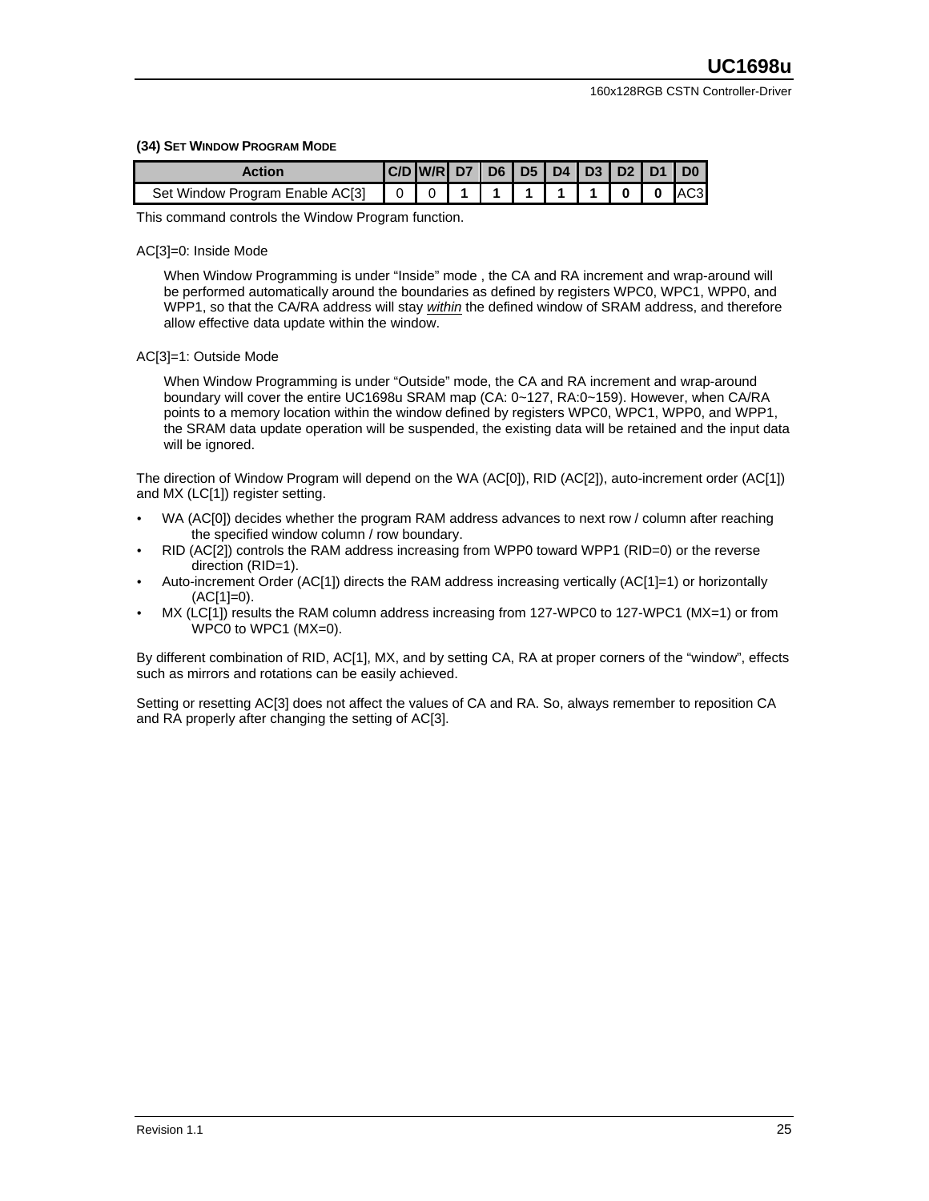### (34) SET WINDOW PROGRAM MODE

| Action | C/D | W/R | D7 | D6 | D5 | D4 | D3 | D2 | D1 | D0 |
|---|---|---|---|---|---|---|---|---|---|---|
| Set Window Program Enable AC[3] | 0 | 0 | **1** | **1** | **1** | **1** | **1** | **0** | **0** | AC3 |

This command controls the Window Program function.

AC[3]=0: Inside Mode

> When Window Programming is under "Inside" mode , the CA and RA increment and wrap-around will be performed automatically around the boundaries as defined by registers WPC0, WPC1, WPP0, and WPP1, so that the CA/RA address will stay ***within*** the defined window of SRAM address, and therefore allow effective data update within the window.

AC[3]=1: Outside Mode

> When Window Programming is under "Outside" mode, the CA and RA increment and wrap-around boundary will cover the entire UC1698u SRAM map (CA: 0~127, RA:0~159). However, when CA/RA points to a memory location within the window defined by registers WPC0, WPC1, WPP0, and WPP1, the SRAM data update operation will be suspended, the existing data will be retained and the input data will be ignored.

The direction of Window Program will depend on the WA (AC[0]), RID (AC[2]), auto-increment order (AC[1]) and MX (LC[1]) register setting.

- WA (AC[0]) decides whether the program RAM address advances to next row / column after reaching the specified window column / row boundary.
- RID (AC[2]) controls the RAM address increasing from WPP0 toward WPP1 (RID=0) or the reverse direction (RID=1).
- Auto-increment Order (AC[1]) directs the RAM address increasing vertically (AC[1]=1) or horizontally (AC[1]=0).
- MX (LC[1]) results the RAM column address increasing from 127-WPC0 to 127-WPC1 (MX=1) or from WPC0 to WPC1 (MX=0).

By different combination of RID, AC[1], MX, and by setting CA, RA at proper corners of the "window", effects such as mirrors and rotations can be easily achieved.

Setting or resetting AC[3] does not affect the values of CA and RA. So, always remember to reposition CA and RA properly after changing the setting of AC[3].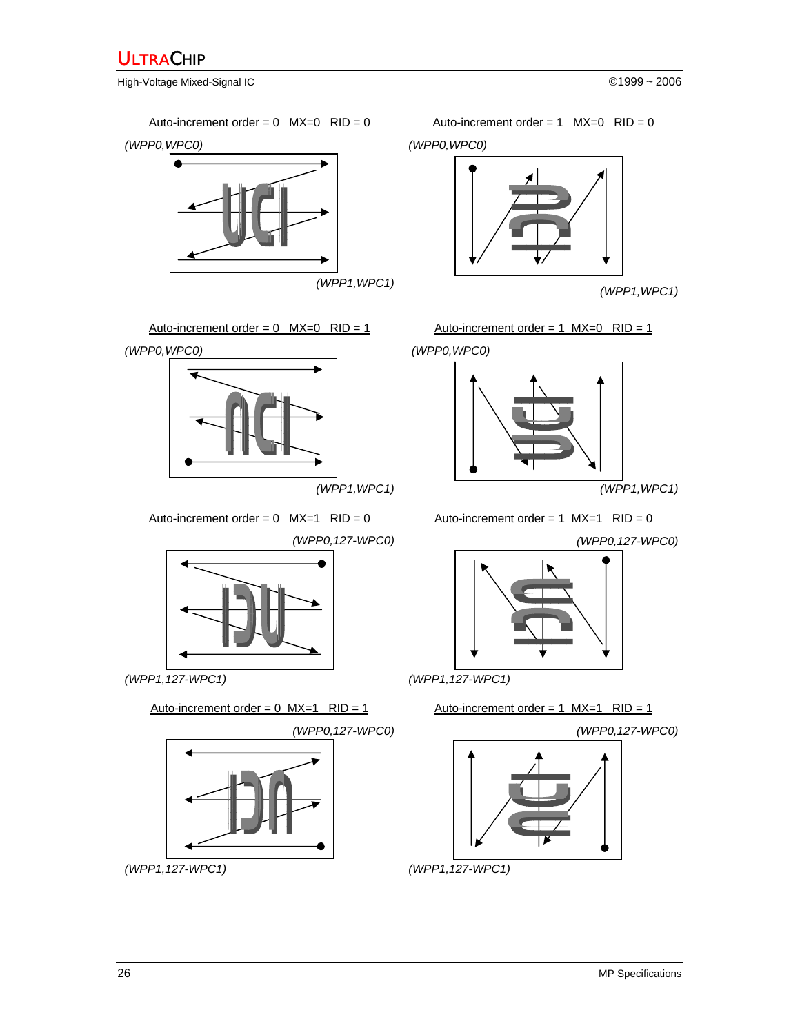Auto-increment order = 0 MX=0 RID = 0

*(WPP0,WPC0)*

*(WPP1,WPC1)*

Auto-increment order = 1 MX=0 RID = 0

*(WPP0,WPC0)*

*(WPP1,WPC1)*

Auto-increment order = 0 MX=0 RID = 1

*(WPP0,WPC0)*

*(WPP1,WPC1)*

Auto-increment order = 1 MX=0 RID = 1

*(WPP0,WPC0)*

*(WPP1,WPC1)*

Auto-increment order = 0 MX=1 RID = 0

*(WPP0,127-WPC0)*

*(WPP1,127-WPC1)*

Auto-increment order = 1 MX=1 RID = 0

*(WPP0,127-WPC0)*

*(WPP1,127-WPC1)*

Auto-increment order = 0 MX=1 RID = 1

*(WPP0,127-WPC0)*

*(WPP1,127-WPC1)*

Auto-increment order = 1 MX=1 RID = 1

*(WPP0,127-WPC0)*

*(WPP1,127-WPC1)*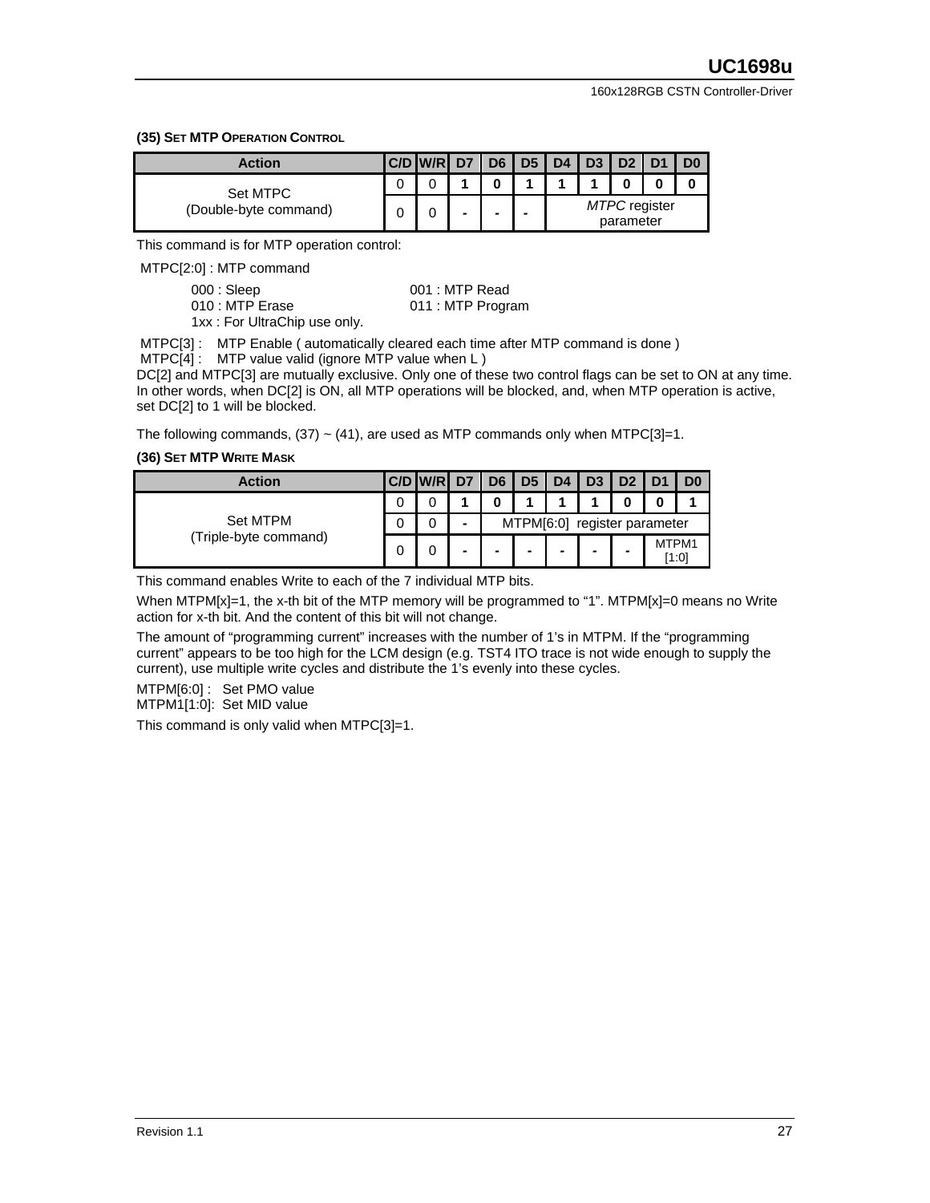### (35) SET MTP OPERATION CONTROL

| Action | C/D | W/R | D7 | D6 | D5 | D4 | D3 | D2 | D1 | D0 |
|---|---|---|---|---|---|---|---|---|---|---|
| Set MTPC (Double-byte command) | 0 | 0 | 1 | 0 | 1 | 1 | 1 | 0 | 0 | 0 |
| | 0 | 0 | - | - | - | *MTPC* register parameter | | | | |

This command is for MTP operation control:

MTPC[2:0] : MTP command

- 000 : Sleep
- 001 : MTP Read
- 010 : MTP Erase
- 011 : MTP Program
- 1xx : For UltraChip use only.

MTPC[3] : MTP Enable ( automatically cleared each time after MTP command is done )
MTPC[4] : MTP value valid (ignore MTP value when L )
DC[2] and MTPC[3] are mutually exclusive. Only one of these two control flags can be set to ON at any time. In other words, when DC[2] is ON, all MTP operations will be blocked, and, when MTP operation is active, set DC[2] to 1 will be blocked.

The following commands, (37) ~ (41), are used as MTP commands only when MTPC[3]=1.

### (36) SET MTP WRITE MASK

| Action | C/D | W/R | D7 | D6 | D5 | D4 | D3 | D2 | D1 | D0 |
|---|---|---|---|---|---|---|---|---|---|---|
| Set MTPM (Triple-byte command) | 0 | 0 | 1 | 0 | 1 | 1 | 1 | 0 | 0 | 1 |
| | 0 | 0 | - | MTPM[6:0] register parameter | | | | | | |
| | 0 | 0 | - | - | - | - | - | - | MTPM1 [1:0] | |

This command enables Write to each of the 7 individual MTP bits.

When MTPM[x]=1, the x-th bit of the MTP memory will be programmed to "1". MTPM[x]=0 means no Write action for x-th bit. And the content of this bit will not change.

The amount of "programming current" increases with the number of 1's in MTPM. If the "programming current" appears to be too high for the LCM design (e.g. TST4 ITO trace is not wide enough to supply the current), use multiple write cycles and distribute the 1's evenly into these cycles.

MTPM[6:0] : Set PMO value
MTPM1[1:0]: Set MID value

This command is only valid when MTPC[3]=1.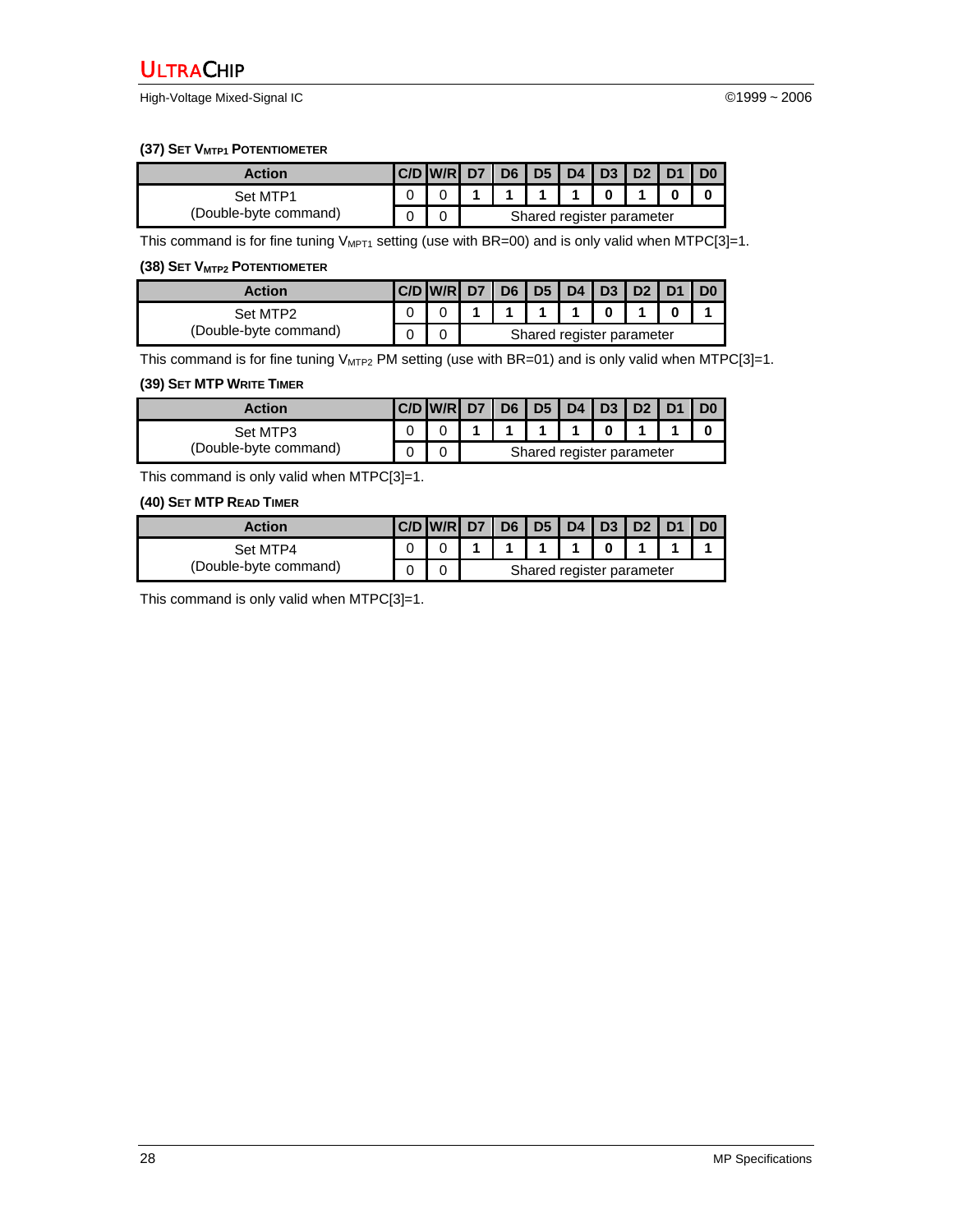### (37) SET $V_{MTP1}$ POTENTIOMETER

| Action | C/D | W/R | D7 | D6 | D5 | D4 | D3 | D2 | D1 | D0 |
|---|---|---|---|---|---|---|---|---|---|---|
| Set MTP1 (Double-byte command) | 0 | 0 | 1 | 1 | 1 | 1 | 0 | 1 | 0 | 0 |
| | 0 | 0 | Shared register parameter | | | | | | | |

This command is for fine tuning $V_{MPT1}$ setting (use with BR=00) and is only valid when MTPC[3]=1.

### (38) SET $V_{MTP2}$ POTENTIOMETER

| Action | C/D | W/R | D7 | D6 | D5 | D4 | D3 | D2 | D1 | D0 |
|---|---|---|---|---|---|---|---|---|---|---|
| Set MTP2 (Double-byte command) | 0 | 0 | 1 | 1 | 1 | 1 | 0 | 1 | 0 | 1 |
| | 0 | 0 | Shared register parameter | | | | | | | |

This command is for fine tuning $V_{MTP2}$ PM setting (use with BR=01) and is only valid when MTPC[3]=1.

### (39) SET MTP WRITE TIMER

| Action | C/D | W/R | D7 | D6 | D5 | D4 | D3 | D2 | D1 | D0 |
|---|---|---|---|---|---|---|---|---|---|---|
| Set MTP3 (Double-byte command) | 0 | 0 | 1 | 1 | 1 | 1 | 0 | 1 | 1 | 0 |
| | 0 | 0 | Shared register parameter | | | | | | | |

This command is only valid when MTPC[3]=1.

### (40) SET MTP READ TIMER

| Action | C/D | W/R | D7 | D6 | D5 | D4 | D3 | D2 | D1 | D0 |
|---|---|---|---|---|---|---|---|---|---|---|
| Set MTP4 (Double-byte command) | 0 | 0 | 1 | 1 | 1 | 1 | 0 | 1 | 1 | 1 |
| | 0 | 0 | Shared register parameter | | | | | | | |

This command is only valid when MTPC[3]=1.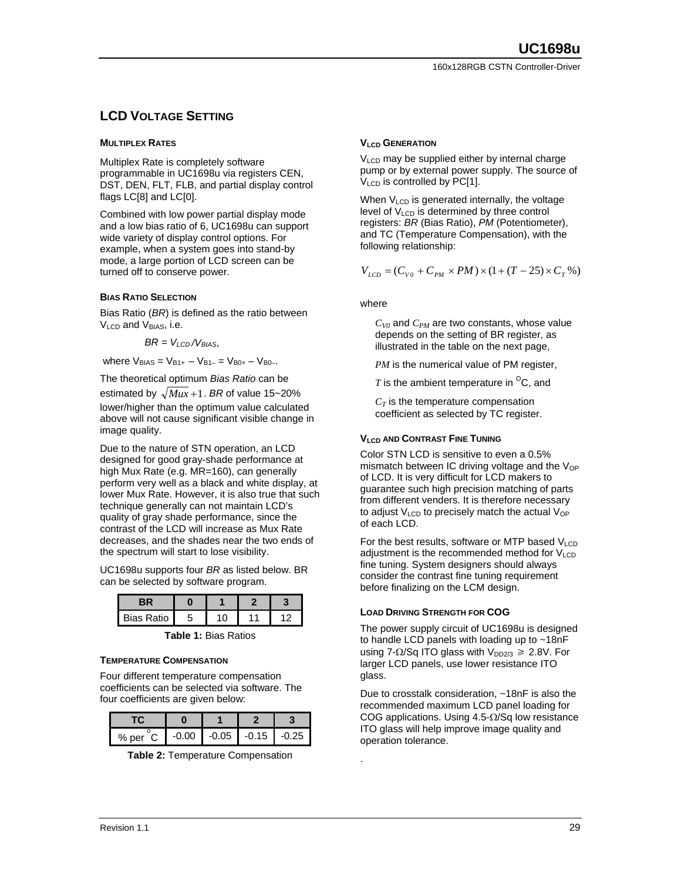## LCD VOLTAGE SETTING

### MULTIPLEX RATES

Multiplex Rate is completely software programmable in UC1698u via registers CEN, DST, DEN, FLT, FLB, and partial display control flags LC[8] and LC[0].

Combined with low power partial display mode and a low bias ratio of 6, UC1698u can support wide variety of display control options. For example, when a system goes into stand-by mode, a large portion of LCD screen can be turned off to conserve power.

### BIAS RATIO SELECTION

Bias Ratio (*BR*) is defined as the ratio between $V_{LCD}$ and $V_{BIAS}$, i.e.

$BR = V_{LCD}/V_{BIAS}$,

where $V_{BIAS} = V_{B1+} - V_{B1-} = V_{B0+} - V_{B0-}$.

The theoretical optimum *Bias Ratio* can be estimated by $\sqrt{Mux}+1$. *BR* of value 15~20% lower/higher than the optimum value calculated above will not cause significant visible change in image quality.

Due to the nature of STN operation, an LCD designed for good gray-shade performance at high Mux Rate (e.g. MR=160), can generally perform very well as a black and white display, at lower Mux Rate. However, it is also true that such technique generally can not maintain LCD's quality of gray shade performance, since the contrast of the LCD will increase as Mux Rate decreases, and the shades near the two ends of the spectrum will start to lose visibility.

UC1698u supports four *BR* as listed below. BR can be selected by software program.

| BR | 0 | 1 | 2 | 3 |
|---|---|---|---|---|
| Bias Ratio | 5 | 10 | 11 | 12 |

**Table 1:** Bias Ratios

### TEMPERATURE COMPENSATION

Four different temperature compensation coefficients can be selected via software. The four coefficients are given below:

| TC | 0 | 1 | 2 | 3 |
|---|---|---|---|---|
| % per °C | -0.00 | -0.05 | -0.15 | -0.25 |

**Table 2:** Temperature Compensation

### $V_{LCD}$ GENERATION

$V_{LCD}$ may be supplied either by internal charge pump or by external power supply. The source of $V_{LCD}$ is controlled by PC[1].

When $V_{LCD}$ is generated internally, the voltage level of $V_{LCD}$ is determined by three control registers: *BR* (Bias Ratio), *PM* (Potentiometer), and TC (Temperature Compensation), with the following relationship:

$$V_{LCD} = (C_{V0} + C_{PM} \times PM) \times (1 + (T - 25) \times C_T \%)$$

where

$C_{V0}$ and $C_{PM}$ are two constants, whose value depends on the setting of BR register, as illustrated in the table on the next page,

$PM$ is the numerical value of PM register,

$T$ is the ambient temperature in $^{O}$C, and

$C_T$ is the temperature compensation coefficient as selected by TC register.

### $V_{LCD}$ AND CONTRAST FINE TUNING

Color STN LCD is sensitive to even a 0.5% mismatch between IC driving voltage and the $V_{OP}$ of LCD. It is very difficult for LCD makers to guarantee such high precision matching of parts from different venders. It is therefore necessary to adjust $V_{LCD}$ to precisely match the actual $V_{OP}$ of each LCD.

For the best results, software or MTP based $V_{LCD}$ adjustment is the recommended method for $V_{LCD}$ fine tuning. System designers should always consider the contrast fine tuning requirement before finalizing on the LCM design.

### LOAD DRIVING STRENGTH FOR COG

The power supply circuit of UC1698u is designed to handle LCD panels with loading up to ~18nF using 7-Ω/Sq ITO glass with $V_{DD2/3} \geqslant 2.8V$. For larger LCD panels, use lower resistance ITO glass.

Due to crosstalk consideration, ~18nF is also the recommended maximum LCD panel loading for COG applications. Using 4.5-Ω/Sq low resistance ITO glass will help improve image quality and operation tolerance.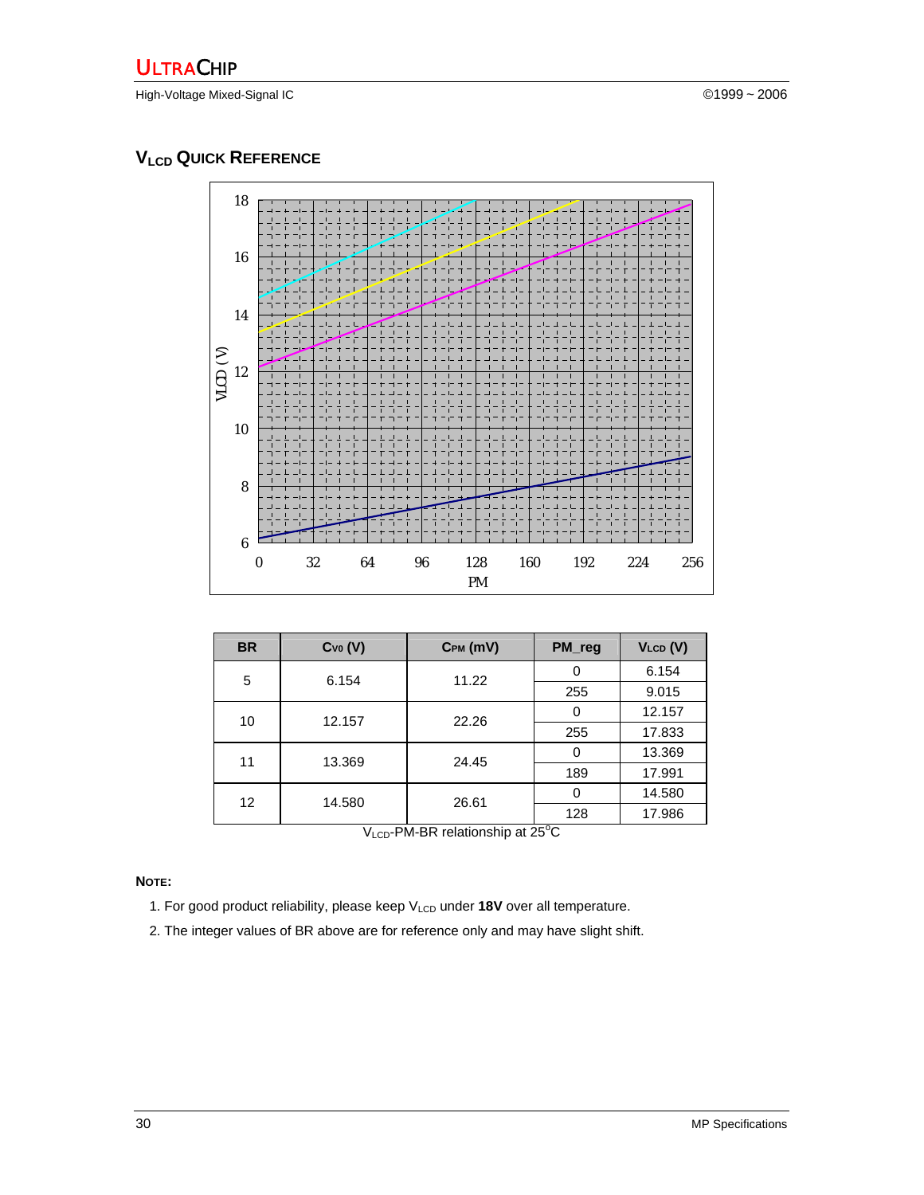## $V_{LCD}$ QUICK REFERENCE

| BR | $C_{V0}$ (V) | $C_{PM}$ (mV) | PM_reg | $V_{LCD}$ (V) |
|---|---|---|---|---|
| 5 | 6.154 | 11.22 | 0 | 6.154 |
| | | | 255 | 9.015 |
| 10 | 12.157 | 22.26 | 0 | 12.157 |
| | | | 255 | 17.833 |
| 11 | 13.369 | 24.45 | 0 | 13.369 |
| | | | 189 | 17.991 |
| 12 | 14.580 | 26.61 | 0 | 14.580 |
| | | | 128 | 17.986 |

$V_{LCD}$-PM-BR relationship at 25°C

**NOTE:**

1. For good product reliability, please keep $V_{LCD}$ under **18V** over all temperature.
2. The integer values of BR above are for reference only and may have slight shift.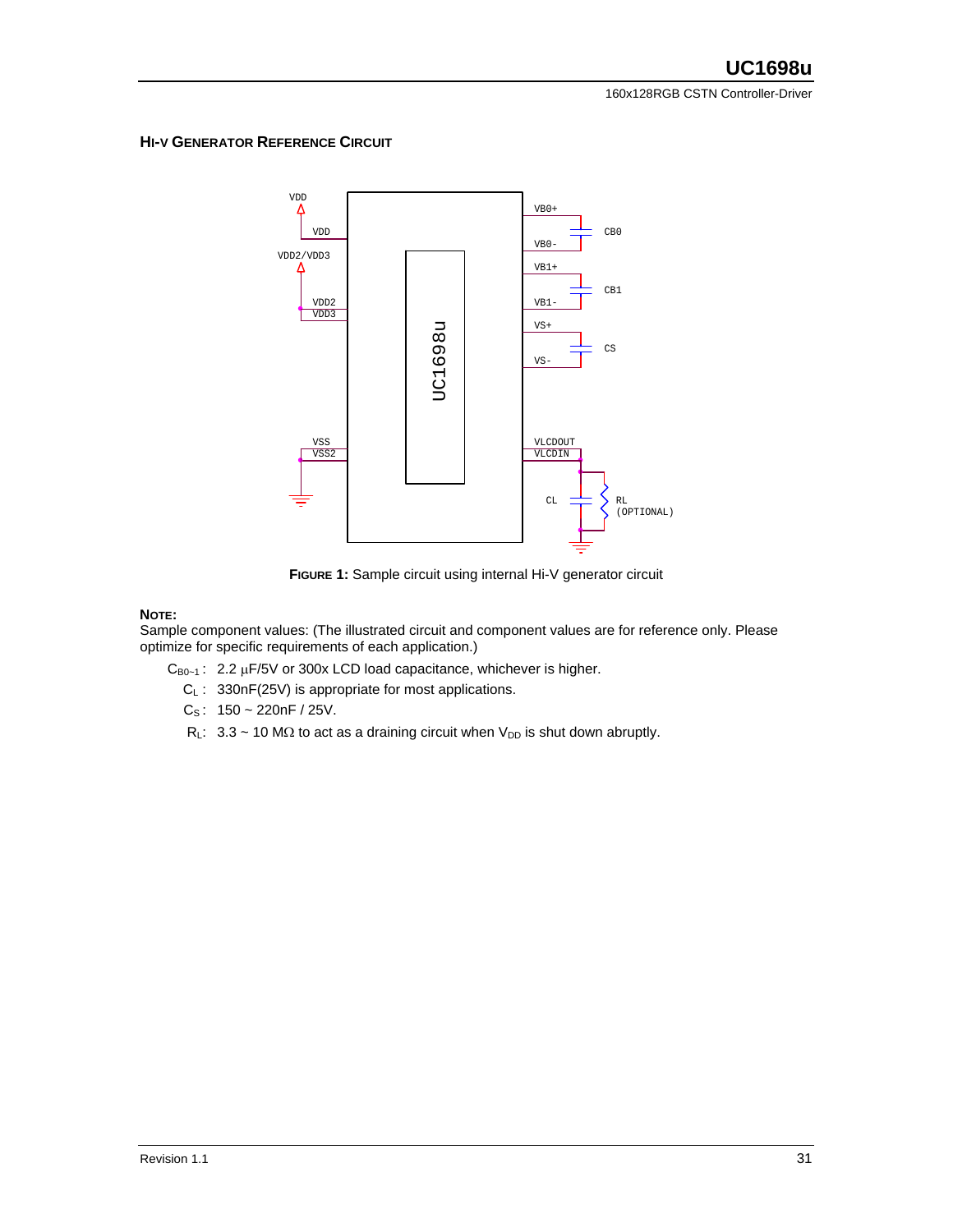### HI-V GENERATOR REFERENCE CIRCUIT

**FIGURE 1:** Sample circuit using internal Hi-V generator circuit

**NOTE:**

Sample component values: (The illustrated circuit and component values are for reference only. Please optimize for specific requirements of each application.)

- $C_{B0\sim1}$ : 2.2 μF/5V or 300x LCD load capacitance, whichever is higher.
- $C_L$ : 330nF(25V) is appropriate for most applications.
- $C_S$ : 150 ~ 220nF / 25V.
- $R_L$: 3.3 ~ 10 MΩ to act as a draining circuit when $V_{DD}$ is shut down abruptly.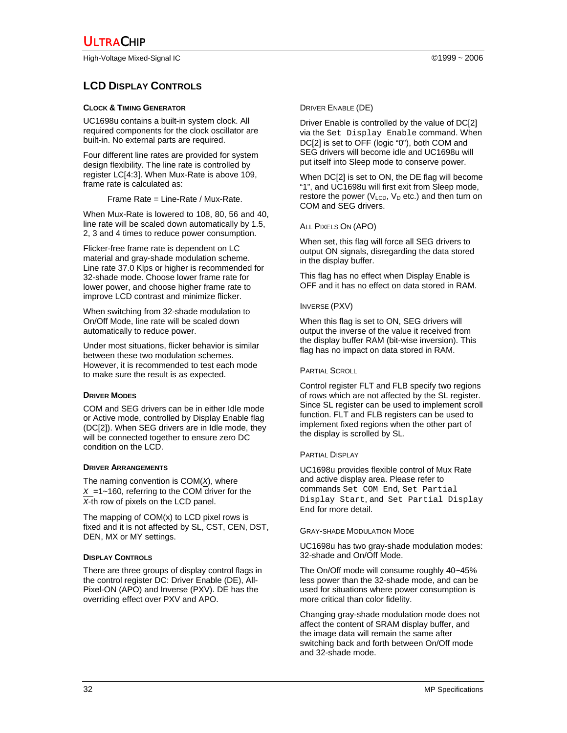## LCD Display Controls

### Clock & Timing Generator

UC1698u contains a built-in system clock. All required components for the clock oscillator are built-in. No external parts are required.

Four different line rates are provided for system design flexibility. The line rate is controlled by register LC[4:3]. When Mux-Rate is above 109, frame rate is calculated as:

Frame Rate = Line-Rate / Mux-Rate.

When Mux-Rate is lowered to 108, 80, 56 and 40, line rate will be scaled down automatically by 1.5, 2, 3 and 4 times to reduce power consumption.

Flicker-free frame rate is dependent on LC material and gray-shade modulation scheme. Line rate 37.0 Klps or higher is recommended for 32-shade mode. Choose lower frame rate for lower power, and choose higher frame rate to improve LCD contrast and minimize flicker.

When switching from 32-shade modulation to On/Off Mode, line rate will be scaled down automatically to reduce power.

Under most situations, flicker behavior is similar between these two modulation schemes. However, it is recommended to test each mode to make sure the result is as expected.

### Driver Modes

COM and SEG drivers can be in either Idle mode or Active mode, controlled by Display Enable flag (DC[2]). When SEG drivers are in Idle mode, they will be connected together to ensure zero DC condition on the LCD.

### Driver Arrangements

The naming convention is COM(*X*), where *X* =1~160, referring to the COM driver for the *X*-th row of pixels on the LCD panel.

The mapping of COM(x) to LCD pixel rows is fixed and it is not affected by SL, CST, CEN, DST, DEN, MX or MY settings.

### Display Controls

There are three groups of display control flags in the control register DC: Driver Enable (DE), All-Pixel-ON (APO) and Inverse (PXV). DE has the overriding effect over PXV and APO.

#### Driver Enable (DE)

Driver Enable is controlled by the value of DC[2] via the `Set Display Enable` command. When DC[2] is set to OFF (logic "0"), both COM and SEG drivers will become idle and UC1698u will put itself into Sleep mode to conserve power.

When DC[2] is set to ON, the DE flag will become "1", and UC1698u will first exit from Sleep mode, restore the power ($V_{LCD}$, $V_D$ etc.) and then turn on COM and SEG drivers.

#### All Pixels On (APO)

When set, this flag will force all SEG drivers to output ON signals, disregarding the data stored in the display buffer.

This flag has no effect when Display Enable is OFF and it has no effect on data stored in RAM.

#### Inverse (PXV)

When this flag is set to ON, SEG drivers will output the inverse of the value it received from the display buffer RAM (bit-wise inversion). This flag has no impact on data stored in RAM.

#### Partial Scroll

Control register FLT and FLB specify two regions of rows which are not affected by the SL register. Since SL register can be used to implement scroll function. FLT and FLB registers can be used to implement fixed regions when the other part of the display is scrolled by SL.

#### Partial Display

UC1698u provides flexible control of Mux Rate and active display area. Please refer to commands `Set COM End`, `Set Partial Display Start`, and `Set Partial Display End` for more detail.

#### Gray-Shade Modulation Mode

UC1698u has two gray-shade modulation modes: 32-shade and On/Off Mode.

The On/Off mode will consume roughly 40~45% less power than the 32-shade mode, and can be used for situations where power consumption is more critical than color fidelity.

Changing gray-shade modulation mode does not affect the content of SRAM display buffer, and the image data will remain the same after switching back and forth between On/Off mode and 32-shade mode.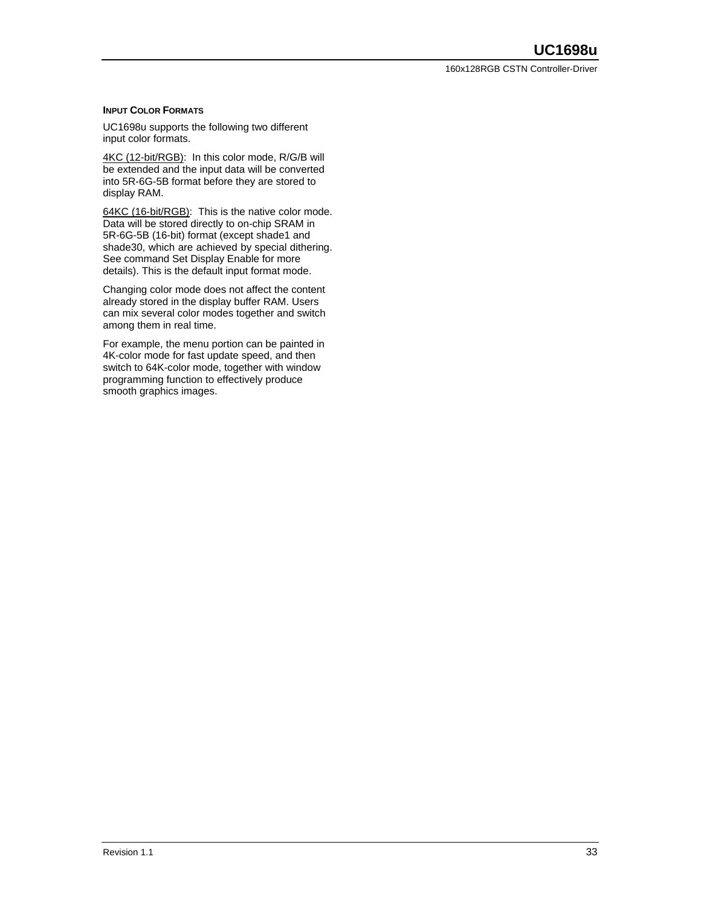### Input Color Formats

UC1698u supports the following two different input color formats.

4KC (12-bit/RGB): In this color mode, R/G/B will be extended and the input data will be converted into 5R-6G-5B format before they are stored to display RAM.

64KC (16-bit/RGB): This is the native color mode. Data will be stored directly to on-chip SRAM in 5R-6G-5B (16-bit) format (except shade1 and shade30, which are achieved by special dithering. See command Set Display Enable for more details). This is the default input format mode.

Changing color mode does not affect the content already stored in the display buffer RAM. Users can mix several color modes together and switch among them in real time.

For example, the menu portion can be painted in 4K-color mode for fast update speed, and then switch to 64K-color mode, together with window programming function to effectively produce smooth graphics images.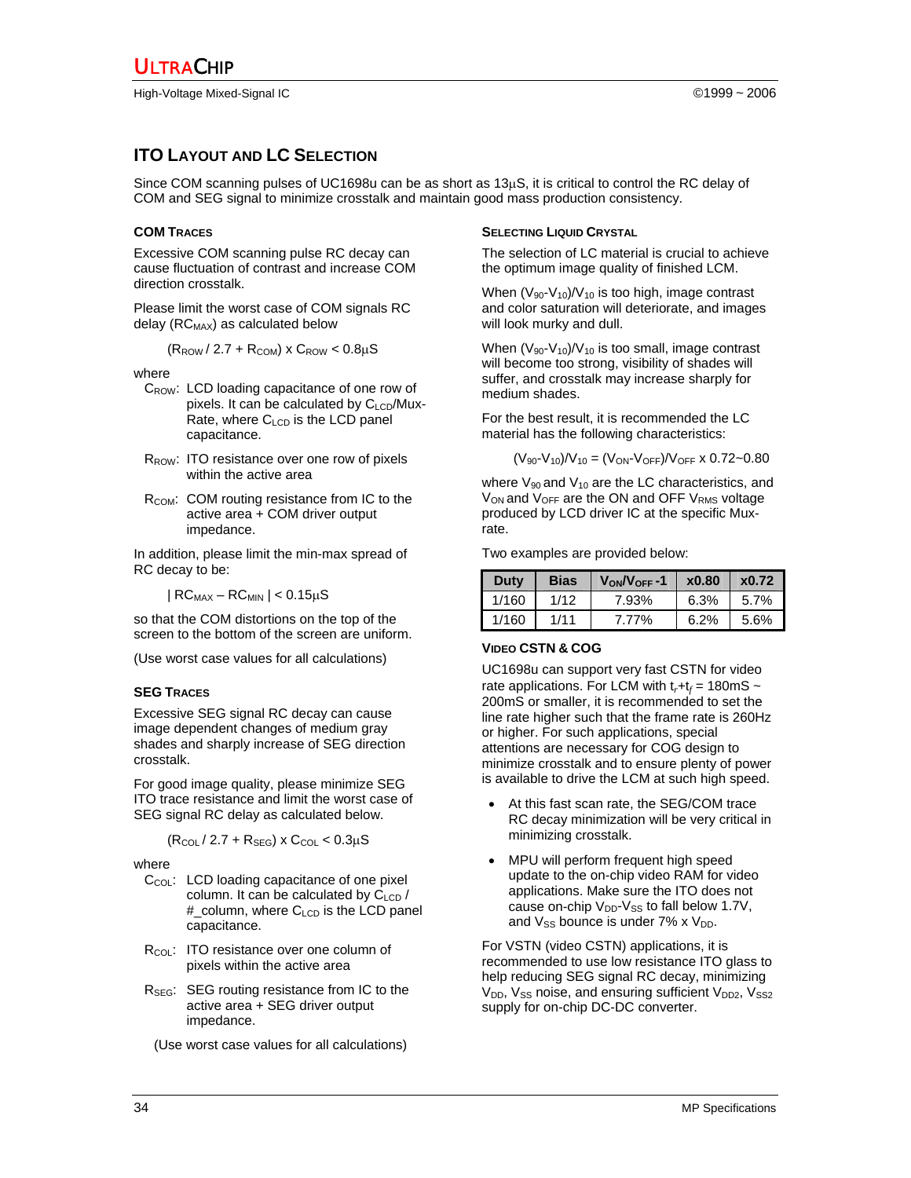## ITO Layout and LC Selection

Since COM scanning pulses of UC1698u can be as short as 13µS, it is critical to control the RC delay of COM and SEG signal to minimize crosstalk and maintain good mass production consistency.

### COM Traces

Excessive COM scanning pulse RC decay can cause fluctuation of contrast and increase COM direction crosstalk.

Please limit the worst case of COM signals RC delay ($RC_{MAX}$) as calculated below

$$(R_{ROW} / 2.7 + R_{COM}) \times C_{ROW} < 0.8\mu S$$

where

- $C_{ROW}$: LCD loading capacitance of one row of pixels. It can be calculated by $C_{LCD}$/Mux-Rate, where $C_{LCD}$ is the LCD panel capacitance.
- $R_{ROW}$: ITO resistance over one row of pixels within the active area
- $R_{COM}$: COM routing resistance from IC to the active area + COM driver output impedance.

In addition, please limit the min-max spread of RC decay to be:

$$| RC_{MAX} - RC_{MIN} | < 0.15\mu S$$

so that the COM distortions on the top of the screen to the bottom of the screen are uniform.

(Use worst case values for all calculations)

### SEG Traces

Excessive SEG signal RC decay can cause image dependent changes of medium gray shades and sharply increase of SEG direction crosstalk.

For good image quality, please minimize SEG ITO trace resistance and limit the worst case of SEG signal RC delay as calculated below.

$$(R_{COL} / 2.7 + R_{SEG}) \times C_{COL} < 0.3\mu S$$

where

- $C_{COL}$: LCD loading capacitance of one pixel column. It can be calculated by $C_{LCD}$ / #_column, where $C_{LCD}$ is the LCD panel capacitance.
- $R_{COL}$: ITO resistance over one column of pixels within the active area
- $R_{SEG}$: SEG routing resistance from IC to the active area + SEG driver output impedance.

(Use worst case values for all calculations)

### Selecting Liquid Crystal

The selection of LC material is crucial to achieve the optimum image quality of finished LCM.

When $(V_{90}-V_{10})/V_{10}$ is too high, image contrast and color saturation will deteriorate, and images will look murky and dull.

When $(V_{90}-V_{10})/V_{10}$ is too small, image contrast will become too strong, visibility of shades will suffer, and crosstalk may increase sharply for medium shades.

For the best result, it is recommended the LC material has the following characteristics:

$$(V_{90}-V_{10})/V_{10} = (V_{ON}-V_{OFF})/V_{OFF} \times 0.72\text{~}0.80$$

where $V_{90}$ and $V_{10}$ are the LC characteristics, and $V_{ON}$ and $V_{OFF}$ are the ON and OFF $V_{RMS}$ voltage produced by LCD driver IC at the specific Mux-rate.

Two examples are provided below:

| Duty | Bias | $V_{ON}/V_{OFF}$ -1 | x0.80 | x0.72 |
|---|---|---|---|---|
| 1/160 | 1/12 | 7.93% | 6.3% | 5.7% |
| 1/160 | 1/11 | 7.77% | 6.2% | 5.6% |

### Video CSTN & COG

UC1698u can support very fast CSTN for video rate applications. For LCM with $t_r+t_f$ = 180mS ~ 200mS or smaller, it is recommended to set the line rate higher such that the frame rate is 260Hz or higher. For such applications, special attentions are necessary for COG design to minimize crosstalk and to ensure plenty of power is available to drive the LCM at such high speed.

- At this fast scan rate, the SEG/COM trace RC decay minimization will be very critical in minimizing crosstalk.
- MPU will perform frequent high speed update to the on-chip video RAM for video applications. Make sure the ITO does not cause on-chip $V_{DD}$-$V_{SS}$ to fall below 1.7V, and $V_{SS}$ bounce is under 7% x $V_{DD}$.

For VSTN (video CSTN) applications, it is recommended to use low resistance ITO glass to help reducing SEG signal RC decay, minimizing $V_{DD}$, $V_{SS}$ noise, and ensuring sufficient $V_{DD2}$, $V_{SS2}$ supply for on-chip DC-DC converter.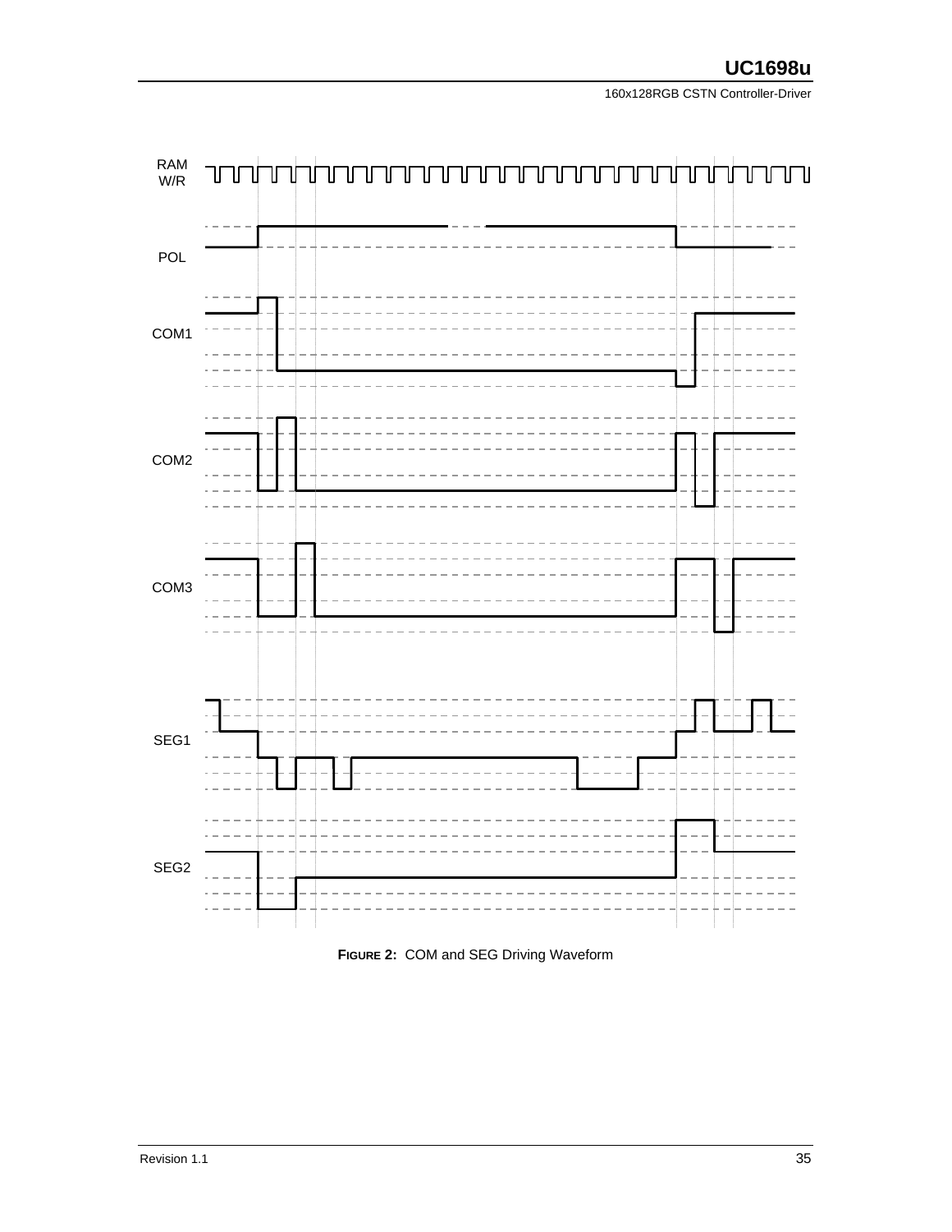RAM W/R

POL

COM1

COM2

COM3

SEG1

SEG2

**FIGURE 2:** COM and SEG Driving Waveform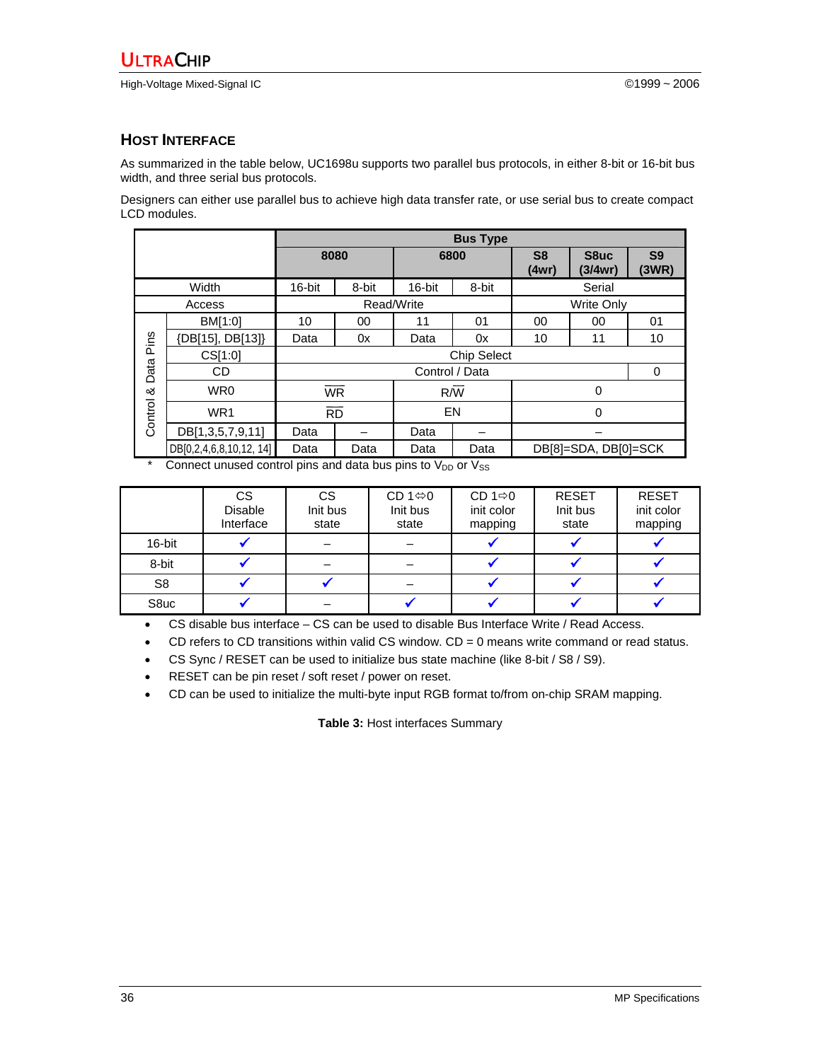## HOST INTERFACE

As summarized in the table below, UC1698u supports two parallel bus protocols, in either 8-bit or 16-bit bus width, and three serial bus protocols.

Designers can either use parallel bus to achieve high data transfer rate, or use serial bus to create compact LCD modules.

| | | Bus Type | | | | | | |
|---|---|---|---|---|---|---|---|---|
| | | 8080 | | 6800 | | S8 (4wr) | S8uc (3/4wr) | S9 (3WR) |
| Width | | 16-bit | 8-bit | 16-bit | 8-bit | Serial | | |
| Access | | Read/Write | | | | Write Only | | |
| Control & Data Pins | BM[1:0] | 10 | 00 | 11 | 01 | 00 | 00 | 01 |
| | {DB[15], DB[13]} | Data | 0x | Data | 0x | 10 | 11 | 10 |
| | CS[1:0] | Chip Select | | | | | | |
| | CD | Control / Data | | | | | | 0 |
| | WR0 | $\overline{WR}$ | | R/$\overline{W}$ | | 0 | | |
| | WR1 | $\overline{RD}$ | | EN | | 0 | | |
| | DB[1,3,5,7,9,11] | Data | – | Data | – | – | | |
| | DB[0,2,4,6,8,10,12, 14] | Data | Data | Data | Data | DB[8]=SDA, DB[0]=SCK | | |

\* Connect unused control pins and data bus pins to $V_{DD}$ or $V_{SS}$

| | CS Disable Interface | CS Init bus state | CD 1⇔0 Init bus state | CD 1⇨0 init color mapping | RESET Init bus state | RESET init color mapping |
|---|---|---|---|---|---|---|
| 16-bit | ✓ | – | – | ✓ | ✓ | ✓ |
| 8-bit | ✓ | – | – | ✓ | ✓ | ✓ |
| S8 | ✓ | ✓ | – | ✓ | ✓ | ✓ |
| S8uc | ✓ | – | ✓ | ✓ | ✓ | ✓ |

- CS disable bus interface – CS can be used to disable Bus Interface Write / Read Access.
- CD refers to CD transitions within valid CS window. CD = 0 means write command or read status.
- CS Sync / RESET can be used to initialize bus state machine (like 8-bit / S8 / S9).
- RESET can be pin reset / soft reset / power on reset.
- CD can be used to initialize the multi-byte input RGB format to/from on-chip SRAM mapping.

**Table 3:** Host interfaces Summary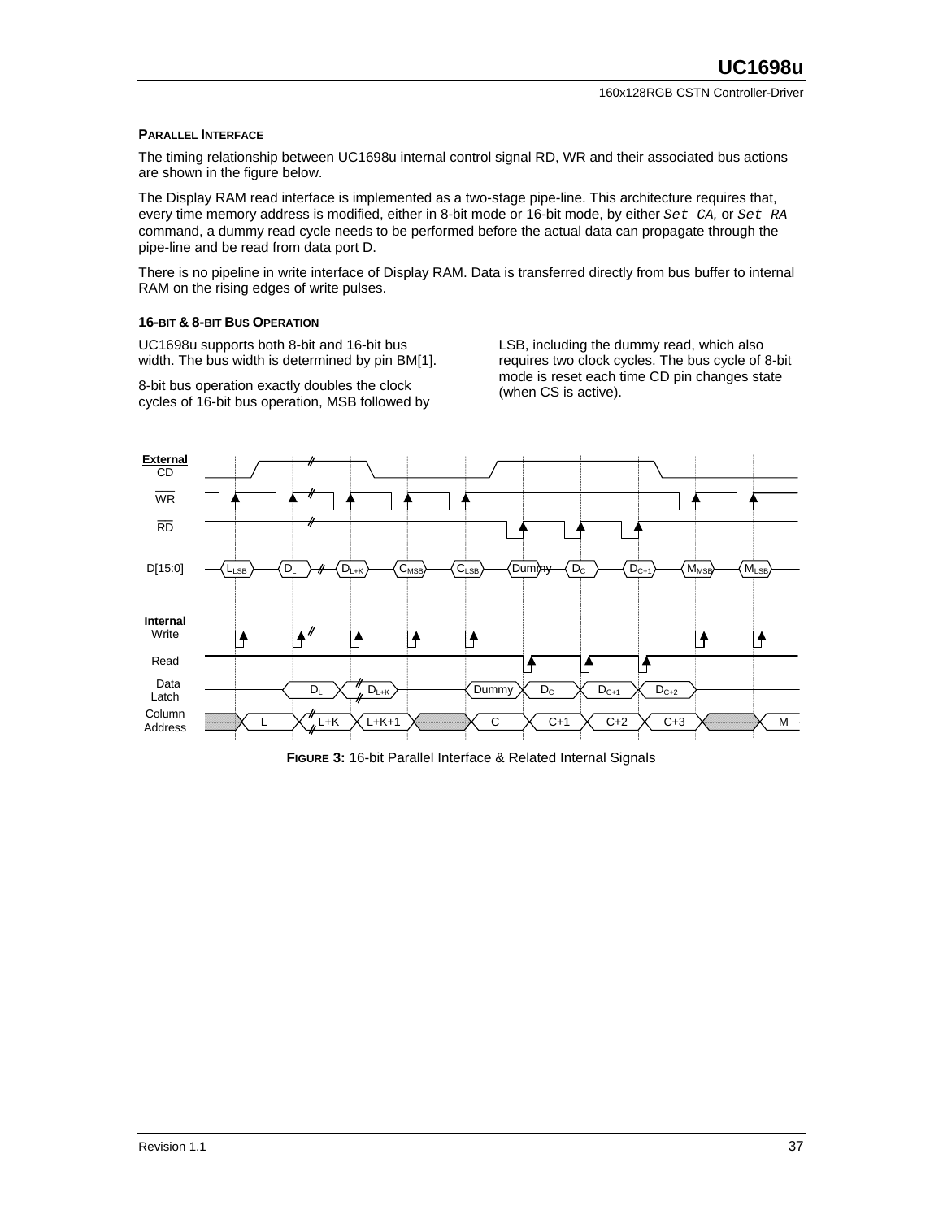### Parallel Interface

The timing relationship between UC1698u internal control signal RD, WR and their associated bus actions are shown in the figure below.

The Display RAM read interface is implemented as a two-stage pipe-line. This architecture requires that, every time memory address is modified, either in 8-bit mode or 16-bit mode, by either `Set CA`, or `Set RA` command, a dummy read cycle needs to be performed before the actual data can propagate through the pipe-line and be read from data port D.

There is no pipeline in write interface of Display RAM. Data is transferred directly from bus buffer to internal RAM on the rising edges of write pulses.

### 16-bit & 8-bit Bus Operation

UC1698u supports both 8-bit and 16-bit bus width. The bus width is determined by pin BM[1].

8-bit bus operation exactly doubles the clock cycles of 16-bit bus operation, MSB followed by LSB, including the dummy read, which also requires two clock cycles. The bus cycle of 8-bit mode is reset each time CD pin changes state (when CS is active).

**Figure 3:** 16-bit Parallel Interface & Related Internal Signals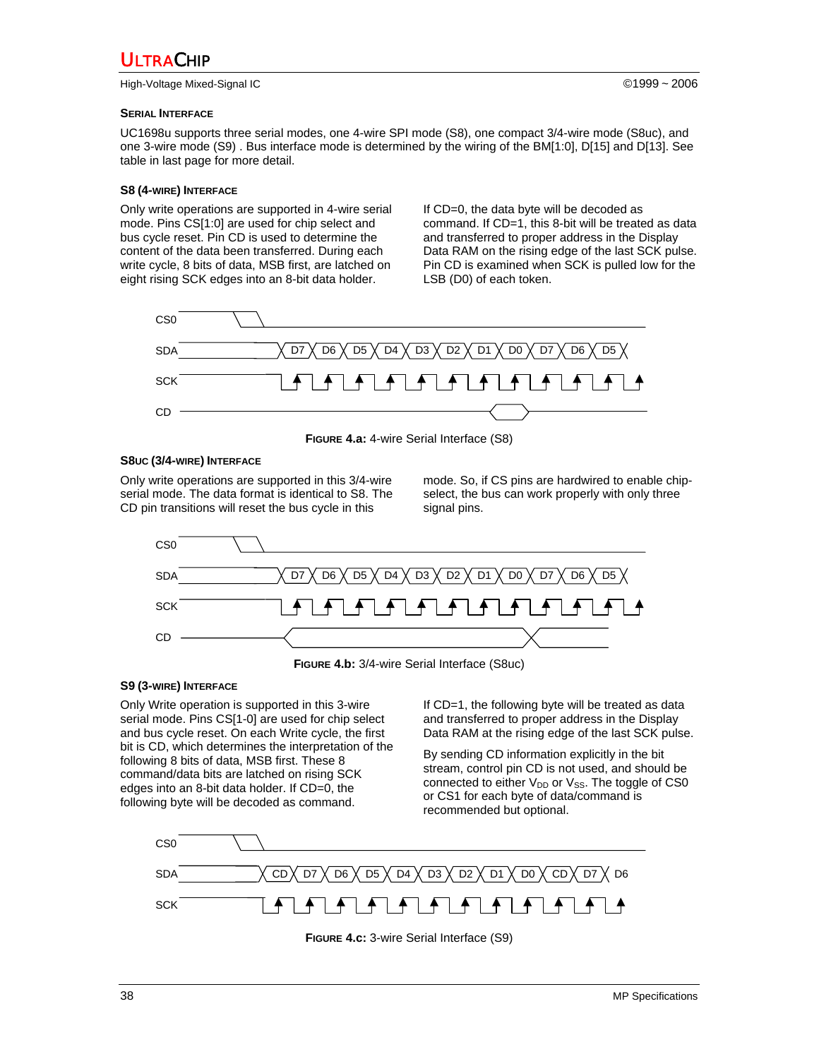### Serial Interface

UC1698u supports three serial modes, one 4-wire SPI mode (S8), one compact 3/4-wire mode (S8uc), and one 3-wire mode (S9) . Bus interface mode is determined by the wiring of the BM[1:0], D[15] and D[13]. See table in last page for more detail.

#### S8 (4-wire) Interface

Only write operations are supported in 4-wire serial mode. Pins CS[1:0] are used for chip select and bus cycle reset. Pin CD is used to determine the content of the data been transferred. During each write cycle, 8 bits of data, MSB first, are latched on eight rising SCK edges into an 8-bit data holder.

If CD=0, the data byte will be decoded as command. If CD=1, this 8-bit will be treated as data and transferred to proper address in the Display Data RAM on the rising edge of the last SCK pulse. Pin CD is examined when SCK is pulled low for the LSB (D0) of each token.

**Figure 4.a:** 4-wire Serial Interface (S8)

#### S8uc (3/4-wire) Interface

Only write operations are supported in this 3/4-wire serial mode. The data format is identical to S8. The CD pin transitions will reset the bus cycle in this mode. So, if CS pins are hardwired to enable chip-select, the bus can work properly with only three signal pins.

**Figure 4.b:** 3/4-wire Serial Interface (S8uc)

#### S9 (3-wire) Interface

Only Write operation is supported in this 3-wire serial mode. Pins CS[1-0] are used for chip select and bus cycle reset. On each Write cycle, the first bit is CD, which determines the interpretation of the following 8 bits of data, MSB first. These 8 command/data bits are latched on rising SCK edges into an 8-bit data holder. If CD=0, the following byte will be decoded as command.

If CD=1, the following byte will be treated as data and transferred to proper address in the Display Data RAM at the rising edge of the last SCK pulse.

By sending CD information explicitly in the bit stream, control pin CD is not used, and should be connected to either $V_{DD}$ or $V_{SS}$. The toggle of CS0 or CS1 for each byte of data/command is recommended but optional.

**Figure 4.c:** 3-wire Serial Interface (S9)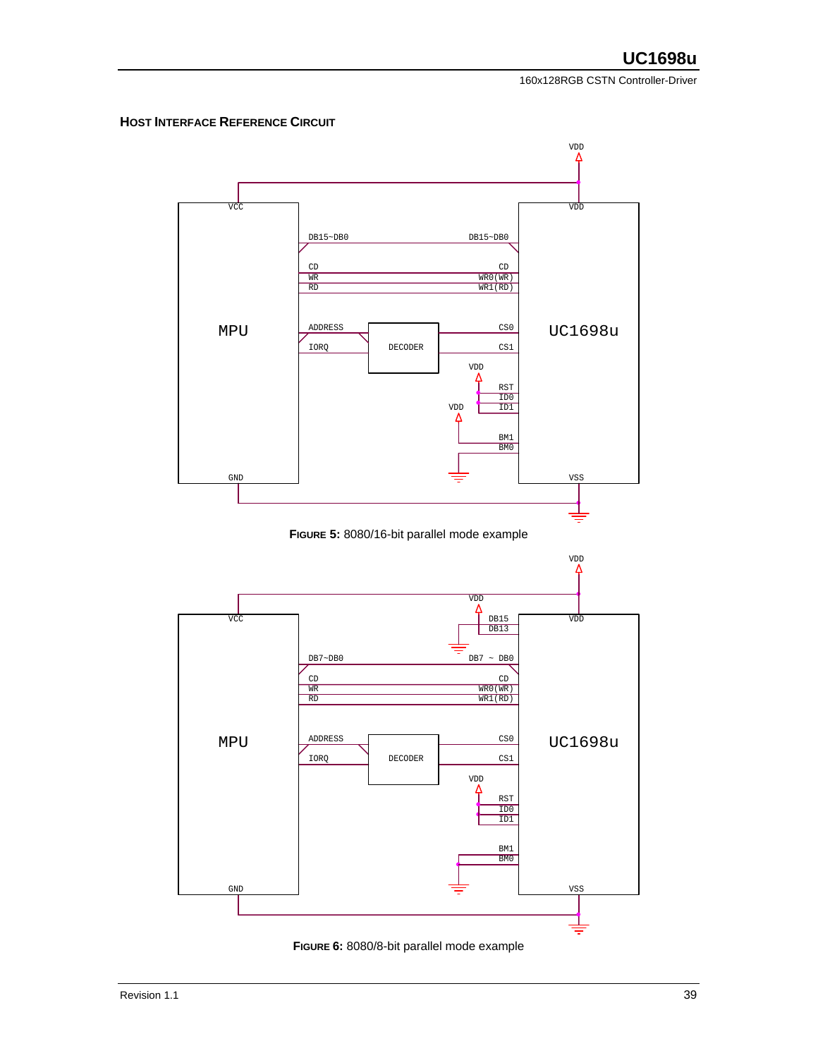### HOST INTERFACE REFERENCE CIRCUIT

**FIGURE 5:** 8080/16-bit parallel mode example

**FIGURE 6:** 8080/8-bit parallel mode example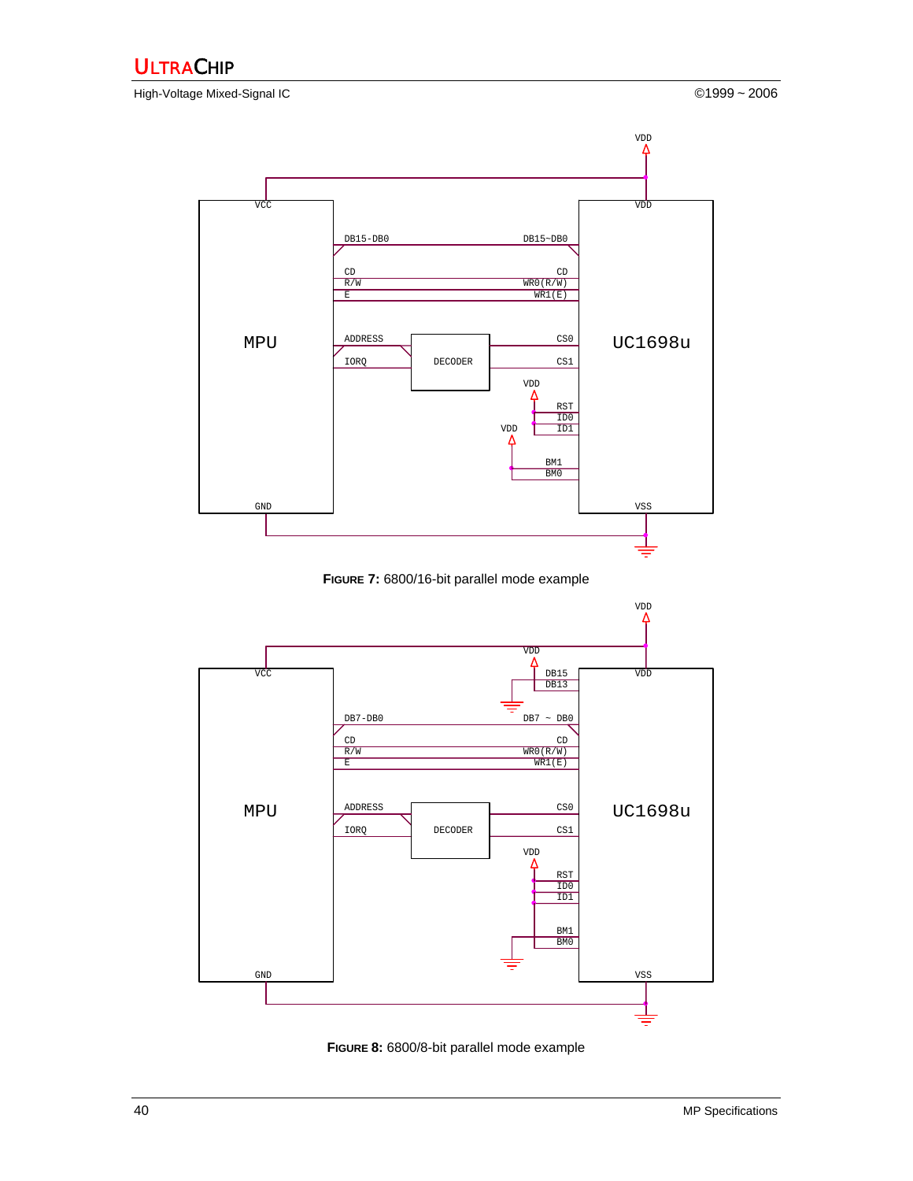FIGURE 7: 6800/16-bit parallel mode example

FIGURE 8: 6800/8-bit parallel mode example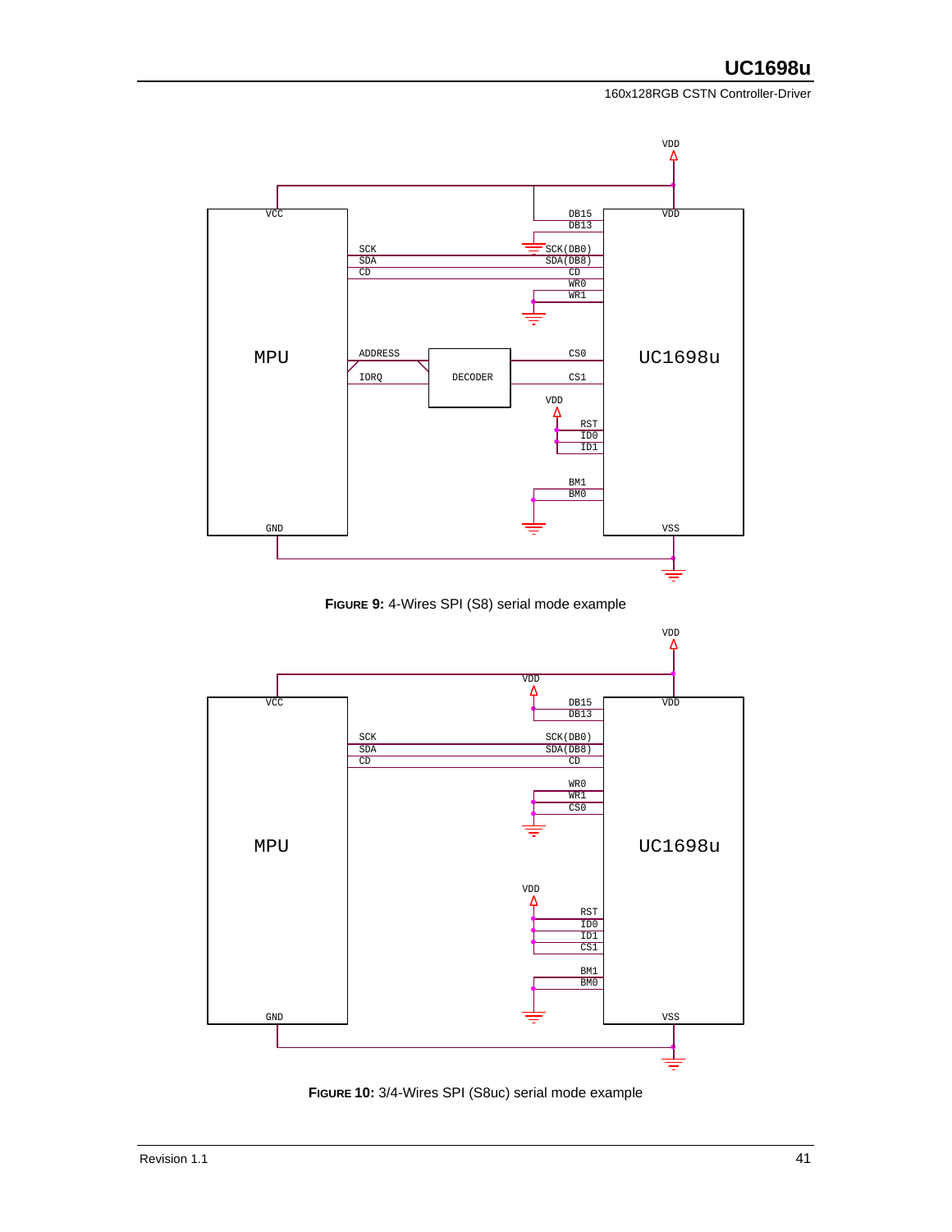**FIGURE 9:** 4-Wires SPI (S8) serial mode example

**FIGURE 10:** 3/4-Wires SPI (S8uc) serial mode example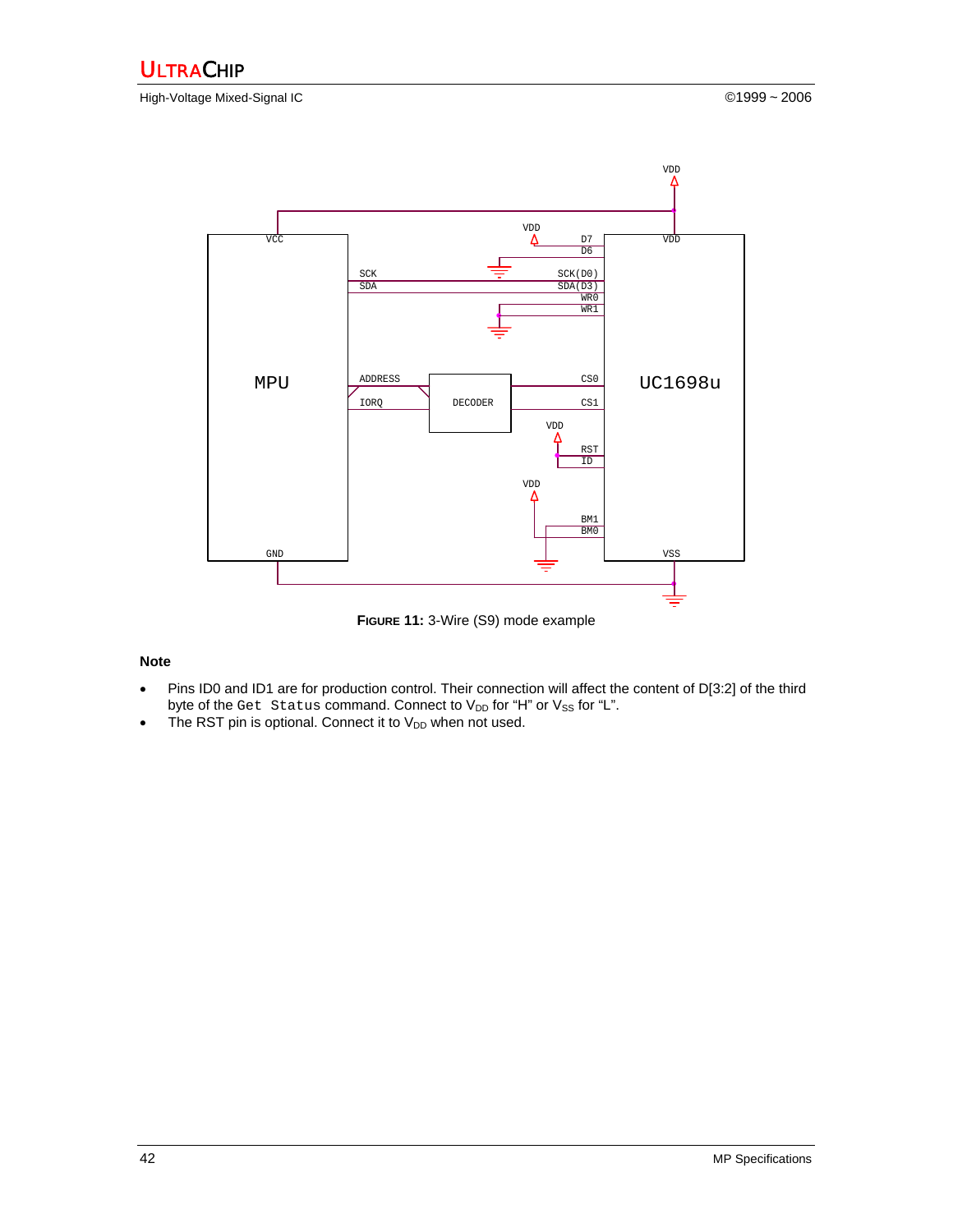**FIGURE 11:** 3-Wire (S9) mode example

**Note**

- Pins ID0 and ID1 are for production control. Their connection will affect the content of D[3:2] of the third byte of the `Get Status` command. Connect to $V_{DD}$ for "H" or $V_{SS}$ for "L".
- The RST pin is optional. Connect it to $V_{DD}$ when not used.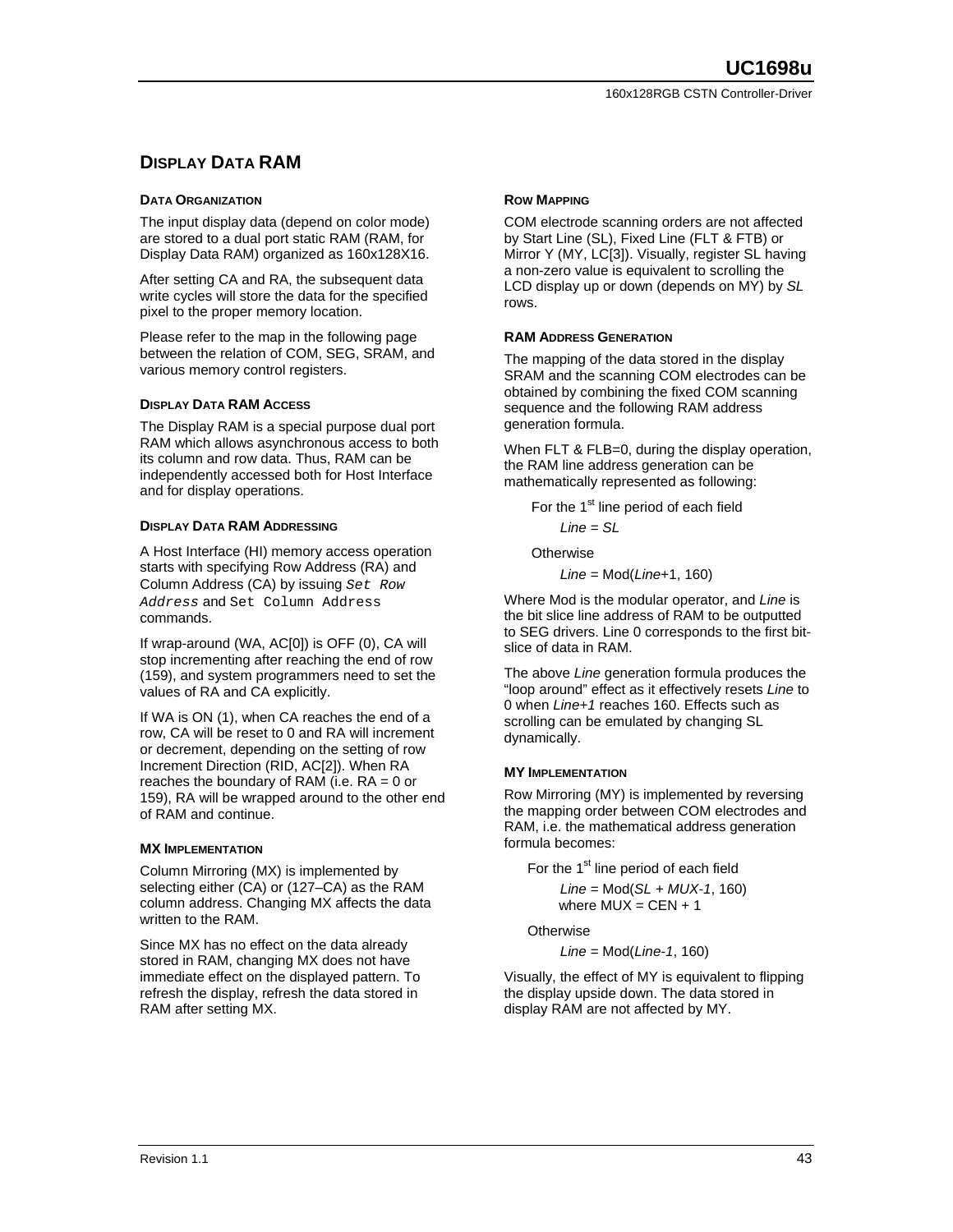# DISPLAY DATA RAM

### DATA ORGANIZATION

The input display data (depend on color mode) are stored to a dual port static RAM (RAM, for Display Data RAM) organized as 160x128X16.

After setting CA and RA, the subsequent data write cycles will store the data for the specified pixel to the proper memory location.

Please refer to the map in the following page between the relation of COM, SEG, SRAM, and various memory control registers.

### DISPLAY DATA RAM ACCESS

The Display RAM is a special purpose dual port RAM which allows asynchronous access to both its column and row data. Thus, RAM can be independently accessed both for Host Interface and for display operations.

### DISPLAY DATA RAM ADDRESSING

A Host Interface (HI) memory access operation starts with specifying Row Address (RA) and Column Address (CA) by issuing `Set Row Address` and `Set Column Address` commands.

If wrap-around (WA, AC[0]) is OFF (0), CA will stop incrementing after reaching the end of row (159), and system programmers need to set the values of RA and CA explicitly.

If WA is ON (1), when CA reaches the end of a row, CA will be reset to 0 and RA will increment or decrement, depending on the setting of row Increment Direction (RID, AC[2]). When RA reaches the boundary of RAM (i.e. RA = 0 or 159), RA will be wrapped around to the other end of RAM and continue.

### MX IMPLEMENTATION

Column Mirroring (MX) is implemented by selecting either (CA) or (127–CA) as the RAM column address. Changing MX affects the data written to the RAM.

Since MX has no effect on the data already stored in RAM, changing MX does not have immediate effect on the displayed pattern. To refresh the display, refresh the data stored in RAM after setting MX.

### ROW MAPPING

COM electrode scanning orders are not affected by Start Line (SL), Fixed Line (FLT & FTB) or Mirror Y (MY, LC[3]). Visually, register SL having a non-zero value is equivalent to scrolling the LCD display up or down (depends on MY) by *SL* rows.

### RAM ADDRESS GENERATION

The mapping of the data stored in the display SRAM and the scanning COM electrodes can be obtained by combining the fixed COM scanning sequence and the following RAM address generation formula.

When FLT & FLB=0, during the display operation, the RAM line address generation can be mathematically represented as following:

For the 1st line period of each field

$Line = SL$

Otherwise

$Line = \text{Mod}(Line+1, 160)$

Where Mod is the modular operator, and *Line* is the bit slice line address of RAM to be outputted to SEG drivers. Line 0 corresponds to the first bit-slice of data in RAM.

The above *Line* generation formula produces the “loop around” effect as it effectively resets *Line* to 0 when *Line+1* reaches 160. Effects such as scrolling can be emulated by changing SL dynamically.

### MY IMPLEMENTATION

Row Mirroring (MY) is implemented by reversing the mapping order between COM electrodes and RAM, i.e. the mathematical address generation formula becomes:

For the 1st line period of each field

$Line = \text{Mod}(SL + MUX\text{-}1, 160)$
where $MUX = CEN + 1$

Otherwise

$Line = \text{Mod}(Line\text{-}1, 160)$

Visually, the effect of MY is equivalent to flipping the display upside down. The data stored in display RAM are not affected by MY.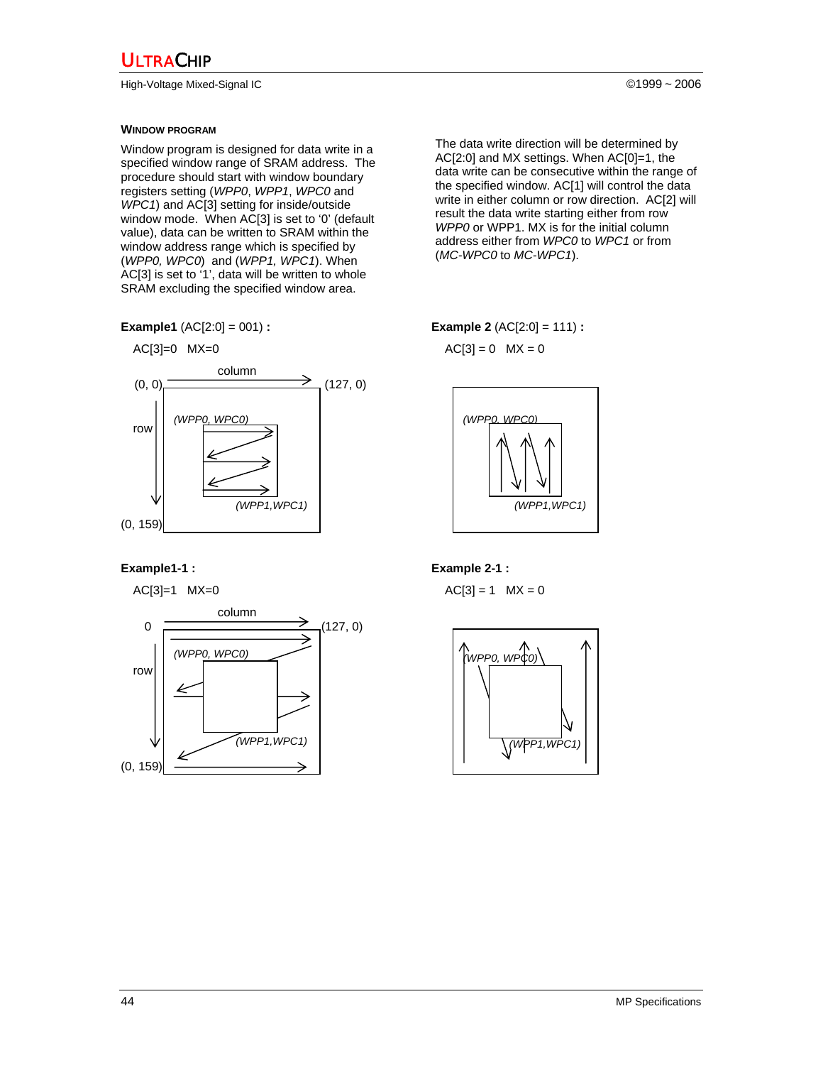### WINDOW PROGRAM

Window program is designed for data write in a specified window range of SRAM address. The procedure should start with window boundary registers setting (*WPP0*, *WPP1*, *WPC0* and *WPC1*) and AC[3] setting for inside/outside window mode. When AC[3] is set to '0' (default value), data can be written to SRAM within the window address range which is specified by (*WPP0, WPC0*) and (*WPP1, WPC1*). When AC[3] is set to '1', data will be written to whole SRAM excluding the specified window area.

The data write direction will be determined by AC[2:0] and MX settings. When AC[0]=1, the data write can be consecutive within the range of the specified window. AC[1] will control the data write in either column or row direction. AC[2] will result the data write starting either from row *WPP0* or WPP1. MX is for the initial column address either from *WPC0* to *WPC1* or from (*MC-WPC0* to *MC-WPC1*).

**Example1** (AC[2:0] = 001) **:**

AC[3]=0 MX=0

column

(0, 0) (127, 0)

row

(*WPP0, WPC0*)

(*WPP1,WPC1*)

(0, 159)

**Example 2** (AC[2:0] = 111) **:**

AC[3] = 0 MX = 0

(*WPP0, WPC0*)

(*WPP1,WPC1*)

**Example1-1 :**

AC[3]=1 MX=0

column

0 (127, 0)

row

(*WPP0, WPC0*)

(*WPP1,WPC1*)

(0, 159)

**Example 2-1 :**

AC[3] = 1 MX = 0

(*WPP0, WPC0*)

(*WPP1,WPC1*)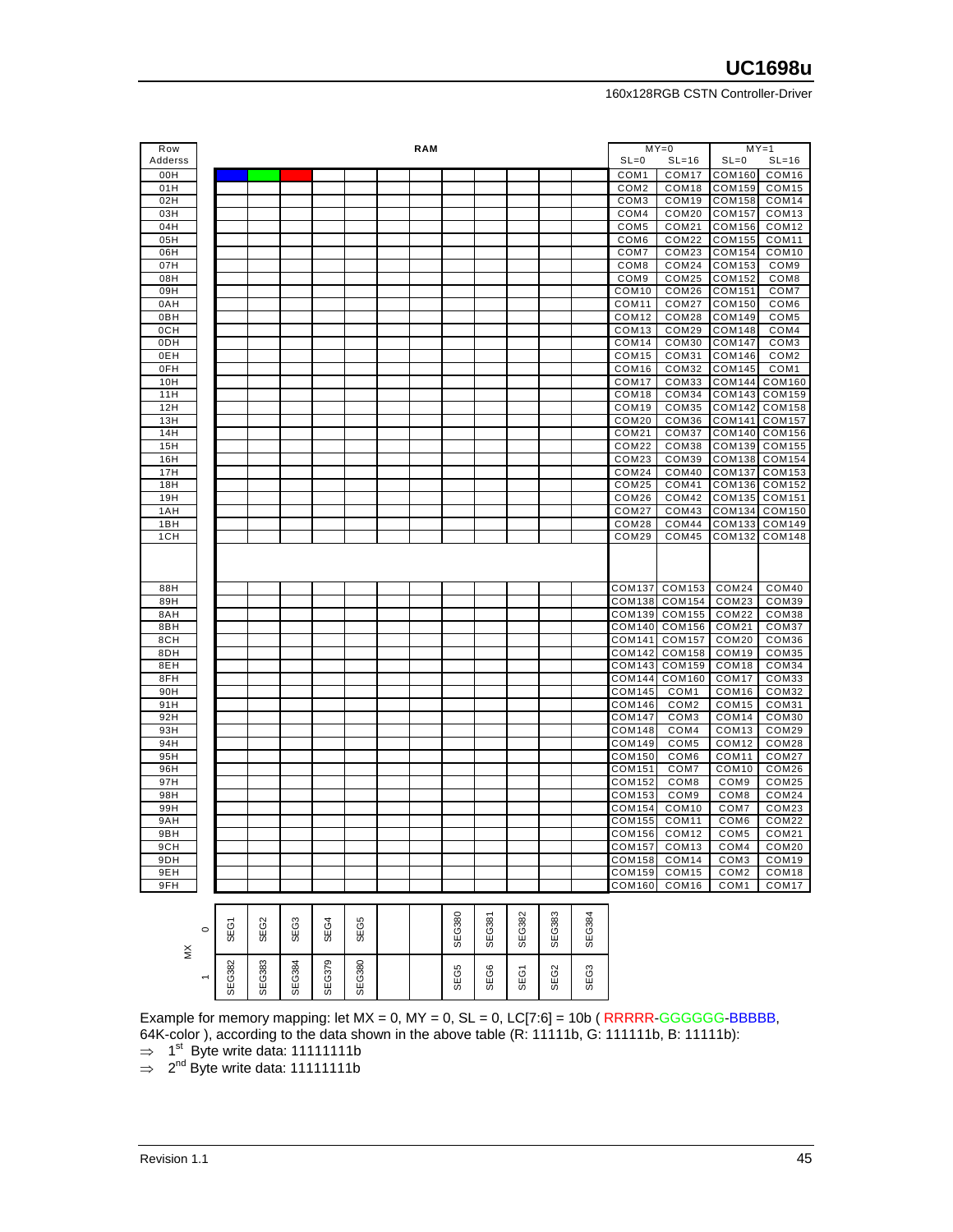| Row Adderss | RAM | | | | | | | | | | | | MY=0 | | MY=1 | |
|---|---|---|---|---|---|---|---|---|---|---|---|---|---|---|---|---|
| | | | | | | | | | | | | | SL=0 | SL=16 | SL=0 | SL=16 |
| 00H | | | | | | | | | | | | | COM1 | COM17 | COM160 | COM16 |
| 01H | | | | | | | | | | | | | COM2 | COM18 | COM159 | COM15 |
| 02H | | | | | | | | | | | | | COM3 | COM19 | COM158 | COM14 |
| 03H | | | | | | | | | | | | | COM4 | COM20 | COM157 | COM13 |
| 04H | | | | | | | | | | | | | COM5 | COM21 | COM156 | COM12 |
| 05H | | | | | | | | | | | | | COM6 | COM22 | COM155 | COM11 |
| 06H | | | | | | | | | | | | | COM7 | COM23 | COM154 | COM10 |
| 07H | | | | | | | | | | | | | COM8 | COM24 | COM153 | COM9 |
| 08H | | | | | | | | | | | | | COM9 | COM25 | COM152 | COM8 |
| 09H | | | | | | | | | | | | | COM10 | COM26 | COM151 | COM7 |
| 0AH | | | | | | | | | | | | | COM11 | COM27 | COM150 | COM6 |
| 0BH | | | | | | | | | | | | | COM12 | COM28 | COM149 | COM5 |
| 0CH | | | | | | | | | | | | | COM13 | COM29 | COM148 | COM4 |
| 0DH | | | | | | | | | | | | | COM14 | COM30 | COM147 | COM3 |
| 0EH | | | | | | | | | | | | | COM15 | COM31 | COM146 | COM2 |
| 0FH | | | | | | | | | | | | | COM16 | COM32 | COM145 | COM1 |
| 10H | | | | | | | | | | | | | COM17 | COM33 | COM144 | COM160 |
| 11H | | | | | | | | | | | | | COM18 | COM34 | COM143 | COM159 |
| 12H | | | | | | | | | | | | | COM19 | COM35 | COM142 | COM158 |
| 13H | | | | | | | | | | | | | COM20 | COM36 | COM141 | COM157 |
| 14H | | | | | | | | | | | | | COM21 | COM37 | COM140 | COM156 |
| 15H | | | | | | | | | | | | | COM22 | COM38 | COM139 | COM155 |
| 16H | | | | | | | | | | | | | COM23 | COM39 | COM138 | COM154 |
| 17H | | | | | | | | | | | | | COM24 | COM40 | COM137 | COM153 |
| 18H | | | | | | | | | | | | | COM25 | COM41 | COM136 | COM152 |
| 19H | | | | | | | | | | | | | COM26 | COM42 | COM135 | COM151 |
| 1AH | | | | | | | | | | | | | COM27 | COM43 | COM134 | COM150 |
| 1BH | | | | | | | | | | | | | COM28 | COM44 | COM133 | COM149 |
| 1CH | | | | | | | | | | | | | COM29 | COM45 | COM132 | COM148 |
| | | | | | | | | | | | | | | | | |
| 88H | | | | | | | | | | | | | COM137 | COM153 | COM24 | COM40 |
| 89H | | | | | | | | | | | | | COM138 | COM154 | COM23 | COM39 |
| 8AH | | | | | | | | | | | | | COM139 | COM155 | COM22 | COM38 |
| 8BH | | | | | | | | | | | | | COM140 | COM156 | COM21 | COM37 |
| 8CH | | | | | | | | | | | | | COM141 | COM157 | COM20 | COM36 |
| 8DH | | | | | | | | | | | | | COM142 | COM158 | COM19 | COM35 |
| 8EH | | | | | | | | | | | | | COM143 | COM159 | COM18 | COM34 |
| 8FH | | | | | | | | | | | | | COM144 | COM160 | COM17 | COM33 |
| 90H | | | | | | | | | | | | | COM145 | COM1 | COM16 | COM32 |
| 91H | | | | | | | | | | | | | COM146 | COM2 | COM15 | COM31 |
| 92H | | | | | | | | | | | | | COM147 | COM3 | COM14 | COM30 |
| 93H | | | | | | | | | | | | | COM148 | COM4 | COM13 | COM29 |
| 94H | | | | | | | | | | | | | COM149 | COM5 | COM12 | COM28 |
| 95H | | | | | | | | | | | | | COM150 | COM6 | COM11 | COM27 |
| 96H | | | | | | | | | | | | | COM151 | COM7 | COM10 | COM26 |
| 97H | | | | | | | | | | | | | COM152 | COM8 | COM9 | COM25 |
| 98H | | | | | | | | | | | | | COM153 | COM9 | COM8 | COM24 |
| 99H | | | | | | | | | | | | | COM154 | COM10 | COM7 | COM23 |
| 9AH | | | | | | | | | | | | | COM155 | COM11 | COM6 | COM22 |
| 9BH | | | | | | | | | | | | | COM156 | COM12 | COM5 | COM21 |
| 9CH | | | | | | | | | | | | | COM157 | COM13 | COM4 | COM20 |
| 9DH | | | | | | | | | | | | | COM158 | COM14 | COM3 | COM19 |
| 9EH | | | | | | | | | | | | | COM159 | COM15 | COM2 | COM18 |
| 9FH | | | | | | | | | | | | | COM160 | COM16 | COM1 | COM17 |

| MX | SEG | | | | | | | | | | | |
|---|---|---|---|---|---|---|---|---|---|---|---|---|
| 0 | SEG1 | SEG2 | SEG3 | SEG4 | SEG5 | | | SEG380 | SEG381 | SEG382 | SEG383 | SEG384 |
| 1 | SEG382 | SEG383 | SEG384 | SEG379 | SEG380 | | | SEG5 | SEG6 | SEG1 | SEG2 | SEG3 |

Example for memory mapping: let MX = 0, MY = 0, SL = 0, LC[7:6] = 10b ( RRRRR-GGGGGG-BBBBB, 64K-color ), according to the data shown in the above table (R: 11111b, G: 111111b, B: 11111b):

⇒ 1st Byte write data: 11111111b

⇒ 2nd Byte write data: 11111111b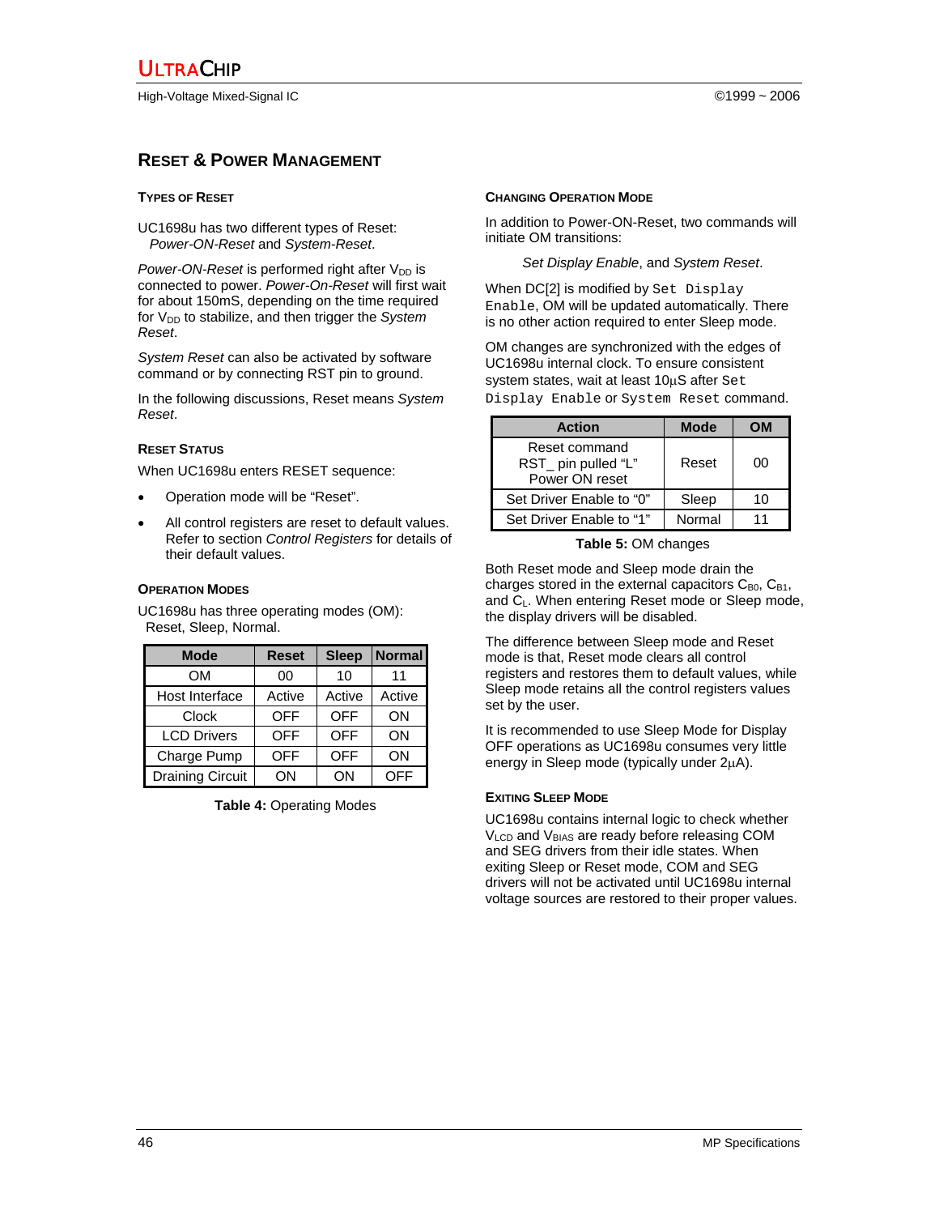## RESET & POWER MANAGEMENT

### TYPES OF RESET

UC1698u has two different types of Reset:
*Power-ON-Reset* and *System-Reset*.

*Power-ON-Reset* is performed right after $V_{DD}$ is connected to power. *Power-On-Reset* will first wait for about 150mS, depending on the time required for $V_{DD}$ to stabilize, and then trigger the *System Reset*.

*System Reset* can also be activated by software command or by connecting RST pin to ground.

In the following discussions, Reset means *System Reset*.

### RESET STATUS

When UC1698u enters RESET sequence:

- Operation mode will be "Reset".
- All control registers are reset to default values. Refer to section *Control Registers* for details of their default values.

### OPERATION MODES

UC1698u has three operating modes (OM):
Reset, Sleep, Normal.

| Mode | Reset | Sleep | Normal |
|---|---|---|---|
| OM | 00 | 10 | 11 |
| Host Interface | Active | Active | Active |
| Clock | OFF | OFF | ON |
| LCD Drivers | OFF | OFF | ON |
| Charge Pump | OFF | OFF | ON |
| Draining Circuit | ON | ON | OFF |

**Table 4:** Operating Modes

### CHANGING OPERATION MODE

In addition to Power-ON-Reset, two commands will initiate OM transitions:

*Set Display Enable*, and *System Reset*.

When DC[2] is modified by `Set Display Enable`, OM will be updated automatically. There is no other action required to enter Sleep mode.

OM changes are synchronized with the edges of UC1698u internal clock. To ensure consistent system states, wait at least 10μS after `Set Display Enable` or `System Reset` command.

| Action | Mode | OM |
|---|---|---|
| Reset command<br>RST_ pin pulled "L"<br>Power ON reset | Reset | 00 |
| Set Driver Enable to "0" | Sleep | 10 |
| Set Driver Enable to "1" | Normal | 11 |

**Table 5:** OM changes

Both Reset mode and Sleep mode drain the charges stored in the external capacitors $C_{B0}$, $C_{B1}$, and $C_L$. When entering Reset mode or Sleep mode, the display drivers will be disabled.

The difference between Sleep mode and Reset mode is that, Reset mode clears all control registers and restores them to default values, while Sleep mode retains all the control registers values set by the user.

It is recommended to use Sleep Mode for Display OFF operations as UC1698u consumes very little energy in Sleep mode (typically under 2μA).

### EXITING SLEEP MODE

UC1698u contains internal logic to check whether $V_{LCD}$ and $V_{BIAS}$ are ready before releasing COM and SEG drivers from their idle states. When exiting Sleep or Reset mode, COM and SEG drivers will not be activated until UC1698u internal voltage sources are restored to their proper values.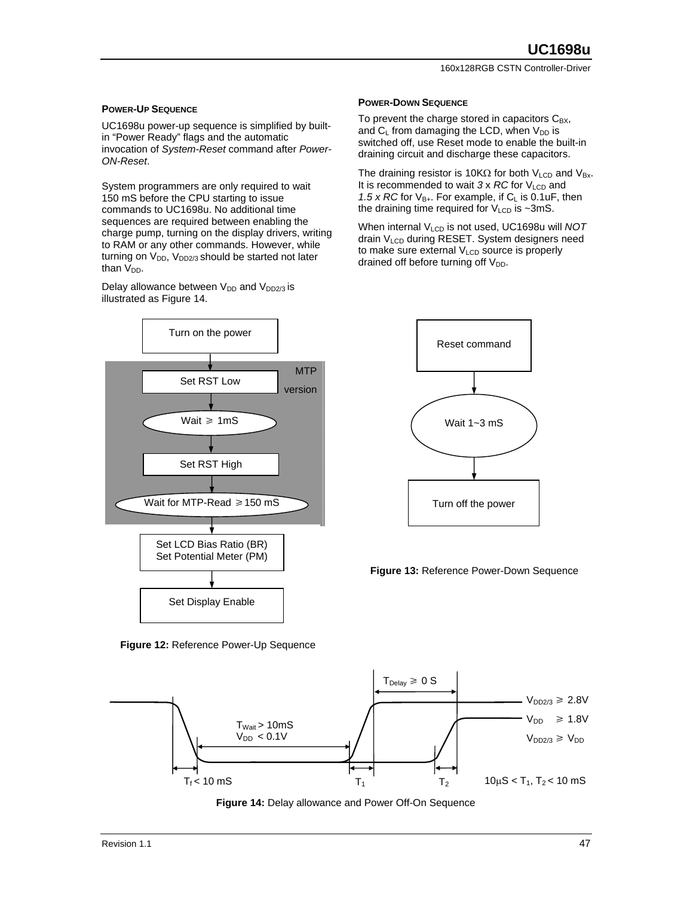### POWER-UP SEQUENCE

UC1698u power-up sequence is simplified by built-in "Power Ready" flags and the automatic invocation of *System-Reset* command after *Power-ON-Reset*.

System programmers are only required to wait 150 mS before the CPU starting to issue commands to UC1698u. No additional time sequences are required between enabling the charge pump, turning on the display drivers, writing to RAM or any other commands. However, while turning on $V_{DD}$, $V_{DD2/3}$ should be started not later than $V_{DD}$.

Delay allowance between $V_{DD}$ and $V_{DD2/3}$ is illustrated as Figure 14.

### POWER-DOWN SEQUENCE

To prevent the charge stored in capacitors $C_{BX}$, and $C_L$ from damaging the LCD, when $V_{DD}$ is switched off, use Reset mode to enable the built-in draining circuit and discharge these capacitors.

The draining resistor is 10KΩ for both $V_{LCD}$ and $V_{Bx}$. It is recommended to wait *3* x *RC* for $V_{LCD}$ and *1.5 x RC* for $V_{B+}$. For example, if $C_L$ is 0.1uF, then the draining time required for $V_{LCD}$ is ~3mS.

When internal $V_{LCD}$ is not used, UC1698u will *NOT* drain $V_{LCD}$ during RESET. System designers need to make sure external $V_{LCD}$ source is properly drained off before turning off $V_{DD}$.

Turn on the power → (MTP version: Set RST Low → Wait ≥ 1mS → Set RST High → Wait for MTP-Read ≥150 mS) → Set LCD Bias Ratio (BR) / Set Potential Meter (PM) → Set Display Enable

**Figure 12:** Reference Power-Up Sequence

Reset command → Wait 1~3 mS → Turn off the power

**Figure 13:** Reference Power-Down Sequence

$T_{Delay} \geq 0$ S; $V_{DD2/3} \geq 2.8$V; $V_{DD} \geq 1.8$V; $V_{DD2/3} \geq V_{DD}$; $T_{Wait} > 10$mS, $V_{DD} < 0.1$V; $T_f < 10$ mS; $T_1$; $T_2$; $10\mu S < T_1, T_2 < 10$ mS

**Figure 14:** Delay allowance and Power Off-On Sequence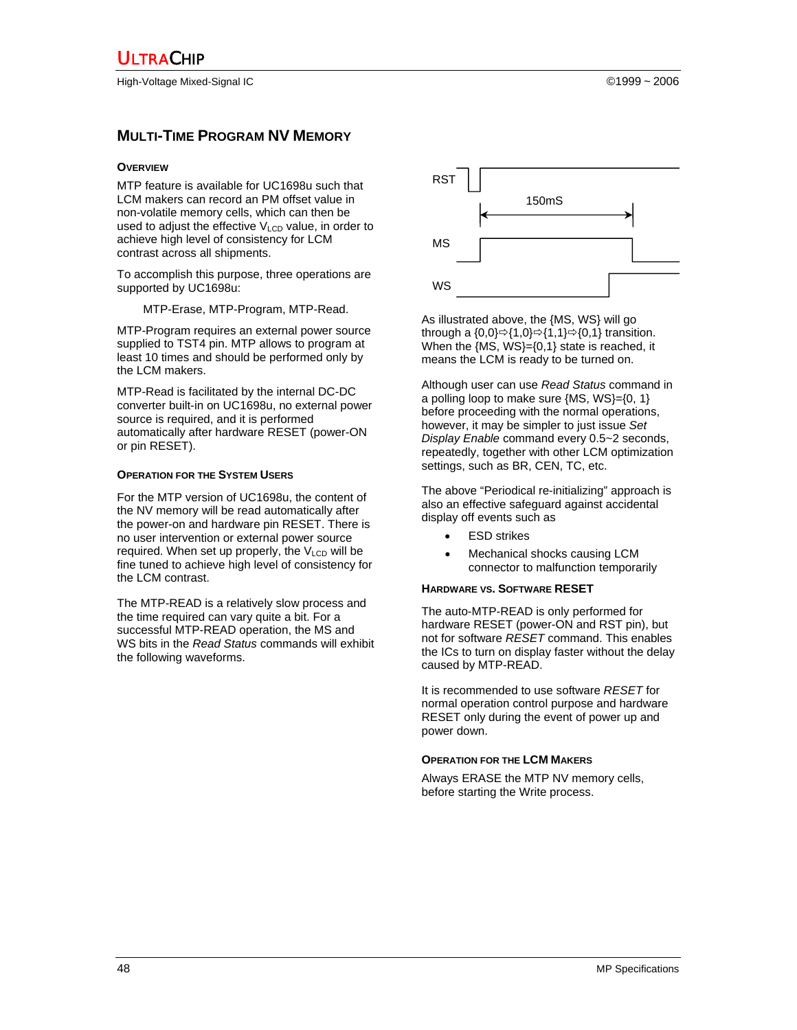## MULTI-TIME PROGRAM NV MEMORY

### OVERVIEW

MTP feature is available for UC1698u such that LCM makers can record an PM offset value in non-volatile memory cells, which can then be used to adjust the effective $V_{LCD}$ value, in order to achieve high level of consistency for LCM contrast across all shipments.

To accomplish this purpose, three operations are supported by UC1698u:

MTP-Erase, MTP-Program, MTP-Read.

MTP-Program requires an external power source supplied to TST4 pin. MTP allows to program at least 10 times and should be performed only by the LCM makers.

MTP-Read is facilitated by the internal DC-DC converter built-in on UC1698u, no external power source is required, and it is performed automatically after hardware RESET (power-ON or pin RESET).

### OPERATION FOR THE SYSTEM USERS

For the MTP version of UC1698u, the content of the NV memory will be read automatically after the power-on and hardware pin RESET. There is no user intervention or external power source required. When set up properly, the $V_{LCD}$ will be fine tuned to achieve high level of consistency for the LCM contrast.

The MTP-READ is a relatively slow process and the time required can vary quite a bit. For a successful MTP-READ operation, the MS and WS bits in the *Read Status* commands will exhibit the following waveforms.

RST

150mS

MS

WS

As illustrated above, the {MS, WS} will go through a {0,0}⇨{1,0}⇨{1,1}⇨{0,1} transition. When the {MS, WS}={0,1} state is reached, it means the LCM is ready to be turned on.

Although user can use *Read Status* command in a polling loop to make sure {MS, WS}={0, 1} before proceeding with the normal operations, however, it may be simpler to just issue *Set Display Enable* command every 0.5~2 seconds, repeatedly, together with other LCM optimization settings, such as BR, CEN, TC, etc.

The above "Periodical re-initializing" approach is also an effective safeguard against accidental display off events such as

- ESD strikes
- Mechanical shocks causing LCM connector to malfunction temporarily

### HARDWARE VS. SOFTWARE RESET

The auto-MTP-READ is only performed for hardware RESET (power-ON and RST pin), but not for software *RESET* command. This enables the ICs to turn on display faster without the delay caused by MTP-READ.

It is recommended to use software *RESET* for normal operation control purpose and hardware RESET only during the event of power up and power down.

### OPERATION FOR THE LCM MAKERS

Always ERASE the MTP NV memory cells, before starting the Write process.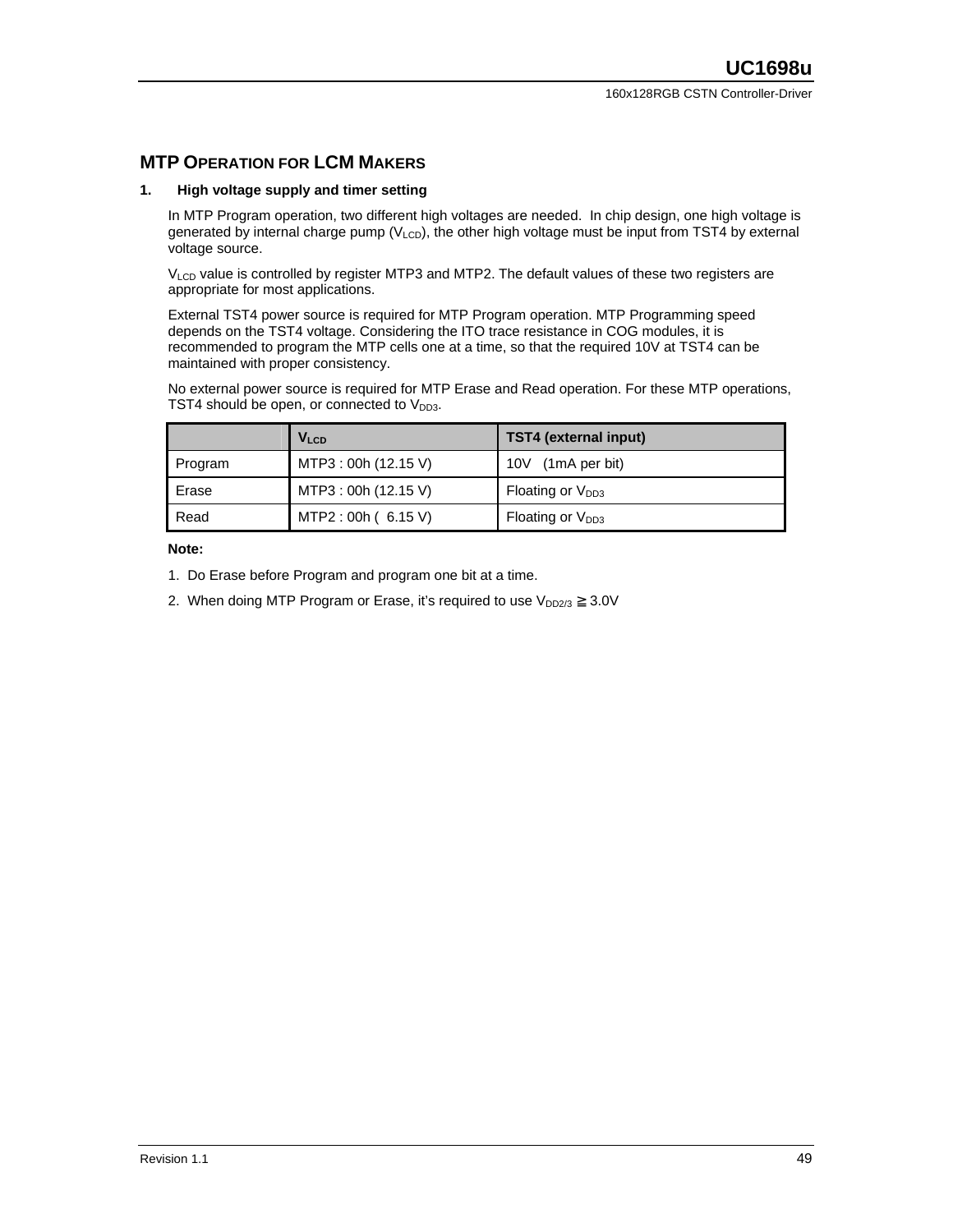## MTP OPERATION FOR LCM MAKERS

### 1. High voltage supply and timer setting

In MTP Program operation, two different high voltages are needed. In chip design, one high voltage is generated by internal charge pump ($V_{LCD}$), the other high voltage must be input from TST4 by external voltage source.

$V_{LCD}$ value is controlled by register MTP3 and MTP2. The default values of these two registers are appropriate for most applications.

External TST4 power source is required for MTP Program operation. MTP Programming speed depends on the TST4 voltage. Considering the ITO trace resistance in COG modules, it is recommended to program the MTP cells one at a time, so that the required 10V at TST4 can be maintained with proper consistency.

No external power source is required for MTP Erase and Read operation. For these MTP operations, TST4 should be open, or connected to $V_{DD3}$.

| | $V_{LCD}$ | TST4 (external input) |
|---|---|---|
| Program | MTP3 : 00h (12.15 V) | 10V (1mA per bit) |
| Erase | MTP3 : 00h (12.15 V) | Floating or $V_{DD3}$ |
| Read | MTP2 : 00h ( 6.15 V) | Floating or $V_{DD3}$ |

**Note:**

1. Do Erase before Program and program one bit at a time.
2. When doing MTP Program or Erase, it's required to use $V_{DD2/3} \geqq 3.0V$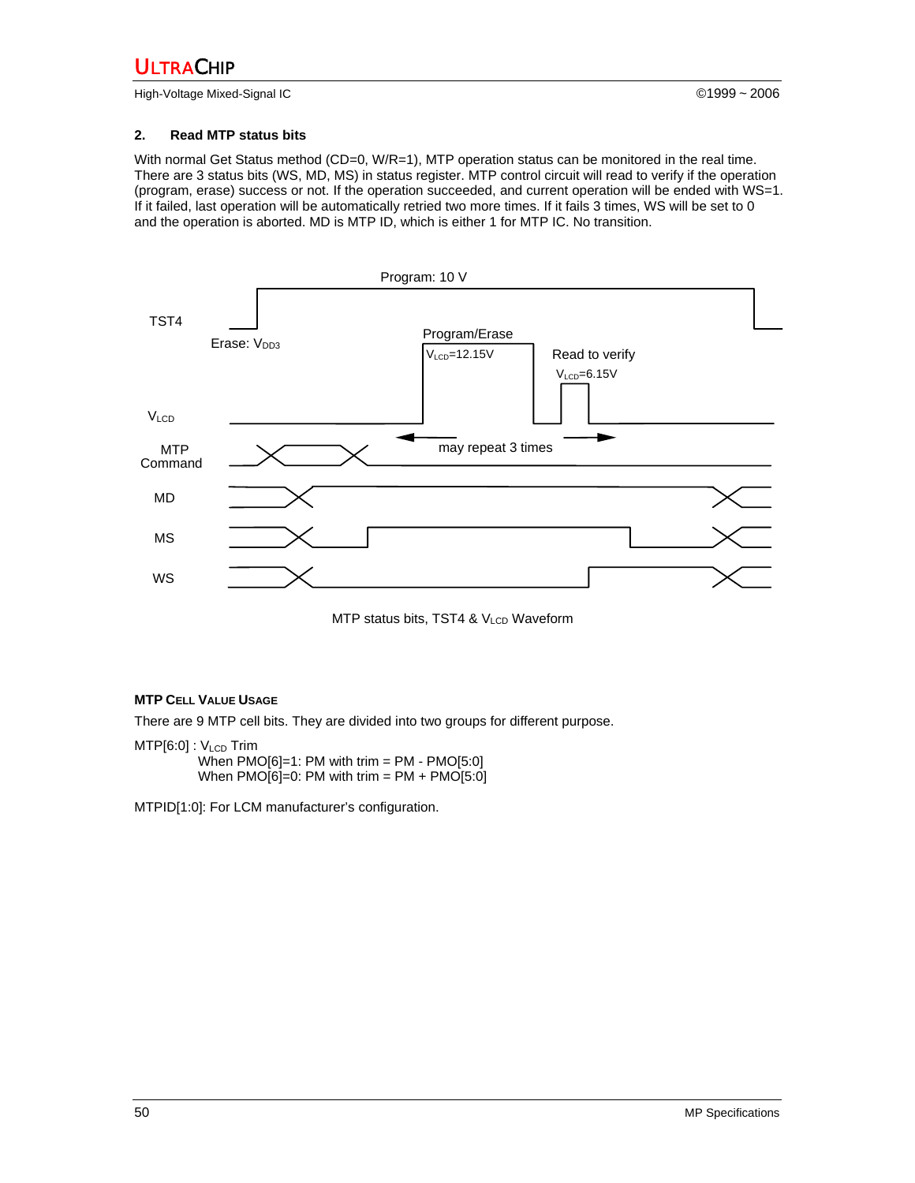### 2. Read MTP status bits

With normal Get Status method (CD=0, W/R=1), MTP operation status can be monitored in the real time. There are 3 status bits (WS, MD, MS) in status register. MTP control circuit will read to verify if the operation (program, erase) success or not. If the operation succeeded, and current operation will be ended with WS=1. If it failed, last operation will be automatically retried two more times. If it fails 3 times, WS will be set to 0 and the operation is aborted. MD is MTP ID, which is either 1 for MTP IC. No transition.

MTP status bits, TST4 & $V_{LCD}$ Waveform

#### MTP CELL VALUE USAGE

There are 9 MTP cell bits. They are divided into two groups for different purpose.

MTP[6:0] : $V_{LCD}$ Trim
When PMO[6]=1: PM with trim = PM - PMO[5:0]
When PMO[6]=0: PM with trim = PM + PMO[5:0]

MTPID[1:0]: For LCM manufacturer's configuration.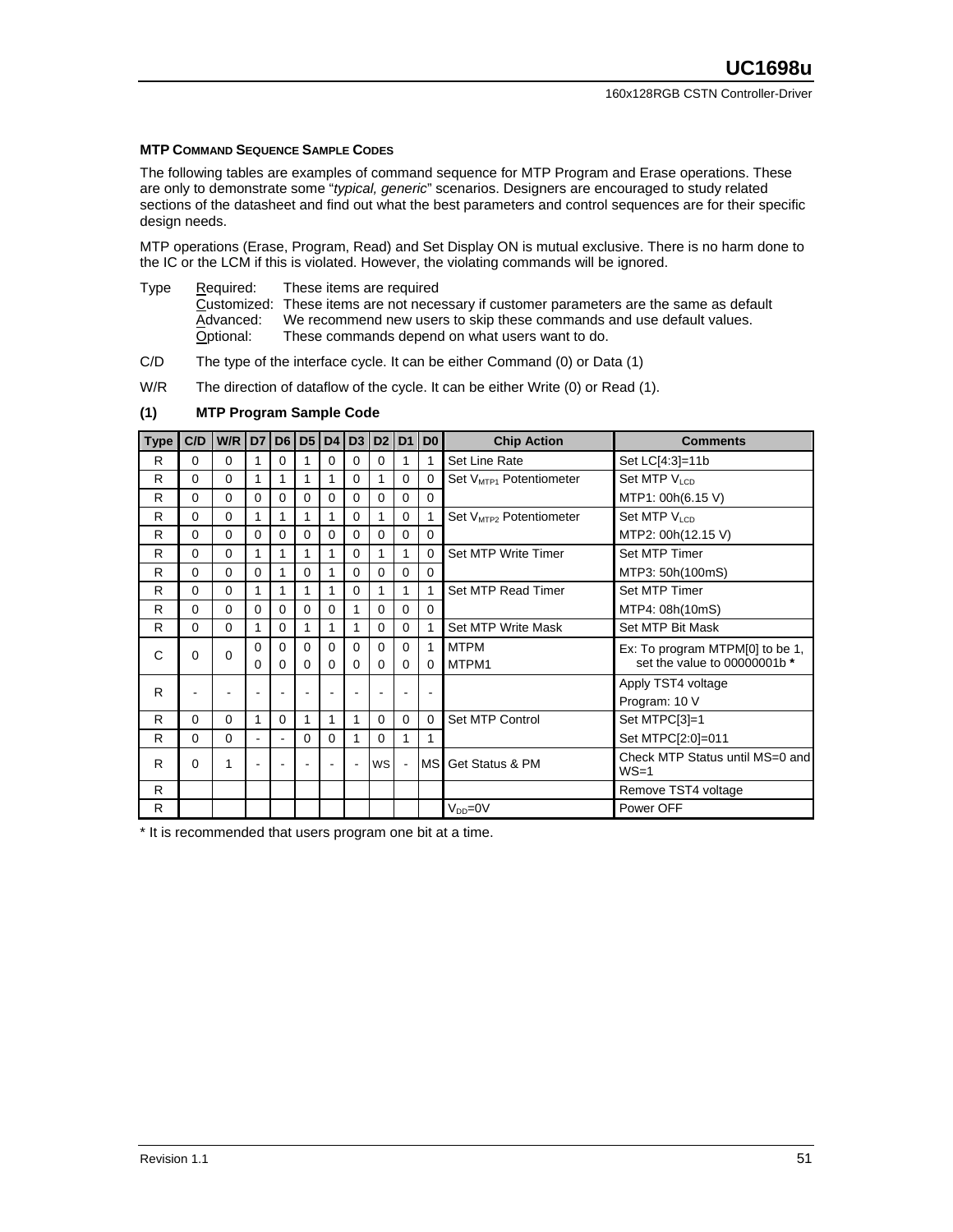**MTP COMMAND SEQUENCE SAMPLE CODES**

The following tables are examples of command sequence for MTP Program and Erase operations. These are only to demonstrate some "*typical, generic*" scenarios. Designers are encouraged to study related sections of the datasheet and find out what the best parameters and control sequences are for their specific design needs.

MTP operations (Erase, Program, Read) and Set Display ON is mutual exclusive. There is no harm done to the IC or the LCM if this is violated. However, the violating commands will be ignored.

Type
- Required: These items are required
- Customized: These items are not necessary if customer parameters are the same as default
- Advanced: We recommend new users to skip these commands and use default values.
- Optional: These commands depend on what users want to do.

C/D The type of the interface cycle. It can be either Command (0) or Data (1)

W/R The direction of dataflow of the cycle. It can be either Write (0) or Read (1).

**(1) MTP Program Sample Code**

| Type | C/D | W/R | D7 | D6 | D5 | D4 | D3 | D2 | D1 | D0 | Chip Action | Comments |
|---|---|---|---|---|---|---|---|---|---|---|---|---|
| R | 0 | 0 | 1 | 0 | 1 | 0 | 0 | 0 | 1 | 1 | Set Line Rate | Set LC[4:3]=11b |
| R | 0 | 0 | 1 | 1 | 1 | 1 | 0 | 1 | 0 | 0 | Set $V_{MTP1}$ Potentiometer | Set MTP $V_{LCD}$ |
| R | 0 | 0 | 0 | 0 | 0 | 0 | 0 | 0 | 0 | 0 | | MTP1: 00h(6.15 V) |
| R | 0 | 0 | 1 | 1 | 1 | 1 | 0 | 1 | 0 | 1 | Set $V_{MTP2}$ Potentiometer | Set MTP $V_{LCD}$ |
| R | 0 | 0 | 0 | 0 | 0 | 0 | 0 | 0 | 0 | 0 | | MTP2: 00h(12.15 V) |
| R | 0 | 0 | 1 | 1 | 1 | 1 | 0 | 1 | 1 | 0 | Set MTP Write Timer | Set MTP Timer |
| R | 0 | 0 | 0 | 1 | 0 | 1 | 0 | 0 | 0 | 0 | | MTP3: 50h(100mS) |
| R | 0 | 0 | 1 | 1 | 1 | 1 | 0 | 1 | 1 | 1 | Set MTP Read Timer | Set MTP Timer |
| R | 0 | 0 | 0 | 0 | 0 | 0 | 1 | 0 | 0 | 0 | | MTP4: 08h(10mS) |
| R | 0 | 0 | 1 | 0 | 1 | 1 | 1 | 0 | 0 | 1 | Set MTP Write Mask | Set MTP Bit Mask |
| C | 0 | 0 | 0<br>0 | 0<br>0 | 0<br>0 | 0<br>0 | 0<br>0 | 0<br>0 | 0<br>0 | 1<br>0 | MTPM<br>MTPM1 | Ex: To program MTPM[0] to be 1, set the value to 00000001b * |
| R | - | - | - | - | - | - | - | - | - | - | | Apply TST4 voltage<br>Program: 10 V |
| R | 0 | 0 | 1 | 0 | 1 | 1 | 1 | 0 | 0 | 0 | Set MTP Control | Set MTPC[3]=1 |
| R | 0 | 0 | - | - | 0 | 0 | 1 | 0 | 1 | 1 | | Set MTPC[2:0]=011 |
| R | 0 | 1 | - | - | - | - | - | WS | - | MS | Get Status & PM | Check MTP Status until MS=0 and WS=1 |
| R | | | | | | | | | | | | Remove TST4 voltage |
| R | | | | | | | | | | | $V_{DD}$=0V | Power OFF |

* It is recommended that users program one bit at a time.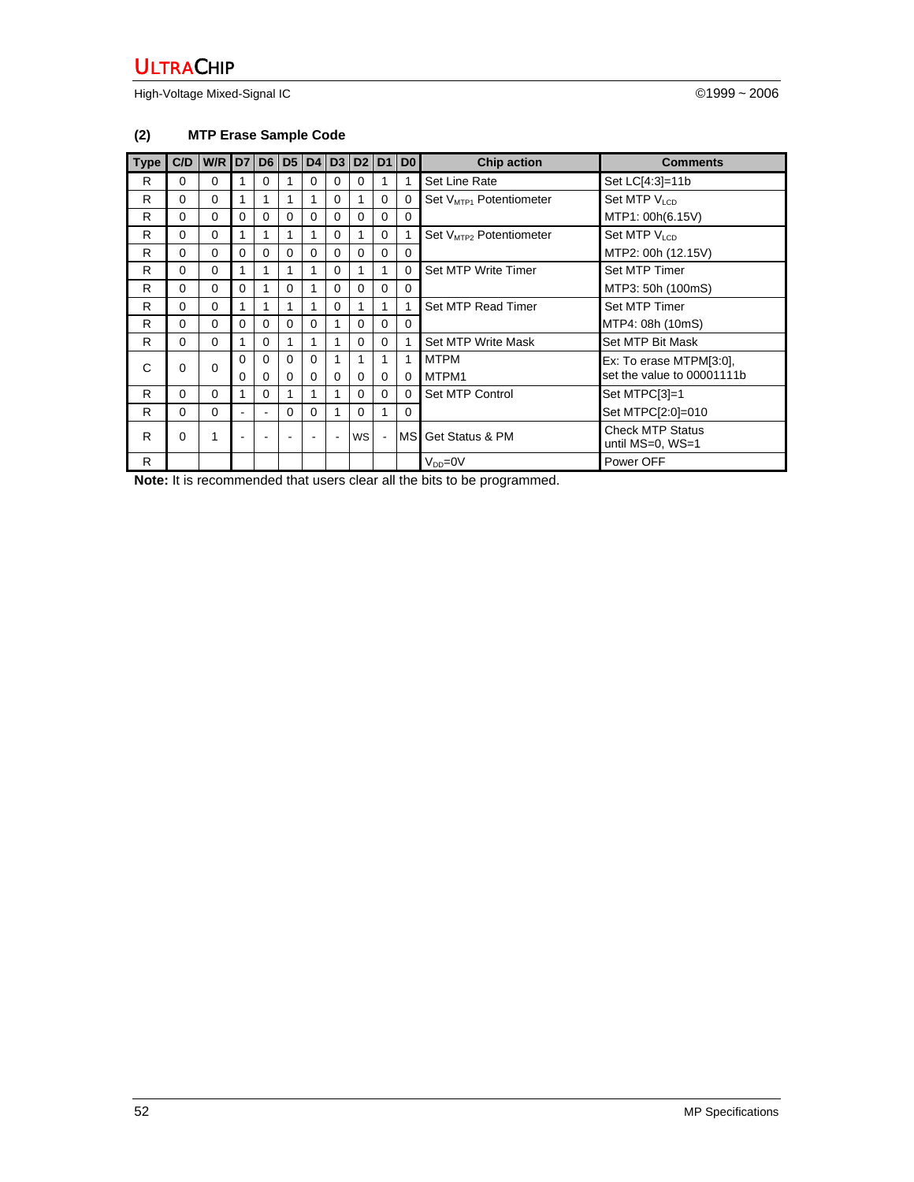### (2) MTP Erase Sample Code

| Type | C/D | W/R | D7 | D6 | D5 | D4 | D3 | D2 | D1 | D0 | Chip action | Comments |
|---|---|---|---|---|---|---|---|---|---|---|---|---|
| R | 0 | 0 | 1 | 0 | 1 | 0 | 0 | 0 | 1 | 1 | Set Line Rate | Set LC[4:3]=11b |
| R | 0 | 0 | 1 | 1 | 1 | 1 | 0 | 1 | 0 | 0 | Set $V_{MTP1}$ Potentiometer | Set MTP $V_{LCD}$ |
| R | 0 | 0 | 0 | 0 | 0 | 0 | 0 | 0 | 0 | 0 | | MTP1: 00h(6.15V) |
| R | 0 | 0 | 1 | 1 | 1 | 1 | 0 | 1 | 0 | 1 | Set $V_{MTP2}$ Potentiometer | Set MTP $V_{LCD}$ |
| R | 0 | 0 | 0 | 0 | 0 | 0 | 0 | 0 | 0 | 0 | | MTP2: 00h (12.15V) |
| R | 0 | 0 | 1 | 1 | 1 | 1 | 0 | 1 | 1 | 0 | Set MTP Write Timer | Set MTP Timer |
| R | 0 | 0 | 0 | 1 | 0 | 1 | 0 | 0 | 0 | 0 | | MTP3: 50h (100mS) |
| R | 0 | 0 | 1 | 1 | 1 | 1 | 0 | 1 | 1 | 1 | Set MTP Read Timer | Set MTP Timer |
| R | 0 | 0 | 0 | 0 | 0 | 0 | 1 | 0 | 0 | 0 | | MTP4: 08h (10mS) |
| R | 0 | 0 | 1 | 0 | 1 | 1 | 1 | 0 | 0 | 1 | Set MTP Write Mask | Set MTP Bit Mask |
| C | 0 | 0 | 0 | 0 | 0 | 0 | 1 | 1 | 1 | 1 | MTPM | Ex: To erase MTPM[3:0], |
| | | | 0 | 0 | 0 | 0 | 0 | 0 | 0 | 0 | MTPM1 | set the value to 00001111b |
| R | 0 | 0 | 1 | 0 | 1 | 1 | 1 | 0 | 0 | 0 | Set MTP Control | Set MTPC[3]=1 |
| R | 0 | 0 | - | - | 0 | 0 | 1 | 0 | 1 | 0 | | Set MTPC[2:0]=010 |
| R | 0 | 1 | - | - | - | - | - | WS | - | MS | Get Status & PM | Check MTP Status until MS=0, WS=1 |
| R | | | | | | | | | | | $V_{DD}$=0V | Power OFF |

**Note:** It is recommended that users clear all the bits to be programmed.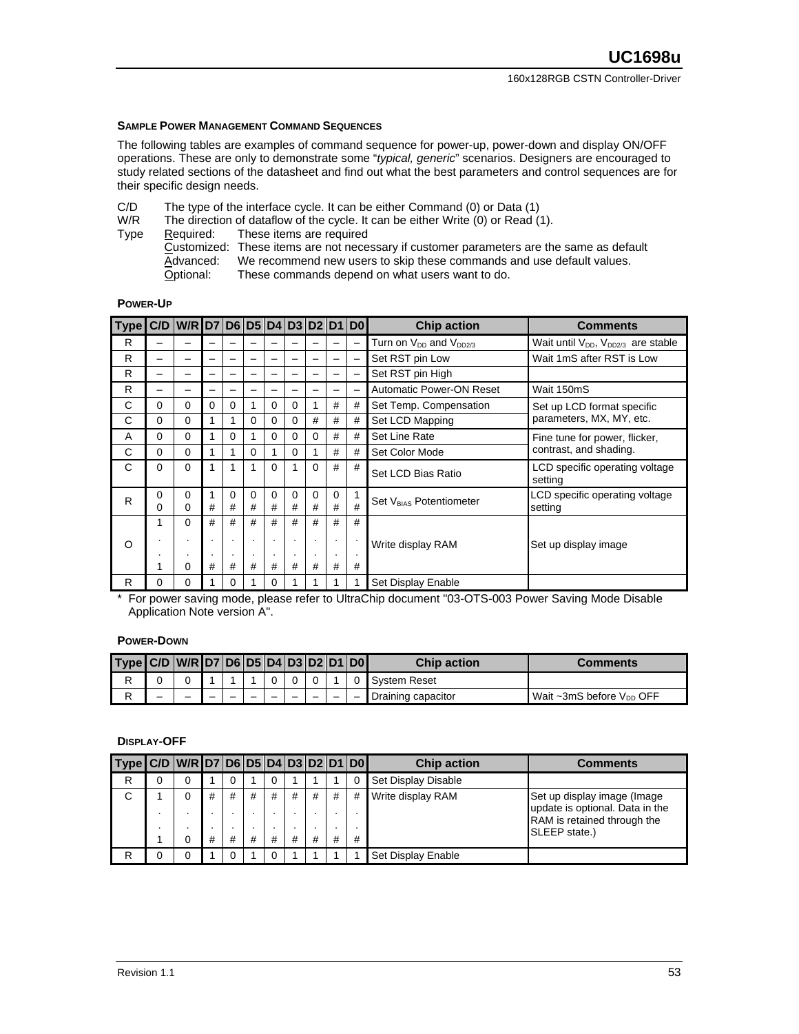### SAMPLE POWER MANAGEMENT COMMAND SEQUENCES

The following tables are examples of command sequence for power-up, power-down and display ON/OFF operations. These are only to demonstrate some "*typical, generic*" scenarios. Designers are encouraged to study related sections of the datasheet and find out what the best parameters and control sequences are for their specific design needs.

C/D The type of the interface cycle. It can be either Command (0) or Data (1)
W/R The direction of dataflow of the cycle. It can be either Write (0) or Read (1).
Type Required: These items are required
Customized: These items are not necessary if customer parameters are the same as default
Advanced: We recommend new users to skip these commands and use default values.
Optional: These commands depend on what users want to do.

#### POWER-UP

| Type | C/D | W/R | D7 | D6 | D5 | D4 | D3 | D2 | D1 | D0 | Chip action | Comments |
|---|---|---|---|---|---|---|---|---|---|---|---|---|
| R | – | – | – | – | – | – | – | – | – | – | Turn on $V_{DD}$ and $V_{DD2/3}$ | Wait until $V_{DD}$, $V_{DD2/3}$ are stable |
| R | – | – | – | – | – | – | – | – | – | – | Set RST pin Low | Wait 1mS after RST is Low |
| R | – | – | – | – | – | – | – | – | – | – | Set RST pin High | |
| R | – | – | – | – | – | – | – | – | – | – | Automatic Power-ON Reset | Wait 150mS |
| C | 0 | 0 | 0 | 0 | 1 | 0 | 0 | 1 | # | # | Set Temp. Compensation | Set up LCD format specific parameters, MX, MY, etc. |
| C | 0 | 0 | 1 | 1 | 0 | 0 | 0 | # | # | # | Set LCD Mapping | |
| A | 0 | 0 | 1 | 0 | 1 | 0 | 0 | 0 | # | # | Set Line Rate | Fine tune for power, flicker, contrast, and shading. |
| C | 0 | 0 | 1 | 1 | 0 | 1 | 0 | 1 | # | # | Set Color Mode | |
| C | 0 | 0 | 1 | 1 | 1 | 0 | 1 | 0 | # | # | Set LCD Bias Ratio | LCD specific operating voltage setting |
| R | 0<br>0 | 0<br>0 | 1<br># | 0<br># | 0<br># | 0<br># | 0<br># | 0<br># | 0<br># | 1<br># | Set $V_{BIAS}$ Potentiometer | LCD specific operating voltage setting |
| O | 1<br>.<br>.<br>1 | 0<br>.<br>.<br>0 | #<br>.<br>.<br># | #<br>.<br>.<br># | #<br>.<br>.<br># | #<br>.<br>.<br># | #<br>.<br>.<br># | #<br>.<br>.<br># | #<br>.<br>.<br># | #<br>.<br>.<br># | Write display RAM | Set up display image |
| R | 0 | 0 | 1 | 0 | 1 | 0 | 1 | 1 | 1 | 1 | Set Display Enable | |

\* For power saving mode, please refer to UltraChip document "03-OTS-003 Power Saving Mode Disable Application Note version A".

#### POWER-DOWN

| Type | C/D | W/R | D7 | D6 | D5 | D4 | D3 | D2 | D1 | D0 | Chip action | Comments |
|---|---|---|---|---|---|---|---|---|---|---|---|---|
| R | 0 | 0 | 1 | 1 | 1 | 0 | 0 | 0 | 1 | 0 | System Reset | |
| R | – | – | – | – | – | – | – | – | – | – | Draining capacitor | Wait ~3mS before $V_{DD}$ OFF |

#### DISPLAY-OFF

| Type | C/D | W/R | D7 | D6 | D5 | D4 | D3 | D2 | D1 | D0 | Chip action | Comments |
|---|---|---|---|---|---|---|---|---|---|---|---|---|
| R | 0 | 0 | 1 | 0 | 1 | 0 | 1 | 1 | 1 | 0 | Set Display Disable | |
| C | 1<br>.<br>.<br>1 | 0<br>.<br>.<br>0 | #<br>.<br>.<br># | #<br>.<br>.<br># | #<br>.<br>.<br># | #<br>.<br>.<br># | #<br>.<br>.<br># | #<br>.<br>.<br># | #<br>.<br>.<br># | #<br>.<br>.<br># | Write display RAM | Set up display image (Image update is optional. Data in the RAM is retained through the SLEEP state.) |
| R | 0 | 0 | 1 | 0 | 1 | 0 | 1 | 1 | 1 | 1 | Set Display Enable | |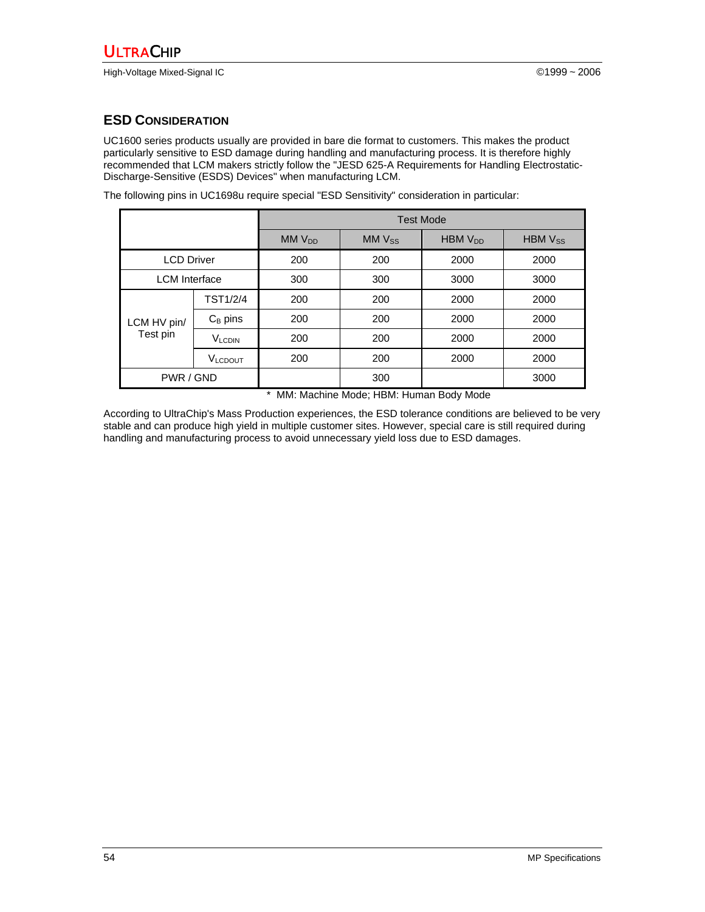## ESD CONSIDERATION

UC1600 series products usually are provided in bare die format to customers. This makes the product particularly sensitive to ESD damage during handling and manufacturing process. It is therefore highly recommended that LCM makers strictly follow the "JESD 625-A Requirements for Handling Electrostatic-Discharge-Sensitive (ESDS) Devices" when manufacturing LCM.

The following pins in UC1698u require special "ESD Sensitivity" consideration in particular:

| | | Test Mode | | | |
|---|---|---|---|---|---|
| | | MM $V_{DD}$ | MM $V_{SS}$ | HBM $V_{DD}$ | HBM $V_{SS}$ |
| LCD Driver | | 200 | 200 | 2000 | 2000 |
| LCM Interface | | 300 | 300 | 3000 | 3000 |
| LCM HV pin/ Test pin | TST1/2/4 | 200 | 200 | 2000 | 2000 |
| | $C_B$ pins | 200 | 200 | 2000 | 2000 |
| | $V_{LCDIN}$ | 200 | 200 | 2000 | 2000 |
| | $V_{LCDOUT}$ | 200 | 200 | 2000 | 2000 |
| PWR / GND | | | 300 | | 3000 |

\* MM: Machine Mode; HBM: Human Body Mode

According to UltraChip's Mass Production experiences, the ESD tolerance conditions are believed to be very stable and can produce high yield in multiple customer sites. However, special care is still required during handling and manufacturing process to avoid unnecessary yield loss due to ESD damages.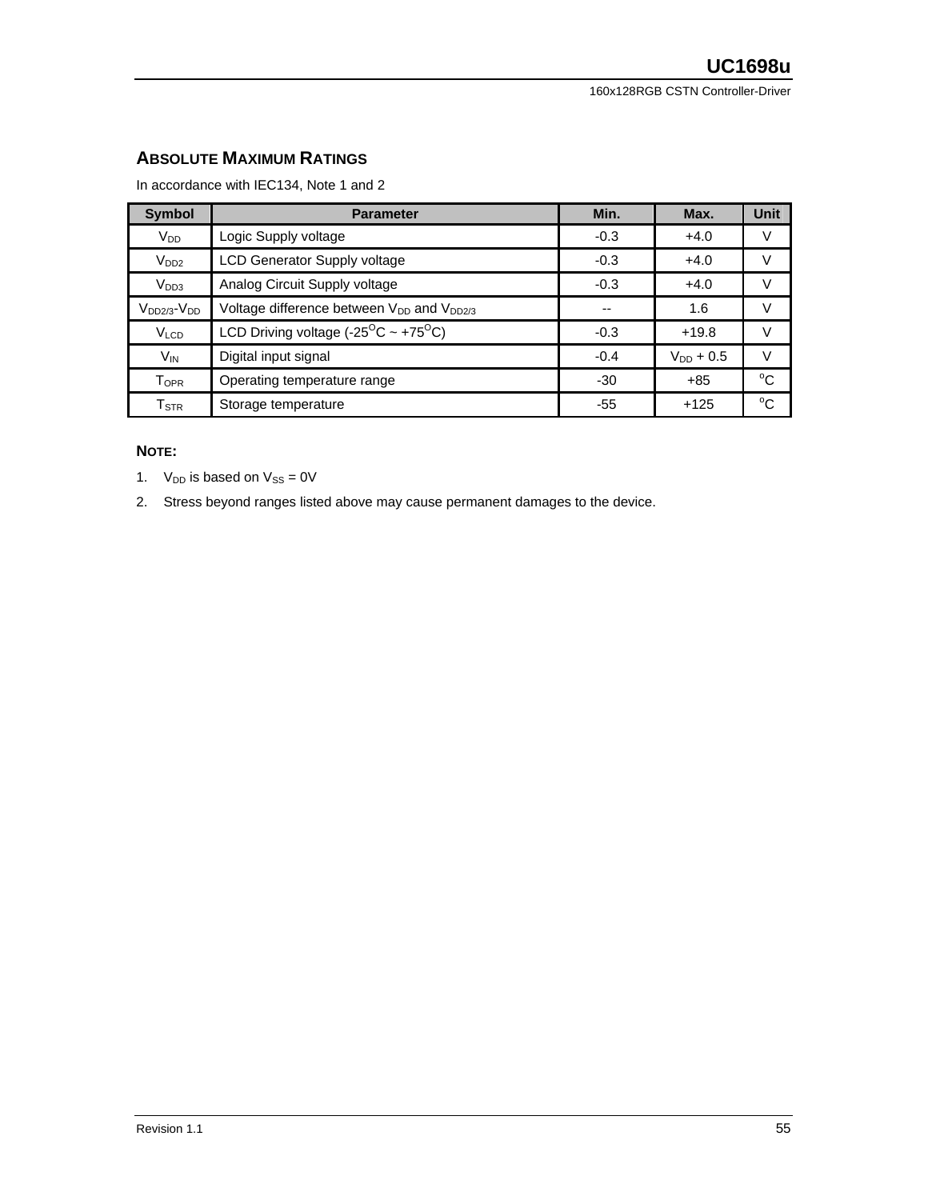## ABSOLUTE MAXIMUM RATINGS

In accordance with IEC134, Note 1 and 2

| Symbol | Parameter | Min. | Max. | Unit |
|---|---|---|---|---|
| $V_{DD}$ | Logic Supply voltage | -0.3 | +4.0 | V |
| $V_{DD2}$ | LCD Generator Supply voltage | -0.3 | +4.0 | V |
| $V_{DD3}$ | Analog Circuit Supply voltage | -0.3 | +4.0 | V |
| $V_{DD2/3}$-$V_{DD}$ | Voltage difference between $V_{DD}$ and $V_{DD2/3}$ | -- | 1.6 | V |
| $V_{LCD}$ | LCD Driving voltage (-25°C ~ +75°C) | -0.3 | +19.8 | V |
| $V_{IN}$ | Digital input signal | -0.4 | $V_{DD}$ + 0.5 | V |
| $T_{OPR}$ | Operating temperature range | -30 | +85 | °C |
| $T_{STR}$ | Storage temperature | -55 | +125 | °C |

**NOTE:**

1. $V_{DD}$ is based on $V_{SS}$ = 0V
2. Stress beyond ranges listed above may cause permanent damages to the device.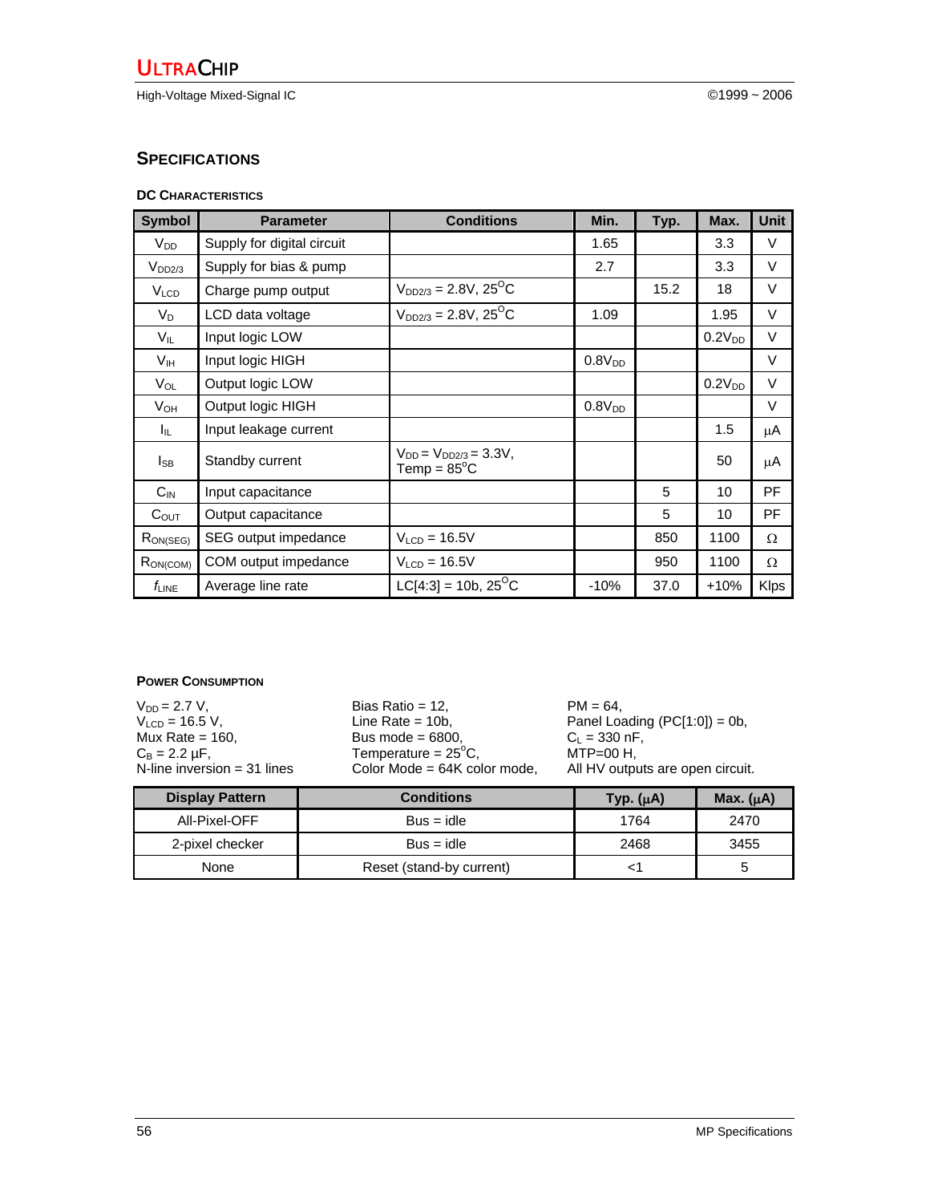## SPECIFICATIONS

### DC CHARACTERISTICS

| Symbol | Parameter | Conditions | Min. | Typ. | Max. | Unit |
|---|---|---|---|---|---|---|
| $V_{DD}$ | Supply for digital circuit | | 1.65 | | 3.3 | V |
| $V_{DD2/3}$ | Supply for bias & pump | | 2.7 | | 3.3 | V |
| $V_{LCD}$ | Charge pump output | $V_{DD2/3}$ = 2.8V, 25°C | | 15.2 | 18 | V |
| $V_D$ | LCD data voltage | $V_{DD2/3}$ = 2.8V, 25°C | 1.09 | | 1.95 | V |
| $V_{IL}$ | Input logic LOW | | | | $0.2V_{DD}$ | V |
| $V_{IH}$ | Input logic HIGH | | $0.8V_{DD}$ | | | V |
| $V_{OL}$ | Output logic LOW | | | | $0.2V_{DD}$ | V |
| $V_{OH}$ | Output logic HIGH | | $0.8V_{DD}$ | | | V |
| $I_{IL}$ | Input leakage current | | | | 1.5 | μA |
| $I_{SB}$ | Standby current | $V_{DD}$ = $V_{DD2/3}$ = 3.3V, Temp = 85°C | | | 50 | μA |
| $C_{IN}$ | Input capacitance | | | 5 | 10 | PF |
| $C_{OUT}$ | Output capacitance | | | 5 | 10 | PF |
| $R_{ON(SEG)}$ | SEG output impedance | $V_{LCD}$ = 16.5V | | 850 | 1100 | Ω |
| $R_{ON(COM)}$ | COM output impedance | $V_{LCD}$ = 16.5V | | 950 | 1100 | Ω |
| $f_{LINE}$ | Average line rate | LC[4:3] = 10b, 25°C | -10% | 37.0 | +10% | Klps |

### POWER CONSUMPTION

$V_{DD}$ = 2.7 V,
$V_{LCD}$ = 16.5 V,
Mux Rate = 160,
$C_B$ = 2.2 μF,
N-line inversion = 31 lines
Bias Ratio = 12,
Line Rate = 10b,
Bus mode = 6800,
Temperature = 25°C,
Color Mode = 64K color mode,
PM = 64,
Panel Loading (PC[1:0]) = 0b,
$C_L$ = 330 nF,
MTP=00 H,
All HV outputs are open circuit.

| Display Pattern | Conditions | Typ. (μA) | Max. (μA) |
|---|---|---|---|
| All-Pixel-OFF | Bus = idle | 1764 | 2470 |
| 2-pixel checker | Bus = idle | 2468 | 3455 |
| None | Reset (stand-by current) | <1 | 5 |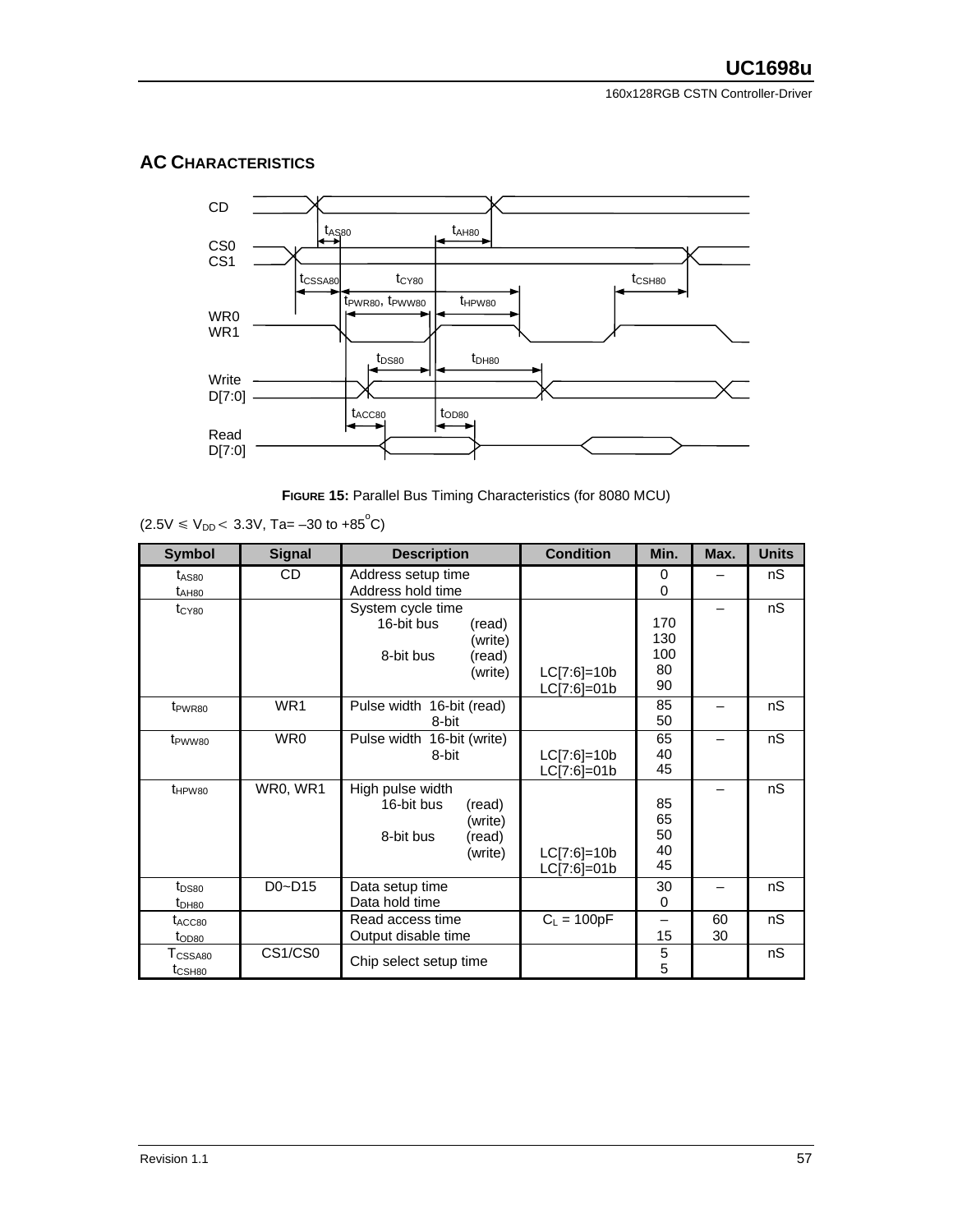## AC CHARACTERISTICS

**FIGURE 15:** Parallel Bus Timing Characteristics (for 8080 MCU)

($2.5V \leq V_{DD} < 3.3V$, Ta= –30 to +85°C)

| Symbol | Signal | Description | Condition | Min. | Max. | Units |
|---|---|---|---|---|---|---|
| $t_{AS80}$<br>$t_{AH80}$ | CD | Address setup time<br>Address hold time | | 0<br>0 | – | nS |
| $t_{CY80}$ | | System cycle time<br>16-bit bus (read)<br>(write)<br>8-bit bus (read)<br>(write) | <br><br><br>LC[7:6]=10b<br>LC[7:6]=01b | <br>170<br>130<br>100<br>80<br>90 | – | nS |
| $t_{PWR80}$ | WR1 | Pulse width 16-bit (read)<br>8-bit | | 85<br>50 | – | nS |
| $t_{PWW80}$ | WR0 | Pulse width 16-bit (write)<br>8-bit | <br>LC[7:6]=10b<br>LC[7:6]=01b | 65<br>40<br>45 | – | nS |
| $t_{HPW80}$ | WR0, WR1 | High pulse width<br>16-bit bus (read)<br>(write)<br>8-bit bus (read)<br>(write) | <br><br><br>LC[7:6]=10b<br>LC[7:6]=01b | <br>85<br>65<br>50<br>40<br>45 | – | nS |
| $t_{DS80}$<br>$t_{DH80}$ | D0~D15 | Data setup time<br>Data hold time | | 30<br>0 | – | nS |
| $t_{ACC80}$<br>$t_{OD80}$ | | Read access time<br>Output disable time | $C_L$ = 100pF | –<br>15 | 60<br>30 | nS |
| $T_{CSSA80}$<br>$t_{CSH80}$ | CS1/CS0 | Chip select setup time | | 5<br>5 | | nS |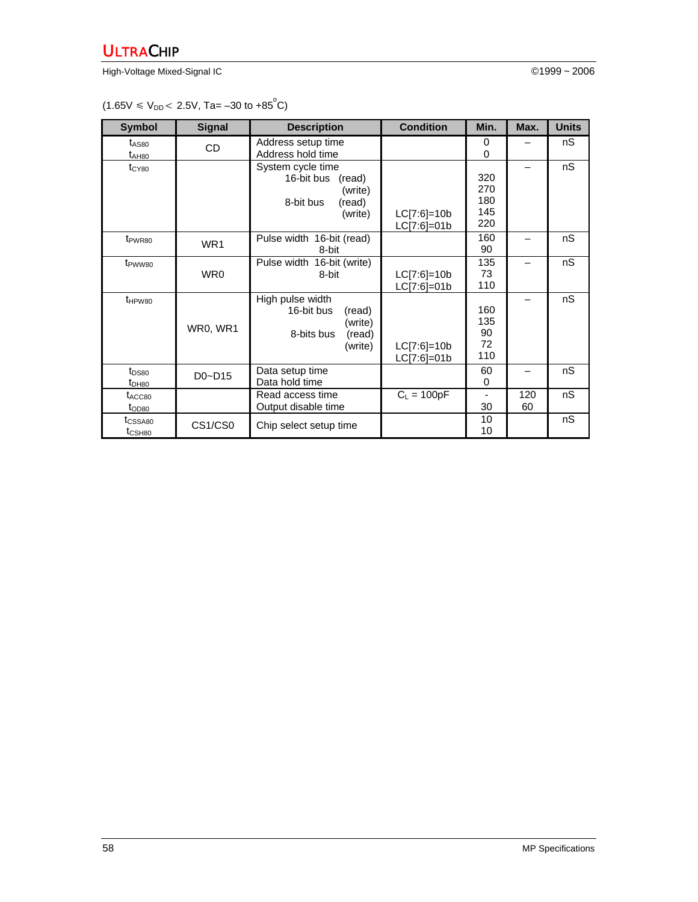($1.65V \leq V_{DD} < 2.5V$, Ta= –30 to +85°C)

| Symbol | Signal | Description | Condition | Min. | Max. | Units |
|---|---|---|---|---|---|---|
| $t_{AS80}$<br>$t_{AH80}$ | CD | Address setup time<br>Address hold time | | 0<br>0 | – | nS |
| $t_{CY80}$ | | System cycle time<br>16-bit bus (read)<br>(write)<br>8-bit bus (read)<br>(write) | <br><br><br>LC[7:6]=10b<br>LC[7:6]=01b | <br>320<br>270<br>180<br>145<br>220 | – | nS |
| $t_{PWR80}$ | WR1 | Pulse width 16-bit (read)<br>8-bit | | 160<br>90 | – | nS |
| $t_{PWW80}$ | WR0 | Pulse width 16-bit (write)<br>8-bit | <br>LC[7:6]=10b<br>LC[7:6]=01b | 135<br>73<br>110 | – | nS |
| $t_{HPW80}$ | WR0, WR1 | High pulse width<br>16-bit bus (read)<br>(write)<br>8-bits bus (read)<br>(write) | <br><br><br><br>LC[7:6]=10b<br>LC[7:6]=01b | <br>160<br>135<br>90<br>72<br>110 | – | nS |
| $t_{DS80}$<br>$t_{DH80}$ | D0~D15 | Data setup time<br>Data hold time | | 60<br>0 | – | nS |
| $t_{ACC80}$<br>$t_{OD80}$ | | Read access time<br>Output disable time | $C_L$ = 100pF | -<br>30 | 120<br>60 | nS |
| $t_{CSSA80}$<br>$t_{CSH80}$ | CS1/CS0 | Chip select setup time | | 10<br>10 | | nS |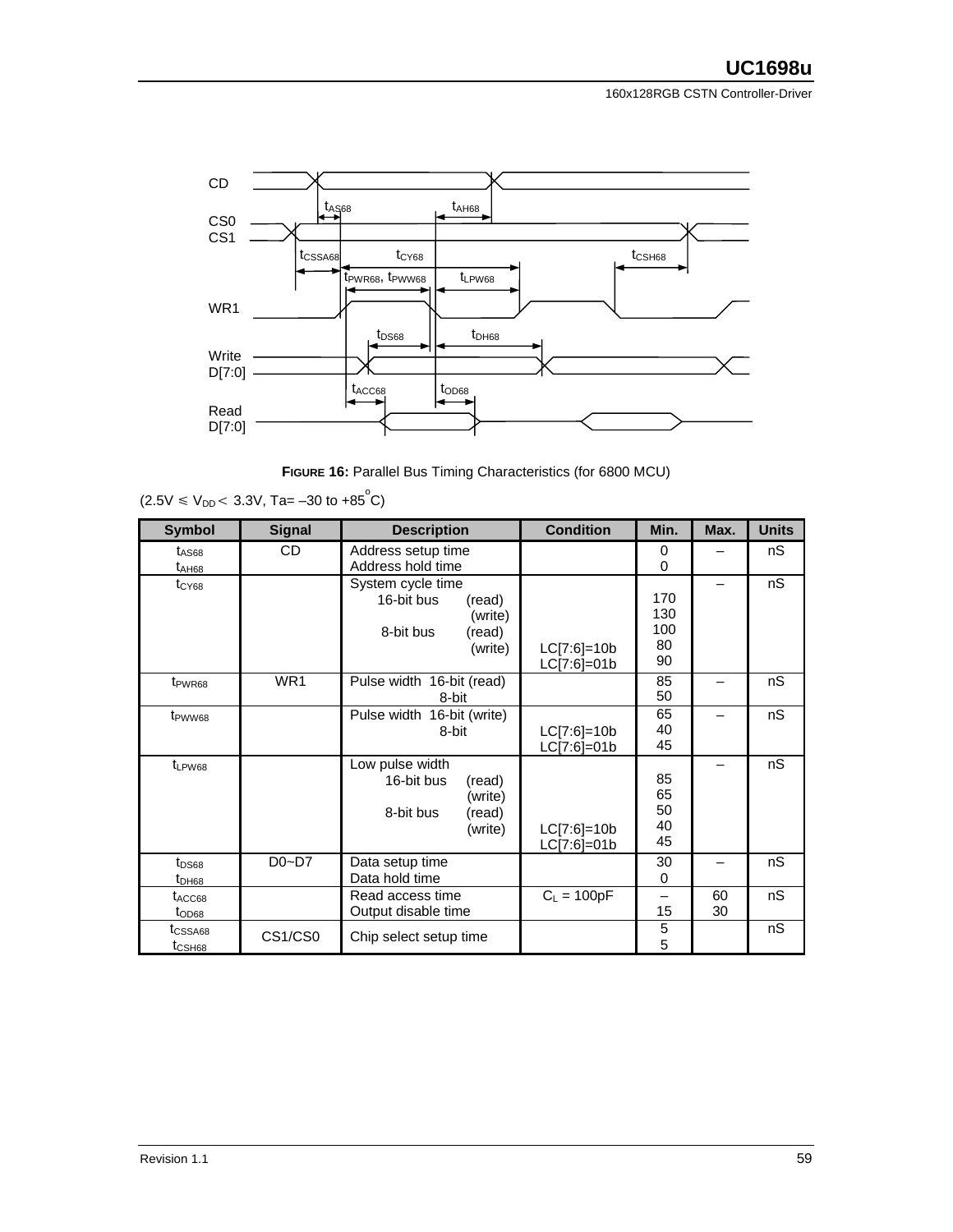**FIGURE 16:** Parallel Bus Timing Characteristics (for 6800 MCU)

($2.5V \leq V_{DD} < 3.3V$, Ta= –30 to +85°C)

| Symbol | Signal | Description | Condition | Min. | Max. | Units |
|---|---|---|---|---|---|---|
| $t_{AS68}$<br>$t_{AH68}$ | CD | Address setup time<br>Address hold time | | 0<br>0 | – | nS |
| $t_{CY68}$ | | System cycle time<br>16-bit bus (read)<br>(write)<br>8-bit bus (read)<br>(write) | <br><br><br>LC[7:6]=10b<br>LC[7:6]=01b | <br>170<br>130<br>100<br>80<br>90 | – | nS |
| $t_{PWR68}$ | WR1 | Pulse width 16-bit (read)<br>8-bit | | 85<br>50 | – | nS |
| $t_{PWW68}$ | | Pulse width 16-bit (write)<br>8-bit | <br>LC[7:6]=10b<br>LC[7:6]=01b | 65<br>40<br>45 | – | nS |
| $t_{LPW68}$ | | Low pulse width<br>16-bit bus (read)<br>(write)<br>8-bit bus (read)<br>(write) | <br><br><br>LC[7:6]=10b<br>LC[7:6]=01b | <br>85<br>65<br>50<br>40<br>45 | – | nS |
| $t_{DS68}$<br>$t_{DH68}$ | D0~D7 | Data setup time<br>Data hold time | | 30<br>0 | – | nS |
| $t_{ACC68}$<br>$t_{OD68}$ | | Read access time<br>Output disable time | $C_L$ = 100pF | –<br>15 | 60<br>30 | nS |
| $t_{CSSA68}$<br>$t_{CSH68}$ | CS1/CS0 | Chip select setup time | | 5<br>5 | | nS |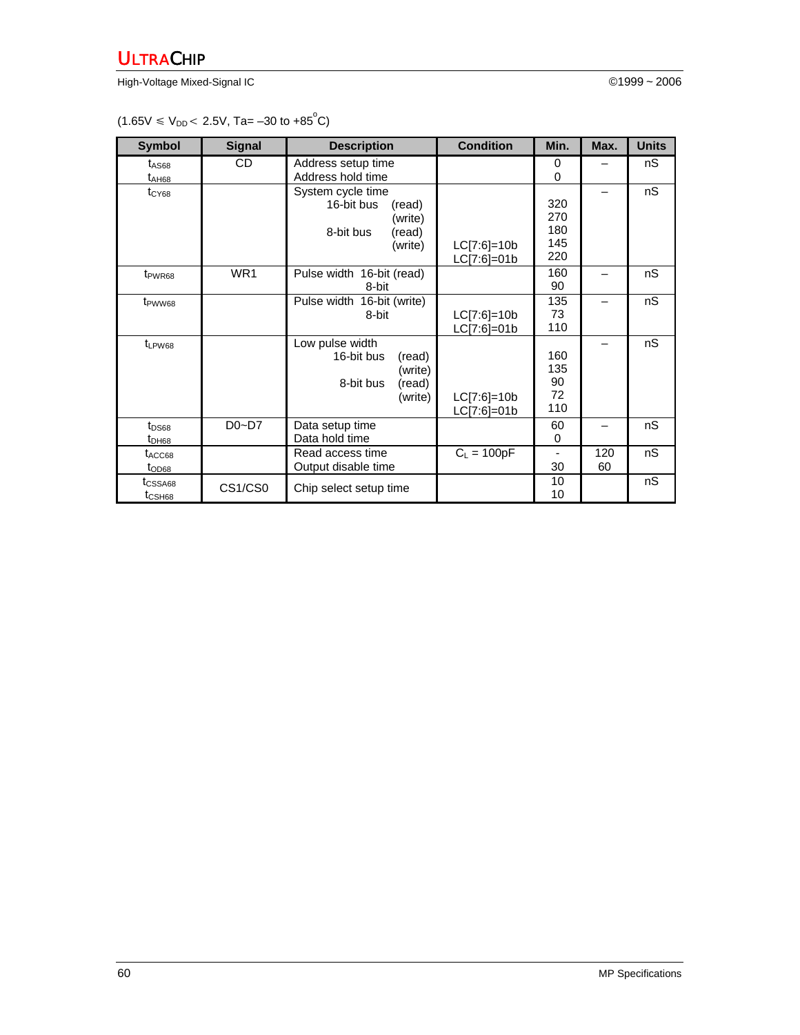($1.65V \leq V_{DD} < 2.5V$, Ta= –30 to +85°C)

| Symbol | Signal | Description | Condition | Min. | Max. | Units |
|---|---|---|---|---|---|---|
| $t_{AS68}$<br>$t_{AH68}$ | CD | Address setup time<br>Address hold time | | 0<br>0 | – | nS |
| $t_{CY68}$ | | System cycle time<br>16-bit bus (read)<br>(write)<br>8-bit bus (read)<br>(write) | LC[7:6]=10b<br>LC[7:6]=01b | 320<br>270<br>180<br>145<br>220 | – | nS |
| $t_{PWR68}$ | WR1 | Pulse width 16-bit (read)<br>8-bit | | 160<br>90 | – | nS |
| $t_{PWW68}$ | | Pulse width 16-bit (write)<br>8-bit | LC[7:6]=10b<br>LC[7:6]=01b | 135<br>73<br>110 | – | nS |
| $t_{LPW68}$ | | Low pulse width<br>16-bit bus (read)<br>(write)<br>8-bit bus (read)<br>(write) | LC[7:6]=10b<br>LC[7:6]=01b | 160<br>135<br>90<br>72<br>110 | – | nS |
| $t_{DS68}$<br>$t_{DH68}$ | D0~D7 | Data setup time<br>Data hold time | | 60<br>0 | – | nS |
| $t_{ACC68}$<br>$t_{OD68}$ | | Read access time<br>Output disable time | $C_L$ = 100pF | -<br>30 | 120<br>60 | nS |
| $t_{CSSA68}$<br>$t_{CSH68}$ | CS1/CS0 | Chip select setup time | | 10<br>10 | | nS |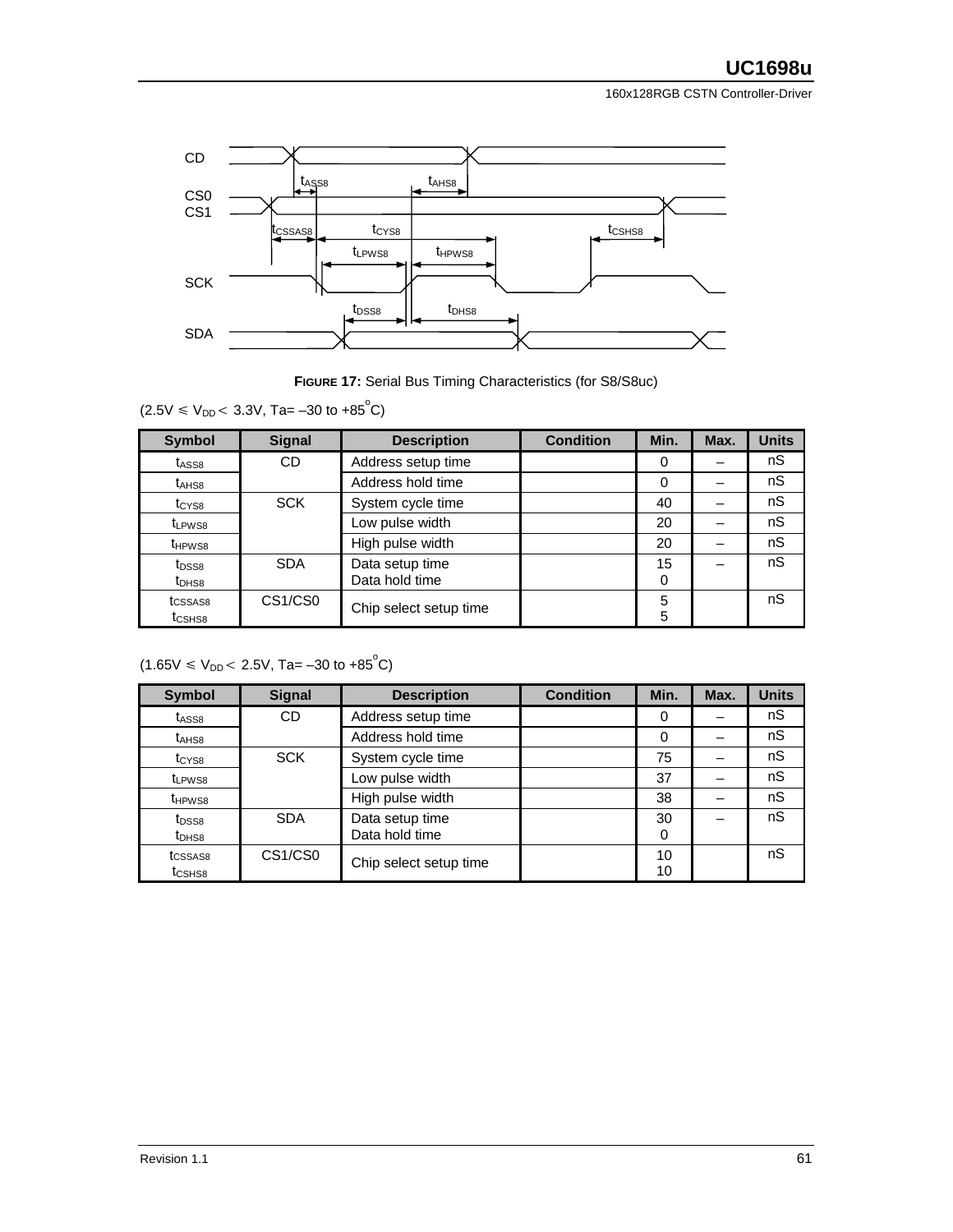**FIGURE 17:** Serial Bus Timing Characteristics (for S8/S8uc)

($2.5V \leq V_{DD} < 3.3V$, Ta= –30 to +85°C)

| Symbol | Signal | Description | Condition | Min. | Max. | Units |
|---|---|---|---|---|---|---|
| $t_{ASS8}$ | CD | Address setup time | | 0 | – | nS |
| $t_{AHS8}$ | | Address hold time | | 0 | – | nS |
| $t_{CYS8}$ | SCK | System cycle time | | 40 | – | nS |
| $t_{LPWS8}$ | | Low pulse width | | 20 | – | nS |
| $t_{HPWS8}$ | | High pulse width | | 20 | – | nS |
| $t_{DSS8}$ $t_{DHS8}$ | SDA | Data setup time Data hold time | | 15 0 | – | nS |
| $t_{CSSAS8}$ $t_{CSHS8}$ | CS1/CS0 | Chip select setup time | | 5 5 | | nS |

($1.65V \leq V_{DD} < 2.5V$, Ta= –30 to +85°C)

| Symbol | Signal | Description | Condition | Min. | Max. | Units |
|---|---|---|---|---|---|---|
| $t_{ASS8}$ | CD | Address setup time | | 0 | – | nS |
| $t_{AHS8}$ | | Address hold time | | 0 | – | nS |
| $t_{CYS8}$ | SCK | System cycle time | | 75 | – | nS |
| $t_{LPWS8}$ | | Low pulse width | | 37 | – | nS |
| $t_{HPWS8}$ | | High pulse width | | 38 | – | nS |
| $t_{DSS8}$ $t_{DHS8}$ | SDA | Data setup time Data hold time | | 30 0 | – | nS |
| $t_{CSSAS8}$ $t_{CSHS8}$ | CS1/CS0 | Chip select setup time | | 10 10 | | nS |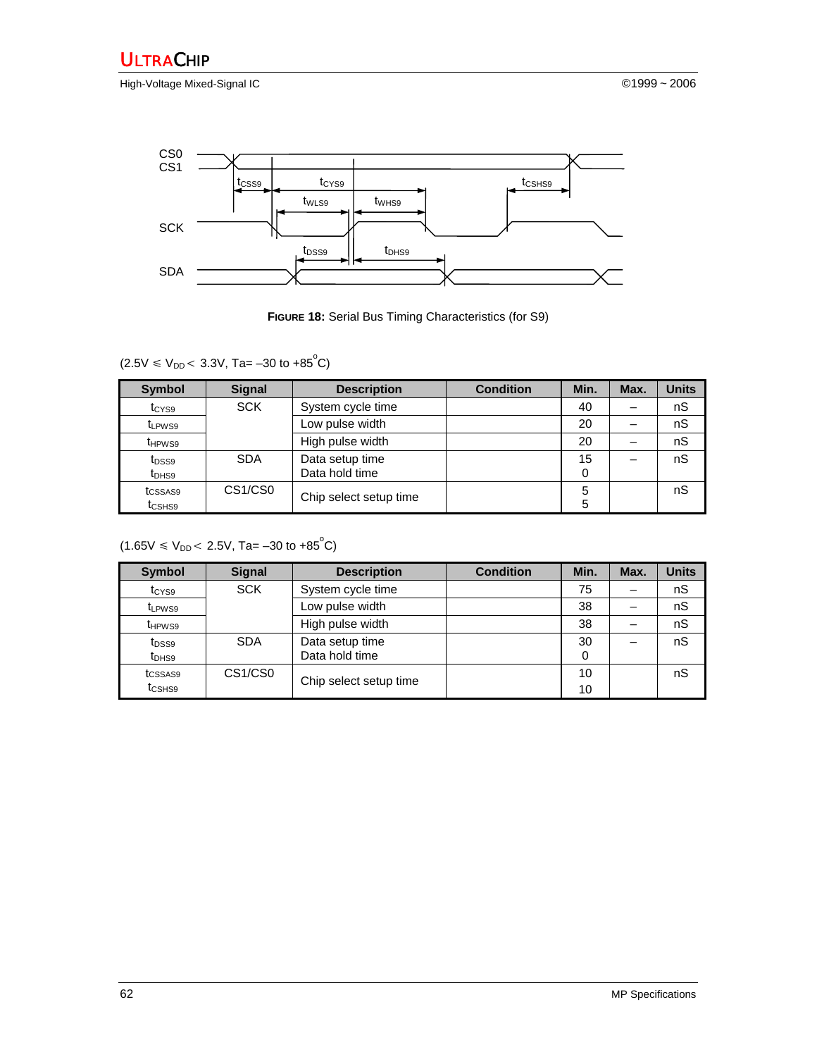CS0
CS1

SCK

SDA

$t_{CSS9}$ $t_{CYS9}$ $t_{CSHS9}$ $t_{WLS9}$ $t_{WHS9}$ $t_{DSS9}$ $t_{DHS9}$

**FIGURE 18:** Serial Bus Timing Characteristics (for S9)

($2.5V \leq V_{DD} < 3.3V$, Ta= –30 to +85°C)

| Symbol | Signal | Description | Condition | Min. | Max. | Units |
|---|---|---|---|---|---|---|
| $t_{CYS9}$ | SCK | System cycle time | | 40 | – | nS |
| $t_{LPWS9}$ | | Low pulse width | | 20 | – | nS |
| $t_{HPWS9}$ | | High pulse width | | 20 | – | nS |
| $t_{DSS9}$ <br> $t_{DHS9}$ | SDA | Data setup time <br> Data hold time | | 15 <br> 0 | – | nS |
| $t_{CSSAS9}$ <br> $t_{CSHS9}$ | CS1/CS0 | Chip select setup time | | 5 <br> 5 | | nS |

($1.65V \leq V_{DD} < 2.5V$, Ta= –30 to +85°C)

| Symbol | Signal | Description | Condition | Min. | Max. | Units |
|---|---|---|---|---|---|---|
| $t_{CYS9}$ | SCK | System cycle time | | 75 | – | nS |
| $t_{LPWS9}$ | | Low pulse width | | 38 | – | nS |
| $t_{HPWS9}$ | | High pulse width | | 38 | – | nS |
| $t_{DSS9}$ <br> $t_{DHS9}$ | SDA | Data setup time <br> Data hold time | | 30 <br> 0 | – | nS |
| $t_{CSSAS9}$ <br> $t_{CSHS9}$ | CS1/CS0 | Chip select setup time | | 10 <br> 10 | | nS |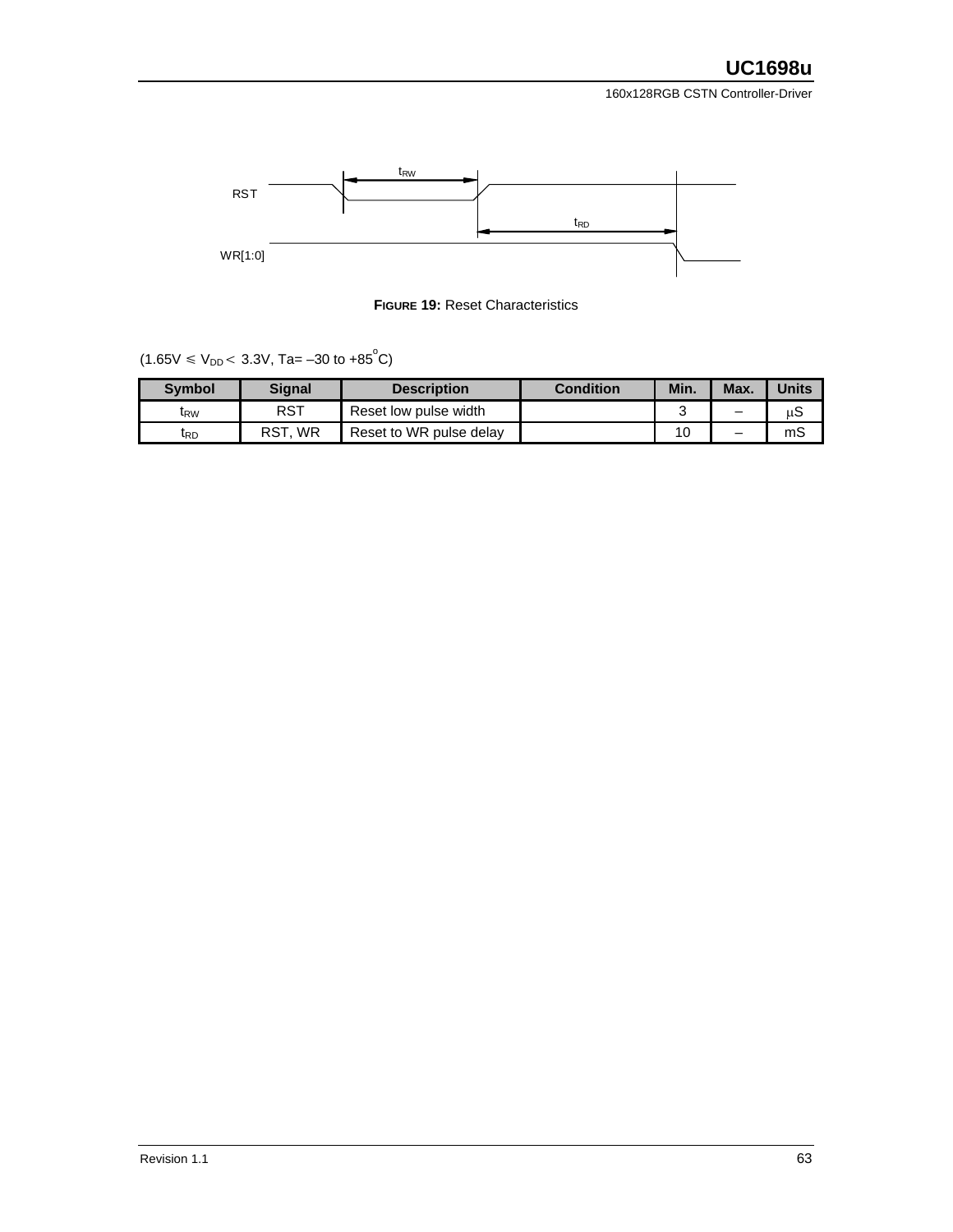**FIGURE 19:** Reset Characteristics

($1.65V \leq V_{DD} < 3.3V$, Ta= –30 to +85°C)

| Symbol | Signal | Description | Condition | Min. | Max. | Units |
|---|---|---|---|---|---|---|
| $t_{RW}$ | RST | Reset low pulse width | | 3 | – | μS |
| $t_{RD}$ | RST, WR | Reset to WR pulse delay | | 10 | – | mS |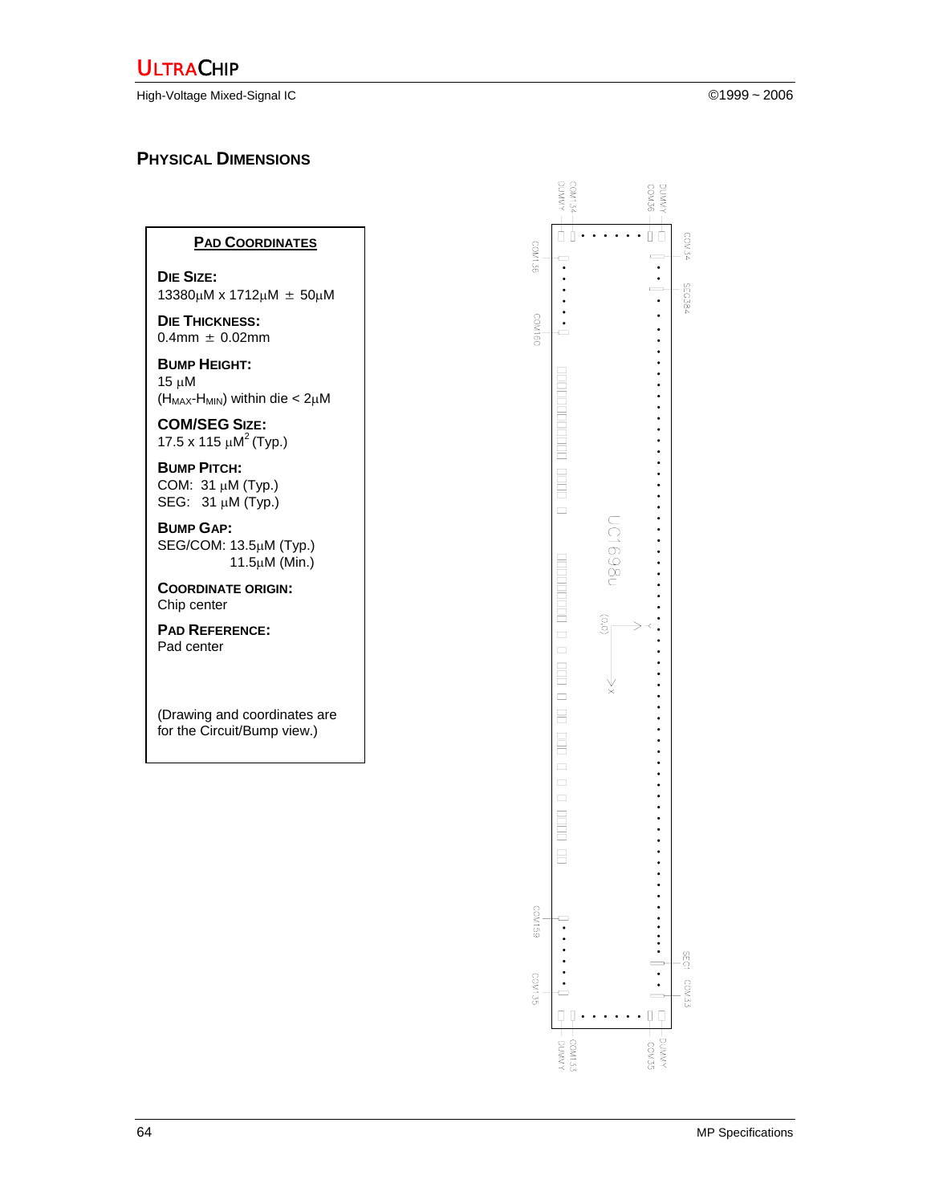## PHYSICAL DIMENSIONS

**PAD COORDINATES**

**DIE SIZE:**
13380μM x 1712μM ± 50μM

**DIE THICKNESS:**
0.4mm ± 0.02mm

**BUMP HEIGHT:**
15 μM
($H_{MAX}$-$H_{MIN}$) within die < 2μM

**COM/SEG SIZE:**
17.5 x 115 μ$M^2$ (Typ.)

**BUMP PITCH:**
COM: 31 μM (Typ.)
SEG: 31 μM (Typ.)

**BUMP GAP:**
SEG/COM: 13.5μM (Typ.)
11.5μM (Min.)

**COORDINATE ORIGIN:**
Chip center

**PAD REFERENCE:**
Pad center

(Drawing and coordinates are for the Circuit/Bump view.)

DUMMY COM134 DUMMY COM36 COM34 COM136 SEG384 COM160 UC1698u (0,0) Y X COM159 COM135 SEG1 COM33 DUMMY COM133 DUMMY COM35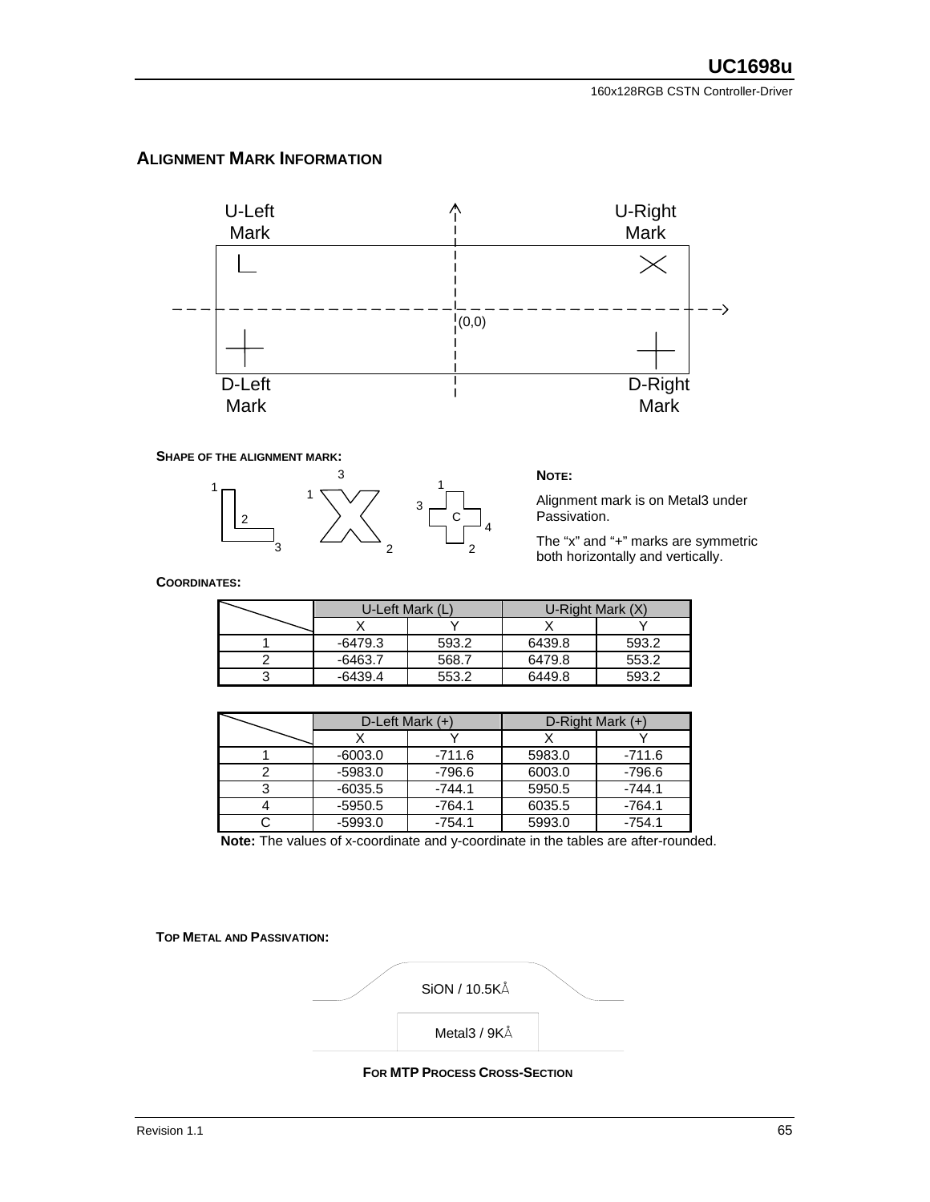## ALIGNMENT MARK INFORMATION

U-Left Mark

U-Right Mark

(0,0)

D-Left Mark

D-Right Mark

**SHAPE OF THE ALIGNMENT MARK:**

**NOTE:**

Alignment mark is on Metal3 under Passivation.

The "x" and "+" marks are symmetric both horizontally and vertically.

**COORDINATES:**

| | U-Left Mark (L) | | U-Right Mark (X) | |
|---|---|---|---|---|
| | X | Y | X | Y |
| 1 | -6479.3 | 593.2 | 6439.8 | 593.2 |
| 2 | -6463.7 | 568.7 | 6479.8 | 553.2 |
| 3 | -6439.4 | 553.2 | 6449.8 | 593.2 |

| | D-Left Mark (+) | | D-Right Mark (+) | |
|---|---|---|---|---|
| | X | Y | X | Y |
| 1 | -6003.0 | -711.6 | 5983.0 | -711.6 |
| 2 | -5983.0 | -796.6 | 6003.0 | -796.6 |
| 3 | -6035.5 | -744.1 | 5950.5 | -744.1 |
| 4 | -5950.5 | -764.1 | 6035.5 | -764.1 |
| C | -5993.0 | -754.1 | 5993.0 | -754.1 |

**Note:** The values of x-coordinate and y-coordinate in the tables are after-rounded.

**TOP METAL AND PASSIVATION:**

SiON / 10.5KÅ

Metal3 / 9KÅ

**FOR MTP PROCESS CROSS-SECTION**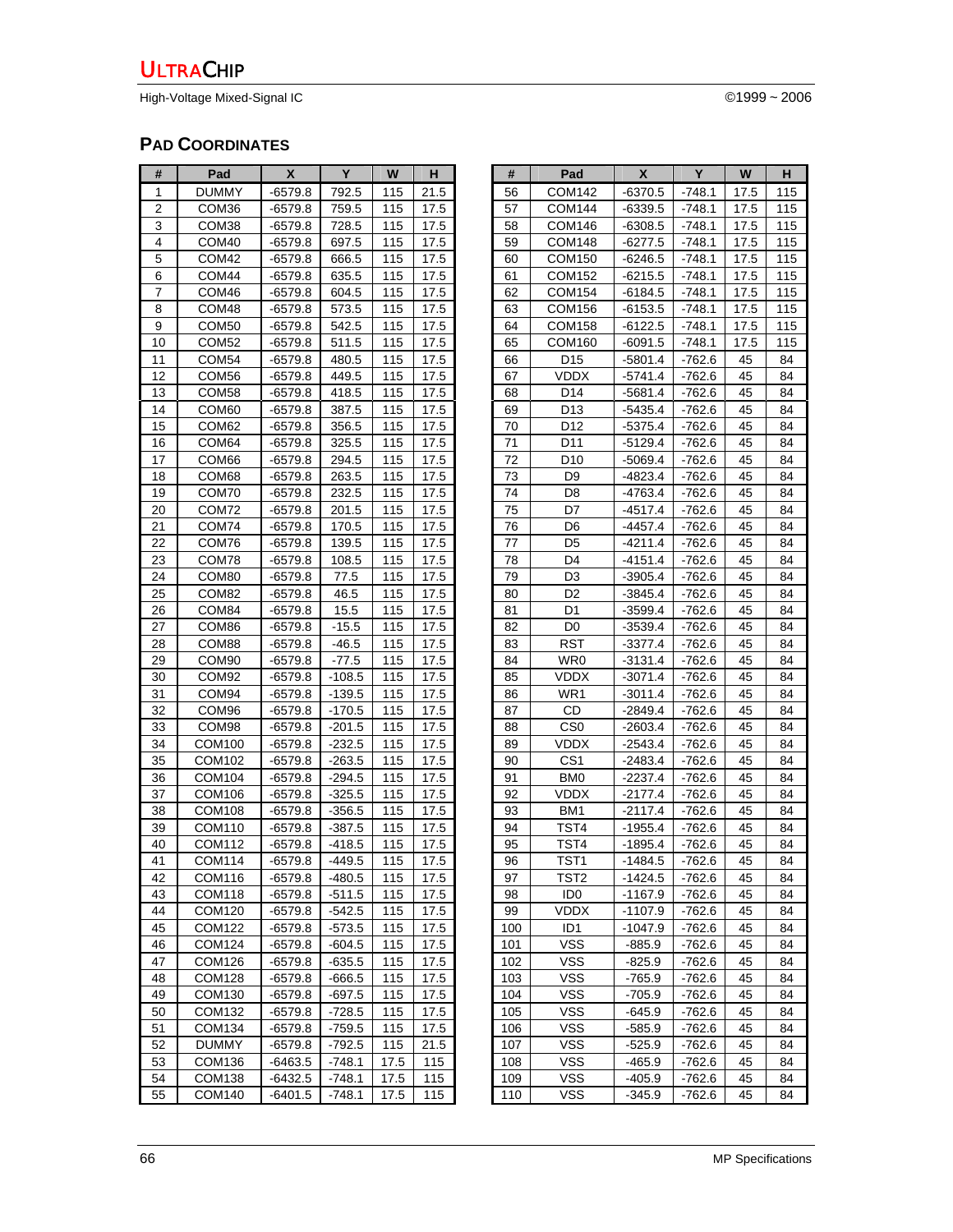## PAD COORDINATES

| # | Pad | X | Y | W | H |
|---|---|---|---|---|---|
| 1 | DUMMY | -6579.8 | 792.5 | 115 | 21.5 |
| 2 | COM36 | -6579.8 | 759.5 | 115 | 17.5 |
| 3 | COM38 | -6579.8 | 728.5 | 115 | 17.5 |
| 4 | COM40 | -6579.8 | 697.5 | 115 | 17.5 |
| 5 | COM42 | -6579.8 | 666.5 | 115 | 17.5 |
| 6 | COM44 | -6579.8 | 635.5 | 115 | 17.5 |
| 7 | COM46 | -6579.8 | 604.5 | 115 | 17.5 |
| 8 | COM48 | -6579.8 | 573.5 | 115 | 17.5 |
| 9 | COM50 | -6579.8 | 542.5 | 115 | 17.5 |
| 10 | COM52 | -6579.8 | 511.5 | 115 | 17.5 |
| 11 | COM54 | -6579.8 | 480.5 | 115 | 17.5 |
| 12 | COM56 | -6579.8 | 449.5 | 115 | 17.5 |
| 13 | COM58 | -6579.8 | 418.5 | 115 | 17.5 |
| 14 | COM60 | -6579.8 | 387.5 | 115 | 17.5 |
| 15 | COM62 | -6579.8 | 356.5 | 115 | 17.5 |
| 16 | COM64 | -6579.8 | 325.5 | 115 | 17.5 |
| 17 | COM66 | -6579.8 | 294.5 | 115 | 17.5 |
| 18 | COM68 | -6579.8 | 263.5 | 115 | 17.5 |
| 19 | COM70 | -6579.8 | 232.5 | 115 | 17.5 |
| 20 | COM72 | -6579.8 | 201.5 | 115 | 17.5 |
| 21 | COM74 | -6579.8 | 170.5 | 115 | 17.5 |
| 22 | COM76 | -6579.8 | 139.5 | 115 | 17.5 |
| 23 | COM78 | -6579.8 | 108.5 | 115 | 17.5 |
| 24 | COM80 | -6579.8 | 77.5 | 115 | 17.5 |
| 25 | COM82 | -6579.8 | 46.5 | 115 | 17.5 |
| 26 | COM84 | -6579.8 | 15.5 | 115 | 17.5 |
| 27 | COM86 | -6579.8 | -15.5 | 115 | 17.5 |
| 28 | COM88 | -6579.8 | -46.5 | 115 | 17.5 |
| 29 | COM90 | -6579.8 | -77.5 | 115 | 17.5 |
| 30 | COM92 | -6579.8 | -108.5 | 115 | 17.5 |
| 31 | COM94 | -6579.8 | -139.5 | 115 | 17.5 |
| 32 | COM96 | -6579.8 | -170.5 | 115 | 17.5 |
| 33 | COM98 | -6579.8 | -201.5 | 115 | 17.5 |
| 34 | COM100 | -6579.8 | -232.5 | 115 | 17.5 |
| 35 | COM102 | -6579.8 | -263.5 | 115 | 17.5 |
| 36 | COM104 | -6579.8 | -294.5 | 115 | 17.5 |
| 37 | COM106 | -6579.8 | -325.5 | 115 | 17.5 |
| 38 | COM108 | -6579.8 | -356.5 | 115 | 17.5 |
| 39 | COM110 | -6579.8 | -387.5 | 115 | 17.5 |
| 40 | COM112 | -6579.8 | -418.5 | 115 | 17.5 |
| 41 | COM114 | -6579.8 | -449.5 | 115 | 17.5 |
| 42 | COM116 | -6579.8 | -480.5 | 115 | 17.5 |
| 43 | COM118 | -6579.8 | -511.5 | 115 | 17.5 |
| 44 | COM120 | -6579.8 | -542.5 | 115 | 17.5 |
| 45 | COM122 | -6579.8 | -573.5 | 115 | 17.5 |
| 46 | COM124 | -6579.8 | -604.5 | 115 | 17.5 |
| 47 | COM126 | -6579.8 | -635.5 | 115 | 17.5 |
| 48 | COM128 | -6579.8 | -666.5 | 115 | 17.5 |
| 49 | COM130 | -6579.8 | -697.5 | 115 | 17.5 |
| 50 | COM132 | -6579.8 | -728.5 | 115 | 17.5 |
| 51 | COM134 | -6579.8 | -759.5 | 115 | 17.5 |
| 52 | DUMMY | -6579.8 | -792.5 | 115 | 21.5 |
| 53 | COM136 | -6463.5 | -748.1 | 17.5 | 115 |
| 54 | COM138 | -6432.5 | -748.1 | 17.5 | 115 |
| 55 | COM140 | -6401.5 | -748.1 | 17.5 | 115 |
| 56 | COM142 | -6370.5 | -748.1 | 17.5 | 115 |
| 57 | COM144 | -6339.5 | -748.1 | 17.5 | 115 |
| 58 | COM146 | -6308.5 | -748.1 | 17.5 | 115 |
| 59 | COM148 | -6277.5 | -748.1 | 17.5 | 115 |
| 60 | COM150 | -6246.5 | -748.1 | 17.5 | 115 |
| 61 | COM152 | -6215.5 | -748.1 | 17.5 | 115 |
| 62 | COM154 | -6184.5 | -748.1 | 17.5 | 115 |
| 63 | COM156 | -6153.5 | -748.1 | 17.5 | 115 |
| 64 | COM158 | -6122.5 | -748.1 | 17.5 | 115 |
| 65 | COM160 | -6091.5 | -748.1 | 17.5 | 115 |
| 66 | D15 | -5801.4 | -762.6 | 45 | 84 |
| 67 | VDDX | -5741.4 | -762.6 | 45 | 84 |
| 68 | D14 | -5681.4 | -762.6 | 45 | 84 |
| 69 | D13 | -5435.4 | -762.6 | 45 | 84 |
| 70 | D12 | -5375.4 | -762.6 | 45 | 84 |
| 71 | D11 | -5129.4 | -762.6 | 45 | 84 |
| 72 | D10 | -5069.4 | -762.6 | 45 | 84 |
| 73 | D9 | -4823.4 | -762.6 | 45 | 84 |
| 74 | D8 | -4763.4 | -762.6 | 45 | 84 |
| 75 | D7 | -4517.4 | -762.6 | 45 | 84 |
| 76 | D6 | -4457.4 | -762.6 | 45 | 84 |
| 77 | D5 | -4211.4 | -762.6 | 45 | 84 |
| 78 | D4 | -4151.4 | -762.6 | 45 | 84 |
| 79 | D3 | -3905.4 | -762.6 | 45 | 84 |
| 80 | D2 | -3845.4 | -762.6 | 45 | 84 |
| 81 | D1 | -3599.4 | -762.6 | 45 | 84 |
| 82 | D0 | -3539.4 | -762.6 | 45 | 84 |
| 83 | RST | -3377.4 | -762.6 | 45 | 84 |
| 84 | WR0 | -3131.4 | -762.6 | 45 | 84 |
| 85 | VDDX | -3071.4 | -762.6 | 45 | 84 |
| 86 | WR1 | -3011.4 | -762.6 | 45 | 84 |
| 87 | CD | -2849.4 | -762.6 | 45 | 84 |
| 88 | CS0 | -2603.4 | -762.6 | 45 | 84 |
| 89 | VDDX | -2543.4 | -762.6 | 45 | 84 |
| 90 | CS1 | -2483.4 | -762.6 | 45 | 84 |
| 91 | BM0 | -2237.4 | -762.6 | 45 | 84 |
| 92 | VDDX | -2177.4 | -762.6 | 45 | 84 |
| 93 | BM1 | -2117.4 | -762.6 | 45 | 84 |
| 94 | TST4 | -1955.4 | -762.6 | 45 | 84 |
| 95 | TST4 | -1895.4 | -762.6 | 45 | 84 |
| 96 | TST1 | -1484.5 | -762.6 | 45 | 84 |
| 97 | TST2 | -1424.5 | -762.6 | 45 | 84 |
| 98 | ID0 | -1167.9 | -762.6 | 45 | 84 |
| 99 | VDDX | -1107.9 | -762.6 | 45 | 84 |
| 100 | ID1 | -1047.9 | -762.6 | 45 | 84 |
| 101 | VSS | -885.9 | -762.6 | 45 | 84 |
| 102 | VSS | -825.9 | -762.6 | 45 | 84 |
| 103 | VSS | -765.9 | -762.6 | 45 | 84 |
| 104 | VSS | -705.9 | -762.6 | 45 | 84 |
| 105 | VSS | -645.9 | -762.6 | 45 | 84 |
| 106 | VSS | -585.9 | -762.6 | 45 | 84 |
| 107 | VSS | -525.9 | -762.6 | 45 | 84 |
| 108 | VSS | -465.9 | -762.6 | 45 | 84 |
| 109 | VSS | -405.9 | -762.6 | 45 | 84 |
| 110 | VSS | -345.9 | -762.6 | 45 | 84 |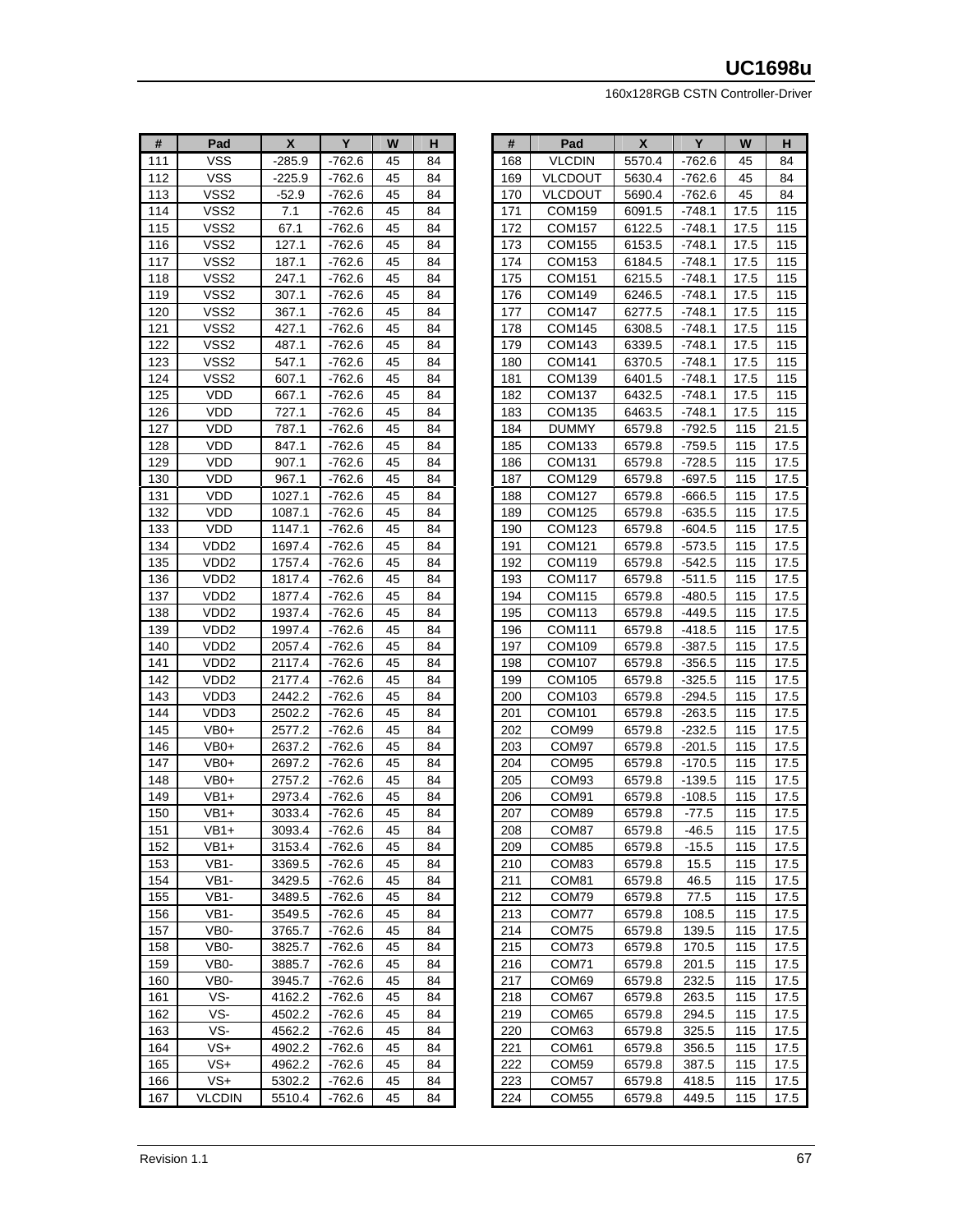| # | Pad | X | Y | W | H |
|---|---|---|---|---|---|
| 111 | VSS | -285.9 | -762.6 | 45 | 84 |
| 112 | VSS | -225.9 | -762.6 | 45 | 84 |
| 113 | VSS2 | -52.9 | -762.6 | 45 | 84 |
| 114 | VSS2 | 7.1 | -762.6 | 45 | 84 |
| 115 | VSS2 | 67.1 | -762.6 | 45 | 84 |
| 116 | VSS2 | 127.1 | -762.6 | 45 | 84 |
| 117 | VSS2 | 187.1 | -762.6 | 45 | 84 |
| 118 | VSS2 | 247.1 | -762.6 | 45 | 84 |
| 119 | VSS2 | 307.1 | -762.6 | 45 | 84 |
| 120 | VSS2 | 367.1 | -762.6 | 45 | 84 |
| 121 | VSS2 | 427.1 | -762.6 | 45 | 84 |
| 122 | VSS2 | 487.1 | -762.6 | 45 | 84 |
| 123 | VSS2 | 547.1 | -762.6 | 45 | 84 |
| 124 | VSS2 | 607.1 | -762.6 | 45 | 84 |
| 125 | VDD | 667.1 | -762.6 | 45 | 84 |
| 126 | VDD | 727.1 | -762.6 | 45 | 84 |
| 127 | VDD | 787.1 | -762.6 | 45 | 84 |
| 128 | VDD | 847.1 | -762.6 | 45 | 84 |
| 129 | VDD | 907.1 | -762.6 | 45 | 84 |
| 130 | VDD | 967.1 | -762.6 | 45 | 84 |
| 131 | VDD | 1027.1 | -762.6 | 45 | 84 |
| 132 | VDD | 1087.1 | -762.6 | 45 | 84 |
| 133 | VDD | 1147.1 | -762.6 | 45 | 84 |
| 134 | VDD2 | 1697.4 | -762.6 | 45 | 84 |
| 135 | VDD2 | 1757.4 | -762.6 | 45 | 84 |
| 136 | VDD2 | 1817.4 | -762.6 | 45 | 84 |
| 137 | VDD2 | 1877.4 | -762.6 | 45 | 84 |
| 138 | VDD2 | 1937.4 | -762.6 | 45 | 84 |
| 139 | VDD2 | 1997.4 | -762.6 | 45 | 84 |
| 140 | VDD2 | 2057.4 | -762.6 | 45 | 84 |
| 141 | VDD2 | 2117.4 | -762.6 | 45 | 84 |
| 142 | VDD2 | 2177.4 | -762.6 | 45 | 84 |
| 143 | VDD3 | 2442.2 | -762.6 | 45 | 84 |
| 144 | VDD3 | 2502.2 | -762.6 | 45 | 84 |
| 145 | VB0+ | 2577.2 | -762.6 | 45 | 84 |
| 146 | VB0+ | 2637.2 | -762.6 | 45 | 84 |
| 147 | VB0+ | 2697.2 | -762.6 | 45 | 84 |
| 148 | VB0+ | 2757.2 | -762.6 | 45 | 84 |
| 149 | VB1+ | 2973.4 | -762.6 | 45 | 84 |
| 150 | VB1+ | 3033.4 | -762.6 | 45 | 84 |
| 151 | VB1+ | 3093.4 | -762.6 | 45 | 84 |
| 152 | VB1+ | 3153.4 | -762.6 | 45 | 84 |
| 153 | VB1- | 3369.5 | -762.6 | 45 | 84 |
| 154 | VB1- | 3429.5 | -762.6 | 45 | 84 |
| 155 | VB1- | 3489.5 | -762.6 | 45 | 84 |
| 156 | VB1- | 3549.5 | -762.6 | 45 | 84 |
| 157 | VB0- | 3765.7 | -762.6 | 45 | 84 |
| 158 | VB0- | 3825.7 | -762.6 | 45 | 84 |
| 159 | VB0- | 3885.7 | -762.6 | 45 | 84 |
| 160 | VB0- | 3945.7 | -762.6 | 45 | 84 |
| 161 | VS- | 4162.2 | -762.6 | 45 | 84 |
| 162 | VS- | 4502.2 | -762.6 | 45 | 84 |
| 163 | VS- | 4562.2 | -762.6 | 45 | 84 |
| 164 | VS+ | 4902.2 | -762.6 | 45 | 84 |
| 165 | VS+ | 4962.2 | -762.6 | 45 | 84 |
| 166 | VS+ | 5302.2 | -762.6 | 45 | 84 |
| 167 | VLCDIN | 5510.4 | -762.6 | 45 | 84 |
| 168 | VLCDIN | 5570.4 | -762.6 | 45 | 84 |
| 169 | VLCDOUT | 5630.4 | -762.6 | 45 | 84 |
| 170 | VLCDOUT | 5690.4 | -762.6 | 45 | 84 |
| 171 | COM159 | 6091.5 | -748.1 | 17.5 | 115 |
| 172 | COM157 | 6122.5 | -748.1 | 17.5 | 115 |
| 173 | COM155 | 6153.5 | -748.1 | 17.5 | 115 |
| 174 | COM153 | 6184.5 | -748.1 | 17.5 | 115 |
| 175 | COM151 | 6215.5 | -748.1 | 17.5 | 115 |
| 176 | COM149 | 6246.5 | -748.1 | 17.5 | 115 |
| 177 | COM147 | 6277.5 | -748.1 | 17.5 | 115 |
| 178 | COM145 | 6308.5 | -748.1 | 17.5 | 115 |
| 179 | COM143 | 6339.5 | -748.1 | 17.5 | 115 |
| 180 | COM141 | 6370.5 | -748.1 | 17.5 | 115 |
| 181 | COM139 | 6401.5 | -748.1 | 17.5 | 115 |
| 182 | COM137 | 6432.5 | -748.1 | 17.5 | 115 |
| 183 | COM135 | 6463.5 | -748.1 | 17.5 | 115 |
| 184 | DUMMY | 6579.8 | -792.5 | 115 | 21.5 |
| 185 | COM133 | 6579.8 | -759.5 | 115 | 17.5 |
| 186 | COM131 | 6579.8 | -728.5 | 115 | 17.5 |
| 187 | COM129 | 6579.8 | -697.5 | 115 | 17.5 |
| 188 | COM127 | 6579.8 | -666.5 | 115 | 17.5 |
| 189 | COM125 | 6579.8 | -635.5 | 115 | 17.5 |
| 190 | COM123 | 6579.8 | -604.5 | 115 | 17.5 |
| 191 | COM121 | 6579.8 | -573.5 | 115 | 17.5 |
| 192 | COM119 | 6579.8 | -542.5 | 115 | 17.5 |
| 193 | COM117 | 6579.8 | -511.5 | 115 | 17.5 |
| 194 | COM115 | 6579.8 | -480.5 | 115 | 17.5 |
| 195 | COM113 | 6579.8 | -449.5 | 115 | 17.5 |
| 196 | COM111 | 6579.8 | -418.5 | 115 | 17.5 |
| 197 | COM109 | 6579.8 | -387.5 | 115 | 17.5 |
| 198 | COM107 | 6579.8 | -356.5 | 115 | 17.5 |
| 199 | COM105 | 6579.8 | -325.5 | 115 | 17.5 |
| 200 | COM103 | 6579.8 | -294.5 | 115 | 17.5 |
| 201 | COM101 | 6579.8 | -263.5 | 115 | 17.5 |
| 202 | COM99 | 6579.8 | -232.5 | 115 | 17.5 |
| 203 | COM97 | 6579.8 | -201.5 | 115 | 17.5 |
| 204 | COM95 | 6579.8 | -170.5 | 115 | 17.5 |
| 205 | COM93 | 6579.8 | -139.5 | 115 | 17.5 |
| 206 | COM91 | 6579.8 | -108.5 | 115 | 17.5 |
| 207 | COM89 | 6579.8 | -77.5 | 115 | 17.5 |
| 208 | COM87 | 6579.8 | -46.5 | 115 | 17.5 |
| 209 | COM85 | 6579.8 | -15.5 | 115 | 17.5 |
| 210 | COM83 | 6579.8 | 15.5 | 115 | 17.5 |
| 211 | COM81 | 6579.8 | 46.5 | 115 | 17.5 |
| 212 | COM79 | 6579.8 | 77.5 | 115 | 17.5 |
| 213 | COM77 | 6579.8 | 108.5 | 115 | 17.5 |
| 214 | COM75 | 6579.8 | 139.5 | 115 | 17.5 |
| 215 | COM73 | 6579.8 | 170.5 | 115 | 17.5 |
| 216 | COM71 | 6579.8 | 201.5 | 115 | 17.5 |
| 217 | COM69 | 6579.8 | 232.5 | 115 | 17.5 |
| 218 | COM67 | 6579.8 | 263.5 | 115 | 17.5 |
| 219 | COM65 | 6579.8 | 294.5 | 115 | 17.5 |
| 220 | COM63 | 6579.8 | 325.5 | 115 | 17.5 |
| 221 | COM61 | 6579.8 | 356.5 | 115 | 17.5 |
| 222 | COM59 | 6579.8 | 387.5 | 115 | 17.5 |
| 223 | COM57 | 6579.8 | 418.5 | 115 | 17.5 |
| 224 | COM55 | 6579.8 | 449.5 | 115 | 17.5 |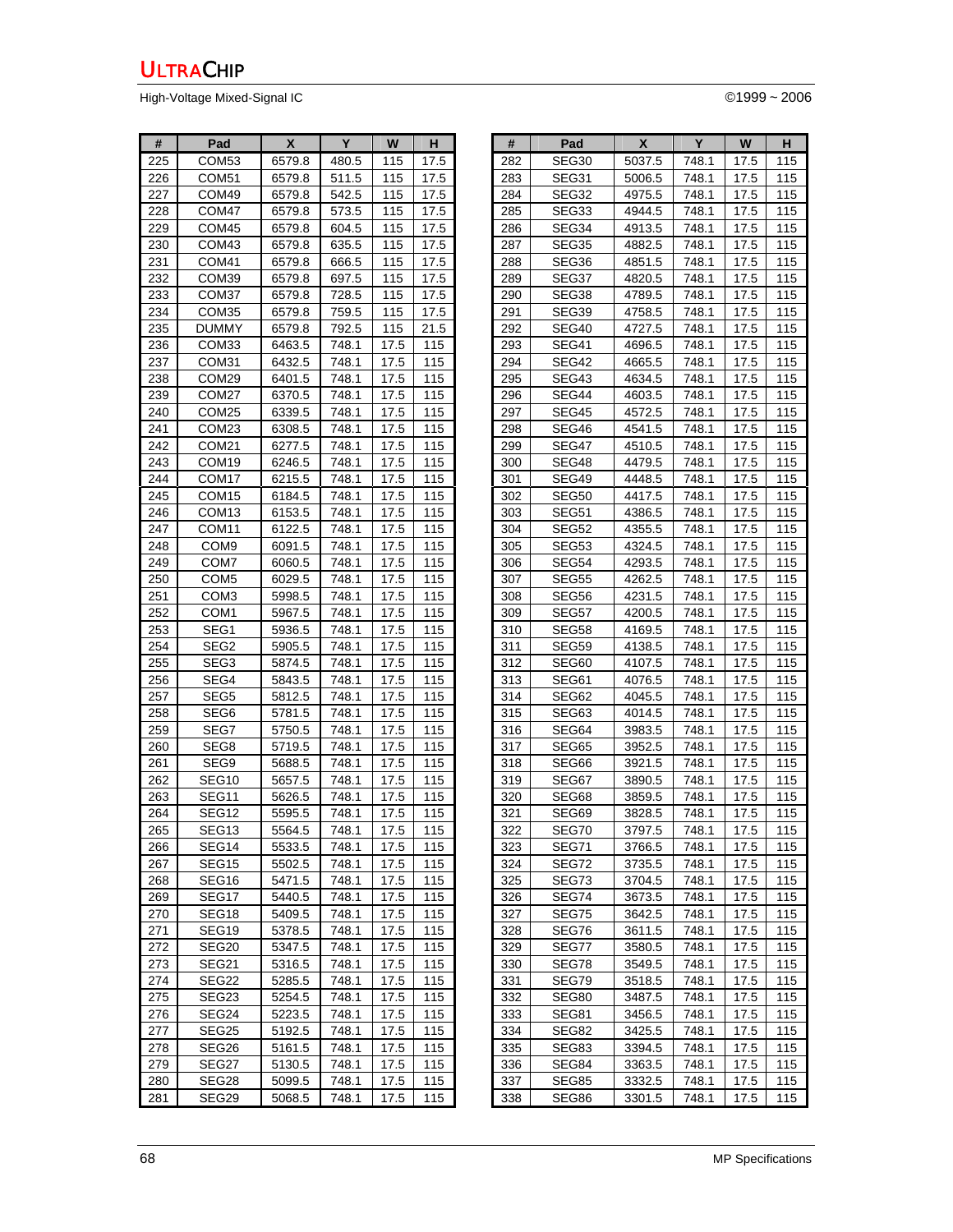| # | Pad | X | Y | W | H |
|---|---|---|---|---|---|
| 225 | COM53 | 6579.8 | 480.5 | 115 | 17.5 |
| 226 | COM51 | 6579.8 | 511.5 | 115 | 17.5 |
| 227 | COM49 | 6579.8 | 542.5 | 115 | 17.5 |
| 228 | COM47 | 6579.8 | 573.5 | 115 | 17.5 |
| 229 | COM45 | 6579.8 | 604.5 | 115 | 17.5 |
| 230 | COM43 | 6579.8 | 635.5 | 115 | 17.5 |
| 231 | COM41 | 6579.8 | 666.5 | 115 | 17.5 |
| 232 | COM39 | 6579.8 | 697.5 | 115 | 17.5 |
| 233 | COM37 | 6579.8 | 728.5 | 115 | 17.5 |
| 234 | COM35 | 6579.8 | 759.5 | 115 | 17.5 |
| 235 | DUMMY | 6579.8 | 792.5 | 115 | 21.5 |
| 236 | COM33 | 6463.5 | 748.1 | 17.5 | 115 |
| 237 | COM31 | 6432.5 | 748.1 | 17.5 | 115 |
| 238 | COM29 | 6401.5 | 748.1 | 17.5 | 115 |
| 239 | COM27 | 6370.5 | 748.1 | 17.5 | 115 |
| 240 | COM25 | 6339.5 | 748.1 | 17.5 | 115 |
| 241 | COM23 | 6308.5 | 748.1 | 17.5 | 115 |
| 242 | COM21 | 6277.5 | 748.1 | 17.5 | 115 |
| 243 | COM19 | 6246.5 | 748.1 | 17.5 | 115 |
| 244 | COM17 | 6215.5 | 748.1 | 17.5 | 115 |
| 245 | COM15 | 6184.5 | 748.1 | 17.5 | 115 |
| 246 | COM13 | 6153.5 | 748.1 | 17.5 | 115 |
| 247 | COM11 | 6122.5 | 748.1 | 17.5 | 115 |
| 248 | COM9 | 6091.5 | 748.1 | 17.5 | 115 |
| 249 | COM7 | 6060.5 | 748.1 | 17.5 | 115 |
| 250 | COM5 | 6029.5 | 748.1 | 17.5 | 115 |
| 251 | COM3 | 5998.5 | 748.1 | 17.5 | 115 |
| 252 | COM1 | 5967.5 | 748.1 | 17.5 | 115 |
| 253 | SEG1 | 5936.5 | 748.1 | 17.5 | 115 |
| 254 | SEG2 | 5905.5 | 748.1 | 17.5 | 115 |
| 255 | SEG3 | 5874.5 | 748.1 | 17.5 | 115 |
| 256 | SEG4 | 5843.5 | 748.1 | 17.5 | 115 |
| 257 | SEG5 | 5812.5 | 748.1 | 17.5 | 115 |
| 258 | SEG6 | 5781.5 | 748.1 | 17.5 | 115 |
| 259 | SEG7 | 5750.5 | 748.1 | 17.5 | 115 |
| 260 | SEG8 | 5719.5 | 748.1 | 17.5 | 115 |
| 261 | SEG9 | 5688.5 | 748.1 | 17.5 | 115 |
| 262 | SEG10 | 5657.5 | 748.1 | 17.5 | 115 |
| 263 | SEG11 | 5626.5 | 748.1 | 17.5 | 115 |
| 264 | SEG12 | 5595.5 | 748.1 | 17.5 | 115 |
| 265 | SEG13 | 5564.5 | 748.1 | 17.5 | 115 |
| 266 | SEG14 | 5533.5 | 748.1 | 17.5 | 115 |
| 267 | SEG15 | 5502.5 | 748.1 | 17.5 | 115 |
| 268 | SEG16 | 5471.5 | 748.1 | 17.5 | 115 |
| 269 | SEG17 | 5440.5 | 748.1 | 17.5 | 115 |
| 270 | SEG18 | 5409.5 | 748.1 | 17.5 | 115 |
| 271 | SEG19 | 5378.5 | 748.1 | 17.5 | 115 |
| 272 | SEG20 | 5347.5 | 748.1 | 17.5 | 115 |
| 273 | SEG21 | 5316.5 | 748.1 | 17.5 | 115 |
| 274 | SEG22 | 5285.5 | 748.1 | 17.5 | 115 |
| 275 | SEG23 | 5254.5 | 748.1 | 17.5 | 115 |
| 276 | SEG24 | 5223.5 | 748.1 | 17.5 | 115 |
| 277 | SEG25 | 5192.5 | 748.1 | 17.5 | 115 |
| 278 | SEG26 | 5161.5 | 748.1 | 17.5 | 115 |
| 279 | SEG27 | 5130.5 | 748.1 | 17.5 | 115 |
| 280 | SEG28 | 5099.5 | 748.1 | 17.5 | 115 |
| 281 | SEG29 | 5068.5 | 748.1 | 17.5 | 115 |

| # | Pad | X | Y | W | H |
|---|---|---|---|---|---|
| 282 | SEG30 | 5037.5 | 748.1 | 17.5 | 115 |
| 283 | SEG31 | 5006.5 | 748.1 | 17.5 | 115 |
| 284 | SEG32 | 4975.5 | 748.1 | 17.5 | 115 |
| 285 | SEG33 | 4944.5 | 748.1 | 17.5 | 115 |
| 286 | SEG34 | 4913.5 | 748.1 | 17.5 | 115 |
| 287 | SEG35 | 4882.5 | 748.1 | 17.5 | 115 |
| 288 | SEG36 | 4851.5 | 748.1 | 17.5 | 115 |
| 289 | SEG37 | 4820.5 | 748.1 | 17.5 | 115 |
| 290 | SEG38 | 4789.5 | 748.1 | 17.5 | 115 |
| 291 | SEG39 | 4758.5 | 748.1 | 17.5 | 115 |
| 292 | SEG40 | 4727.5 | 748.1 | 17.5 | 115 |
| 293 | SEG41 | 4696.5 | 748.1 | 17.5 | 115 |
| 294 | SEG42 | 4665.5 | 748.1 | 17.5 | 115 |
| 295 | SEG43 | 4634.5 | 748.1 | 17.5 | 115 |
| 296 | SEG44 | 4603.5 | 748.1 | 17.5 | 115 |
| 297 | SEG45 | 4572.5 | 748.1 | 17.5 | 115 |
| 298 | SEG46 | 4541.5 | 748.1 | 17.5 | 115 |
| 299 | SEG47 | 4510.5 | 748.1 | 17.5 | 115 |
| 300 | SEG48 | 4479.5 | 748.1 | 17.5 | 115 |
| 301 | SEG49 | 4448.5 | 748.1 | 17.5 | 115 |
| 302 | SEG50 | 4417.5 | 748.1 | 17.5 | 115 |
| 303 | SEG51 | 4386.5 | 748.1 | 17.5 | 115 |
| 304 | SEG52 | 4355.5 | 748.1 | 17.5 | 115 |
| 305 | SEG53 | 4324.5 | 748.1 | 17.5 | 115 |
| 306 | SEG54 | 4293.5 | 748.1 | 17.5 | 115 |
| 307 | SEG55 | 4262.5 | 748.1 | 17.5 | 115 |
| 308 | SEG56 | 4231.5 | 748.1 | 17.5 | 115 |
| 309 | SEG57 | 4200.5 | 748.1 | 17.5 | 115 |
| 310 | SEG58 | 4169.5 | 748.1 | 17.5 | 115 |
| 311 | SEG59 | 4138.5 | 748.1 | 17.5 | 115 |
| 312 | SEG60 | 4107.5 | 748.1 | 17.5 | 115 |
| 313 | SEG61 | 4076.5 | 748.1 | 17.5 | 115 |
| 314 | SEG62 | 4045.5 | 748.1 | 17.5 | 115 |
| 315 | SEG63 | 4014.5 | 748.1 | 17.5 | 115 |
| 316 | SEG64 | 3983.5 | 748.1 | 17.5 | 115 |
| 317 | SEG65 | 3952.5 | 748.1 | 17.5 | 115 |
| 318 | SEG66 | 3921.5 | 748.1 | 17.5 | 115 |
| 319 | SEG67 | 3890.5 | 748.1 | 17.5 | 115 |
| 320 | SEG68 | 3859.5 | 748.1 | 17.5 | 115 |
| 321 | SEG69 | 3828.5 | 748.1 | 17.5 | 115 |
| 322 | SEG70 | 3797.5 | 748.1 | 17.5 | 115 |
| 323 | SEG71 | 3766.5 | 748.1 | 17.5 | 115 |
| 324 | SEG72 | 3735.5 | 748.1 | 17.5 | 115 |
| 325 | SEG73 | 3704.5 | 748.1 | 17.5 | 115 |
| 326 | SEG74 | 3673.5 | 748.1 | 17.5 | 115 |
| 327 | SEG75 | 3642.5 | 748.1 | 17.5 | 115 |
| 328 | SEG76 | 3611.5 | 748.1 | 17.5 | 115 |
| 329 | SEG77 | 3580.5 | 748.1 | 17.5 | 115 |
| 330 | SEG78 | 3549.5 | 748.1 | 17.5 | 115 |
| 331 | SEG79 | 3518.5 | 748.1 | 17.5 | 115 |
| 332 | SEG80 | 3487.5 | 748.1 | 17.5 | 115 |
| 333 | SEG81 | 3456.5 | 748.1 | 17.5 | 115 |
| 334 | SEG82 | 3425.5 | 748.1 | 17.5 | 115 |
| 335 | SEG83 | 3394.5 | 748.1 | 17.5 | 115 |
| 336 | SEG84 | 3363.5 | 748.1 | 17.5 | 115 |
| 337 | SEG85 | 3332.5 | 748.1 | 17.5 | 115 |
| 338 | SEG86 | 3301.5 | 748.1 | 17.5 | 115 |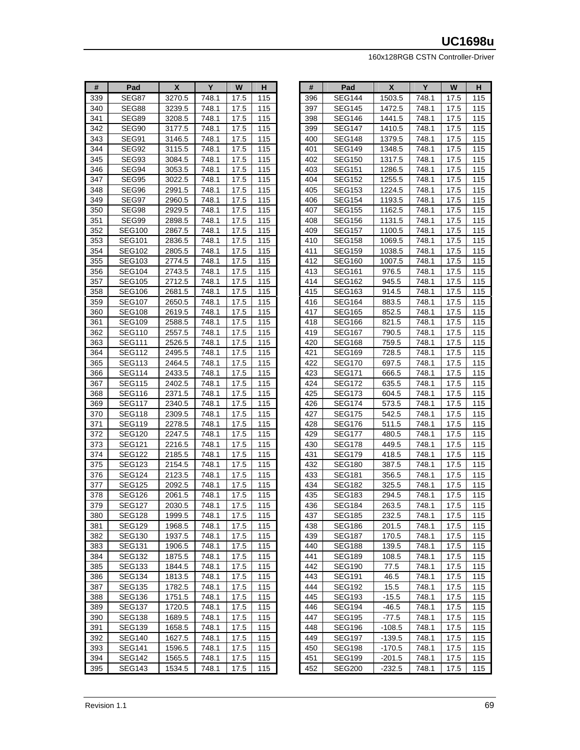| # | Pad | X | Y | W | H |
|---|---|---|---|---|---|
| 339 | SEG87 | 3270.5 | 748.1 | 17.5 | 115 |
| 340 | SEG88 | 3239.5 | 748.1 | 17.5 | 115 |
| 341 | SEG89 | 3208.5 | 748.1 | 17.5 | 115 |
| 342 | SEG90 | 3177.5 | 748.1 | 17.5 | 115 |
| 343 | SEG91 | 3146.5 | 748.1 | 17.5 | 115 |
| 344 | SEG92 | 3115.5 | 748.1 | 17.5 | 115 |
| 345 | SEG93 | 3084.5 | 748.1 | 17.5 | 115 |
| 346 | SEG94 | 3053.5 | 748.1 | 17.5 | 115 |
| 347 | SEG95 | 3022.5 | 748.1 | 17.5 | 115 |
| 348 | SEG96 | 2991.5 | 748.1 | 17.5 | 115 |
| 349 | SEG97 | 2960.5 | 748.1 | 17.5 | 115 |
| 350 | SEG98 | 2929.5 | 748.1 | 17.5 | 115 |
| 351 | SEG99 | 2898.5 | 748.1 | 17.5 | 115 |
| 352 | SEG100 | 2867.5 | 748.1 | 17.5 | 115 |
| 353 | SEG101 | 2836.5 | 748.1 | 17.5 | 115 |
| 354 | SEG102 | 2805.5 | 748.1 | 17.5 | 115 |
| 355 | SEG103 | 2774.5 | 748.1 | 17.5 | 115 |
| 356 | SEG104 | 2743.5 | 748.1 | 17.5 | 115 |
| 357 | SEG105 | 2712.5 | 748.1 | 17.5 | 115 |
| 358 | SEG106 | 2681.5 | 748.1 | 17.5 | 115 |
| 359 | SEG107 | 2650.5 | 748.1 | 17.5 | 115 |
| 360 | SEG108 | 2619.5 | 748.1 | 17.5 | 115 |
| 361 | SEG109 | 2588.5 | 748.1 | 17.5 | 115 |
| 362 | SEG110 | 2557.5 | 748.1 | 17.5 | 115 |
| 363 | SEG111 | 2526.5 | 748.1 | 17.5 | 115 |
| 364 | SEG112 | 2495.5 | 748.1 | 17.5 | 115 |
| 365 | SEG113 | 2464.5 | 748.1 | 17.5 | 115 |
| 366 | SEG114 | 2433.5 | 748.1 | 17.5 | 115 |
| 367 | SEG115 | 2402.5 | 748.1 | 17.5 | 115 |
| 368 | SEG116 | 2371.5 | 748.1 | 17.5 | 115 |
| 369 | SEG117 | 2340.5 | 748.1 | 17.5 | 115 |
| 370 | SEG118 | 2309.5 | 748.1 | 17.5 | 115 |
| 371 | SEG119 | 2278.5 | 748.1 | 17.5 | 115 |
| 372 | SEG120 | 2247.5 | 748.1 | 17.5 | 115 |
| 373 | SEG121 | 2216.5 | 748.1 | 17.5 | 115 |
| 374 | SEG122 | 2185.5 | 748.1 | 17.5 | 115 |
| 375 | SEG123 | 2154.5 | 748.1 | 17.5 | 115 |
| 376 | SEG124 | 2123.5 | 748.1 | 17.5 | 115 |
| 377 | SEG125 | 2092.5 | 748.1 | 17.5 | 115 |
| 378 | SEG126 | 2061.5 | 748.1 | 17.5 | 115 |
| 379 | SEG127 | 2030.5 | 748.1 | 17.5 | 115 |
| 380 | SEG128 | 1999.5 | 748.1 | 17.5 | 115 |
| 381 | SEG129 | 1968.5 | 748.1 | 17.5 | 115 |
| 382 | SEG130 | 1937.5 | 748.1 | 17.5 | 115 |
| 383 | SEG131 | 1906.5 | 748.1 | 17.5 | 115 |
| 384 | SEG132 | 1875.5 | 748.1 | 17.5 | 115 |
| 385 | SEG133 | 1844.5 | 748.1 | 17.5 | 115 |
| 386 | SEG134 | 1813.5 | 748.1 | 17.5 | 115 |
| 387 | SEG135 | 1782.5 | 748.1 | 17.5 | 115 |
| 388 | SEG136 | 1751.5 | 748.1 | 17.5 | 115 |
| 389 | SEG137 | 1720.5 | 748.1 | 17.5 | 115 |
| 390 | SEG138 | 1689.5 | 748.1 | 17.5 | 115 |
| 391 | SEG139 | 1658.5 | 748.1 | 17.5 | 115 |
| 392 | SEG140 | 1627.5 | 748.1 | 17.5 | 115 |
| 393 | SEG141 | 1596.5 | 748.1 | 17.5 | 115 |
| 394 | SEG142 | 1565.5 | 748.1 | 17.5 | 115 |
| 395 | SEG143 | 1534.5 | 748.1 | 17.5 | 115 |
| 396 | SEG144 | 1503.5 | 748.1 | 17.5 | 115 |
| 397 | SEG145 | 1472.5 | 748.1 | 17.5 | 115 |
| 398 | SEG146 | 1441.5 | 748.1 | 17.5 | 115 |
| 399 | SEG147 | 1410.5 | 748.1 | 17.5 | 115 |
| 400 | SEG148 | 1379.5 | 748.1 | 17.5 | 115 |
| 401 | SEG149 | 1348.5 | 748.1 | 17.5 | 115 |
| 402 | SEG150 | 1317.5 | 748.1 | 17.5 | 115 |
| 403 | SEG151 | 1286.5 | 748.1 | 17.5 | 115 |
| 404 | SEG152 | 1255.5 | 748.1 | 17.5 | 115 |
| 405 | SEG153 | 1224.5 | 748.1 | 17.5 | 115 |
| 406 | SEG154 | 1193.5 | 748.1 | 17.5 | 115 |
| 407 | SEG155 | 1162.5 | 748.1 | 17.5 | 115 |
| 408 | SEG156 | 1131.5 | 748.1 | 17.5 | 115 |
| 409 | SEG157 | 1100.5 | 748.1 | 17.5 | 115 |
| 410 | SEG158 | 1069.5 | 748.1 | 17.5 | 115 |
| 411 | SEG159 | 1038.5 | 748.1 | 17.5 | 115 |
| 412 | SEG160 | 1007.5 | 748.1 | 17.5 | 115 |
| 413 | SEG161 | 976.5 | 748.1 | 17.5 | 115 |
| 414 | SEG162 | 945.5 | 748.1 | 17.5 | 115 |
| 415 | SEG163 | 914.5 | 748.1 | 17.5 | 115 |
| 416 | SEG164 | 883.5 | 748.1 | 17.5 | 115 |
| 417 | SEG165 | 852.5 | 748.1 | 17.5 | 115 |
| 418 | SEG166 | 821.5 | 748.1 | 17.5 | 115 |
| 419 | SEG167 | 790.5 | 748.1 | 17.5 | 115 |
| 420 | SEG168 | 759.5 | 748.1 | 17.5 | 115 |
| 421 | SEG169 | 728.5 | 748.1 | 17.5 | 115 |
| 422 | SEG170 | 697.5 | 748.1 | 17.5 | 115 |
| 423 | SEG171 | 666.5 | 748.1 | 17.5 | 115 |
| 424 | SEG172 | 635.5 | 748.1 | 17.5 | 115 |
| 425 | SEG173 | 604.5 | 748.1 | 17.5 | 115 |
| 426 | SEG174 | 573.5 | 748.1 | 17.5 | 115 |
| 427 | SEG175 | 542.5 | 748.1 | 17.5 | 115 |
| 428 | SEG176 | 511.5 | 748.1 | 17.5 | 115 |
| 429 | SEG177 | 480.5 | 748.1 | 17.5 | 115 |
| 430 | SEG178 | 449.5 | 748.1 | 17.5 | 115 |
| 431 | SEG179 | 418.5 | 748.1 | 17.5 | 115 |
| 432 | SEG180 | 387.5 | 748.1 | 17.5 | 115 |
| 433 | SEG181 | 356.5 | 748.1 | 17.5 | 115 |
| 434 | SEG182 | 325.5 | 748.1 | 17.5 | 115 |
| 435 | SEG183 | 294.5 | 748.1 | 17.5 | 115 |
| 436 | SEG184 | 263.5 | 748.1 | 17.5 | 115 |
| 437 | SEG185 | 232.5 | 748.1 | 17.5 | 115 |
| 438 | SEG186 | 201.5 | 748.1 | 17.5 | 115 |
| 439 | SEG187 | 170.5 | 748.1 | 17.5 | 115 |
| 440 | SEG188 | 139.5 | 748.1 | 17.5 | 115 |
| 441 | SEG189 | 108.5 | 748.1 | 17.5 | 115 |
| 442 | SEG190 | 77.5 | 748.1 | 17.5 | 115 |
| 443 | SEG191 | 46.5 | 748.1 | 17.5 | 115 |
| 444 | SEG192 | 15.5 | 748.1 | 17.5 | 115 |
| 445 | SEG193 | -15.5 | 748.1 | 17.5 | 115 |
| 446 | SEG194 | -46.5 | 748.1 | 17.5 | 115 |
| 447 | SEG195 | -77.5 | 748.1 | 17.5 | 115 |
| 448 | SEG196 | -108.5 | 748.1 | 17.5 | 115 |
| 449 | SEG197 | -139.5 | 748.1 | 17.5 | 115 |
| 450 | SEG198 | -170.5 | 748.1 | 17.5 | 115 |
| 451 | SEG199 | -201.5 | 748.1 | 17.5 | 115 |
| 452 | SEG200 | -232.5 | 748.1 | 17.5 | 115 |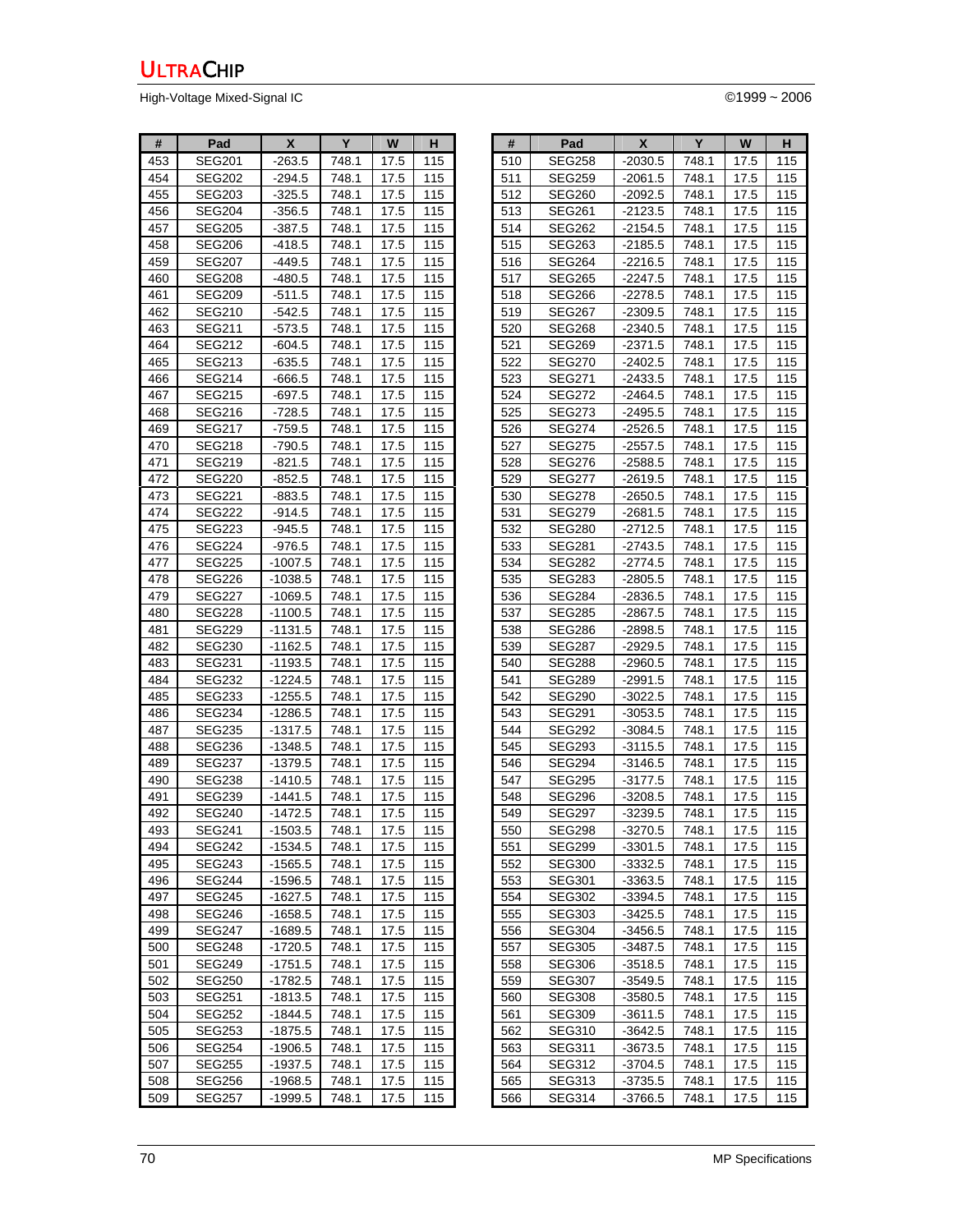| # | Pad | X | Y | W | H |
|---|---|---|---|---|---|
| 453 | SEG201 | -263.5 | 748.1 | 17.5 | 115 |
| 454 | SEG202 | -294.5 | 748.1 | 17.5 | 115 |
| 455 | SEG203 | -325.5 | 748.1 | 17.5 | 115 |
| 456 | SEG204 | -356.5 | 748.1 | 17.5 | 115 |
| 457 | SEG205 | -387.5 | 748.1 | 17.5 | 115 |
| 458 | SEG206 | -418.5 | 748.1 | 17.5 | 115 |
| 459 | SEG207 | -449.5 | 748.1 | 17.5 | 115 |
| 460 | SEG208 | -480.5 | 748.1 | 17.5 | 115 |
| 461 | SEG209 | -511.5 | 748.1 | 17.5 | 115 |
| 462 | SEG210 | -542.5 | 748.1 | 17.5 | 115 |
| 463 | SEG211 | -573.5 | 748.1 | 17.5 | 115 |
| 464 | SEG212 | -604.5 | 748.1 | 17.5 | 115 |
| 465 | SEG213 | -635.5 | 748.1 | 17.5 | 115 |
| 466 | SEG214 | -666.5 | 748.1 | 17.5 | 115 |
| 467 | SEG215 | -697.5 | 748.1 | 17.5 | 115 |
| 468 | SEG216 | -728.5 | 748.1 | 17.5 | 115 |
| 469 | SEG217 | -759.5 | 748.1 | 17.5 | 115 |
| 470 | SEG218 | -790.5 | 748.1 | 17.5 | 115 |
| 471 | SEG219 | -821.5 | 748.1 | 17.5 | 115 |
| 472 | SEG220 | -852.5 | 748.1 | 17.5 | 115 |
| 473 | SEG221 | -883.5 | 748.1 | 17.5 | 115 |
| 474 | SEG222 | -914.5 | 748.1 | 17.5 | 115 |
| 475 | SEG223 | -945.5 | 748.1 | 17.5 | 115 |
| 476 | SEG224 | -976.5 | 748.1 | 17.5 | 115 |
| 477 | SEG225 | -1007.5 | 748.1 | 17.5 | 115 |
| 478 | SEG226 | -1038.5 | 748.1 | 17.5 | 115 |
| 479 | SEG227 | -1069.5 | 748.1 | 17.5 | 115 |
| 480 | SEG228 | -1100.5 | 748.1 | 17.5 | 115 |
| 481 | SEG229 | -1131.5 | 748.1 | 17.5 | 115 |
| 482 | SEG230 | -1162.5 | 748.1 | 17.5 | 115 |
| 483 | SEG231 | -1193.5 | 748.1 | 17.5 | 115 |
| 484 | SEG232 | -1224.5 | 748.1 | 17.5 | 115 |
| 485 | SEG233 | -1255.5 | 748.1 | 17.5 | 115 |
| 486 | SEG234 | -1286.5 | 748.1 | 17.5 | 115 |
| 487 | SEG235 | -1317.5 | 748.1 | 17.5 | 115 |
| 488 | SEG236 | -1348.5 | 748.1 | 17.5 | 115 |
| 489 | SEG237 | -1379.5 | 748.1 | 17.5 | 115 |
| 490 | SEG238 | -1410.5 | 748.1 | 17.5 | 115 |
| 491 | SEG239 | -1441.5 | 748.1 | 17.5 | 115 |
| 492 | SEG240 | -1472.5 | 748.1 | 17.5 | 115 |
| 493 | SEG241 | -1503.5 | 748.1 | 17.5 | 115 |
| 494 | SEG242 | -1534.5 | 748.1 | 17.5 | 115 |
| 495 | SEG243 | -1565.5 | 748.1 | 17.5 | 115 |
| 496 | SEG244 | -1596.5 | 748.1 | 17.5 | 115 |
| 497 | SEG245 | -1627.5 | 748.1 | 17.5 | 115 |
| 498 | SEG246 | -1658.5 | 748.1 | 17.5 | 115 |
| 499 | SEG247 | -1689.5 | 748.1 | 17.5 | 115 |
| 500 | SEG248 | -1720.5 | 748.1 | 17.5 | 115 |
| 501 | SEG249 | -1751.5 | 748.1 | 17.5 | 115 |
| 502 | SEG250 | -1782.5 | 748.1 | 17.5 | 115 |
| 503 | SEG251 | -1813.5 | 748.1 | 17.5 | 115 |
| 504 | SEG252 | -1844.5 | 748.1 | 17.5 | 115 |
| 505 | SEG253 | -1875.5 | 748.1 | 17.5 | 115 |
| 506 | SEG254 | -1906.5 | 748.1 | 17.5 | 115 |
| 507 | SEG255 | -1937.5 | 748.1 | 17.5 | 115 |
| 508 | SEG256 | -1968.5 | 748.1 | 17.5 | 115 |
| 509 | SEG257 | -1999.5 | 748.1 | 17.5 | 115 |
| 510 | SEG258 | -2030.5 | 748.1 | 17.5 | 115 |
| 511 | SEG259 | -2061.5 | 748.1 | 17.5 | 115 |
| 512 | SEG260 | -2092.5 | 748.1 | 17.5 | 115 |
| 513 | SEG261 | -2123.5 | 748.1 | 17.5 | 115 |
| 514 | SEG262 | -2154.5 | 748.1 | 17.5 | 115 |
| 515 | SEG263 | -2185.5 | 748.1 | 17.5 | 115 |
| 516 | SEG264 | -2216.5 | 748.1 | 17.5 | 115 |
| 517 | SEG265 | -2247.5 | 748.1 | 17.5 | 115 |
| 518 | SEG266 | -2278.5 | 748.1 | 17.5 | 115 |
| 519 | SEG267 | -2309.5 | 748.1 | 17.5 | 115 |
| 520 | SEG268 | -2340.5 | 748.1 | 17.5 | 115 |
| 521 | SEG269 | -2371.5 | 748.1 | 17.5 | 115 |
| 522 | SEG270 | -2402.5 | 748.1 | 17.5 | 115 |
| 523 | SEG271 | -2433.5 | 748.1 | 17.5 | 115 |
| 524 | SEG272 | -2464.5 | 748.1 | 17.5 | 115 |
| 525 | SEG273 | -2495.5 | 748.1 | 17.5 | 115 |
| 526 | SEG274 | -2526.5 | 748.1 | 17.5 | 115 |
| 527 | SEG275 | -2557.5 | 748.1 | 17.5 | 115 |
| 528 | SEG276 | -2588.5 | 748.1 | 17.5 | 115 |
| 529 | SEG277 | -2619.5 | 748.1 | 17.5 | 115 |
| 530 | SEG278 | -2650.5 | 748.1 | 17.5 | 115 |
| 531 | SEG279 | -2681.5 | 748.1 | 17.5 | 115 |
| 532 | SEG280 | -2712.5 | 748.1 | 17.5 | 115 |
| 533 | SEG281 | -2743.5 | 748.1 | 17.5 | 115 |
| 534 | SEG282 | -2774.5 | 748.1 | 17.5 | 115 |
| 535 | SEG283 | -2805.5 | 748.1 | 17.5 | 115 |
| 536 | SEG284 | -2836.5 | 748.1 | 17.5 | 115 |
| 537 | SEG285 | -2867.5 | 748.1 | 17.5 | 115 |
| 538 | SEG286 | -2898.5 | 748.1 | 17.5 | 115 |
| 539 | SEG287 | -2929.5 | 748.1 | 17.5 | 115 |
| 540 | SEG288 | -2960.5 | 748.1 | 17.5 | 115 |
| 541 | SEG289 | -2991.5 | 748.1 | 17.5 | 115 |
| 542 | SEG290 | -3022.5 | 748.1 | 17.5 | 115 |
| 543 | SEG291 | -3053.5 | 748.1 | 17.5 | 115 |
| 544 | SEG292 | -3084.5 | 748.1 | 17.5 | 115 |
| 545 | SEG293 | -3115.5 | 748.1 | 17.5 | 115 |
| 546 | SEG294 | -3146.5 | 748.1 | 17.5 | 115 |
| 547 | SEG295 | -3177.5 | 748.1 | 17.5 | 115 |
| 548 | SEG296 | -3208.5 | 748.1 | 17.5 | 115 |
| 549 | SEG297 | -3239.5 | 748.1 | 17.5 | 115 |
| 550 | SEG298 | -3270.5 | 748.1 | 17.5 | 115 |
| 551 | SEG299 | -3301.5 | 748.1 | 17.5 | 115 |
| 552 | SEG300 | -3332.5 | 748.1 | 17.5 | 115 |
| 553 | SEG301 | -3363.5 | 748.1 | 17.5 | 115 |
| 554 | SEG302 | -3394.5 | 748.1 | 17.5 | 115 |
| 555 | SEG303 | -3425.5 | 748.1 | 17.5 | 115 |
| 556 | SEG304 | -3456.5 | 748.1 | 17.5 | 115 |
| 557 | SEG305 | -3487.5 | 748.1 | 17.5 | 115 |
| 558 | SEG306 | -3518.5 | 748.1 | 17.5 | 115 |
| 559 | SEG307 | -3549.5 | 748.1 | 17.5 | 115 |
| 560 | SEG308 | -3580.5 | 748.1 | 17.5 | 115 |
| 561 | SEG309 | -3611.5 | 748.1 | 17.5 | 115 |
| 562 | SEG310 | -3642.5 | 748.1 | 17.5 | 115 |
| 563 | SEG311 | -3673.5 | 748.1 | 17.5 | 115 |
| 564 | SEG312 | -3704.5 | 748.1 | 17.5 | 115 |
| 565 | SEG313 | -3735.5 | 748.1 | 17.5 | 115 |
| 566 | SEG314 | -3766.5 | 748.1 | 17.5 | 115 |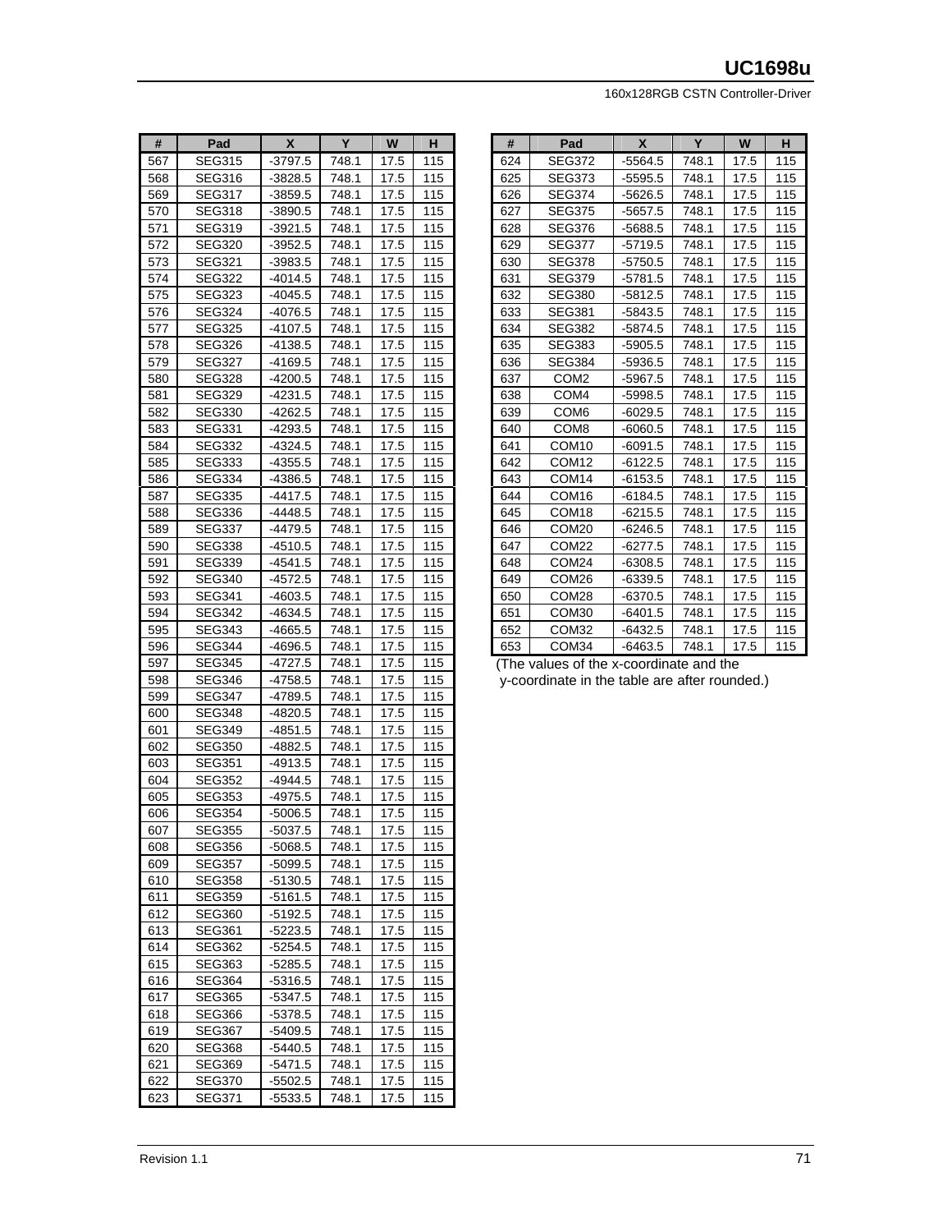| # | Pad | X | Y | W | H |
|---|---|---|---|---|---|
| 567 | SEG315 | -3797.5 | 748.1 | 17.5 | 115 |
| 568 | SEG316 | -3828.5 | 748.1 | 17.5 | 115 |
| 569 | SEG317 | -3859.5 | 748.1 | 17.5 | 115 |
| 570 | SEG318 | -3890.5 | 748.1 | 17.5 | 115 |
| 571 | SEG319 | -3921.5 | 748.1 | 17.5 | 115 |
| 572 | SEG320 | -3952.5 | 748.1 | 17.5 | 115 |
| 573 | SEG321 | -3983.5 | 748.1 | 17.5 | 115 |
| 574 | SEG322 | -4014.5 | 748.1 | 17.5 | 115 |
| 575 | SEG323 | -4045.5 | 748.1 | 17.5 | 115 |
| 576 | SEG324 | -4076.5 | 748.1 | 17.5 | 115 |
| 577 | SEG325 | -4107.5 | 748.1 | 17.5 | 115 |
| 578 | SEG326 | -4138.5 | 748.1 | 17.5 | 115 |
| 579 | SEG327 | -4169.5 | 748.1 | 17.5 | 115 |
| 580 | SEG328 | -4200.5 | 748.1 | 17.5 | 115 |
| 581 | SEG329 | -4231.5 | 748.1 | 17.5 | 115 |
| 582 | SEG330 | -4262.5 | 748.1 | 17.5 | 115 |
| 583 | SEG331 | -4293.5 | 748.1 | 17.5 | 115 |
| 584 | SEG332 | -4324.5 | 748.1 | 17.5 | 115 |
| 585 | SEG333 | -4355.5 | 748.1 | 17.5 | 115 |
| 586 | SEG334 | -4386.5 | 748.1 | 17.5 | 115 |
| 587 | SEG335 | -4417.5 | 748.1 | 17.5 | 115 |
| 588 | SEG336 | -4448.5 | 748.1 | 17.5 | 115 |
| 589 | SEG337 | -4479.5 | 748.1 | 17.5 | 115 |
| 590 | SEG338 | -4510.5 | 748.1 | 17.5 | 115 |
| 591 | SEG339 | -4541.5 | 748.1 | 17.5 | 115 |
| 592 | SEG340 | -4572.5 | 748.1 | 17.5 | 115 |
| 593 | SEG341 | -4603.5 | 748.1 | 17.5 | 115 |
| 594 | SEG342 | -4634.5 | 748.1 | 17.5 | 115 |
| 595 | SEG343 | -4665.5 | 748.1 | 17.5 | 115 |
| 596 | SEG344 | -4696.5 | 748.1 | 17.5 | 115 |
| 597 | SEG345 | -4727.5 | 748.1 | 17.5 | 115 |
| 598 | SEG346 | -4758.5 | 748.1 | 17.5 | 115 |
| 599 | SEG347 | -4789.5 | 748.1 | 17.5 | 115 |
| 600 | SEG348 | -4820.5 | 748.1 | 17.5 | 115 |
| 601 | SEG349 | -4851.5 | 748.1 | 17.5 | 115 |
| 602 | SEG350 | -4882.5 | 748.1 | 17.5 | 115 |
| 603 | SEG351 | -4913.5 | 748.1 | 17.5 | 115 |
| 604 | SEG352 | -4944.5 | 748.1 | 17.5 | 115 |
| 605 | SEG353 | -4975.5 | 748.1 | 17.5 | 115 |
| 606 | SEG354 | -5006.5 | 748.1 | 17.5 | 115 |
| 607 | SEG355 | -5037.5 | 748.1 | 17.5 | 115 |
| 608 | SEG356 | -5068.5 | 748.1 | 17.5 | 115 |
| 609 | SEG357 | -5099.5 | 748.1 | 17.5 | 115 |
| 610 | SEG358 | -5130.5 | 748.1 | 17.5 | 115 |
| 611 | SEG359 | -5161.5 | 748.1 | 17.5 | 115 |
| 612 | SEG360 | -5192.5 | 748.1 | 17.5 | 115 |
| 613 | SEG361 | -5223.5 | 748.1 | 17.5 | 115 |
| 614 | SEG362 | -5254.5 | 748.1 | 17.5 | 115 |
| 615 | SEG363 | -5285.5 | 748.1 | 17.5 | 115 |
| 616 | SEG364 | -5316.5 | 748.1 | 17.5 | 115 |
| 617 | SEG365 | -5347.5 | 748.1 | 17.5 | 115 |
| 618 | SEG366 | -5378.5 | 748.1 | 17.5 | 115 |
| 619 | SEG367 | -5409.5 | 748.1 | 17.5 | 115 |
| 620 | SEG368 | -5440.5 | 748.1 | 17.5 | 115 |
| 621 | SEG369 | -5471.5 | 748.1 | 17.5 | 115 |
| 622 | SEG370 | -5502.5 | 748.1 | 17.5 | 115 |
| 623 | SEG371 | -5533.5 | 748.1 | 17.5 | 115 |
| 624 | SEG372 | -5564.5 | 748.1 | 17.5 | 115 |
| 625 | SEG373 | -5595.5 | 748.1 | 17.5 | 115 |
| 626 | SEG374 | -5626.5 | 748.1 | 17.5 | 115 |
| 627 | SEG375 | -5657.5 | 748.1 | 17.5 | 115 |
| 628 | SEG376 | -5688.5 | 748.1 | 17.5 | 115 |
| 629 | SEG377 | -5719.5 | 748.1 | 17.5 | 115 |
| 630 | SEG378 | -5750.5 | 748.1 | 17.5 | 115 |
| 631 | SEG379 | -5781.5 | 748.1 | 17.5 | 115 |
| 632 | SEG380 | -5812.5 | 748.1 | 17.5 | 115 |
| 633 | SEG381 | -5843.5 | 748.1 | 17.5 | 115 |
| 634 | SEG382 | -5874.5 | 748.1 | 17.5 | 115 |
| 635 | SEG383 | -5905.5 | 748.1 | 17.5 | 115 |
| 636 | SEG384 | -5936.5 | 748.1 | 17.5 | 115 |
| 637 | COM2 | -5967.5 | 748.1 | 17.5 | 115 |
| 638 | COM4 | -5998.5 | 748.1 | 17.5 | 115 |
| 639 | COM6 | -6029.5 | 748.1 | 17.5 | 115 |
| 640 | COM8 | -6060.5 | 748.1 | 17.5 | 115 |
| 641 | COM10 | -6091.5 | 748.1 | 17.5 | 115 |
| 642 | COM12 | -6122.5 | 748.1 | 17.5 | 115 |
| 643 | COM14 | -6153.5 | 748.1 | 17.5 | 115 |
| 644 | COM16 | -6184.5 | 748.1 | 17.5 | 115 |
| 645 | COM18 | -6215.5 | 748.1 | 17.5 | 115 |
| 646 | COM20 | -6246.5 | 748.1 | 17.5 | 115 |
| 647 | COM22 | -6277.5 | 748.1 | 17.5 | 115 |
| 648 | COM24 | -6308.5 | 748.1 | 17.5 | 115 |
| 649 | COM26 | -6339.5 | 748.1 | 17.5 | 115 |
| 650 | COM28 | -6370.5 | 748.1 | 17.5 | 115 |
| 651 | COM30 | -6401.5 | 748.1 | 17.5 | 115 |
| 652 | COM32 | -6432.5 | 748.1 | 17.5 | 115 |
| 653 | COM34 | -6463.5 | 748.1 | 17.5 | 115 |

(The values of the x-coordinate and the y-coordinate in the table are after rounded.)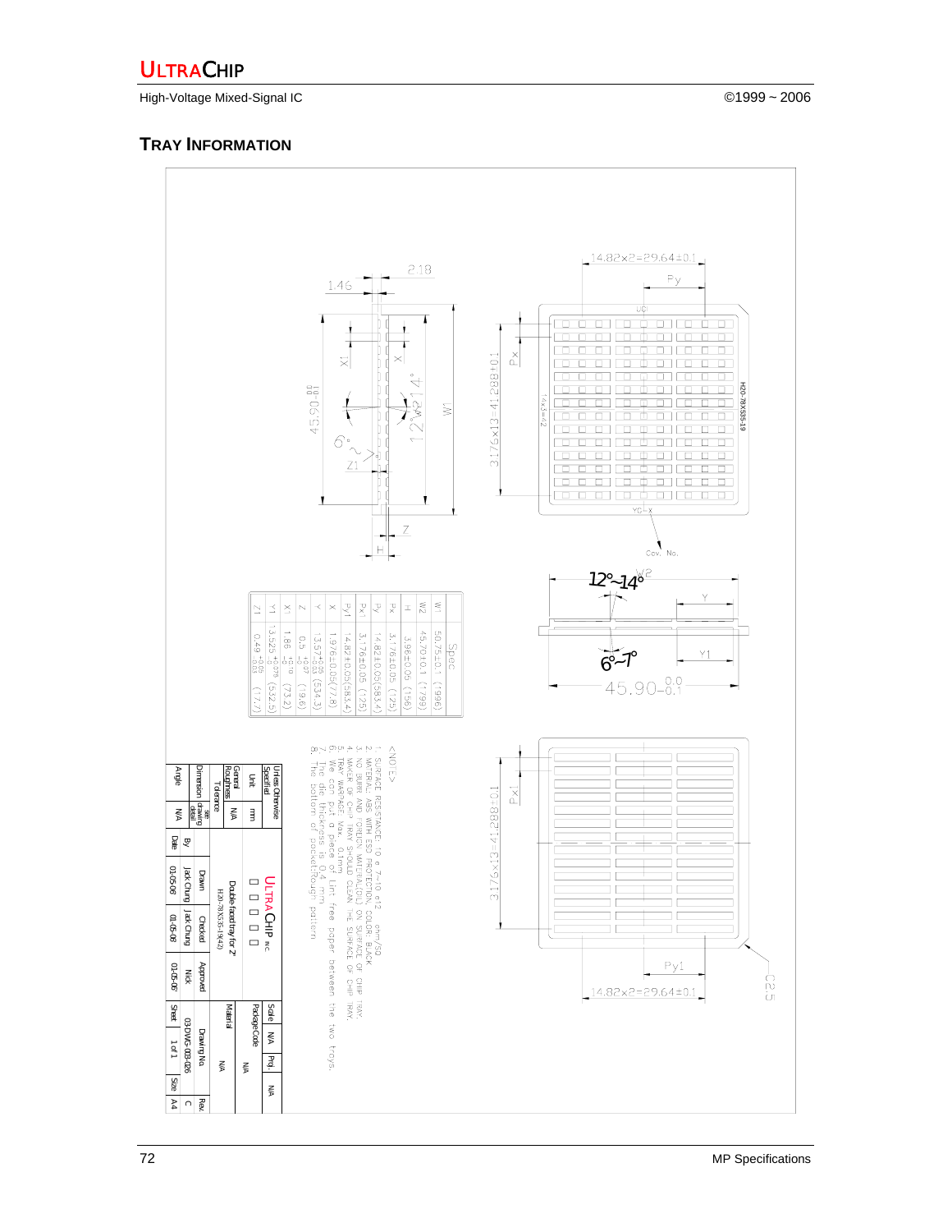## TRAY INFORMATION

| | Spec |
|---|---|
| W1 | 50.75±0.1 (1996) |
| W2 | 45.70±0.1 (1799) |
| H | 3.96±0.05 (156) |
| Px | 3.176±0.05 (125) |
| Py | 14.82±0.05(583.4) |
| Px1 | 3.176±0.05 (125) |
| Py1 | 14.82±0.05(583.4) |
| X | 1.976±0.05(77.8) |
| Y | 13.57 +0.03/-0 (534.3) |
| Z | 0.5 +0.07/-0 (19.6) |
| X1 | 1.86 +0.10/-0 (73.2) |
| Y1 | 13.525 +0.075/-0 (532.5) |
| Z1 | 0.49 +0.05/-0.03 (17.7) |

<NOTE>

1. SURFACE RESISTANCE 10 e 7~10 e12 ohm/SQ
2. MATERIAL: ABS WITH ESD PROTECTION, COLOR: BLACK
3. NO BURR AND FOREIGN MATERIAL(OIL) ON SURFACE OF CHIP TRAY.
4. MAKER OF CHIP TRAY SHOULD CLEAN THE SURFACE OF CHIP TRAY.
5. TRAY WARPAGE: Max. 0.1mm
6. We can put a piece of lint free paper between the two trays.
7. The die thickness is 0.4 mm
8. The bottom of pocket:Rough pattern

| Unless Otherwise Specified | | ULTRACHIP INC. | | | Scale | N/A | Proj. | N/A |
|---|---|---|---|---|---|---|---|---|
| Unit | mm | Double-faced tray for 2" | | | Package Code | N/A | | |
| General Roughness | N/A | H20-78X535-19(42) | | | Material | N/A | | |
| Tolerance Dimension | see drawing detail | | Drawn | Checked | Approved | Drawing No. | 03-DWG-003-026 | Rev. C |
| Angle | N/A | By | Jack Chung | Jack Chung | Nick | Sheet | 1 of 1 | Size A4 |
| | | Date | 03-05-06 | 03-05-06 | 03-05-06 | | | |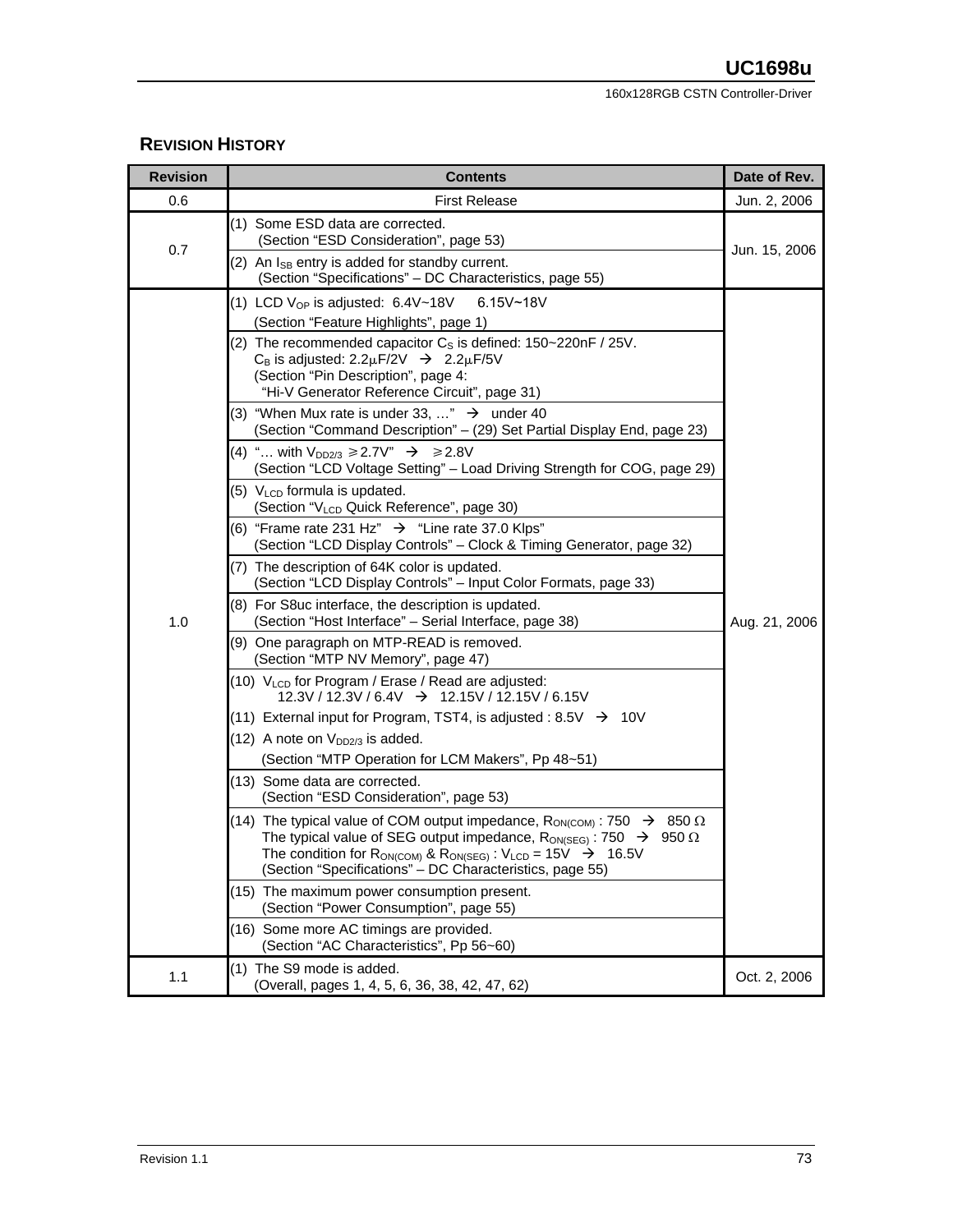## REVISION HISTORY

| Revision | Contents | Date of Rev. |
|---|---|---|
| 0.6 | First Release | Jun. 2, 2006 |
| 0.7 | (1) Some ESD data are corrected. (Section "ESD Consideration", page 53) | Jun. 15, 2006 |
| | (2) An $I_{SB}$ entry is added for standby current. (Section "Specifications" – DC Characteristics, page 55) | |
| 1.0 | (1) LCD $V_{OP}$ is adjusted: 6.4V~18V   6.15V~18V (Section "Feature Highlights", page 1) | Aug. 21, 2006 |
| | (2) The recommended capacitor $C_S$ is defined: 150~220nF / 25V. $C_B$ is adjusted: 2.2μF/2V → 2.2μF/5V (Section "Pin Description", page 4: "Hi-V Generator Reference Circuit", page 31) | |
| | (3) "When Mux rate is under 33, …" → under 40 (Section "Command Description" – (29) Set Partial Display End, page 23) | |
| | (4) "… with $V_{DD2/3}$ ≥2.7V" → ≥2.8V (Section "LCD Voltage Setting" – Load Driving Strength for COG, page 29) | |
| | (5) $V_{LCD}$ formula is updated. (Section "$V_{LCD}$ Quick Reference", page 30) | |
| | (6) "Frame rate 231 Hz" → "Line rate 37.0 Klps" (Section "LCD Display Controls" – Clock & Timing Generator, page 32) | |
| | (7) The description of 64K color is updated. (Section "LCD Display Controls" – Input Color Formats, page 33) | |
| | (8) For S8uc interface, the description is updated. (Section "Host Interface" – Serial Interface, page 38) | |
| | (9) One paragraph on MTP-READ is removed. (Section "MTP NV Memory", page 47) | |
| | (10) $V_{LCD}$ for Program / Erase / Read are adjusted: 12.3V / 12.3V / 6.4V → 12.15V / 12.15V / 6.15V<br>(11) External input for Program, TST4, is adjusted : 8.5V → 10V<br>(12) A note on $V_{DD2/3}$ is added.<br>(Section "MTP Operation for LCM Makers", Pp 48~51) | |
| | (13) Some data are corrected. (Section "ESD Consideration", page 53) | |
| | (14) The typical value of COM output impedance, $R_{ON(COM)}$ : 750 → 850 Ω<br>The typical value of SEG output impedance, $R_{ON(SEG)}$ : 750 → 950 Ω<br>The condition for $R_{ON(COM)}$ & $R_{ON(SEG)}$ : $V_{LCD}$ = 15V → 16.5V<br>(Section "Specifications" – DC Characteristics, page 55) | |
| | (15) The maximum power consumption present. (Section "Power Consumption", page 55) | |
| | (16) Some more AC timings are provided. (Section "AC Characteristics", Pp 56~60) | |
| 1.1 | (1) The S9 mode is added. (Overall, pages 1, 4, 5, 6, 36, 38, 42, 47, 62) | Oct. 2, 2006 |